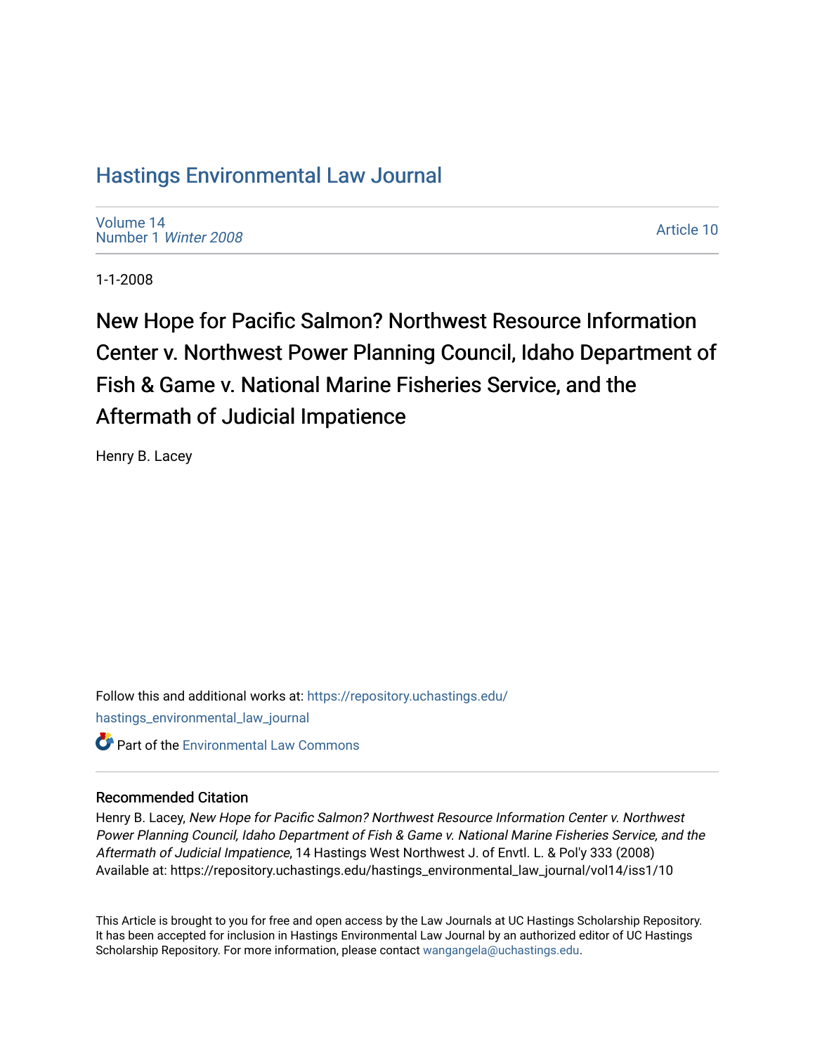# Hastings Environmental Law Journal

Volume 14
Number 1 *Winter 2008*

Article 10

1-1-2008

# New Hope for Pacific Salmon? Northwest Resource Information Center v. Northwest Power Planning Council, Idaho Department of Fish & Game v. National Marine Fisheries Service, and the Aftermath of Judicial Impatience

Henry B. Lacey

Follow this and additional works at: https://repository.uchastings.edu/hastings_environmental_law_journal

Part of the Environmental Law Commons

## Recommended Citation

Henry B. Lacey, *New Hope for Pacific Salmon? Northwest Resource Information Center v. Northwest Power Planning Council, Idaho Department of Fish & Game v. National Marine Fisheries Service, and the Aftermath of Judicial Impatience*, 14 Hastings West Northwest J. of Envtl. L. & Pol'y 333 (2008)
Available at: https://repository.uchastings.edu/hastings_environmental_law_journal/vol14/iss1/10

This Article is brought to you for free and open access by the Law Journals at UC Hastings Scholarship Repository. It has been accepted for inclusion in Hastings Environmental Law Journal by an authorized editor of UC Hastings Scholarship Repository. For more information, please contact wangangela@uchastings.edu.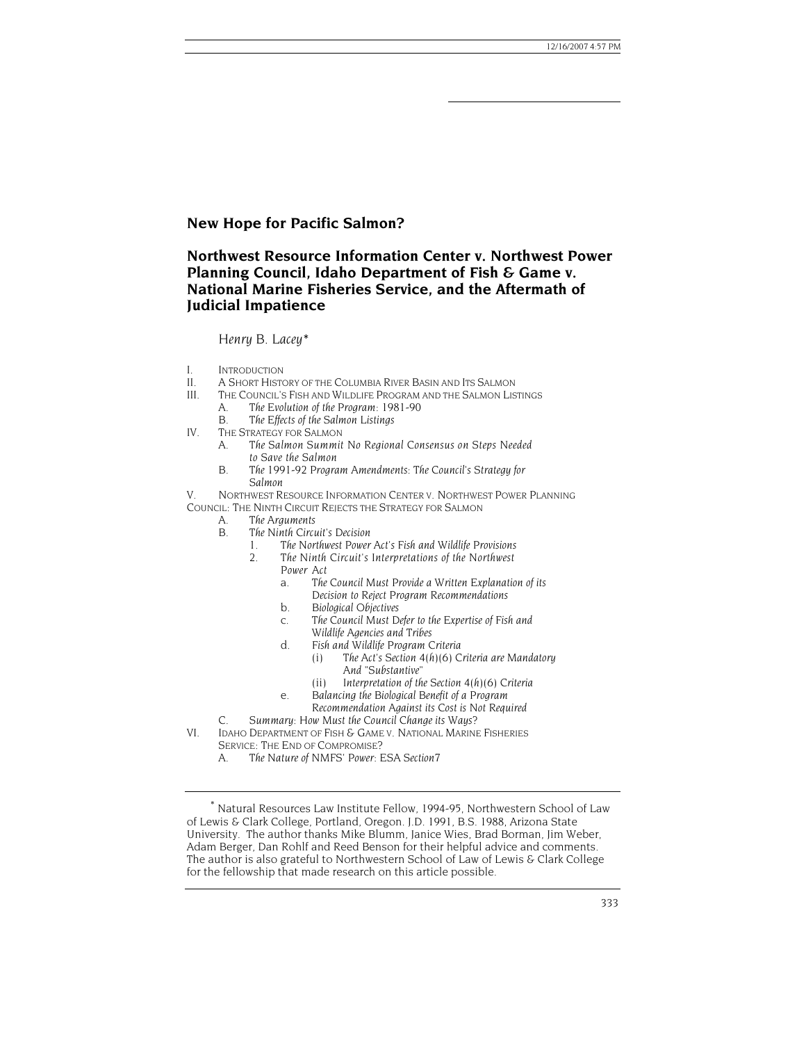# New Hope for Pacific Salmon?

## Northwest Resource Information Center v. Northwest Power Planning Council, Idaho Department of Fish & Game v. National Marine Fisheries Service, and the Aftermath of Judicial Impatience

*Henry B. Lacey\**

I. INTRODUCTION

II. A SHORT HISTORY OF THE COLUMBIA RIVER BASIN AND ITS SALMON

III. THE COUNCIL'S FISH AND WILDLIFE PROGRAM AND THE SALMON LISTINGS

- A. *The Evolution of the Program: 1981-90*
- B. *The Effects of the Salmon Listings*

IV. THE STRATEGY FOR SALMON

- A. *The Salmon Summit No Regional Consensus on Steps Needed to Save the Salmon*
- B. *The 1991-92 Program Amendments: The Council's Strategy for Salmon*

V. NORTHWEST RESOURCE INFORMATION CENTER V. NORTHWEST POWER PLANNING COUNCIL: THE NINTH CIRCUIT REJECTS THE STRATEGY FOR SALMON

- A. *The Arguments*
- B. *The Ninth Circuit's Decision*
  1. *The Northwest Power Act's Fish and Wildlife Provisions*
  2. *The Ninth Circuit's Interpretations of the Northwest Power Act*
     - a. *The Council Must Provide a Written Explanation of its Decision to Reject Program Recommendations*
     - b. *Biological Objectives*
     - c. *The Council Must Defer to the Expertise of Fish and Wildlife Agencies and Tribes*
     - d. *Fish and Wildlife Program Criteria*
       - (i) *The Act's Section 4(h)(6) Criteria are Mandatory And "Substantive"*
       - (ii) *Interpretation of the Section 4(h)(6) Criteria*
     - e. *Balancing the Biological Benefit of a Program Recommendation Against its Cost is Not Required*
- C. *Summary: How Must the Council Change its Ways?*

VI. IDAHO DEPARTMENT OF FISH & GAME V. NATIONAL MARINE FISHERIES SERVICE: THE END OF COMPROMISE?

- A. *The Nature of NMFS' Power: ESA Section7*

---

\* Natural Resources Law Institute Fellow, 1994-95, Northwestern School of Law of Lewis & Clark College, Portland, Oregon. J.D. 1991, B.S. 1988, Arizona State University. The author thanks Mike Blumm, Janice Wies, Brad Borman, Jim Weber, Adam Berger, Dan Rohlf and Reed Benson for their helpful advice and comments. The author is also grateful to Northwestern School of Law of Lewis & Clark College for the fellowship that made research on this article possible.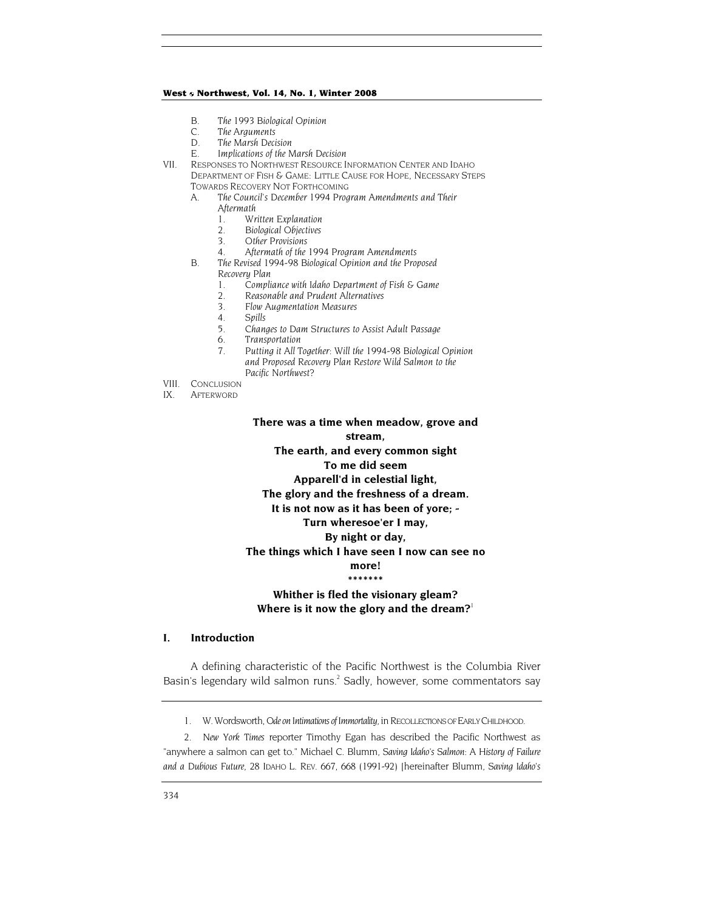B. *The 1993 Biological Opinion*
C. *The Arguments*
D. *The Marsh Decision*
E. *Implications of the Marsh Decision*

VII. RESPONSES TO NORTHWEST RESOURCE INFORMATION CENTER AND IDAHO DEPARTMENT OF FISH & GAME: LITTLE CAUSE FOR HOPE, NECESSARY STEPS TOWARDS RECOVERY NOT FORTHCOMING
   A. *The Council's December 1994 Program Amendments and Their Aftermath*
      1. *Written Explanation*
      2. *Biological Objectives*
      3. *Other Provisions*
      4. *Aftermath of the 1994 Program Amendments*
   B. *The Revised 1994-98 Biological Opinion and the Proposed Recovery Plan*
      1. *Compliance with Idaho Department of Fish & Game*
      2. *Reasonable and Prudent Alternatives*
      3. *Flow Augmentation Measures*
      4. *Spills*
      5. *Changes to Dam Structures to Assist Adult Passage*
      6. *Transportation*
      7. *Putting it All Together: Will the 1994-98 Biological Opinion and Proposed Recovery Plan Restore Wild Salmon to the Pacific Northwest?*

VIII. CONCLUSION
IX. AFTERWORD

**There was a time when meadow, grove and stream,**
**The earth, and every common sight**
**To me did seem**
**Apparell'd in celestial light,**
**The glory and the freshness of a dream.**
**It is not now as it has been of yore; -**
**Turn wheresoe'er I may,**
**By night or day,**
**The things which I have seen I now can see no more!**
**\*\*\*\*\*\*\***
**Whither is fled the visionary gleam?**
**Where is it now the glory and the dream?**[1]

## I. Introduction

A defining characteristic of the Pacific Northwest is the Columbia River Basin's legendary wild salmon runs.[2] Sadly, however, some commentators say

1. W. Wordsworth, *Ode on Intimations of Immortality*, in RECOLLECTIONS OF EARLY CHILDHOOD.

2. *New York Times* reporter Timothy Egan has described the Pacific Northwest as "anywhere a salmon can get to." Michael C. Blumm, *Saving Idaho's Salmon: A History of Failure and a Dubious Future*, 28 IDAHO L. REV. 667, 668 (1991-92) [hereinafter Blumm, *Saving Idaho's*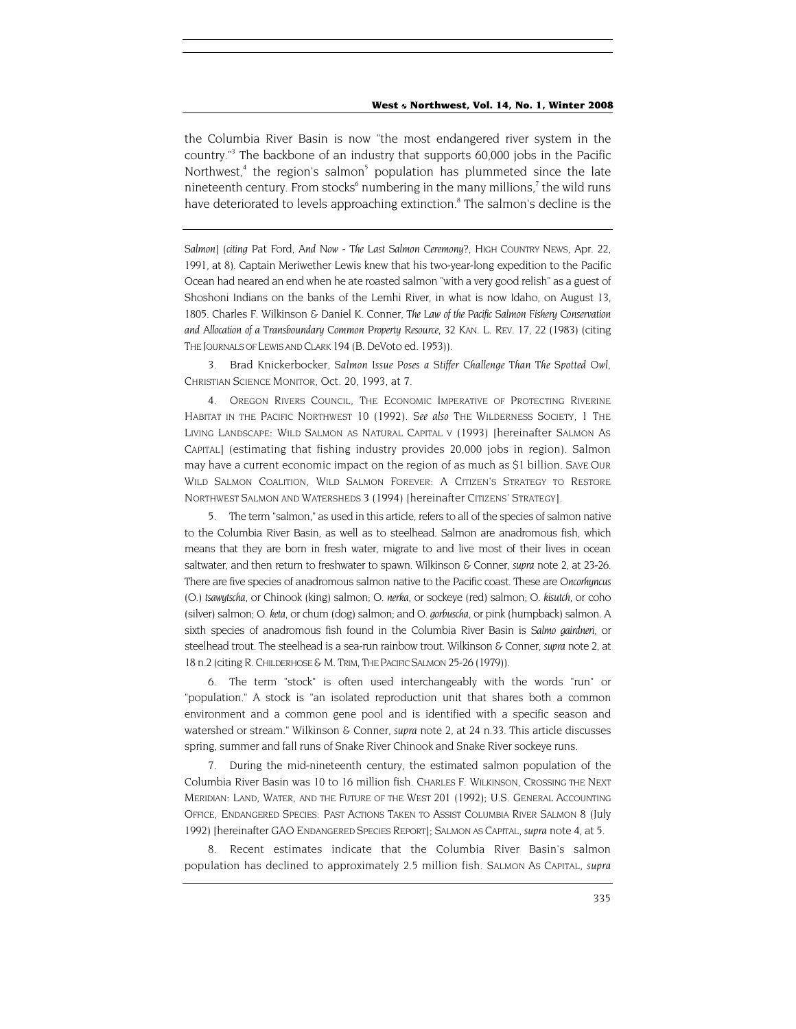the Columbia River Basin is now "the most endangered river system in the country."[3] The backbone of an industry that supports 60,000 jobs in the Pacific Northwest,[4] the region's salmon[5] population has plummeted since the late nineteenth century. From stocks[6] numbering in the many millions,[7] the wild runs have deteriorated to levels approaching extinction.[8] The salmon's decline is the

---

*Salmon*] (*citing* Pat Ford, *And Now - The Last Salmon Ceremony?*, HIGH COUNTRY NEWS, Apr. 22, 1991, at 8). Captain Meriwether Lewis knew that his two-year-long expedition to the Pacific Ocean had neared an end when he ate roasted salmon "with a very good relish" as a guest of Shoshoni Indians on the banks of the Lemhi River, in what is now Idaho, on August 13, 1805. Charles F. Wilkinson & Daniel K. Conner, *The Law of the Pacific Salmon Fishery Conservation and Allocation of a Transboundary Common Property Resource*, 32 KAN. L. REV. 17, 22 (1983) (citing THE JOURNALS OF LEWIS AND CLARK 194 (B. DeVoto ed. 1953)).

3. Brad Knickerbocker, *Salmon Issue Poses a Stiffer Challenge Than The Spotted Owl*, CHRISTIAN SCIENCE MONITOR, Oct. 20, 1993, at 7.

4. OREGON RIVERS COUNCIL, THE ECONOMIC IMPERATIVE OF PROTECTING RIVERINE HABITAT IN THE PACIFIC NORTHWEST 10 (1992). *See also* THE WILDERNESS SOCIETY, 1 THE LIVING LANDSCAPE: WILD SALMON AS NATURAL CAPITAL v (1993) [hereinafter SALMON AS CAPITAL] (estimating that fishing industry provides 20,000 jobs in region). Salmon may have a current economic impact on the region of as much as $1 billion. SAVE OUR WILD SALMON COALITION, WILD SALMON FOREVER: A CITIZEN'S STRATEGY TO RESTORE NORTHWEST SALMON AND WATERSHEDS 3 (1994) [hereinafter CITIZENS' STRATEGY].

5. The term "salmon," as used in this article, refers to all of the species of salmon native to the Columbia River Basin, as well as to steelhead. Salmon are anadromous fish, which means that they are born in fresh water, migrate to and live most of their lives in ocean saltwater, and then return to freshwater to spawn. Wilkinson & Conner, *supra* note 2, at 23-26. There are five species of anadromous salmon native to the Pacific coast. These are *Oncorhyncus* (O.) *tsawytscha*, or Chinook (king) salmon; O. *nerka*, or sockeye (red) salmon; O. *kisutch*, or coho (silver) salmon; O. *keta*, or chum (dog) salmon; and O. *gorbuscha*, or pink (humpback) salmon. A sixth species of anadromous fish found in the Columbia River Basin is *Salmo gairdneri*, or steelhead trout. The steelhead is a sea-run rainbow trout. Wilkinson & Conner, *supra* note 2, at 18 n.2 (citing R. CHILDERHOSE & M. TRIM, THE PACIFIC SALMON 25-26 (1979)).

6. The term "stock" is often used interchangeably with the words "run" or "population." A stock is "an isolated reproduction unit that shares both a common environment and a common gene pool and is identified with a specific season and watershed or stream." Wilkinson & Conner, *supra* note 2, at 24 n.33. This article discusses spring, summer and fall runs of Snake River Chinook and Snake River sockeye runs.

7. During the mid-nineteenth century, the estimated salmon population of the Columbia River Basin was 10 to 16 million fish. CHARLES F. WILKINSON, CROSSING THE NEXT MERIDIAN: LAND, WATER, AND THE FUTURE OF THE WEST 201 (1992); U.S. GENERAL ACCOUNTING OFFICE, ENDANGERED SPECIES: PAST ACTIONS TAKEN TO ASSIST COLUMBIA RIVER SALMON 8 (July 1992) [hereinafter GAO ENDANGERED SPECIES REPORT]; SALMON AS CAPITAL, *supra* note 4, at 5.

8. Recent estimates indicate that the Columbia River Basin's salmon population has declined to approximately 2.5 million fish. SALMON AS CAPITAL, *supra*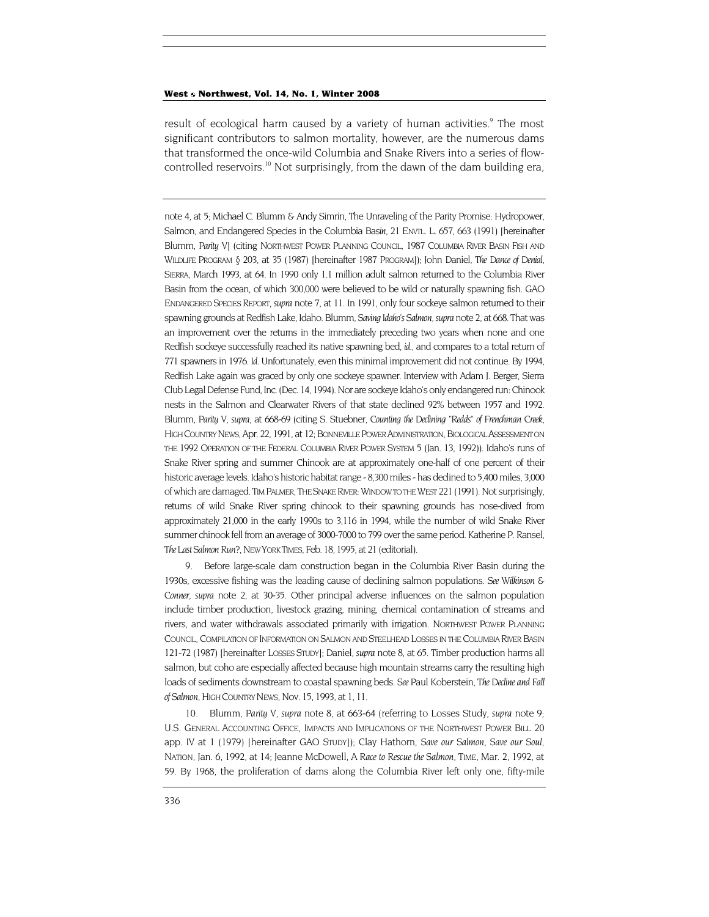result of ecological harm caused by a variety of human activities.[9] The most significant contributors to salmon mortality, however, are the numerous dams that transformed the once-wild Columbia and Snake Rivers into a series of flow-controlled reservoirs.[10] Not surprisingly, from the dawn of the dam building era,

---

note 4, at 5; Michael C. Blumm & Andy Simrin, The Unraveling of the Parity Promise: Hydropower, Salmon, and Endangered Species in the Columbia Basin, 21 ENVTL. L. 657, 663 (1991) [hereinafter Blumm, *Parity V*] (citing NORTHWEST POWER PLANNING COUNCIL, 1987 COLUMBIA RIVER BASIN FISH AND WILDLIFE PROGRAM § 203, at 35 (1987) [hereinafter 1987 PROGRAM]); John Daniel, *The Dance of Denial*, SIERRA, March 1993, at 64. In 1990 only 1.1 million adult salmon returned to the Columbia River Basin from the ocean, of which 300,000 were believed to be wild or naturally spawning fish. GAO ENDANGERED SPECIES REPORT, *supra* note 7, at 11. In 1991, only four sockeye salmon returned to their spawning grounds at Redfish Lake, Idaho. Blumm, *Saving Idaho's Salmon*, *supra* note 2, at 668. That was an improvement over the returns in the immediately preceding two years when none and one Redfish sockeye successfully reached its native spawning bed, *id.*, and compares to a total return of 771 spawners in 1976. *Id.* Unfortunately, even this minimal improvement did not continue. By 1994, Redfish Lake again was graced by only one sockeye spawner. Interview with Adam J. Berger, Sierra Club Legal Defense Fund, Inc. (Dec. 14, 1994). Nor are sockeye Idaho's only endangered run: Chinook nests in the Salmon and Clearwater Rivers of that state declined 92% between 1957 and 1992. Blumm, *Parity V*, *supra*, at 668-69 (citing S. Stuebner, *Counting the Declining "Redds" of Frenchman Creek*, HIGH COUNTRY NEWS, Apr. 22, 1991, at 12; BONNEVILLE POWER ADMINISTRATION, BIOLOGICAL ASSESSMENT ON THE 1992 OPERATION OF THE FEDERAL COLUMBIA RIVER POWER SYSTEM 5 (Jan. 13, 1992)). Idaho's runs of Snake River spring and summer Chinook are at approximately one-half of one percent of their historic average levels. Idaho's historic habitat range - 8,300 miles - has declined to 5,400 miles, 3,000 of which are damaged. TIM PALMER, THE SNAKE RIVER: WINDOW TO THE WEST 221 (1991). Not surprisingly, returns of wild Snake River spring chinook to their spawning grounds has nose-dived from approximately 21,000 in the early 1990s to 3,116 in 1994, while the number of wild Snake River summer chinook fell from an average of 3000-7000 to 799 over the same period. Katherine P. Ransel, *The Last Salmon Run?*, NEW YORK TIMES, Feb. 18, 1995, at 21 (editorial).

9. Before large-scale dam construction began in the Columbia River Basin during the 1930s, excessive fishing was the leading cause of declining salmon populations. *See Wilkinson & Conner*, *supra* note 2, at 30-35. Other principal adverse influences on the salmon population include timber production, livestock grazing, mining, chemical contamination of streams and rivers, and water withdrawals associated primarily with irrigation. NORTHWEST POWER PLANNING COUNCIL, COMPILATION OF INFORMATION ON SALMON AND STEELHEAD LOSSES IN THE COLUMBIA RIVER BASIN 121-72 (1987) [hereinafter LOSSES STUDY]; Daniel, *supra* note 8, at 65. Timber production harms all salmon, but coho are especially affected because high mountain streams carry the resulting high loads of sediments downstream to coastal spawning beds. *See* Paul Koberstein, *The Decline and Fall of Salmon*, HIGH COUNTRY NEWS, Nov. 15, 1993, at 1, 11.

10. Blumm, *Parity V*, *supra* note 8, at 663-64 (referring to Losses Study, *supra* note 9; U.S. GENERAL ACCOUNTING OFFICE, IMPACTS AND IMPLICATIONS OF THE NORTHWEST POWER BILL 20 app. IV at 1 (1979) [hereinafter GAO STUDY]); Clay Hathorn, *Save our Salmon, Save our Soul*, NATION, Jan. 6, 1992, at 14; Jeanne McDowell, *A Race to Rescue the Salmon*, TIME, Mar. 2, 1992, at 59. By 1968, the proliferation of dams along the Columbia River left only one, fifty-mile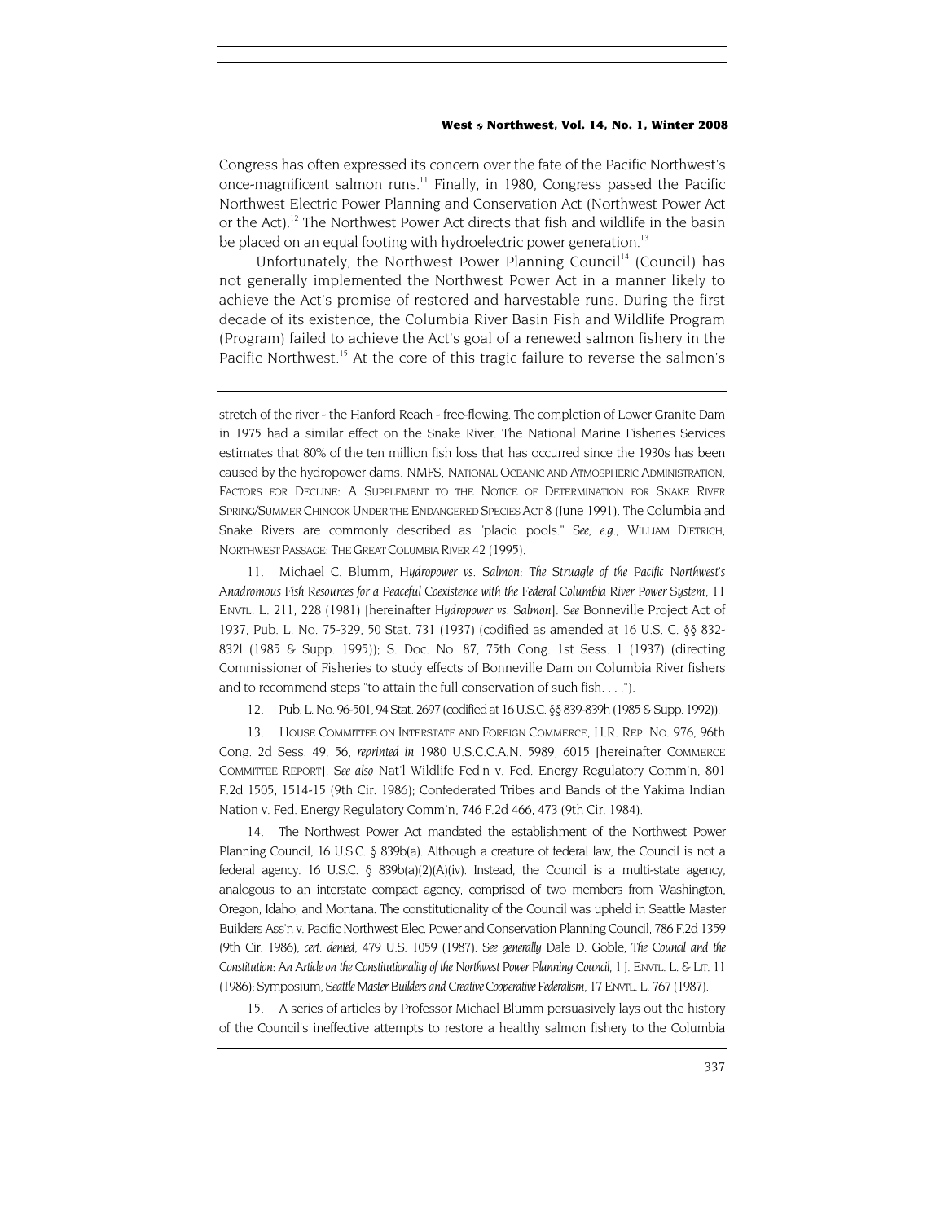Congress has often expressed its concern over the fate of the Pacific Northwest's once-magnificent salmon runs.[11] Finally, in 1980, Congress passed the Pacific Northwest Electric Power Planning and Conservation Act (Northwest Power Act or the Act).[12] The Northwest Power Act directs that fish and wildlife in the basin be placed on an equal footing with hydroelectric power generation.[13]

Unfortunately, the Northwest Power Planning Council[14] (Council) has not generally implemented the Northwest Power Act in a manner likely to achieve the Act's promise of restored and harvestable runs. During the first decade of its existence, the Columbia River Basin Fish and Wildlife Program (Program) failed to achieve the Act's goal of a renewed salmon fishery in the Pacific Northwest.[15] At the core of this tragic failure to reverse the salmon's

---

stretch of the river - the Hanford Reach - free-flowing. The completion of Lower Granite Dam in 1975 had a similar effect on the Snake River. The National Marine Fisheries Services estimates that 80% of the ten million fish loss that has occurred since the 1930s has been caused by the hydropower dams. NMFS, NATIONAL OCEANIC AND ATMOSPHERIC ADMINISTRATION, FACTORS FOR DECLINE: A SUPPLEMENT TO THE NOTICE OF DETERMINATION FOR SNAKE RIVER SPRING/SUMMER CHINOOK UNDER THE ENDANGERED SPECIES ACT 8 (June 1991). The Columbia and Snake Rivers are commonly described as "placid pools." *See, e.g.*, WILLIAM DIETRICH, NORTHWEST PASSAGE: THE GREAT COLUMBIA RIVER 42 (1995).

11. Michael C. Blumm, *Hydropower vs. Salmon: The Struggle of the Pacific Northwest's Anadromous Fish Resources for a Peaceful Coexistence with the Federal Columbia River Power System*, 11 ENVTL. L. 211, 228 (1981) [hereinafter *Hydropower vs. Salmon*]. *See* Bonneville Project Act of 1937, Pub. L. No. 75-329, 50 Stat. 731 (1937) (codified as amended at 16 U.S. C. §§ 832-832l (1985 & Supp. 1995)); S. Doc. No. 87, 75th Cong. 1st Sess. 1 (1937) (directing Commissioner of Fisheries to study effects of Bonneville Dam on Columbia River fishers and to recommend steps "to attain the full conservation of such fish. . . .").

12. Pub. L. No. 96-501, 94 Stat. 2697 (codified at 16 U.S.C. §§ 839-839h (1985 & Supp. 1992)).

13. HOUSE COMMITTEE ON INTERSTATE AND FOREIGN COMMERCE, H.R. REP. NO. 976, 96th Cong. 2d Sess. 49, 56, *reprinted in* 1980 U.S.C.C.A.N. 5989, 6015 [hereinafter COMMERCE COMMITTEE REPORT]. *See also* Nat'l Wildlife Fed'n v. Fed. Energy Regulatory Comm'n, 801 F.2d 1505, 1514-15 (9th Cir. 1986); Confederated Tribes and Bands of the Yakima Indian Nation v. Fed. Energy Regulatory Comm'n, 746 F.2d 466, 473 (9th Cir. 1984).

14. The Northwest Power Act mandated the establishment of the Northwest Power Planning Council, 16 U.S.C. § 839b(a). Although a creature of federal law, the Council is not a federal agency. 16 U.S.C. § 839b(a)(2)(A)(iv). Instead, the Council is a multi-state agency, analogous to an interstate compact agency, comprised of two members from Washington, Oregon, Idaho, and Montana. The constitutionality of the Council was upheld in Seattle Master Builders Ass'n v. Pacific Northwest Elec. Power and Conservation Planning Council, 786 F.2d 1359 (9th Cir. 1986), *cert. denied*, 479 U.S. 1059 (1987). *See generally* Dale D. Goble, *The Council and the Constitution: An Article on the Constitutionality of the Northwest Power Planning Council*, 1 J. ENVTL. L. & LIT. 11 (1986); Symposium, *Seattle Master Builders and Creative Cooperative Federalism*, 17 ENVTL. L. 767 (1987).

15. A series of articles by Professor Michael Blumm persuasively lays out the history of the Council's ineffective attempts to restore a healthy salmon fishery to the Columbia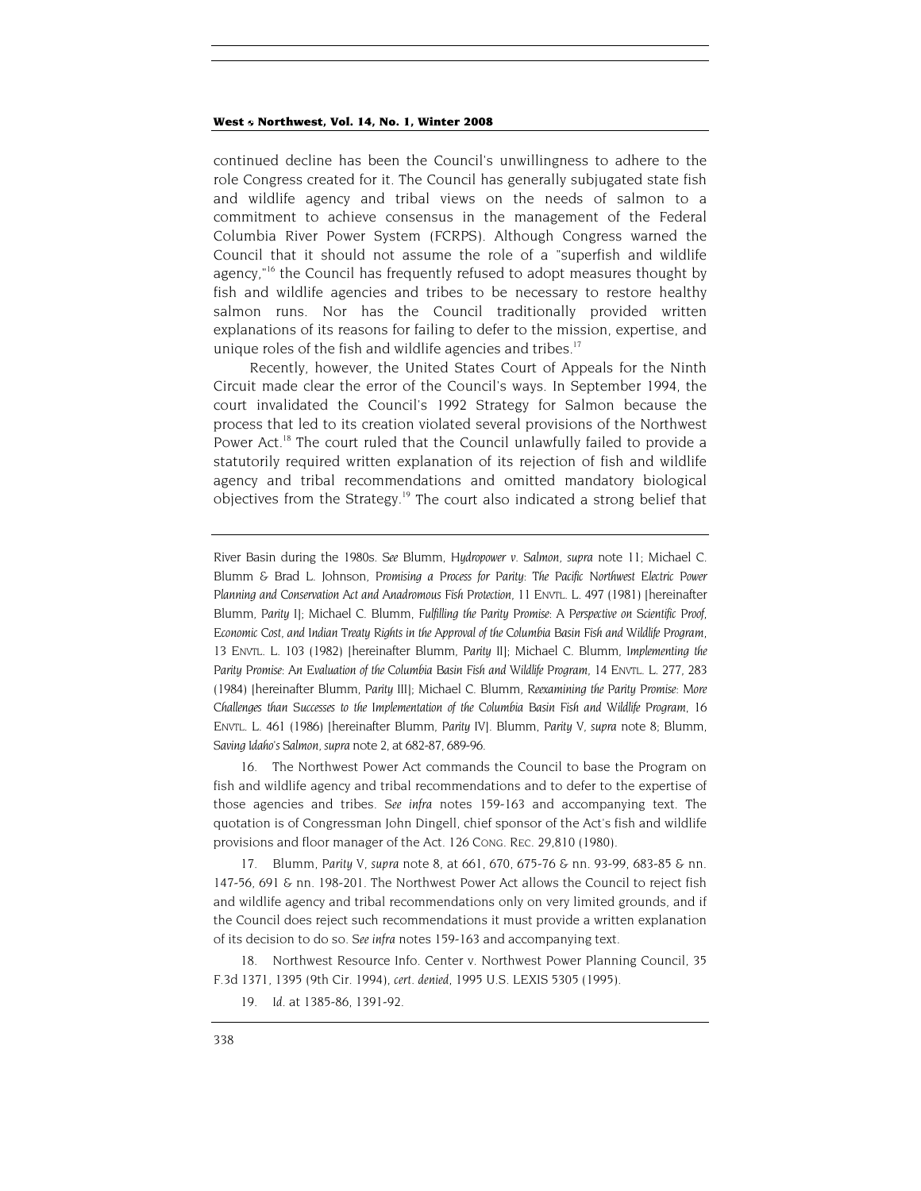continued decline has been the Council's unwillingness to adhere to the role Congress created for it. The Council has generally subjugated state fish and wildlife agency and tribal views on the needs of salmon to a commitment to achieve consensus in the management of the Federal Columbia River Power System (FCRPS). Although Congress warned the Council that it should not assume the role of a "superfish and wildlife agency,"[16] the Council has frequently refused to adopt measures thought by fish and wildlife agencies and tribes to be necessary to restore healthy salmon runs. Nor has the Council traditionally provided written explanations of its reasons for failing to defer to the mission, expertise, and unique roles of the fish and wildlife agencies and tribes.[17]

Recently, however, the United States Court of Appeals for the Ninth Circuit made clear the error of the Council's ways. In September 1994, the court invalidated the Council's 1992 Strategy for Salmon because the process that led to its creation violated several provisions of the Northwest Power Act.[18] The court ruled that the Council unlawfully failed to provide a statutorily required written explanation of its rejection of fish and wildlife agency and tribal recommendations and omitted mandatory biological objectives from the Strategy.[19] The court also indicated a strong belief that

---

River Basin during the 1980s. *See* Blumm, *Hydropower v. Salmon*, *supra* note 11; Michael C. Blumm & Brad L. Johnson, *Promising a Process for Parity: The Pacific Northwest Electric Power Planning and Conservation Act and Anadromous Fish Protection*, 11 ENVTL. L. 497 (1981) [hereinafter Blumm, *Parity* I]; Michael C. Blumm, *Fulfilling the Parity Promise: A Perspective on Scientific Proof, Economic Cost, and Indian Treaty Rights in the Approval of the Columbia Basin Fish and Wildlife Program*, 13 ENVTL. L. 103 (1982) [hereinafter Blumm, *Parity* II]; Michael C. Blumm, *Implementing the Parity Promise: An Evaluation of the Columbia Basin Fish and Wildlife Program*, 14 ENVTL. L. 277, 283 (1984) [hereinafter Blumm, *Parity* III]; Michael C. Blumm, *Reexamining the Parity Promise: More Challenges than Successes to the Implementation of the Columbia Basin Fish and Wildlife Program*, 16 ENVTL. L. 461 (1986) [hereinafter Blumm, *Parity* IV]. Blumm, *Parity* V, *supra* note 8; Blumm, *Saving Idaho's Salmon*, *supra* note 2, at 682-87, 689-96.

16. The Northwest Power Act commands the Council to base the Program on fish and wildlife agency and tribal recommendations and to defer to the expertise of those agencies and tribes. *See infra* notes 159-163 and accompanying text. The quotation is of Congressman John Dingell, chief sponsor of the Act's fish and wildlife provisions and floor manager of the Act. 126 CONG. REC. 29,810 (1980).

17. Blumm, *Parity* V, *supra* note 8, at 661, 670, 675-76 & nn. 93-99, 683-85 & nn. 147-56, 691 & nn. 198-201. The Northwest Power Act allows the Council to reject fish and wildlife agency and tribal recommendations only on very limited grounds, and if the Council does reject such recommendations it must provide a written explanation of its decision to do so. *See infra* notes 159-163 and accompanying text.

18. Northwest Resource Info. Center v. Northwest Power Planning Council, 35 F.3d 1371, 1395 (9th Cir. 1994), *cert. denied*, 1995 U.S. LEXIS 5305 (1995).

19. *Id.* at 1385-86, 1391-92.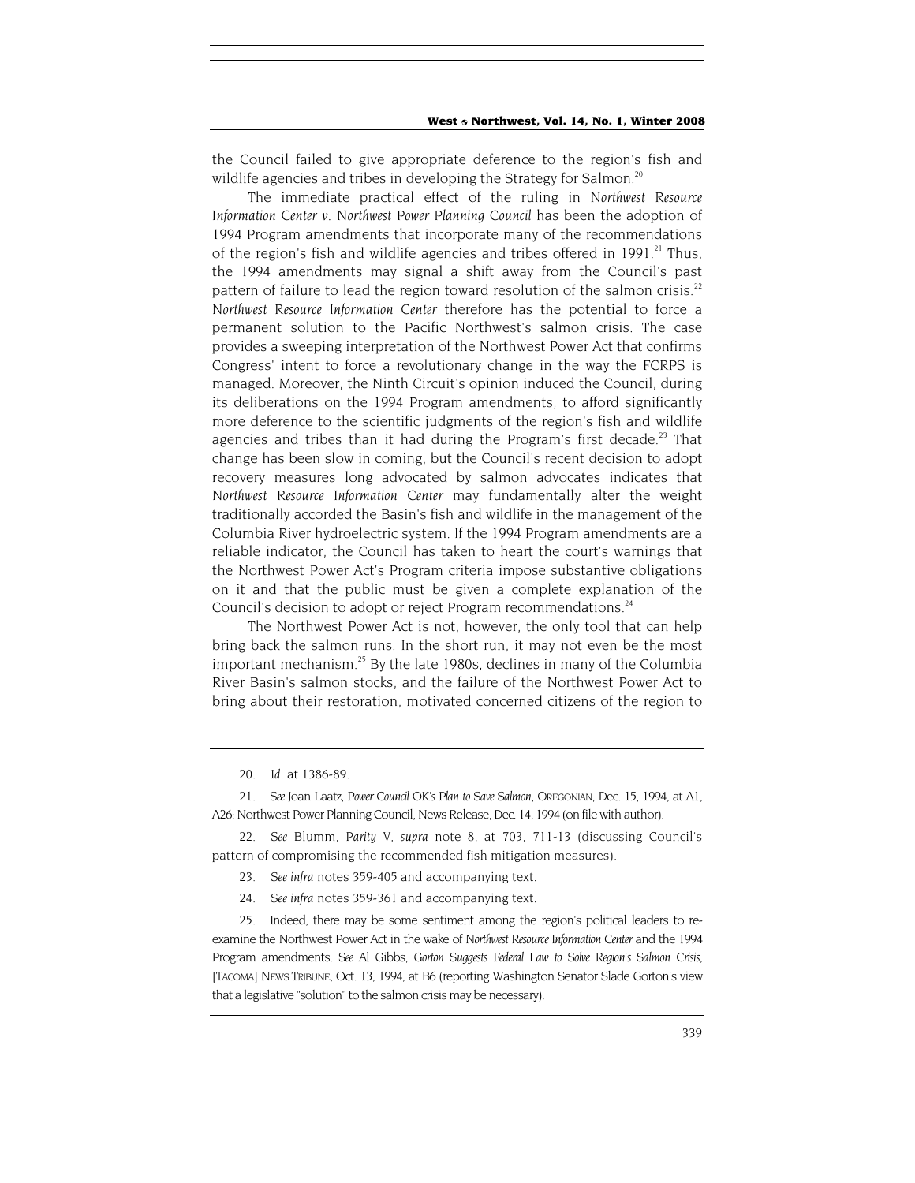the Council failed to give appropriate deference to the region's fish and wildlife agencies and tribes in developing the Strategy for Salmon.[20]

The immediate practical effect of the ruling in *Northwest Resource Information Center v. Northwest Power Planning Council* has been the adoption of 1994 Program amendments that incorporate many of the recommendations of the region's fish and wildlife agencies and tribes offered in 1991.[21] Thus, the 1994 amendments may signal a shift away from the Council's past pattern of failure to lead the region toward resolution of the salmon crisis.[22] *Northwest Resource Information Center* therefore has the potential to force a permanent solution to the Pacific Northwest's salmon crisis. The case provides a sweeping interpretation of the Northwest Power Act that confirms Congress' intent to force a revolutionary change in the way the FCRPS is managed. Moreover, the Ninth Circuit's opinion induced the Council, during its deliberations on the 1994 Program amendments, to afford significantly more deference to the scientific judgments of the region's fish and wildlife agencies and tribes than it had during the Program's first decade.[23] That change has been slow in coming, but the Council's recent decision to adopt recovery measures long advocated by salmon advocates indicates that *Northwest Resource Information Center* may fundamentally alter the weight traditionally accorded the Basin's fish and wildlife in the management of the Columbia River hydroelectric system. If the 1994 Program amendments are a reliable indicator, the Council has taken to heart the court's warnings that the Northwest Power Act's Program criteria impose substantive obligations on it and that the public must be given a complete explanation of the Council's decision to adopt or reject Program recommendations.[24]

The Northwest Power Act is not, however, the only tool that can help bring back the salmon runs. In the short run, it may not even be the most important mechanism.[25] By the late 1980s, declines in many of the Columbia River Basin's salmon stocks, and the failure of the Northwest Power Act to bring about their restoration, motivated concerned citizens of the region to

---

20. *Id.* at 1386-89.

21. *See* Joan Laatz, *Power Council OK's Plan to Save Salmon*, OREGONIAN, Dec. 15, 1994, at A1, A26; Northwest Power Planning Council, News Release, Dec. 14, 1994 (on file with author).

22. *See* Blumm, *Parity V*, *supra* note 8, at 703, 711-13 (discussing Council's pattern of compromising the recommended fish mitigation measures).

23. *See infra* notes 359-405 and accompanying text.

24. *See infra* notes 359-361 and accompanying text.

25. Indeed, there may be some sentiment among the region's political leaders to re-examine the Northwest Power Act in the wake of *Northwest Resource Information Center* and the 1994 Program amendments. *See* Al Gibbs, *Gorton Suggests Federal Law to Solve Region's Salmon Crisis*, [TACOMA] NEWS TRIBUNE, Oct. 13, 1994, at B6 (reporting Washington Senator Slade Gorton's view that a legislative "solution" to the salmon crisis may be necessary).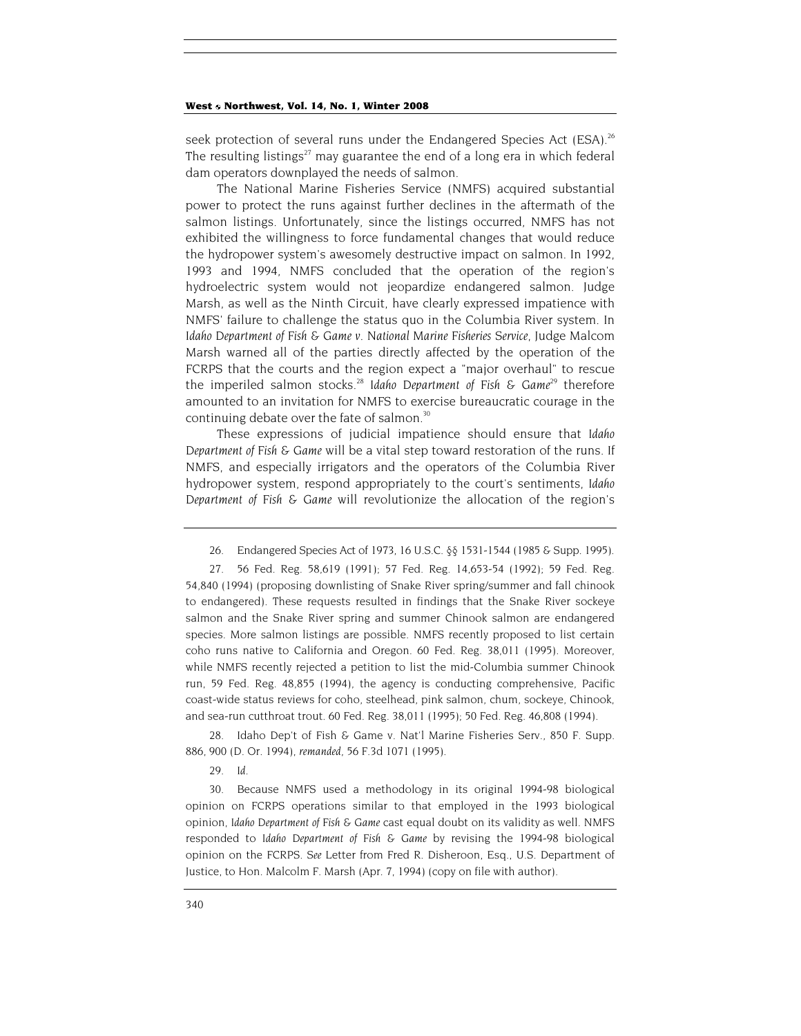seek protection of several runs under the Endangered Species Act (ESA).[26] The resulting listings[27] may guarantee the end of a long era in which federal dam operators downplayed the needs of salmon.

The National Marine Fisheries Service (NMFS) acquired substantial power to protect the runs against further declines in the aftermath of the salmon listings. Unfortunately, since the listings occurred, NMFS has not exhibited the willingness to force fundamental changes that would reduce the hydropower system's awesomely destructive impact on salmon. In 1992, 1993 and 1994, NMFS concluded that the operation of the region's hydroelectric system would not jeopardize endangered salmon. Judge Marsh, as well as the Ninth Circuit, have clearly expressed impatience with NMFS' failure to challenge the status quo in the Columbia River system. In *Idaho Department of Fish & Game v. National Marine Fisheries Service*, Judge Malcom Marsh warned all of the parties directly affected by the operation of the FCRPS that the courts and the region expect a "major overhaul" to rescue the imperiled salmon stocks.[28] *Idaho Department of Fish & Game*[29] therefore amounted to an invitation for NMFS to exercise bureaucratic courage in the continuing debate over the fate of salmon.[30]

These expressions of judicial impatience should ensure that *Idaho Department of Fish & Game* will be a vital step toward restoration of the runs. If NMFS, and especially irrigators and the operators of the Columbia River hydropower system, respond appropriately to the court's sentiments, *Idaho Department of Fish & Game* will revolutionize the allocation of the region's

---

26. Endangered Species Act of 1973, 16 U.S.C. §§ 1531-1544 (1985 & Supp. 1995).

27. 56 Fed. Reg. 58,619 (1991); 57 Fed. Reg. 14,653-54 (1992); 59 Fed. Reg. 54,840 (1994) (proposing downlisting of Snake River spring/summer and fall chinook to endangered). These requests resulted in findings that the Snake River sockeye salmon and the Snake River spring and summer Chinook salmon are endangered species. More salmon listings are possible. NMFS recently proposed to list certain coho runs native to California and Oregon. 60 Fed. Reg. 38,011 (1995). Moreover, while NMFS recently rejected a petition to list the mid-Columbia summer Chinook run, 59 Fed. Reg. 48,855 (1994), the agency is conducting comprehensive, Pacific coast-wide status reviews for coho, steelhead, pink salmon, chum, sockeye, Chinook, and sea-run cutthroat trout. 60 Fed. Reg. 38,011 (1995); 50 Fed. Reg. 46,808 (1994).

28. Idaho Dep't of Fish & Game v. Nat'l Marine Fisheries Serv., 850 F. Supp. 886, 900 (D. Or. 1994), *remanded*, 56 F.3d 1071 (1995).

29. *Id.*

30. Because NMFS used a methodology in its original 1994-98 biological opinion on FCRPS operations similar to that employed in the 1993 biological opinion, *Idaho Department of Fish & Game* cast equal doubt on its validity as well. NMFS responded to *Idaho Department of Fish & Game* by revising the 1994-98 biological opinion on the FCRPS. *See* Letter from Fred R. Disheroon, Esq., U.S. Department of Justice, to Hon. Malcolm F. Marsh (Apr. 7, 1994) (copy on file with author).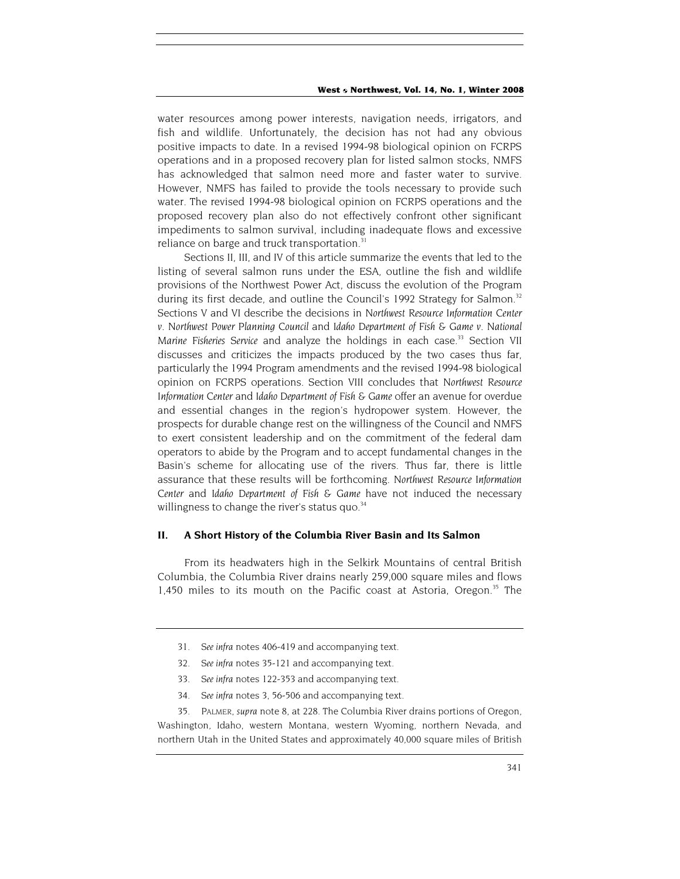water resources among power interests, navigation needs, irrigators, and fish and wildlife. Unfortunately, the decision has not had any obvious positive impacts to date. In a revised 1994-98 biological opinion on FCRPS operations and in a proposed recovery plan for listed salmon stocks, NMFS has acknowledged that salmon need more and faster water to survive. However, NMFS has failed to provide the tools necessary to provide such water. The revised 1994-98 biological opinion on FCRPS operations and the proposed recovery plan also do not effectively confront other significant impediments to salmon survival, including inadequate flows and excessive reliance on barge and truck transportation.[31]

Sections II, III, and IV of this article summarize the events that led to the listing of several salmon runs under the ESA, outline the fish and wildlife provisions of the Northwest Power Act, discuss the evolution of the Program during its first decade, and outline the Council's 1992 Strategy for Salmon.[32] Sections V and VI describe the decisions in *Northwest Resource Information Center v. Northwest Power Planning Council* and *Idaho Department of Fish & Game v. National Marine Fisheries Service* and analyze the holdings in each case.[33] Section VII discusses and criticizes the impacts produced by the two cases thus far, particularly the 1994 Program amendments and the revised 1994-98 biological opinion on FCRPS operations. Section VIII concludes that *Northwest Resource Information Center* and *Idaho Department of Fish & Game* offer an avenue for overdue and essential changes in the region's hydropower system. However, the prospects for durable change rest on the willingness of the Council and NMFS to exert consistent leadership and on the commitment of the federal dam operators to abide by the Program and to accept fundamental changes in the Basin's scheme for allocating use of the rivers. Thus far, there is little assurance that these results will be forthcoming. *Northwest Resource Information Center* and *Idaho Department of Fish & Game* have not induced the necessary willingness to change the river's status quo.[34]

## II. A Short History of the Columbia River Basin and Its Salmon

From its headwaters high in the Selkirk Mountains of central British Columbia, the Columbia River drains nearly 259,000 square miles and flows 1,450 miles to its mouth on the Pacific coast at Astoria, Oregon.[35] The

---

31. *See infra* notes 406-419 and accompanying text.

32. *See infra* notes 35-121 and accompanying text.

33. *See infra* notes 122-353 and accompanying text.

34. *See infra* notes 3, 56-506 and accompanying text.

35. PALMER, *supra* note 8, at 228. The Columbia River drains portions of Oregon, Washington, Idaho, western Montana, western Wyoming, northern Nevada, and northern Utah in the United States and approximately 40,000 square miles of British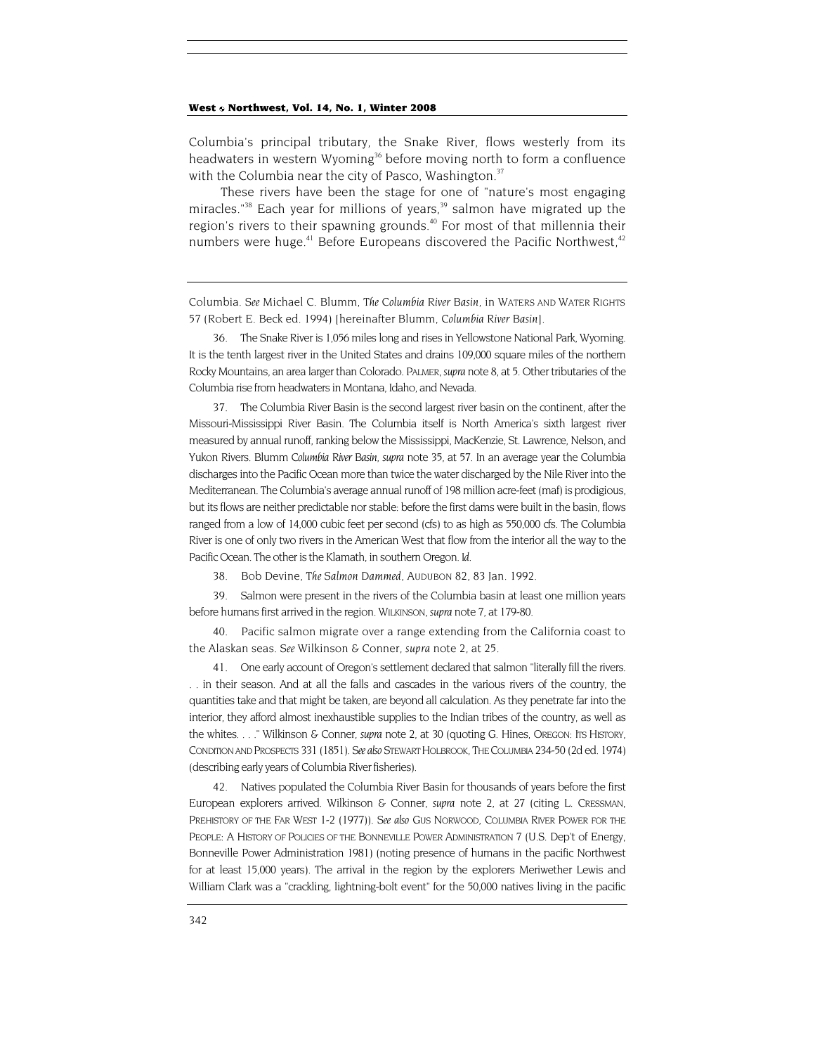Columbia's principal tributary, the Snake River, flows westerly from its headwaters in western Wyoming[36] before moving north to form a confluence with the Columbia near the city of Pasco, Washington.[37]

These rivers have been the stage for one of "nature's most engaging miracles."[38] Each year for millions of years,[39] salmon have migrated up the region's rivers to their spawning grounds.[40] For most of that millennia their numbers were huge.[41] Before Europeans discovered the Pacific Northwest,[42]

---

Columbia. *See* Michael C. Blumm, *The Columbia River Basin*, in WATERS AND WATER RIGHTS 57 (Robert E. Beck ed. 1994) [hereinafter Blumm, *Columbia River Basin*].

36. The Snake River is 1,056 miles long and rises in Yellowstone National Park, Wyoming. It is the tenth largest river in the United States and drains 109,000 square miles of the northern Rocky Mountains, an area larger than Colorado. PALMER, *supra* note 8, at 5. Other tributaries of the Columbia rise from headwaters in Montana, Idaho, and Nevada.

37. The Columbia River Basin is the second largest river basin on the continent, after the Missouri-Mississippi River Basin. The Columbia itself is North America's sixth largest river measured by annual runoff, ranking below the Mississippi, MacKenzie, St. Lawrence, Nelson, and Yukon Rivers. Blumm *Columbia River Basin*, *supra* note 35, at 57. In an average year the Columbia discharges into the Pacific Ocean more than twice the water discharged by the Nile River into the Mediterranean. The Columbia's average annual runoff of 198 million acre-feet (maf) is prodigious, but its flows are neither predictable nor stable: before the first dams were built in the basin, flows ranged from a low of 14,000 cubic feet per second (cfs) to as high as 550,000 cfs. The Columbia River is one of only two rivers in the American West that flow from the interior all the way to the Pacific Ocean. The other is the Klamath, in southern Oregon. *Id.*

38. Bob Devine, *The Salmon Dammed*, AUDUBON 82, 83 Jan. 1992.

39. Salmon were present in the rivers of the Columbia basin at least one million years before humans first arrived in the region. WILKINSON, *supra* note 7, at 179-80.

40. Pacific salmon migrate over a range extending from the California coast to the Alaskan seas. *See* Wilkinson & Conner, *supra* note 2, at 25.

41. One early account of Oregon's settlement declared that salmon "literally fill the rivers. . . in their season. And at all the falls and cascades in the various rivers of the country, the quantities take and that might be taken, are beyond all calculation. As they penetrate far into the interior, they afford almost inexhaustible supplies to the Indian tribes of the country, as well as the whites. . . ." Wilkinson & Conner, *supra* note 2, at 30 (quoting G. Hines, OREGON: ITS HISTORY, CONDITION AND PROSPECTS 331 (1851). *See also* STEWART HOLBROOK, THE COLUMBIA 234-50 (2d ed. 1974) (describing early years of Columbia River fisheries).

42. Natives populated the Columbia River Basin for thousands of years before the first European explorers arrived. Wilkinson & Conner, *supra* note 2, at 27 (citing L. CRESSMAN, PREHISTORY OF THE FAR WEST 1-2 (1977)). *See also* GUS NORWOOD, COLUMBIA RIVER POWER FOR THE PEOPLE: A HISTORY OF POLICIES OF THE BONNEVILLE POWER ADMINISTRATION 7 (U.S. Dep't of Energy, Bonneville Power Administration 1981) (noting presence of humans in the pacific Northwest for at least 15,000 years). The arrival in the region by the explorers Meriwether Lewis and William Clark was a "crackling, lightning-bolt event" for the 50,000 natives living in the pacific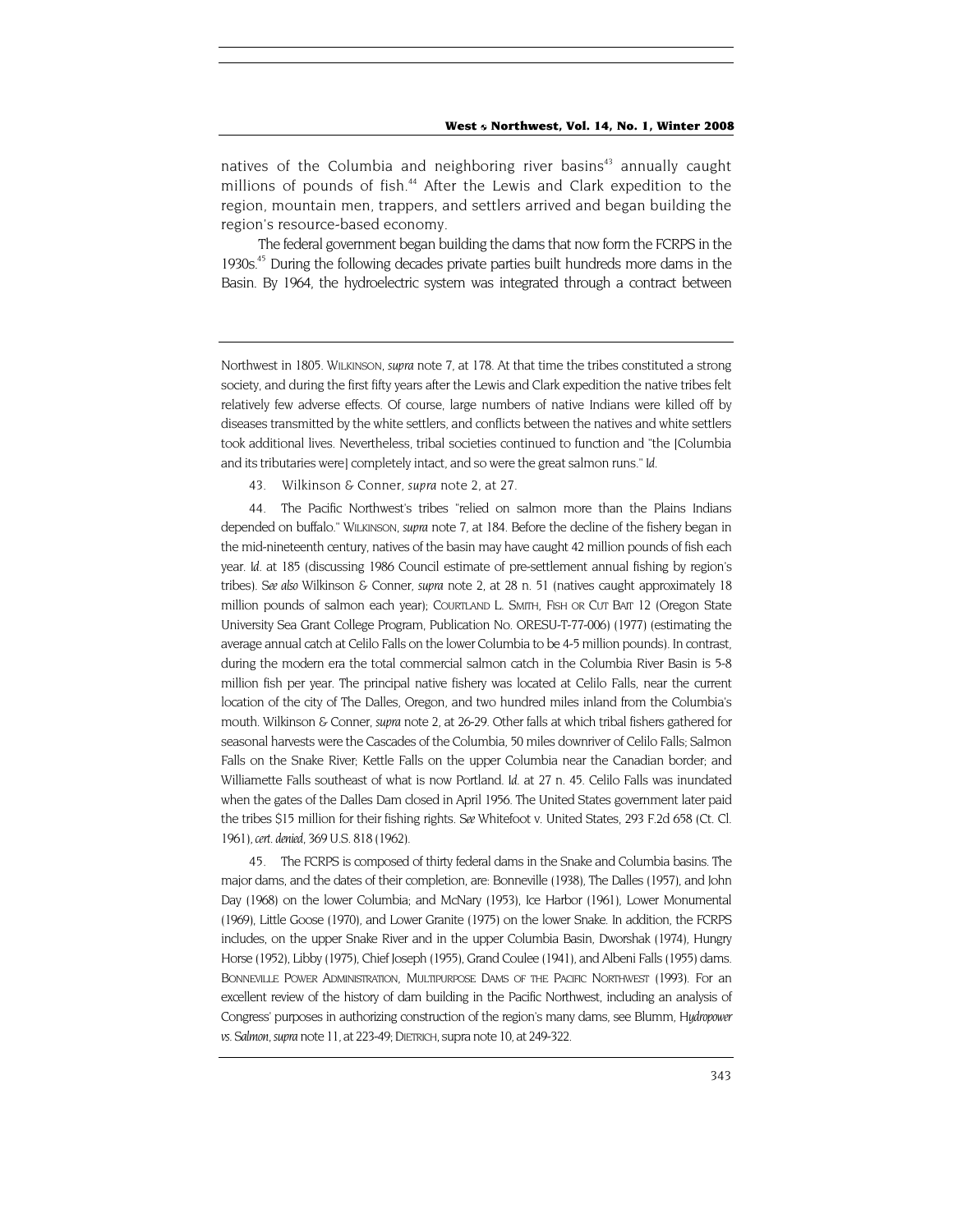natives of the Columbia and neighboring river basins[43] annually caught millions of pounds of fish.[44] After the Lewis and Clark expedition to the region, mountain men, trappers, and settlers arrived and began building the region's resource-based economy.

The federal government began building the dams that now form the FCRPS in the 1930s.[45] During the following decades private parties built hundreds more dams in the Basin. By 1964, the hydroelectric system was integrated through a contract between

---

Northwest in 1805. WILKINSON, *supra* note 7, at 178. At that time the tribes constituted a strong society, and during the first fifty years after the Lewis and Clark expedition the native tribes felt relatively few adverse effects. Of course, large numbers of native Indians were killed off by diseases transmitted by the white settlers, and conflicts between the natives and white settlers took additional lives. Nevertheless, tribal societies continued to function and "the [Columbia and its tributaries were] completely intact, and so were the great salmon runs." *Id.*

43. Wilkinson & Conner, *supra* note 2, at 27.

44. The Pacific Northwest's tribes "relied on salmon more than the Plains Indians depended on buffalo." WILKINSON, *supra* note 7, at 184. Before the decline of the fishery began in the mid-nineteenth century, natives of the basin may have caught 42 million pounds of fish each year. *Id.* at 185 (discussing 1986 Council estimate of pre-settlement annual fishing by region's tribes). *See also* Wilkinson & Conner, *supra* note 2, at 28 n. 51 (natives caught approximately 18 million pounds of salmon each year); COURTLAND L. SMITH, FISH OR CUT BAIT 12 (Oregon State University Sea Grant College Program, Publication No. ORESU-T-77-006) (1977) (estimating the average annual catch at Celilo Falls on the lower Columbia to be 4-5 million pounds). In contrast, during the modern era the total commercial salmon catch in the Columbia River Basin is 5-8 million fish per year. The principal native fishery was located at Celilo Falls, near the current location of the city of The Dalles, Oregon, and two hundred miles inland from the Columbia's mouth. Wilkinson & Conner, *supra* note 2, at 26-29. Other falls at which tribal fishers gathered for seasonal harvests were the Cascades of the Columbia, 50 miles downriver of Celilo Falls; Salmon Falls on the Snake River; Kettle Falls on the upper Columbia near the Canadian border; and Williamette Falls southeast of what is now Portland. *Id.* at 27 n. 45. Celilo Falls was inundated when the gates of the Dalles Dam closed in April 1956. The United States government later paid the tribes $15 million for their fishing rights. *See* Whitefoot v. United States, 293 F.2d 658 (Ct. Cl. 1961), *cert. denied*, 369 U.S. 818 (1962).

45. The FCRPS is composed of thirty federal dams in the Snake and Columbia basins. The major dams, and the dates of their completion, are: Bonneville (1938), The Dalles (1957), and John Day (1968) on the lower Columbia; and McNary (1953), Ice Harbor (1961), Lower Monumental (1969), Little Goose (1970), and Lower Granite (1975) on the lower Snake. In addition, the FCRPS includes, on the upper Snake River and in the upper Columbia Basin, Dworshak (1974), Hungry Horse (1952), Libby (1975), Chief Joseph (1955), Grand Coulee (1941), and Albeni Falls (1955) dams. BONNEVILLE POWER ADMINISTRATION, MULTIPURPOSE DAMS OF THE PACIFIC NORTHWEST (1993). For an excellent review of the history of dam building in the Pacific Northwest, including an analysis of Congress' purposes in authorizing construction of the region's many dams, see Blumm, *Hydropower vs. Salmon*, *supra* note 11, at 223-49; DIETRICH, supra note 10, at 249-322.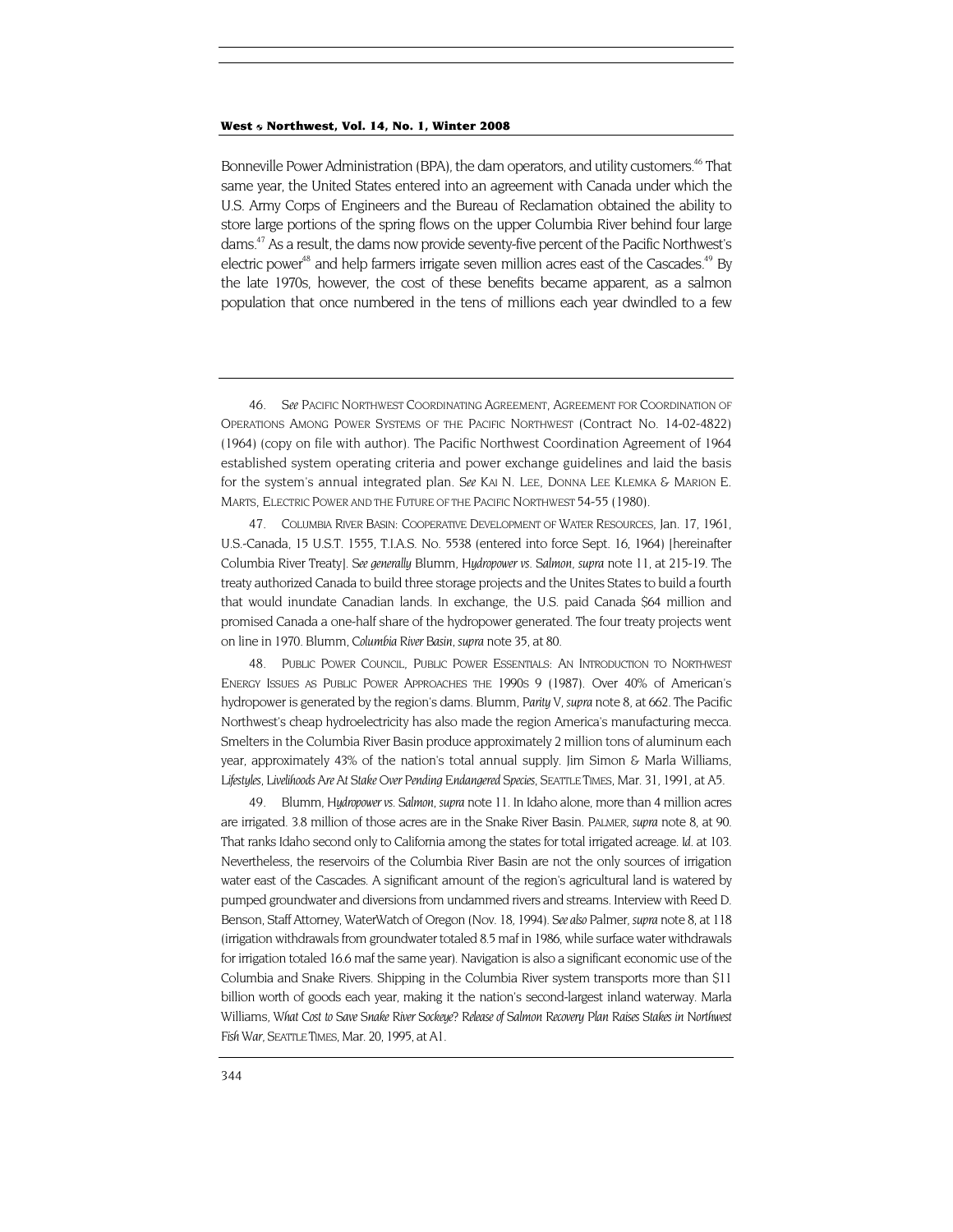Bonneville Power Administration (BPA), the dam operators, and utility customers.[46] That same year, the United States entered into an agreement with Canada under which the U.S. Army Corps of Engineers and the Bureau of Reclamation obtained the ability to store large portions of the spring flows on the upper Columbia River behind four large dams.[47] As a result, the dams now provide seventy-five percent of the Pacific Northwest's electric power[48] and help farmers irrigate seven million acres east of the Cascades.[49] By the late 1970s, however, the cost of these benefits became apparent, as a salmon population that once numbered in the tens of millions each year dwindled to a few

---

46. *See* PACIFIC NORTHWEST COORDINATING AGREEMENT, AGREEMENT FOR COORDINATION OF OPERATIONS AMONG POWER SYSTEMS OF THE PACIFIC NORTHWEST (Contract No. 14-02-4822) (1964) (copy on file with author). The Pacific Northwest Coordination Agreement of 1964 established system operating criteria and power exchange guidelines and laid the basis for the system's annual integrated plan. *See* KAI N. LEE, DONNA LEE KLEMKA & MARION E. MARTS, ELECTRIC POWER AND THE FUTURE OF THE PACIFIC NORTHWEST 54-55 (1980).

47. COLUMBIA RIVER BASIN: COOPERATIVE DEVELOPMENT OF WATER RESOURCES, Jan. 17, 1961, U.S.-Canada, 15 U.S.T. 1555, T.I.A.S. No. 5538 (entered into force Sept. 16, 1964) [hereinafter Columbia River Treaty]. *See generally* Blumm, *Hydropower vs. Salmon*, *supra* note 11, at 215-19. The treaty authorized Canada to build three storage projects and the Unites States to build a fourth that would inundate Canadian lands. In exchange, the U.S. paid Canada $64 million and promised Canada a one-half share of the hydropower generated. The four treaty projects went on line in 1970. Blumm, *Columbia River Basin*, *supra* note 35, at 80.

48. PUBLIC POWER COUNCIL, PUBLIC POWER ESSENTIALS: AN INTRODUCTION TO NORTHWEST ENERGY ISSUES AS PUBLIC POWER APPROACHES THE 1990S 9 (1987). Over 40% of American's hydropower is generated by the region's dams. Blumm, *Parity V*, *supra* note 8, at 662. The Pacific Northwest's cheap hydroelectricity has also made the region America's manufacturing mecca. Smelters in the Columbia River Basin produce approximately 2 million tons of aluminum each year, approximately 43% of the nation's total annual supply. Jim Simon & Marla Williams, *Lifestyles, Livelihoods Are At Stake Over Pending Endangered Species*, SEATTLE TIMES, Mar. 31, 1991, at A5.

49. Blumm, *Hydropower vs. Salmon*, *supra* note 11. In Idaho alone, more than 4 million acres are irrigated. 3.8 million of those acres are in the Snake River Basin. PALMER, *supra* note 8, at 90. That ranks Idaho second only to California among the states for total irrigated acreage. *Id.* at 103. Nevertheless, the reservoirs of the Columbia River Basin are not the only sources of irrigation water east of the Cascades. A significant amount of the region's agricultural land is watered by pumped groundwater and diversions from undammed rivers and streams. Interview with Reed D. Benson, Staff Attorney, WaterWatch of Oregon (Nov. 18, 1994). *See also* Palmer, *supra* note 8, at 118 (irrigation withdrawals from groundwater totaled 8.5 maf in 1986, while surface water withdrawals for irrigation totaled 16.6 maf the same year). Navigation is also a significant economic use of the Columbia and Snake Rivers. Shipping in the Columbia River system transports more than $11 billion worth of goods each year, making it the nation's second-largest inland waterway. Marla Williams, *What Cost to Save Snake River Sockeye? Release of Salmon Recovery Plan Raises Stakes in Northwest Fish War*, SEATTLE TIMES, Mar. 20, 1995, at A1.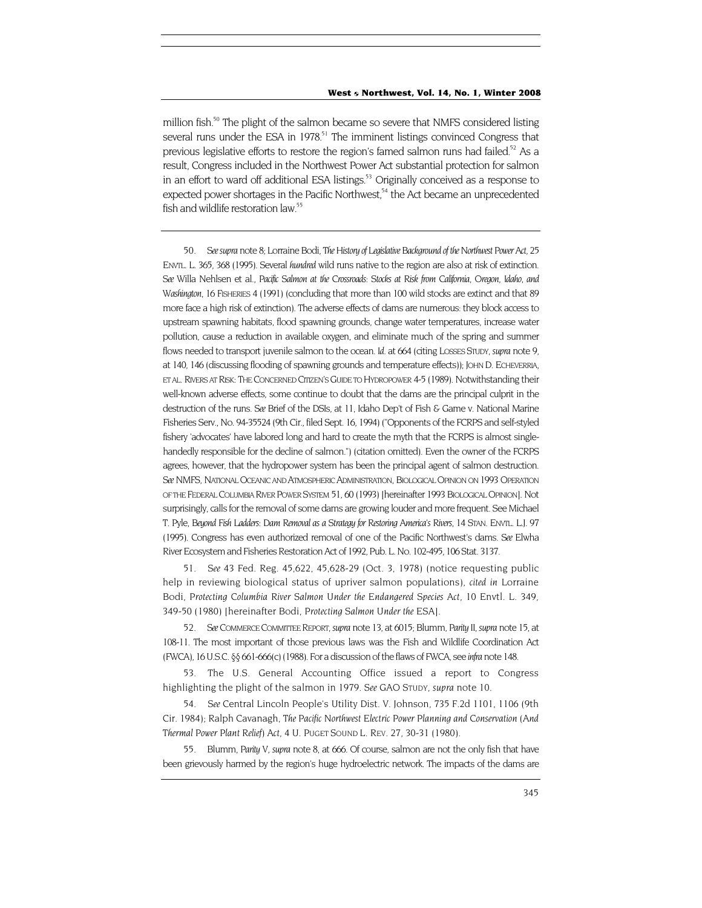million fish.[50] The plight of the salmon became so severe that NMFS considered listing several runs under the ESA in 1978.[51] The imminent listings convinced Congress that previous legislative efforts to restore the region's famed salmon runs had failed.[52] As a result, Congress included in the Northwest Power Act substantial protection for salmon in an effort to ward off additional ESA listings.[53] Originally conceived as a response to expected power shortages in the Pacific Northwest,[54] the Act became an unprecedented fish and wildlife restoration law.[55]

---

50. *See supra* note 8; Lorraine Bodi, *The History of Legislative Background of the Northwest Power Act*, 25 ENVTL. L. 365, 368 (1995). Several *hundred* wild runs native to the region are also at risk of extinction. *See* Willa Nehlsen et al., *Pacific Salmon at the Crossroads: Stocks at Risk from California, Oregon, Idaho, and Washington*, 16 FISHERIES 4 (1991) (concluding that more than 100 wild stocks are extinct and that 89 more face a high risk of extinction). The adverse effects of dams are numerous: they block access to upstream spawning habitats, flood spawning grounds, change water temperatures, increase water pollution, cause a reduction in available oxygen, and eliminate much of the spring and summer flows needed to transport juvenile salmon to the ocean. *Id.* at 664 (citing LOSSES STUDY, *supra* note 9, at 140, 146 (discussing flooding of spawning grounds and temperature effects)); JOHN D. ECHEVERRIA, ET AL. RIVERS AT RISK: THE CONCERNED CITIZEN'S GUIDE TO HYDROPOWER 4-5 (1989). Notwithstanding their well-known adverse effects, some continue to doubt that the dams are the principal culprit in the destruction of the runs. *See* Brief of the DSIs, at 11, Idaho Dep't of Fish & Game v. National Marine Fisheries Serv., No. 94-35524 (9th Cir., filed Sept. 16, 1994) ("Opponents of the FCRPS and self-styled fishery 'advocates' have labored long and hard to create the myth that the FCRPS is almost single-handedly responsible for the decline of salmon.") (citation omitted). Even the owner of the FCRPS agrees, however, that the hydropower system has been the principal agent of salmon destruction. *See* NMFS, NATIONAL OCEANIC AND ATMOSPHERIC ADMINISTRATION, BIOLOGICAL OPINION ON 1993 OPERATION OF THE FEDERAL COLUMBIA RIVER POWER SYSTEM 51, 60 (1993) [hereinafter 1993 BIOLOGICAL OPINION]. Not surprisingly, calls for the removal of some dams are growing louder and more frequent. See Michael T. Pyle, *Beyond Fish Ladders: Dam Removal as a Strategy for Restoring America's Rivers*, 14 STAN. ENVTL. L.J. 97 (1995). Congress has even authorized removal of one of the Pacific Northwest's dams. *See* Elwha River Ecosystem and Fisheries Restoration Act of 1992, Pub. L. No. 102-495, 106 Stat. 3137.

51. *See* 43 Fed. Reg. 45,622, 45,628-29 (Oct. 3, 1978) (notice requesting public help in reviewing biological status of upriver salmon populations), *cited in* Lorraine Bodi, *Protecting Columbia River Salmon Under the Endangered Species Act*, 10 Envtl. L. 349, 349-50 (1980) [hereinafter Bodi, *Protecting Salmon Under the* ESA].

52. *See* COMMERCE COMMITTEE REPORT, *supra* note 13, at 6015; Blumm, *Parity II*, *supra* note 15, at 108-11. The most important of those previous laws was the Fish and Wildlife Coordination Act (FWCA), 16 U.S.C. §§ 661-666(c) (1988). For a discussion of the flaws of FWCA, see *infra* note 148.

53. The U.S. General Accounting Office issued a report to Congress highlighting the plight of the salmon in 1979. *See* GAO STUDY, *supra* note 10.

54. *See* Central Lincoln People's Utility Dist. V. Johnson, 735 F.2d 1101, 1106 (9th Cir. 1984); Ralph Cavanagh, *The Pacific Northwest Electric Power Planning and Conservation (And Thermal Power Plant Relief) Act*, 4 U. PUGET SOUND L. REV. 27, 30-31 (1980).

55. Blumm, *Parity V*, *supra* note 8, at 666. Of course, salmon are not the only fish that have been grievously harmed by the region's huge hydroelectric network. The impacts of the dams are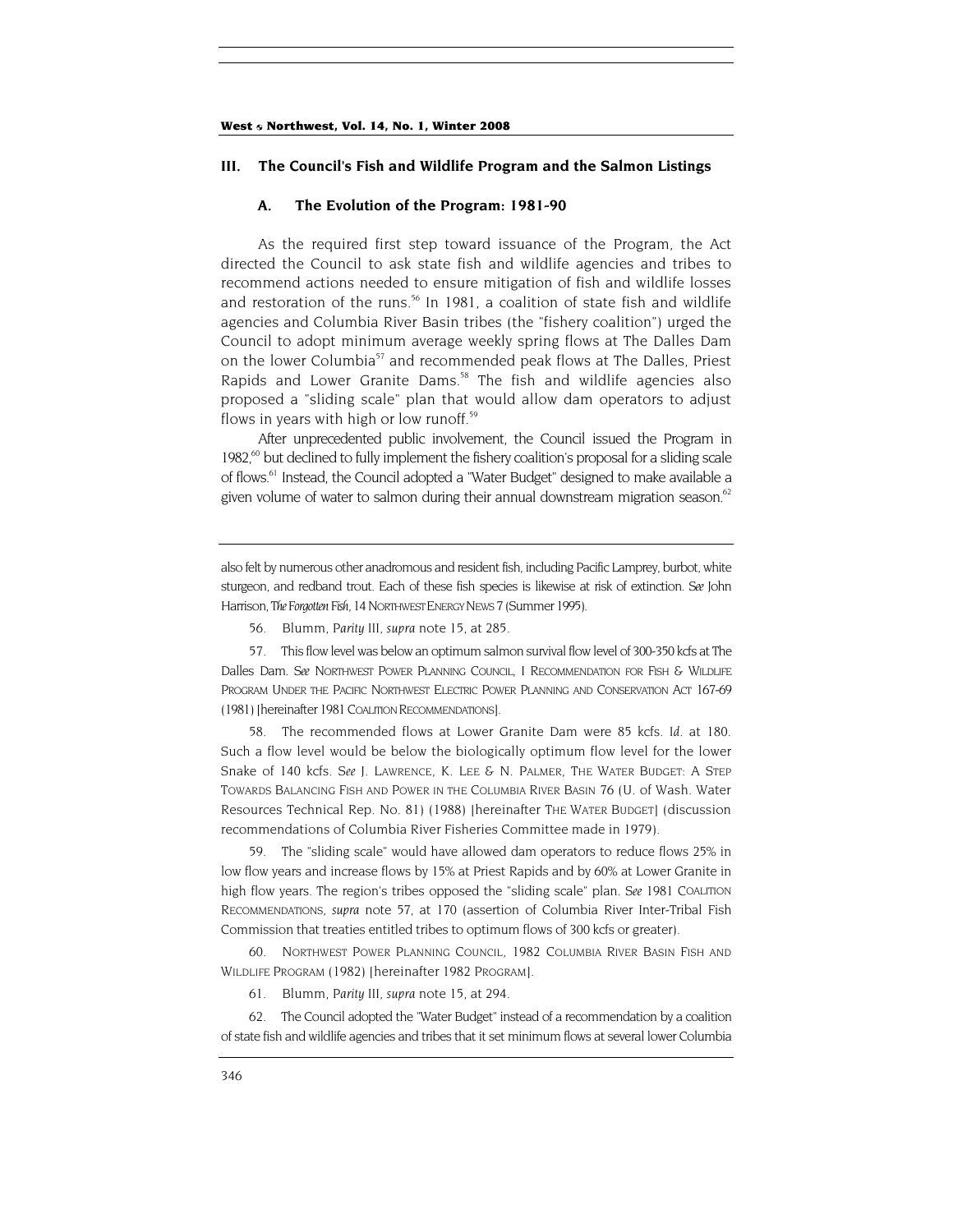## III. The Council's Fish and Wildlife Program and the Salmon Listings

### A. The Evolution of the Program: 1981-90

As the required first step toward issuance of the Program, the Act directed the Council to ask state fish and wildlife agencies and tribes to recommend actions needed to ensure mitigation of fish and wildlife losses and restoration of the runs.[56] In 1981, a coalition of state fish and wildlife agencies and Columbia River Basin tribes (the "fishery coalition") urged the Council to adopt minimum average weekly spring flows at The Dalles Dam on the lower Columbia[57] and recommended peak flows at The Dalles, Priest Rapids and Lower Granite Dams.[58] The fish and wildlife agencies also proposed a "sliding scale" plan that would allow dam operators to adjust flows in years with high or low runoff.[59]

After unprecedented public involvement, the Council issued the Program in 1982,[60] but declined to fully implement the fishery coalition's proposal for a sliding scale of flows.[61] Instead, the Council adopted a "Water Budget" designed to make available a given volume of water to salmon during their annual downstream migration season.[62]

---

also felt by numerous other anadromous and resident fish, including Pacific Lamprey, burbot, white sturgeon, and redband trout. Each of these fish species is likewise at risk of extinction. *See* John Harrison, *The Forgotten Fish*, 14 NORTHWEST ENERGY NEWS 7 (Summer 1995).

56. Blumm, *Parity III*, *supra* note 15, at 285.

57. This flow level was below an optimum salmon survival flow level of 300-350 kcfs at The Dalles Dam. *See* NORTHWEST POWER PLANNING COUNCIL, I RECOMMENDATION FOR FISH & WILDLIFE PROGRAM UNDER THE PACIFIC NORTHWEST ELECTRIC POWER PLANNING AND CONSERVATION ACT 167-69 (1981) [hereinafter 1981 COALITION RECOMMENDATIONS].

58. The recommended flows at Lower Granite Dam were 85 kcfs. *Id.* at 180. Such a flow level would be below the biologically optimum flow level for the lower Snake of 140 kcfs. *See* J. LAWRENCE, K. LEE & N. PALMER, THE WATER BUDGET: A STEP TOWARDS BALANCING FISH AND POWER IN THE COLUMBIA RIVER BASIN 76 (U. of Wash. Water Resources Technical Rep. No. 81) (1988) [hereinafter THE WATER BUDGET] (discussion recommendations of Columbia River Fisheries Committee made in 1979).

59. The "sliding scale" would have allowed dam operators to reduce flows 25% in low flow years and increase flows by 15% at Priest Rapids and by 60% at Lower Granite in high flow years. The region's tribes opposed the "sliding scale" plan. *See* 1981 COALITION RECOMMENDATIONS, *supra* note 57, at 170 (assertion of Columbia River Inter-Tribal Fish Commission that treaties entitled tribes to optimum flows of 300 kcfs or greater).

60. NORTHWEST POWER PLANNING COUNCIL, 1982 COLUMBIA RIVER BASIN FISH AND WILDLIFE PROGRAM (1982) [hereinafter 1982 PROGRAM].

61. Blumm, *Parity III*, *supra* note 15, at 294.

62. The Council adopted the "Water Budget" instead of a recommendation by a coalition of state fish and wildlife agencies and tribes that it set minimum flows at several lower Columbia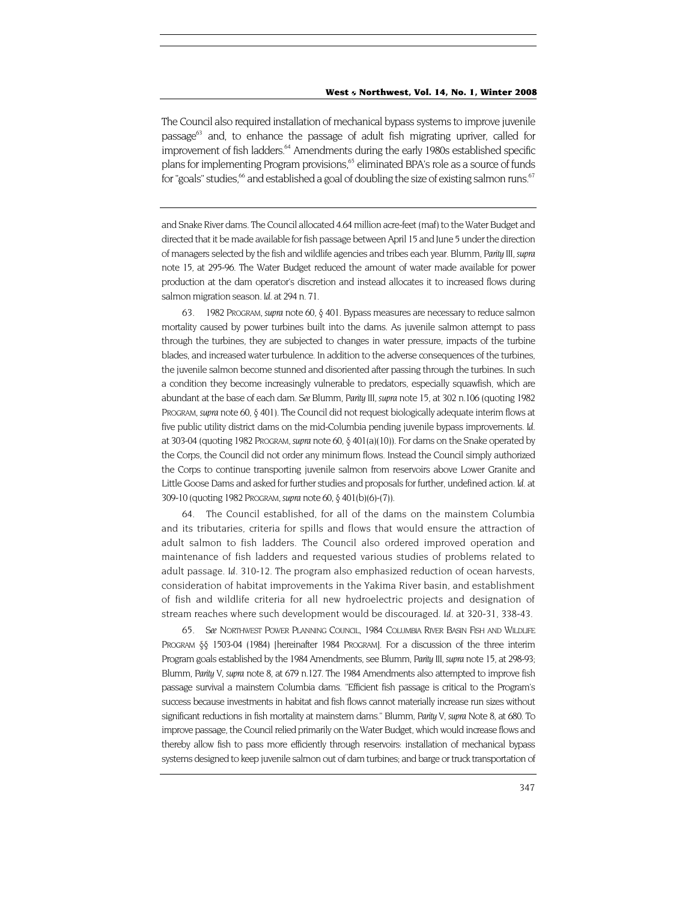The Council also required installation of mechanical bypass systems to improve juvenile passage[63] and, to enhance the passage of adult fish migrating upriver, called for improvement of fish ladders.[64] Amendments during the early 1980s established specific plans for implementing Program provisions,[65] eliminated BPA's role as a source of funds for "goals" studies,[66] and established a goal of doubling the size of existing salmon runs.[67]

---

and Snake River dams. The Council allocated 4.64 million acre-feet (maf) to the Water Budget and directed that it be made available for fish passage between April 15 and June 5 under the direction of managers selected by the fish and wildlife agencies and tribes each year. Blumm, *Parity III*, *supra* note 15, at 295-96. The Water Budget reduced the amount of water made available for power production at the dam operator's discretion and instead allocates it to increased flows during salmon migration season. *Id.* at 294 n. 71.

63. 1982 PROGRAM, *supra* note 60, § 401. Bypass measures are necessary to reduce salmon mortality caused by power turbines built into the dams. As juvenile salmon attempt to pass through the turbines, they are subjected to changes in water pressure, impacts of the turbine blades, and increased water turbulence. In addition to the adverse consequences of the turbines, the juvenile salmon become stunned and disoriented after passing through the turbines. In such a condition they become increasingly vulnerable to predators, especially squawfish, which are abundant at the base of each dam. *See* Blumm, *Parity III*, *supra* note 15, at 302 n.106 (quoting 1982 PROGRAM, *supra* note 60, § 401). The Council did not request biologically adequate interim flows at five public utility district dams on the mid-Columbia pending juvenile bypass improvements. *Id.* at 303-04 (quoting 1982 PROGRAM, *supra* note 60, § 401(a)(10)). For dams on the Snake operated by the Corps, the Council did not order any minimum flows. Instead the Council simply authorized the Corps to continue transporting juvenile salmon from reservoirs above Lower Granite and Little Goose Dams and asked for further studies and proposals for further, undefined action. *Id.* at 309-10 (quoting 1982 PROGRAM, *supra* note 60, § 401(b)(6)-(7)).

64. The Council established, for all of the dams on the mainstem Columbia and its tributaries, criteria for spills and flows that would ensure the attraction of adult salmon to fish ladders. The Council also ordered improved operation and maintenance of fish ladders and requested various studies of problems related to adult passage. *Id.* 310-12. The program also emphasized reduction of ocean harvests, consideration of habitat improvements in the Yakima River basin, and establishment of fish and wildlife criteria for all new hydroelectric projects and designation of stream reaches where such development would be discouraged. *Id.* at 320-31, 338-43.

65. *See* NORTHWEST POWER PLANNING COUNCIL, 1984 COLUMBIA RIVER BASIN FISH AND WILDLIFE PROGRAM §§ 1503-04 (1984) [hereinafter 1984 PROGRAM]. For a discussion of the three interim Program goals established by the 1984 Amendments, see Blumm, *Parity III*, *supra* note 15, at 298-93; Blumm, *Parity V*, *supra* note 8, at 679 n.127. The 1984 Amendments also attempted to improve fish passage survival a mainstem Columbia dams. "Efficient fish passage is critical to the Program's success because investments in habitat and fish flows cannot materially increase run sizes without significant reductions in fish mortality at mainstem dams." Blumm, *Parity V*, *supra* Note 8, at 680. To improve passage, the Council relied primarily on the Water Budget, which would increase flows and thereby allow fish to pass more efficiently through reservoirs: installation of mechanical bypass systems designed to keep juvenile salmon out of dam turbines; and barge or truck transportation of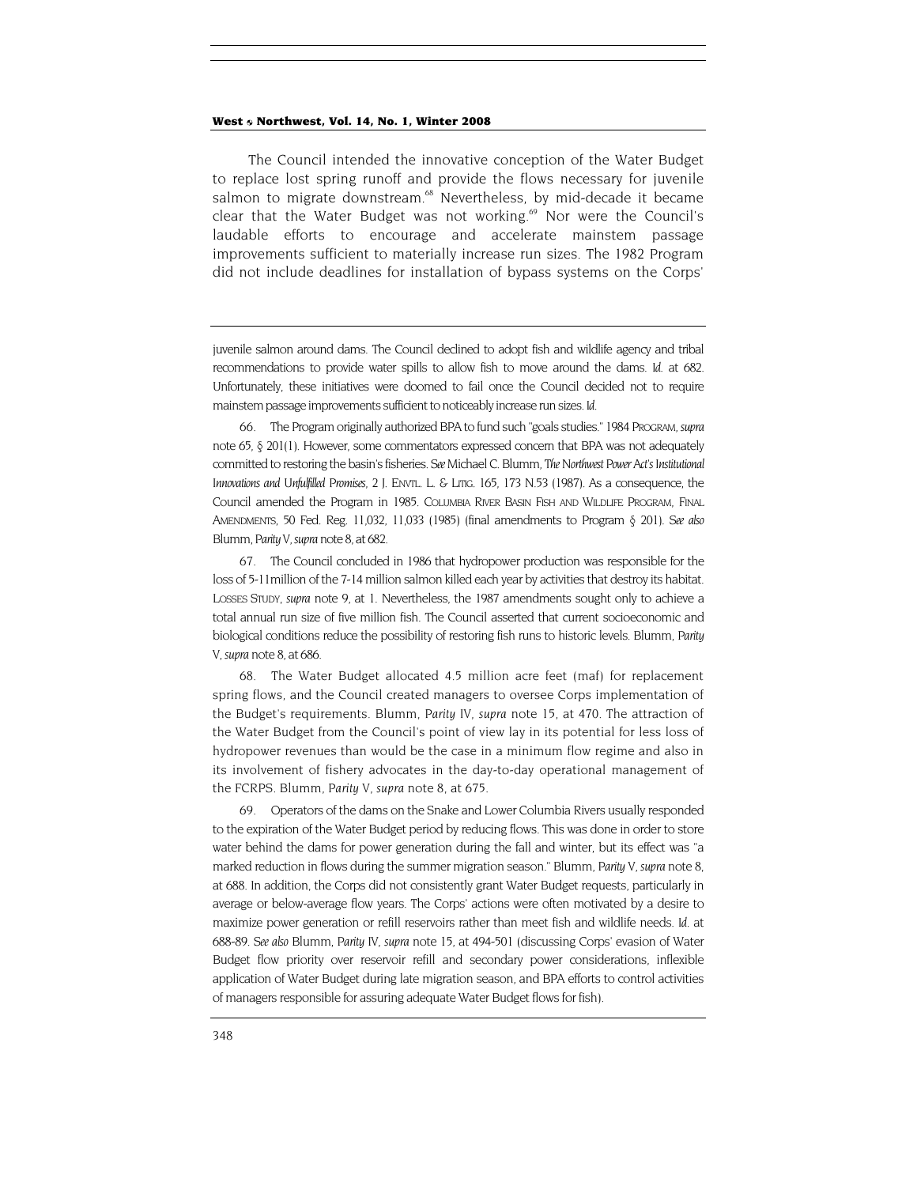The Council intended the innovative conception of the Water Budget to replace lost spring runoff and provide the flows necessary for juvenile salmon to migrate downstream.[68] Nevertheless, by mid-decade it became clear that the Water Budget was not working.[69] Nor were the Council's laudable efforts to encourage and accelerate mainstem passage improvements sufficient to materially increase run sizes. The 1982 Program did not include deadlines for installation of bypass systems on the Corps'

---

juvenile salmon around dams. The Council declined to adopt fish and wildlife agency and tribal recommendations to provide water spills to allow fish to move around the dams. *Id.* at 682. Unfortunately, these initiatives were doomed to fail once the Council decided not to require mainstem passage improvements sufficient to noticeably increase run sizes. *Id.*

66. The Program originally authorized BPA to fund such "goals studies." 1984 PROGRAM, *supra* note 65, § 201(1). However, some commentators expressed concern that BPA was not adequately committed to restoring the basin's fisheries. *See* Michael C. Blumm, *The Northwest Power Act's Institutional Innovations and Unfulfilled Promises*, 2 J. ENVTL. L. & LITIG. 165, 173 N.53 (1987). As a consequence, the Council amended the Program in 1985. COLUMBIA RIVER BASIN FISH AND WILDLIFE PROGRAM, FINAL AMENDMENTS, 50 Fed. Reg. 11,032, 11,033 (1985) (final amendments to Program § 201). *See also* Blumm, *Parity V*, *supra* note 8, at 682.

67. The Council concluded in 1986 that hydropower production was responsible for the loss of 5-11million of the 7-14 million salmon killed each year by activities that destroy its habitat. LOSSES STUDY, *supra* note 9, at 1. Nevertheless, the 1987 amendments sought only to achieve a total annual run size of five million fish. The Council asserted that current socioeconomic and biological conditions reduce the possibility of restoring fish runs to historic levels. Blumm, *Parity V*, *supra* note 8, at 686.

68. The Water Budget allocated 4.5 million acre feet (maf) for replacement spring flows, and the Council created managers to oversee Corps implementation of the Budget's requirements. Blumm, *Parity IV*, *supra* note 15, at 470. The attraction of the Water Budget from the Council's point of view lay in its potential for less loss of hydropower revenues than would be the case in a minimum flow regime and also in its involvement of fishery advocates in the day-to-day operational management of the FCRPS. Blumm, *Parity V*, *supra* note 8, at 675.

69. Operators of the dams on the Snake and Lower Columbia Rivers usually responded to the expiration of the Water Budget period by reducing flows. This was done in order to store water behind the dams for power generation during the fall and winter, but its effect was "a marked reduction in flows during the summer migration season." Blumm, *Parity V*, *supra* note 8, at 688. In addition, the Corps did not consistently grant Water Budget requests, particularly in average or below-average flow years. The Corps' actions were often motivated by a desire to maximize power generation or refill reservoirs rather than meet fish and wildlife needs. *Id.* at 688-89. *See also* Blumm, *Parity IV*, *supra* note 15, at 494-501 (discussing Corps' evasion of Water Budget flow priority over reservoir refill and secondary power considerations, inflexible application of Water Budget during late migration season, and BPA efforts to control activities of managers responsible for assuring adequate Water Budget flows for fish).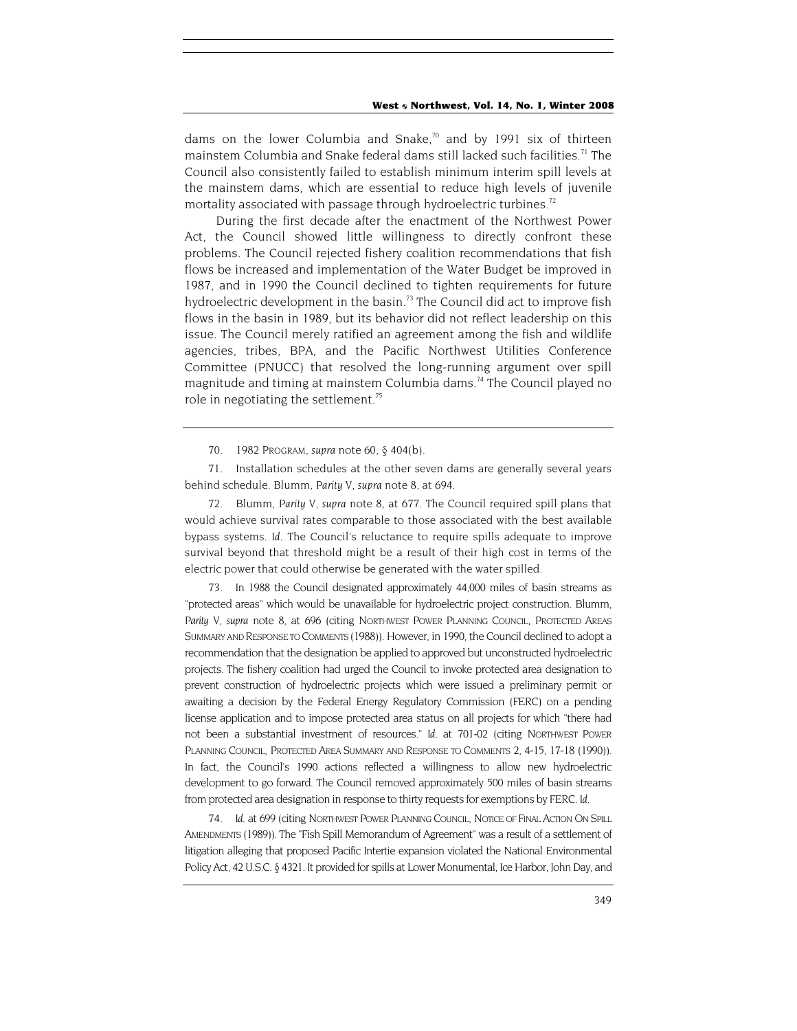dams on the lower Columbia and Snake,[70] and by 1991 six of thirteen mainstem Columbia and Snake federal dams still lacked such facilities.[71] The Council also consistently failed to establish minimum interim spill levels at the mainstem dams, which are essential to reduce high levels of juvenile mortality associated with passage through hydroelectric turbines.[72]

During the first decade after the enactment of the Northwest Power Act, the Council showed little willingness to directly confront these problems. The Council rejected fishery coalition recommendations that fish flows be increased and implementation of the Water Budget be improved in 1987, and in 1990 the Council declined to tighten requirements for future hydroelectric development in the basin.[73] The Council did act to improve fish flows in the basin in 1989, but its behavior did not reflect leadership on this issue. The Council merely ratified an agreement among the fish and wildlife agencies, tribes, BPA, and the Pacific Northwest Utilities Conference Committee (PNUCC) that resolved the long-running argument over spill magnitude and timing at mainstem Columbia dams.[74] The Council played no role in negotiating the settlement.[75]

---

70. 1982 PROGRAM, *supra* note 60, § 404(b).

71. Installation schedules at the other seven dams are generally several years behind schedule. Blumm, *Parity V*, *supra* note 8, at 694.

72. Blumm, *Parity V*, *supra* note 8, at 677. The Council required spill plans that would achieve survival rates comparable to those associated with the best available bypass systems. *Id.* The Council's reluctance to require spills adequate to improve survival beyond that threshold might be a result of their high cost in terms of the electric power that could otherwise be generated with the water spilled.

73. In 1988 the Council designated approximately 44,000 miles of basin streams as "protected areas" which would be unavailable for hydroelectric project construction. Blumm, *Parity V*, *supra* note 8, at 696 (citing NORTHWEST POWER PLANNING COUNCIL, PROTECTED AREAS SUMMARY AND RESPONSE TO COMMENTS (1988)). However, in 1990, the Council declined to adopt a recommendation that the designation be applied to approved but unconstructed hydroelectric projects. The fishery coalition had urged the Council to invoke protected area designation to prevent construction of hydroelectric projects which were issued a preliminary permit or awaiting a decision by the Federal Energy Regulatory Commission (FERC) on a pending license application and to impose protected area status on all projects for which "there had not been a substantial investment of resources." *Id.* at 701-02 (citing NORTHWEST POWER PLANNING COUNCIL, PROTECTED AREA SUMMARY AND RESPONSE TO COMMENTS 2, 4-15, 17-18 (1990)). In fact, the Council's 1990 actions reflected a willingness to allow new hydroelectric development to go forward. The Council removed approximately 500 miles of basin streams from protected area designation in response to thirty requests for exemptions by FERC. *Id.*

74. *Id.* at 699 (citing NORTHWEST POWER PLANNING COUNCIL, NOTICE OF FINAL ACTION ON SPILL AMENDMENTS (1989)). The "Fish Spill Memorandum of Agreement" was a result of a settlement of litigation alleging that proposed Pacific Intertie expansion violated the National Environmental Policy Act, 42 U.S.C. § 4321. It provided for spills at Lower Monumental, Ice Harbor, John Day, and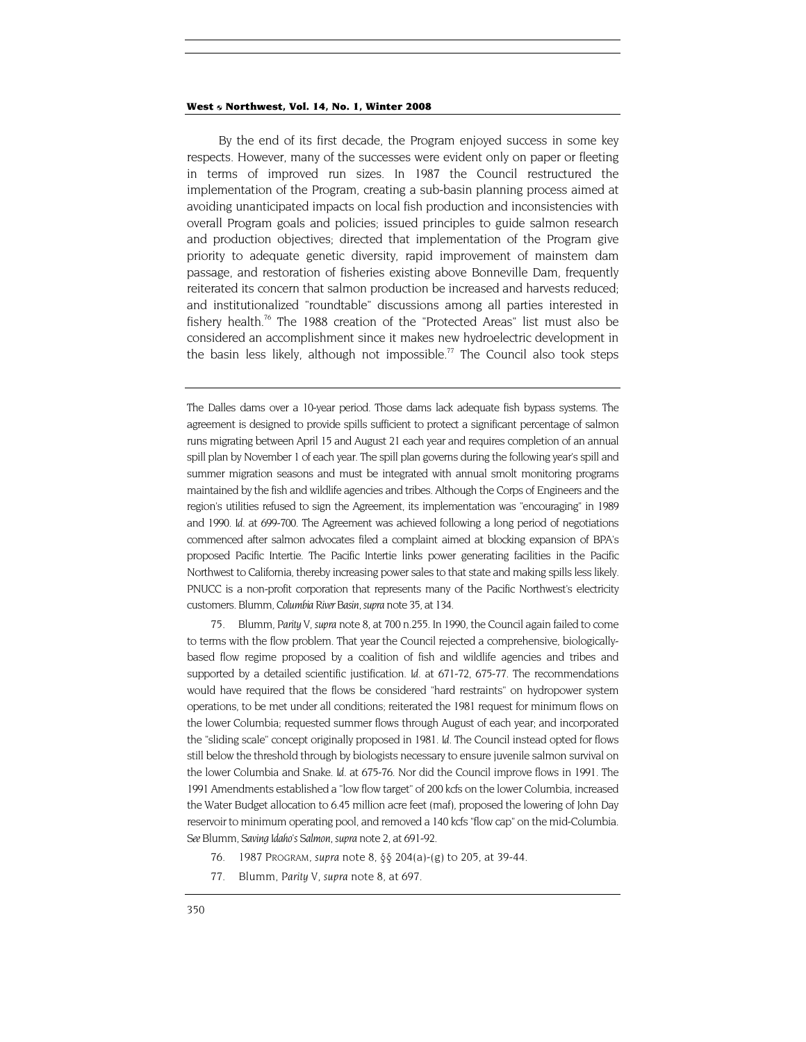By the end of its first decade, the Program enjoyed success in some key respects. However, many of the successes were evident only on paper or fleeting in terms of improved run sizes. In 1987 the Council restructured the implementation of the Program, creating a sub-basin planning process aimed at avoiding unanticipated impacts on local fish production and inconsistencies with overall Program goals and policies; issued principles to guide salmon research and production objectives; directed that implementation of the Program give priority to adequate genetic diversity, rapid improvement of mainstem dam passage, and restoration of fisheries existing above Bonneville Dam, frequently reiterated its concern that salmon production be increased and harvests reduced; and institutionalized "roundtable" discussions among all parties interested in fishery health.[76] The 1988 creation of the "Protected Areas" list must also be considered an accomplishment since it makes new hydroelectric development in the basin less likely, although not impossible.[77] The Council also took steps

---

The Dalles dams over a 10-year period. Those dams lack adequate fish bypass systems. The agreement is designed to provide spills sufficient to protect a significant percentage of salmon runs migrating between April 15 and August 21 each year and requires completion of an annual spill plan by November 1 of each year. The spill plan governs during the following year's spill and summer migration seasons and must be integrated with annual smolt monitoring programs maintained by the fish and wildlife agencies and tribes. Although the Corps of Engineers and the region's utilities refused to sign the Agreement, its implementation was "encouraging" in 1989 and 1990. *Id.* at 699-700. The Agreement was achieved following a long period of negotiations commenced after salmon advocates filed a complaint aimed at blocking expansion of BPA's proposed Pacific Intertie. The Pacific Intertie links power generating facilities in the Pacific Northwest to California, thereby increasing power sales to that state and making spills less likely. PNUCC is a non-profit corporation that represents many of the Pacific Northwest's electricity customers. Blumm, *Columbia River Basin*, *supra* note 35, at 134.

75. Blumm, *Parity V*, *supra* note 8, at 700 n.255. In 1990, the Council again failed to come to terms with the flow problem. That year the Council rejected a comprehensive, biologically-based flow regime proposed by a coalition of fish and wildlife agencies and tribes and supported by a detailed scientific justification. *Id.* at 671-72, 675-77. The recommendations would have required that the flows be considered "hard restraints" on hydropower system operations, to be met under all conditions; reiterated the 1981 request for minimum flows on the lower Columbia; requested summer flows through August of each year; and incorporated the "sliding scale" concept originally proposed in 1981. *Id.* The Council instead opted for flows still below the threshold through by biologists necessary to ensure juvenile salmon survival on the lower Columbia and Snake. *Id.* at 675-76. Nor did the Council improve flows in 1991. The 1991 Amendments established a "low flow target" of 200 kcfs on the lower Columbia, increased the Water Budget allocation to 6.45 million acre feet (maf), proposed the lowering of John Day reservoir to minimum operating pool, and removed a 140 kcfs "flow cap" on the mid-Columbia. *See* Blumm, *Saving Idaho's Salmon*, *supra* note 2, at 691-92.

76. 1987 PROGRAM, *supra* note 8, §§ 204(a)-(g) to 205, at 39-44.

77. Blumm, *Parity V*, *supra* note 8, at 697.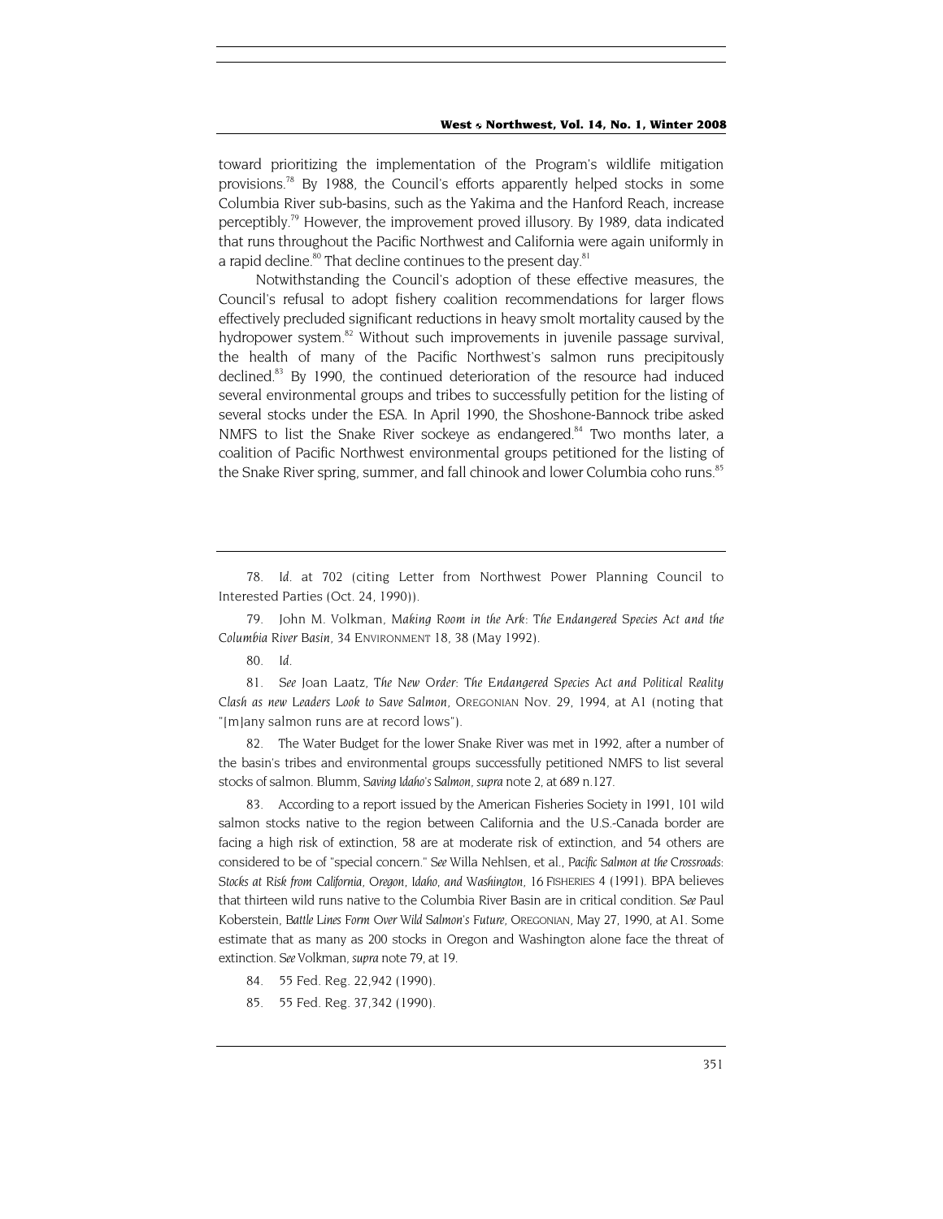toward prioritizing the implementation of the Program's wildlife mitigation provisions.[78] By 1988, the Council's efforts apparently helped stocks in some Columbia River sub-basins, such as the Yakima and the Hanford Reach, increase perceptibly.[79] However, the improvement proved illusory. By 1989, data indicated that runs throughout the Pacific Northwest and California were again uniformly in a rapid decline.[80] That decline continues to the present day.[81]

Notwithstanding the Council's adoption of these effective measures, the Council's refusal to adopt fishery coalition recommendations for larger flows effectively precluded significant reductions in heavy smolt mortality caused by the hydropower system.[82] Without such improvements in juvenile passage survival, the health of many of the Pacific Northwest's salmon runs precipitously declined.[83] By 1990, the continued deterioration of the resource had induced several environmental groups and tribes to successfully petition for the listing of several stocks under the ESA. In April 1990, the Shoshone-Bannock tribe asked NMFS to list the Snake River sockeye as endangered.[84] Two months later, a coalition of Pacific Northwest environmental groups petitioned for the listing of the Snake River spring, summer, and fall chinook and lower Columbia coho runs.[85]

---

78. *Id.* at 702 (citing Letter from Northwest Power Planning Council to Interested Parties (Oct. 24, 1990)).

79. John M. Volkman, *Making Room in the Ark: The Endangered Species Act and the Columbia River Basin*, 34 ENVIRONMENT 18, 38 (May 1992).

80. *Id.*

81. *See* Joan Laatz, *The New Order: The Endangered Species Act and Political Reality Clash as new Leaders Look to Save Salmon*, OREGONIAN Nov. 29, 1994, at A1 (noting that "[m]any salmon runs are at record lows").

82. The Water Budget for the lower Snake River was met in 1992, after a number of the basin's tribes and environmental groups successfully petitioned NMFS to list several stocks of salmon. Blumm, *Saving Idaho's Salmon*, *supra* note 2, at 689 n.127.

83. According to a report issued by the American Fisheries Society in 1991, 101 wild salmon stocks native to the region between California and the U.S.-Canada border are facing a high risk of extinction, 58 are at moderate risk of extinction, and 54 others are considered to be of "special concern." *See* Willa Nehlsen, et al., *Pacific Salmon at the Crossroads: Stocks at Risk from California, Oregon, Idaho, and Washington*, 16 FISHERIES 4 (1991). BPA believes that thirteen wild runs native to the Columbia River Basin are in critical condition. *See* Paul Koberstein, *Battle Lines Form Over Wild Salmon's Future*, OREGONIAN, May 27, 1990, at A1. Some estimate that as many as 200 stocks in Oregon and Washington alone face the threat of extinction. *See* Volkman, *supra* note 79, at 19.

84. 55 Fed. Reg. 22,942 (1990).

85. 55 Fed. Reg. 37,342 (1990).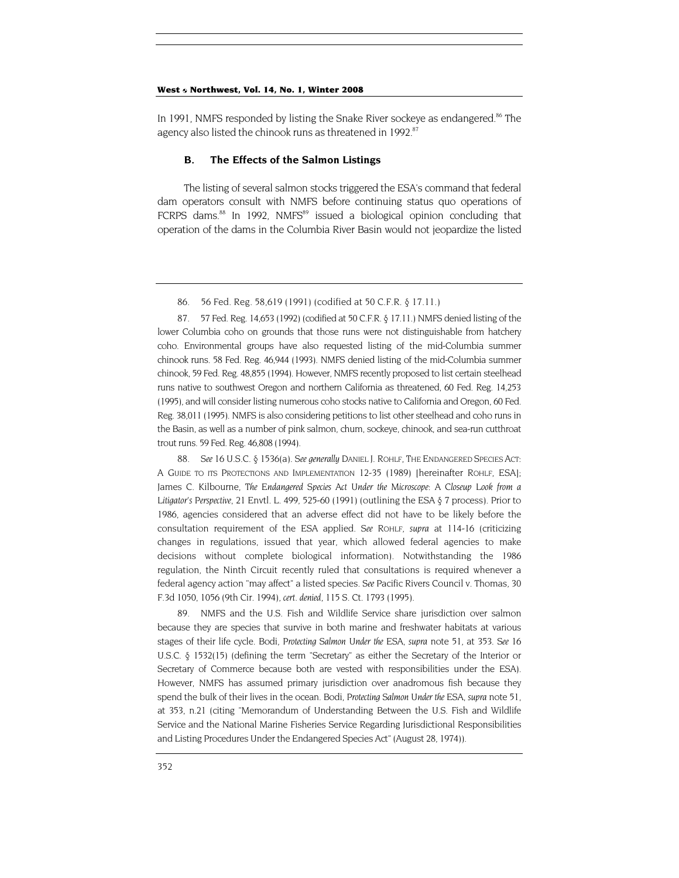In 1991, NMFS responded by listing the Snake River sockeye as endangered.[86] The agency also listed the chinook runs as threatened in 1992.[87]

### B. The Effects of the Salmon Listings

The listing of several salmon stocks triggered the ESA's command that federal dam operators consult with NMFS before continuing status quo operations of FCRPS dams.[88] In 1992, NMFS[89] issued a biological opinion concluding that operation of the dams in the Columbia River Basin would not jeopardize the listed

---

86. 56 Fed. Reg. 58,619 (1991) (codified at 50 C.F.R. § 17.11.)

87. 57 Fed. Reg. 14,653 (1992) (codified at 50 C.F.R. § 17.11.) NMFS denied listing of the lower Columbia coho on grounds that those runs were not distinguishable from hatchery coho. Environmental groups have also requested listing of the mid-Columbia summer chinook runs. 58 Fed. Reg. 46,944 (1993). NMFS denied listing of the mid-Columbia summer chinook, 59 Fed. Reg. 48,855 (1994). However, NMFS recently proposed to list certain steelhead runs native to southwest Oregon and northern California as threatened, 60 Fed. Reg. 14,253 (1995), and will consider listing numerous coho stocks native to California and Oregon, 60 Fed. Reg. 38,011 (1995). NMFS is also considering petitions to list other steelhead and coho runs in the Basin, as well as a number of pink salmon, chum, sockeye, chinook, and sea-run cutthroat trout runs. 59 Fed. Reg. 46,808 (1994).

88. *See* 16 U.S.C. § 1536(a). *See generally* DANIEL J. ROHLF, THE ENDANGERED SPECIES ACT: A GUIDE TO ITS PROTECTIONS AND IMPLEMENTATION 12-35 (1989) [hereinafter ROHLF, ESA]; James C. Kilbourne, *The Endangered Species Act Under the Microscope: A Closeup Look from a Litigator's Perspective*, 21 Envtl. L. 499, 525-60 (1991) (outlining the ESA § 7 process). Prior to 1986, agencies considered that an adverse effect did not have to be likely before the consultation requirement of the ESA applied. *See* ROHLF, *supra* at 114-16 (criticizing changes in regulations, issued that year, which allowed federal agencies to make decisions without complete biological information). Notwithstanding the 1986 regulation, the Ninth Circuit recently ruled that consultations is required whenever a federal agency action "may affect" a listed species. *See* Pacific Rivers Council v. Thomas, 30 F.3d 1050, 1056 (9th Cir. 1994), *cert. denied*, 115 S. Ct. 1793 (1995).

89. NMFS and the U.S. Fish and Wildlife Service share jurisdiction over salmon because they are species that survive in both marine and freshwater habitats at various stages of their life cycle. Bodi, *Protecting Salmon Under the* ESA, *supra* note 51, at 353. *See* 16 U.S.C. § 1532(15) (defining the term "Secretary" as either the Secretary of the Interior or Secretary of Commerce because both are vested with responsibilities under the ESA). However, NMFS has assumed primary jurisdiction over anadromous fish because they spend the bulk of their lives in the ocean. Bodi, *Protecting Salmon Under the* ESA, *supra* note 51, at 353, n.21 (citing "Memorandum of Understanding Between the U.S. Fish and Wildlife Service and the National Marine Fisheries Service Regarding Jurisdictional Responsibilities and Listing Procedures Under the Endangered Species Act" (August 28, 1974)).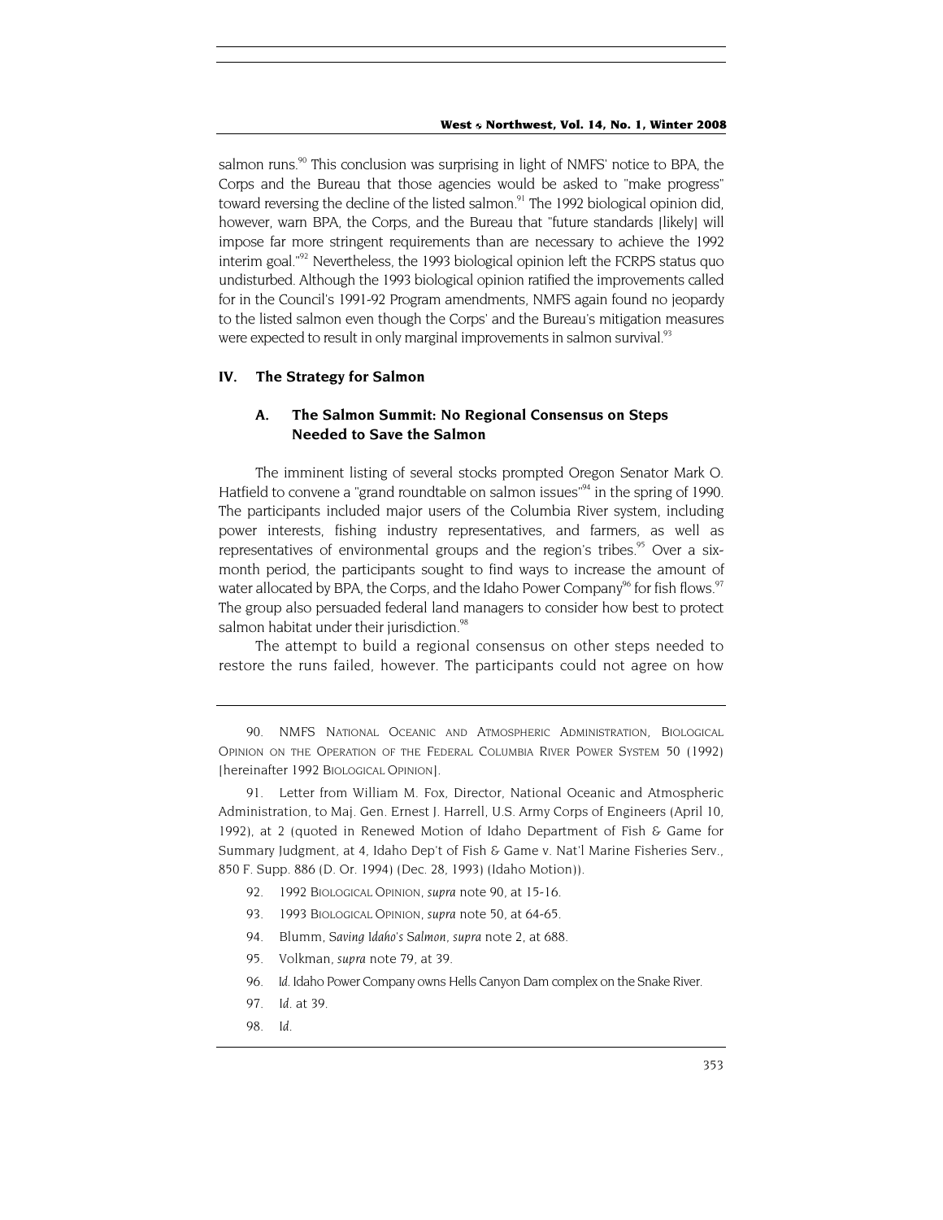salmon runs.[90] This conclusion was surprising in light of NMFS' notice to BPA, the Corps and the Bureau that those agencies would be asked to "make progress" toward reversing the decline of the listed salmon.[91] The 1992 biological opinion did, however, warn BPA, the Corps, and the Bureau that "future standards [likely] will impose far more stringent requirements than are necessary to achieve the 1992 interim goal."[92] Nevertheless, the 1993 biological opinion left the FCRPS status quo undisturbed. Although the 1993 biological opinion ratified the improvements called for in the Council's 1991-92 Program amendments, NMFS again found no jeopardy to the listed salmon even though the Corps' and the Bureau's mitigation measures were expected to result in only marginal improvements in salmon survival.[93]

## IV. The Strategy for Salmon

### A. The Salmon Summit: No Regional Consensus on Steps Needed to Save the Salmon

The imminent listing of several stocks prompted Oregon Senator Mark O. Hatfield to convene a "grand roundtable on salmon issues"[94] in the spring of 1990. The participants included major users of the Columbia River system, including power interests, fishing industry representatives, and farmers, as well as representatives of environmental groups and the region's tribes.[95] Over a six-month period, the participants sought to find ways to increase the amount of water allocated by BPA, the Corps, and the Idaho Power Company[96] for fish flows.[97] The group also persuaded federal land managers to consider how best to protect salmon habitat under their jurisdiction.[98]

The attempt to build a regional consensus on other steps needed to restore the runs failed, however. The participants could not agree on how

---

90. NMFS National Oceanic and Atmospheric Administration, Biological Opinion on the Operation of the Federal Columbia River Power System 50 (1992) [hereinafter 1992 Biological Opinion].

91. Letter from William M. Fox, Director, National Oceanic and Atmospheric Administration, to Maj. Gen. Ernest J. Harrell, U.S. Army Corps of Engineers (April 10, 1992), at 2 (quoted in Renewed Motion of Idaho Department of Fish & Game for Summary Judgment, at 4, Idaho Dep't of Fish & Game v. Nat'l Marine Fisheries Serv., 850 F. Supp. 886 (D. Or. 1994) (Dec. 28, 1993) (Idaho Motion)).

92. 1992 Biological Opinion, *supra* note 90, at 15-16.

93. 1993 Biological Opinion, *supra* note 50, at 64-65.

94. Blumm, *Saving Idaho's Salmon*, *supra* note 2, at 688.

95. Volkman, *supra* note 79, at 39.

96. *Id.* Idaho Power Company owns Hells Canyon Dam complex on the Snake River.

97. *Id.* at 39.

98. *Id.*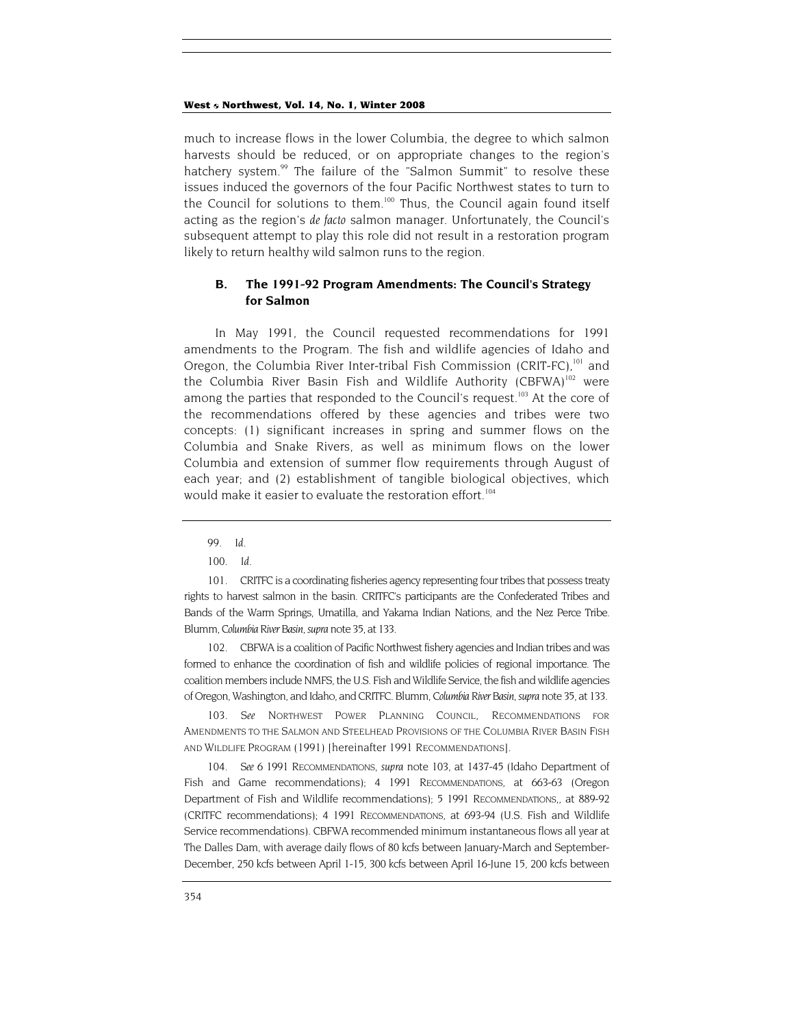much to increase flows in the lower Columbia, the degree to which salmon harvests should be reduced, or on appropriate changes to the region's hatchery system.[99] The failure of the "Salmon Summit" to resolve these issues induced the governors of the four Pacific Northwest states to turn to the Council for solutions to them.[100] Thus, the Council again found itself acting as the region's *de facto* salmon manager. Unfortunately, the Council's subsequent attempt to play this role did not result in a restoration program likely to return healthy wild salmon runs to the region.

### B. The 1991-92 Program Amendments: The Council's Strategy for Salmon

In May 1991, the Council requested recommendations for 1991 amendments to the Program. The fish and wildlife agencies of Idaho and Oregon, the Columbia River Inter-tribal Fish Commission (CRIT-FC),[101] and the Columbia River Basin Fish and Wildlife Authority (CBFWA)[102] were among the parties that responded to the Council's request.[103] At the core of the recommendations offered by these agencies and tribes were two concepts: (1) significant increases in spring and summer flows on the Columbia and Snake Rivers, as well as minimum flows on the lower Columbia and extension of summer flow requirements through August of each year; and (2) establishment of tangible biological objectives, which would make it easier to evaluate the restoration effort.[104]

---

99. *Id.*

100. *Id.*

101. CRITFC is a coordinating fisheries agency representing four tribes that possess treaty rights to harvest salmon in the basin. CRITFC's participants are the Confederated Tribes and Bands of the Warm Springs, Umatilla, and Yakama Indian Nations, and the Nez Perce Tribe. Blumm, *Columbia River Basin*, *supra* note 35, at 133.

102. CBFWA is a coalition of Pacific Northwest fishery agencies and Indian tribes and was formed to enhance the coordination of fish and wildlife policies of regional importance. The coalition members include NMFS, the U.S. Fish and Wildlife Service, the fish and wildlife agencies of Oregon, Washington, and Idaho, and CRITFC. Blumm, *Columbia River Basin*, *supra* note 35, at 133.

103. *See* NORTHWEST POWER PLANNING COUNCIL, RECOMMENDATIONS FOR AMENDMENTS TO THE SALMON AND STEELHEAD PROVISIONS OF THE COLUMBIA RIVER BASIN FISH AND WILDLIFE PROGRAM (1991) [hereinafter 1991 RECOMMENDATIONS].

104. *See* 6 1991 RECOMMENDATIONS, *supra* note 103, at 1437-45 (Idaho Department of Fish and Game recommendations); 4 1991 RECOMMENDATIONS, at 663-63 (Oregon Department of Fish and Wildlife recommendations); 5 1991 RECOMMENDATIONS,, at 889-92 (CRITFC recommendations); 4 1991 RECOMMENDATIONS, at 693-94 (U.S. Fish and Wildlife Service recommendations). CBFWA recommended minimum instantaneous flows all year at The Dalles Dam, with average daily flows of 80 kcfs between January-March and September-December, 250 kcfs between April 1-15, 300 kcfs between April 16-June 15, 200 kcfs between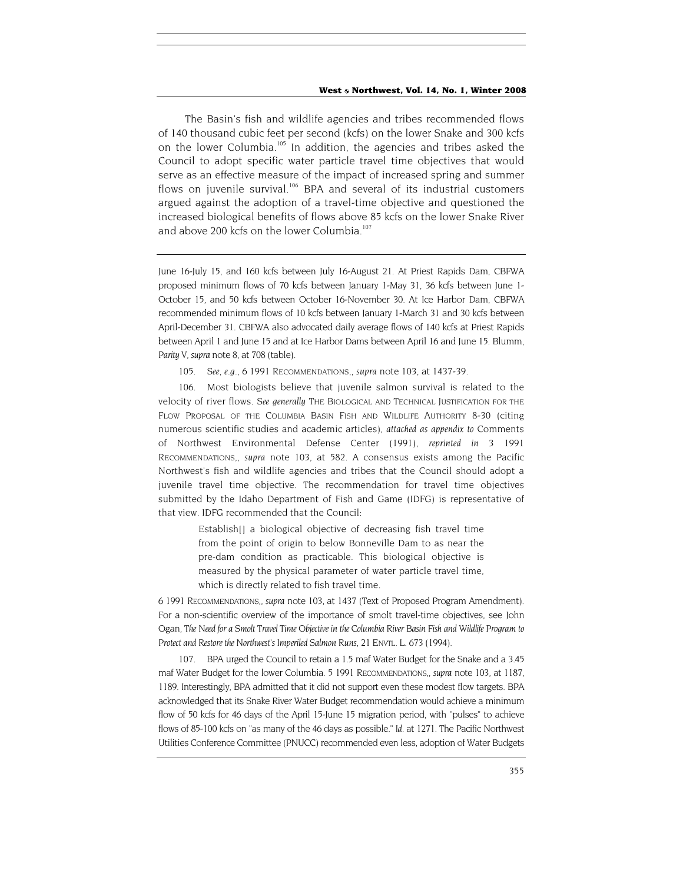The Basin's fish and wildlife agencies and tribes recommended flows of 140 thousand cubic feet per second (kcfs) on the lower Snake and 300 kcfs on the lower Columbia.[105] In addition, the agencies and tribes asked the Council to adopt specific water particle travel time objectives that would serve as an effective measure of the impact of increased spring and summer flows on juvenile survival.[106] BPA and several of its industrial customers argued against the adoption of a travel-time objective and questioned the increased biological benefits of flows above 85 kcfs on the lower Snake River and above 200 kcfs on the lower Columbia.[107]

---

June 16-July 15, and 160 kcfs between July 16-August 21. At Priest Rapids Dam, CBFWA proposed minimum flows of 70 kcfs between January 1-May 31, 36 kcfs between June 1-October 15, and 50 kcfs between October 16-November 30. At Ice Harbor Dam, CBFWA recommended minimum flows of 10 kcfs between January 1-March 31 and 30 kcfs between April-December 31. CBFWA also advocated daily average flows of 140 kcfs at Priest Rapids between April 1 and June 15 and at Ice Harbor Dams between April 16 and June 15. Blumm, *Parity V*, *supra* note 8, at 708 (table).

105. *See, e.g.*, 6 1991 RECOMMENDATIONS,, *supra* note 103, at 1437-39.

106. Most biologists believe that juvenile salmon survival is related to the velocity of river flows. *See generally* THE BIOLOGICAL AND TECHNICAL JUSTIFICATION FOR THE FLOW PROPOSAL OF THE COLUMBIA BASIN FISH AND WILDLIFE AUTHORITY 8-30 (citing numerous scientific studies and academic articles), *attached as appendix to* Comments of Northwest Environmental Defense Center (1991), *reprinted in* 3 1991 RECOMMENDATIONS,, *supra* note 103, at 582. A consensus exists among the Pacific Northwest's fish and wildlife agencies and tribes that the Council should adopt a juvenile travel time objective. The recommendation for travel time objectives submitted by the Idaho Department of Fish and Game (IDFG) is representative of that view. IDFG recommended that the Council:

> Establish[] a biological objective of decreasing fish travel time from the point of origin to below Bonneville Dam to as near the pre-dam condition as practicable. This biological objective is measured by the physical parameter of water particle travel time, which is directly related to fish travel time.

6 1991 RECOMMENDATIONS,, *supra* note 103, at 1437 (Text of Proposed Program Amendment). For a non-scientific overview of the importance of smolt travel-time objectives, see John Ogan, *The Need for a Smolt Travel Time Objective in the Columbia River Basin Fish and Wildlife Program to Protect and Restore the Northwest's Imperiled Salmon Runs*, 21 ENVTL. L. 673 (1994).

107. BPA urged the Council to retain a 1.5 maf Water Budget for the Snake and a 3.45 maf Water Budget for the lower Columbia. 5 1991 RECOMMENDATIONS,, *supra* note 103, at 1187, 1189. Interestingly, BPA admitted that it did not support even these modest flow targets. BPA acknowledged that its Snake River Water Budget recommendation would achieve a minimum flow of 50 kcfs for 46 days of the April 15-June 15 migration period, with "pulses" to achieve flows of 85-100 kcfs on "as many of the 46 days as possible." *Id.* at 1271. The Pacific Northwest Utilities Conference Committee (PNUCC) recommended even less, adoption of Water Budgets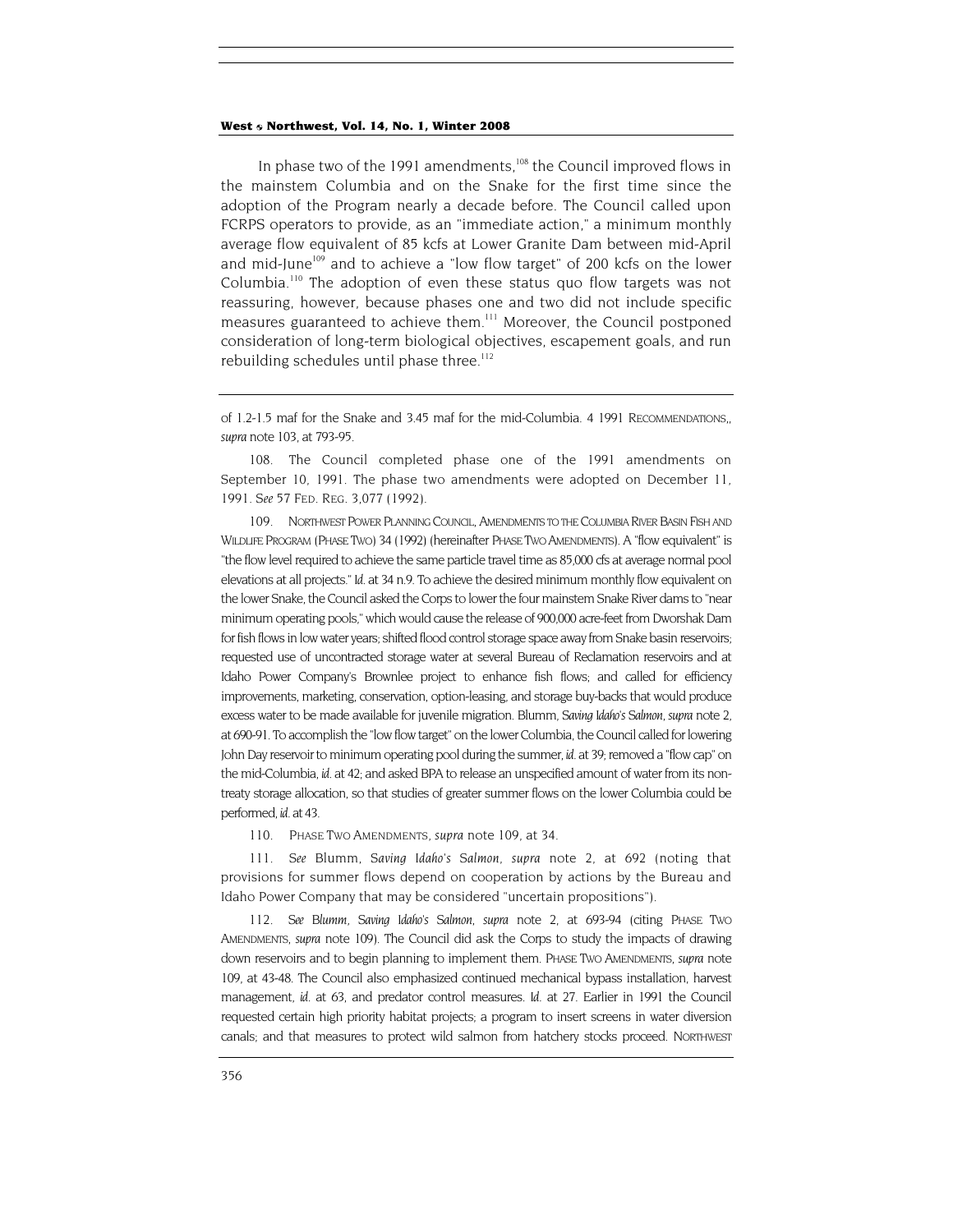In phase two of the 1991 amendments,[108] the Council improved flows in the mainstem Columbia and on the Snake for the first time since the adoption of the Program nearly a decade before. The Council called upon FCRPS operators to provide, as an "immediate action," a minimum monthly average flow equivalent of 85 kcfs at Lower Granite Dam between mid-April and mid-June[109] and to achieve a "low flow target" of 200 kcfs on the lower Columbia.[110] The adoption of even these status quo flow targets was not reassuring, however, because phases one and two did not include specific measures guaranteed to achieve them.[111] Moreover, the Council postponed consideration of long-term biological objectives, escapement goals, and run rebuilding schedules until phase three.[112]

---

of 1.2-1.5 maf for the Snake and 3.45 maf for the mid-Columbia. 4 1991 RECOMMENDATIONS,, *supra* note 103, at 793-95.

108. The Council completed phase one of the 1991 amendments on September 10, 1991. The phase two amendments were adopted on December 11, 1991. *See* 57 FED. REG. 3,077 (1992).

109. NORTHWEST POWER PLANNING COUNCIL, AMENDMENTS TO THE COLUMBIA RIVER BASIN FISH AND WILDLIFE PROGRAM (PHASE TWO) 34 (1992) (hereinafter PHASE TWO AMENDMENTS). A "flow equivalent" is "the flow level required to achieve the same particle travel time as 85,000 cfs at average normal pool elevations at all projects." *Id.* at 34 n.9. To achieve the desired minimum monthly flow equivalent on the lower Snake, the Council asked the Corps to lower the four mainstem Snake River dams to "near minimum operating pools," which would cause the release of 900,000 acre-feet from Dworshak Dam for fish flows in low water years; shifted flood control storage space away from Snake basin reservoirs; requested use of uncontracted storage water at several Bureau of Reclamation reservoirs and at Idaho Power Company's Brownlee project to enhance fish flows; and called for efficiency improvements, marketing, conservation, option-leasing, and storage buy-backs that would produce excess water to be made available for juvenile migration. Blumm, *Saving Idaho's Salmon*, *supra* note 2, at 690-91. To accomplish the "low flow target" on the lower Columbia, the Council called for lowering John Day reservoir to minimum operating pool during the summer, *id.* at 39; removed a "flow cap" on the mid-Columbia, *id.* at 42; and asked BPA to release an unspecified amount of water from its non-treaty storage allocation, so that studies of greater summer flows on the lower Columbia could be performed, *id.* at 43.

110. PHASE TWO AMENDMENTS, *supra* note 109, at 34.

111. *See* Blumm, *Saving Idaho's Salmon*, *supra* note 2, at 692 (noting that provisions for summer flows depend on cooperation by actions by the Bureau and Idaho Power Company that may be considered "uncertain propositions").

112. *See Blumm, Saving Idaho's Salmon*, *supra* note 2, at 693-94 (citing PHASE TWO AMENDMENTS, *supra* note 109). The Council did ask the Corps to study the impacts of drawing down reservoirs and to begin planning to implement them. PHASE TWO AMENDMENTS, *supra* note 109, at 43-48. The Council also emphasized continued mechanical bypass installation, harvest management, *id.* at 63, and predator control measures. *Id.* at 27. Earlier in 1991 the Council requested certain high priority habitat projects; a program to insert screens in water diversion canals; and that measures to protect wild salmon from hatchery stocks proceed. NORTHWEST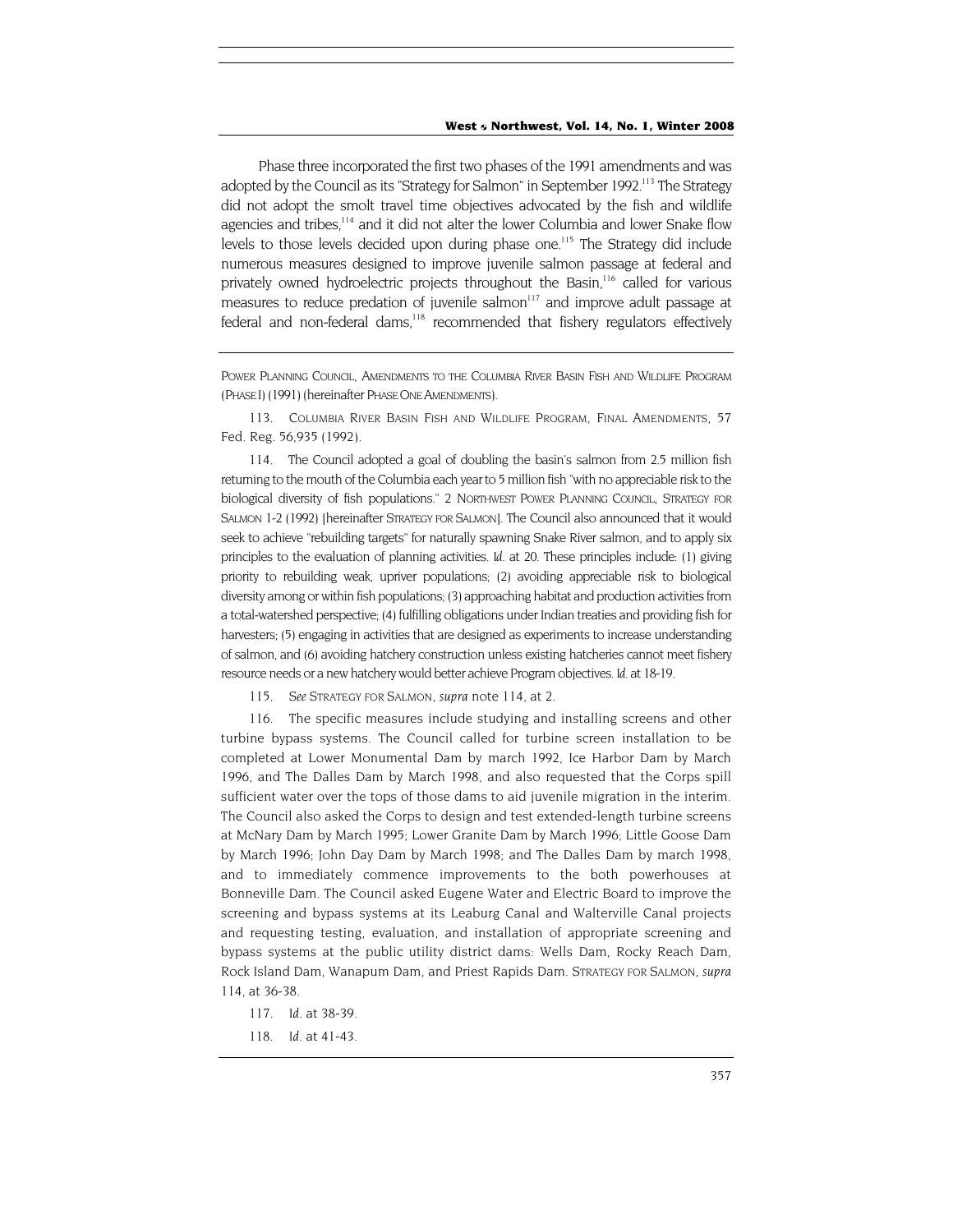Phase three incorporated the first two phases of the 1991 amendments and was adopted by the Council as its "Strategy for Salmon" in September 1992.[113] The Strategy did not adopt the smolt travel time objectives advocated by the fish and wildlife agencies and tribes,[114] and it did not alter the lower Columbia and lower Snake flow levels to those levels decided upon during phase one.[115] The Strategy did include numerous measures designed to improve juvenile salmon passage at federal and privately owned hydroelectric projects throughout the Basin,[116] called for various measures to reduce predation of juvenile salmon[117] and improve adult passage at federal and non-federal dams,[118] recommended that fishery regulators effectively

---

POWER PLANNING COUNCIL, AMENDMENTS TO THE COLUMBIA RIVER BASIN FISH AND WILDLIFE PROGRAM (PHASE I) (1991) (hereinafter PHASE ONE AMENDMENTS).

113. COLUMBIA RIVER BASIN FISH AND WILDLIFE PROGRAM, FINAL AMENDMENTS, 57 Fed. Reg. 56,935 (1992).

114. The Council adopted a goal of doubling the basin's salmon from 2.5 million fish returning to the mouth of the Columbia each year to 5 million fish "with no appreciable risk to the biological diversity of fish populations." 2 NORTHWEST POWER PLANNING COUNCIL, STRATEGY FOR SALMON 1-2 (1992) [hereinafter STRATEGY FOR SALMON]. The Council also announced that it would seek to achieve "rebuilding targets" for naturally spawning Snake River salmon, and to apply six principles to the evaluation of planning activities. *Id.* at 20. These principles include: (1) giving priority to rebuilding weak, upriver populations; (2) avoiding appreciable risk to biological diversity among or within fish populations; (3) approaching habitat and production activities from a total-watershed perspective; (4) fulfilling obligations under Indian treaties and providing fish for harvesters; (5) engaging in activities that are designed as experiments to increase understanding of salmon, and (6) avoiding hatchery construction unless existing hatcheries cannot meet fishery resource needs or a new hatchery would better achieve Program objectives. *Id.* at 18-19.

115. *See* STRATEGY FOR SALMON, *supra* note 114, at 2.

116. The specific measures include studying and installing screens and other turbine bypass systems. The Council called for turbine screen installation to be completed at Lower Monumental Dam by march 1992, Ice Harbor Dam by March 1996, and The Dalles Dam by March 1998, and also requested that the Corps spill sufficient water over the tops of those dams to aid juvenile migration in the interim. The Council also asked the Corps to design and test extended-length turbine screens at McNary Dam by March 1995; Lower Granite Dam by March 1996; Little Goose Dam by March 1996; John Day Dam by March 1998; and The Dalles Dam by march 1998, and to immediately commence improvements to the both powerhouses at Bonneville Dam. The Council asked Eugene Water and Electric Board to improve the screening and bypass systems at its Leaburg Canal and Walterville Canal projects and requesting testing, evaluation, and installation of appropriate screening and bypass systems at the public utility district dams: Wells Dam, Rocky Reach Dam, Rock Island Dam, Wanapum Dam, and Priest Rapids Dam. STRATEGY FOR SALMON, *supra* 114, at 36-38.

117. *Id.* at 38-39.

118. *Id.* at 41-43.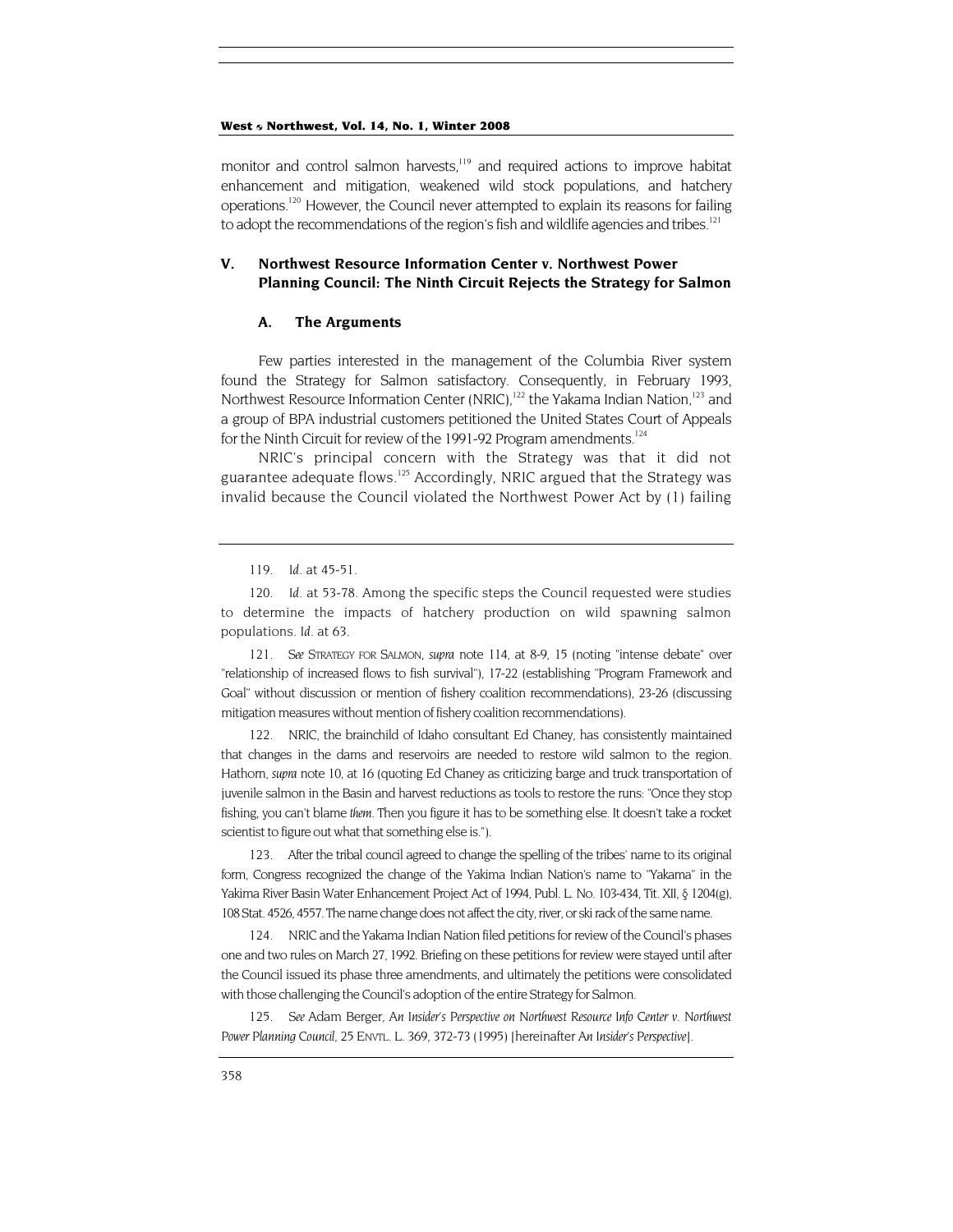monitor and control salmon harvests,[119] and required actions to improve habitat enhancement and mitigation, weakened wild stock populations, and hatchery operations.[120] However, the Council never attempted to explain its reasons for failing to adopt the recommendations of the region's fish and wildlife agencies and tribes.[121]

## V. Northwest Resource Information Center v. Northwest Power Planning Council: The Ninth Circuit Rejects the Strategy for Salmon

### A. The Arguments

Few parties interested in the management of the Columbia River system found the Strategy for Salmon satisfactory. Consequently, in February 1993, Northwest Resource Information Center (NRIC),[122] the Yakama Indian Nation,[123] and a group of BPA industrial customers petitioned the United States Court of Appeals for the Ninth Circuit for review of the 1991-92 Program amendments.[124]

NRIC's principal concern with the Strategy was that it did not guarantee adequate flows.[125] Accordingly, NRIC argued that the Strategy was invalid because the Council violated the Northwest Power Act by (1) failing

---

119. *Id.* at 45-51.

120. *Id.* at 53-78. Among the specific steps the Council requested were studies to determine the impacts of hatchery production on wild spawning salmon populations. *Id.* at 63.

121. *See* STRATEGY FOR SALMON, *supra* note 114, at 8-9, 15 (noting "intense debate" over "relationship of increased flows to fish survival"), 17-22 (establishing "Program Framework and Goal" without discussion or mention of fishery coalition recommendations), 23-26 (discussing mitigation measures without mention of fishery coalition recommendations).

122. NRIC, the brainchild of Idaho consultant Ed Chaney, has consistently maintained that changes in the dams and reservoirs are needed to restore wild salmon to the region. Hathorn, *supra* note 10, at 16 (quoting Ed Chaney as criticizing barge and truck transportation of juvenile salmon in the Basin and harvest reductions as tools to restore the runs: "Once they stop fishing, you can't blame *them*. Then you figure it has to be something else. It doesn't take a rocket scientist to figure out what that something else is.").

123. After the tribal council agreed to change the spelling of the tribes' name to its original form, Congress recognized the change of the Yakima Indian Nation's name to "Yakama" in the Yakima River Basin Water Enhancement Project Act of 1994, Publ. L. No. 103-434, Tit. XII, § 1204(g), 108 Stat. 4526, 4557. The name change does not affect the city, river, or ski rack of the same name.

124. NRIC and the Yakama Indian Nation filed petitions for review of the Council's phases one and two rules on March 27, 1992. Briefing on these petitions for review were stayed until after the Council issued its phase three amendments, and ultimately the petitions were consolidated with those challenging the Council's adoption of the entire Strategy for Salmon.

125. *See* Adam Berger, *An Insider's Perspective on Northwest Resource Info Center v. Northwest Power Planning Council*, 25 ENVTL. L. 369, 372-73 (1995) [hereinafter *An Insider's Perspective*].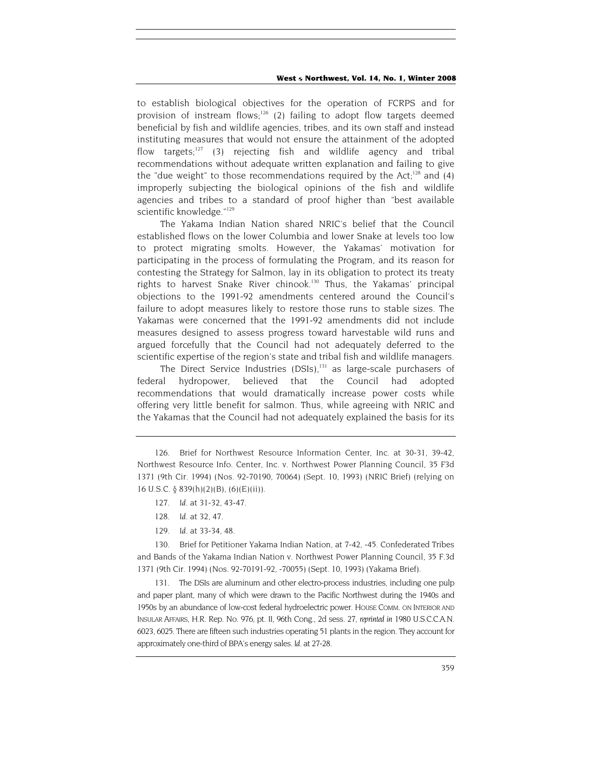to establish biological objectives for the operation of FCRPS and for provision of instream flows;[126] (2) failing to adopt flow targets deemed beneficial by fish and wildlife agencies, tribes, and its own staff and instead instituting measures that would not ensure the attainment of the adopted flow targets;[127] (3) rejecting fish and wildlife agency and tribal recommendations without adequate written explanation and failing to give the "due weight" to those recommendations required by the Act;[128] and (4) improperly subjecting the biological opinions of the fish and wildlife agencies and tribes to a standard of proof higher than "best available scientific knowledge."[129]

The Yakama Indian Nation shared NRIC's belief that the Council established flows on the lower Columbia and lower Snake at levels too low to protect migrating smolts. However, the Yakamas' motivation for participating in the process of formulating the Program, and its reason for contesting the Strategy for Salmon, lay in its obligation to protect its treaty rights to harvest Snake River chinook.[130] Thus, the Yakamas' principal objections to the 1991-92 amendments centered around the Council's failure to adopt measures likely to restore those runs to stable sizes. The Yakamas were concerned that the 1991-92 amendments did not include measures designed to assess progress toward harvestable wild runs and argued forcefully that the Council had not adequately deferred to the scientific expertise of the region's state and tribal fish and wildlife managers.

The Direct Service Industries (DSIs),[131] as large-scale purchasers of federal hydropower, believed that the Council had adopted recommendations that would dramatically increase power costs while offering very little benefit for salmon. Thus, while agreeing with NRIC and the Yakamas that the Council had not adequately explained the basis for its

---

126. Brief for Northwest Resource Information Center, Inc. at 30-31, 39-42, Northwest Resource Info. Center, Inc. v. Northwest Power Planning Council, 35 F3d 1371 (9th Cir. 1994) (Nos. 92-70190, 70064) (Sept. 10, 1993) (NRIC Brief) (relying on 16 U.S.C. § 839(h)(2)(B), (6)(E)(ii)).

127. *Id.* at 31-32, 43-47.

128. *Id.* at 32, 47.

129. *Id.* at 33-34, 48.

130. Brief for Petitioner Yakama Indian Nation, at 7-42, -45. Confederated Tribes and Bands of the Yakama Indian Nation v. Northwest Power Planning Council, 35 F.3d 1371 (9th Cir. 1994) (Nos. 92-70191-92, -70055) (Sept. 10, 1993) (Yakama Brief).

131. The DSIs are aluminum and other electro-process industries, including one pulp and paper plant, many of which were drawn to the Pacific Northwest during the 1940s and 1950s by an abundance of low-cost federal hydroelectric power. HOUSE COMM. ON INTERIOR AND INSULAR AFFAIRS, H.R. Rep. No. 976, pt. II, 96th Cong., 2d sess. 27, *reprinted in* 1980 U.S.C.C.A.N. 6023, 6025. There are fifteen such industries operating 51 plants in the region. They account for approximately one-third of BPA's energy sales. *Id.* at 27-28.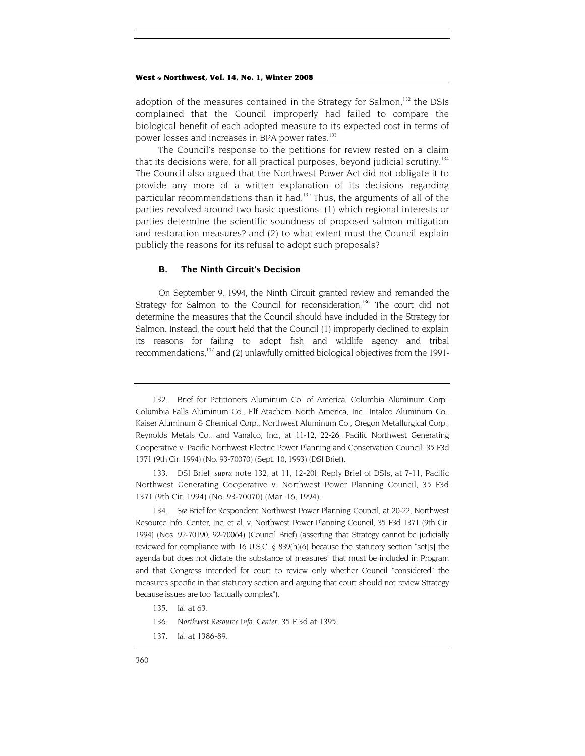adoption of the measures contained in the Strategy for Salmon,[132] the DSIs complained that the Council improperly had failed to compare the biological benefit of each adopted measure to its expected cost in terms of power losses and increases in BPA power rates.[133]

The Council's response to the petitions for review rested on a claim that its decisions were, for all practical purposes, beyond judicial scrutiny.[134] The Council also argued that the Northwest Power Act did not obligate it to provide any more of a written explanation of its decisions regarding particular recommendations than it had.[135] Thus, the arguments of all of the parties revolved around two basic questions: (1) which regional interests or parties determine the scientific soundness of proposed salmon mitigation and restoration measures? and (2) to what extent must the Council explain publicly the reasons for its refusal to adopt such proposals?

### B. The Ninth Circuit's Decision

On September 9, 1994, the Ninth Circuit granted review and remanded the Strategy for Salmon to the Council for reconsideration.[136] The court did not determine the measures that the Council should have included in the Strategy for Salmon. Instead, the court held that the Council (1) improperly declined to explain its reasons for failing to adopt fish and wildlife agency and tribal recommendations,[137] and (2) unlawfully omitted biological objectives from the 1991-

---

132. Brief for Petitioners Aluminum Co. of America, Columbia Aluminum Corp., Columbia Falls Aluminum Co., Elf Atachem North America, Inc., Intalco Aluminum Co., Kaiser Aluminum & Chemical Corp., Northwest Aluminum Co., Oregon Metallurgical Corp., Reynolds Metals Co., and Vanalco, Inc., at 11-12, 22-26, Pacific Northwest Generating Cooperative v. Pacific Northwest Electric Power Planning and Conservation Council, 35 F3d 1371 (9th Cir. 1994) (No. 93-70070) (Sept. 10, 1993) (DSI Brief).

133. DSI Brief, *supra* note 132, at 11, 12-20l; Reply Brief of DSIs, at 7-11, Pacific Northwest Generating Cooperative v. Northwest Power Planning Council, 35 F3d 1371 (9th Cir. 1994) (No. 93-70070) (Mar. 16, 1994).

134. *See* Brief for Respondent Northwest Power Planning Council, at 20-22, Northwest Resource Info. Center, Inc. et al. v. Northwest Power Planning Council, 35 F3d 1371 (9th Cir. 1994) (Nos. 92-70190, 92-70064) (Council Brief) (asserting that Strategy cannot be judicially reviewed for compliance with 16 U.S.C. § 839(h)(6) because the statutory section "set[s] the agenda but does not dictate the substance of measures" that must be included in Program and that Congress intended for court to review only whether Council "considered" the measures specific in that statutory section and arguing that court should not review Strategy because issues are too "factually complex").

135. *Id.* at 63.

136. *Northwest Resource Info. Center*, 35 F.3d at 1395.

137. *Id.* at 1386-89.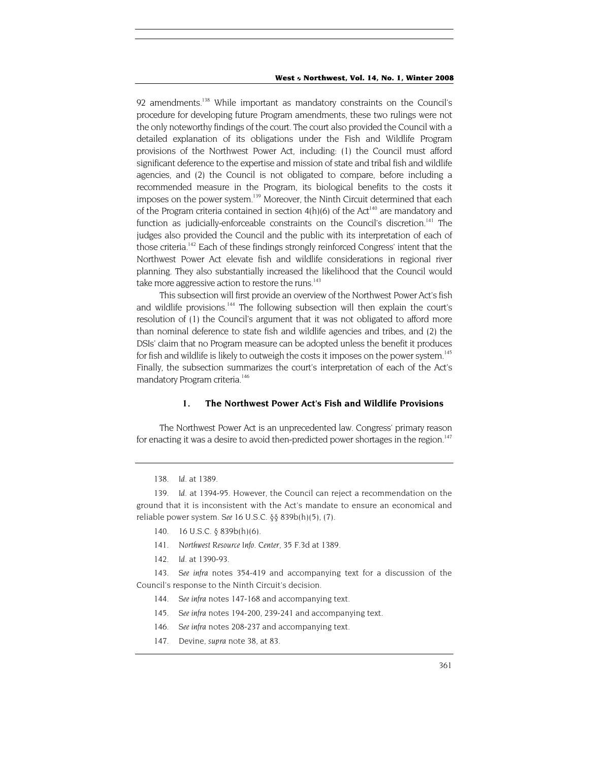92 amendments.[138] While important as mandatory constraints on the Council's procedure for developing future Program amendments, these two rulings were not the only noteworthy findings of the court. The court also provided the Council with a detailed explanation of its obligations under the Fish and Wildlife Program provisions of the Northwest Power Act, including: (1) the Council must afford significant deference to the expertise and mission of state and tribal fish and wildlife agencies, and (2) the Council is not obligated to compare, before including a recommended measure in the Program, its biological benefits to the costs it imposes on the power system.[139] Moreover, the Ninth Circuit determined that each of the Program criteria contained in section 4(h)(6) of the Act[140] are mandatory and function as judicially-enforceable constraints on the Council's discretion.[141] The judges also provided the Council and the public with its interpretation of each of those criteria.[142] Each of these findings strongly reinforced Congress' intent that the Northwest Power Act elevate fish and wildlife considerations in regional river planning. They also substantially increased the likelihood that the Council would take more aggressive action to restore the runs.[143]

This subsection will first provide an overview of the Northwest Power Act's fish and wildlife provisions.[144] The following subsection will then explain the court's resolution of (1) the Council's argument that it was not obligated to afford more than nominal deference to state fish and wildlife agencies and tribes, and (2) the DSIs' claim that no Program measure can be adopted unless the benefit it produces for fish and wildlife is likely to outweigh the costs it imposes on the power system.[145] Finally, the subsection summarizes the court's interpretation of each of the Act's mandatory Program criteria.[146]

### 1. The Northwest Power Act's Fish and Wildlife Provisions

The Northwest Power Act is an unprecedented law. Congress' primary reason for enacting it was a desire to avoid then-predicted power shortages in the region.[147]

---

138. *Id.* at 1389.

139. *Id.* at 1394-95. However, the Council can reject a recommendation on the ground that it is inconsistent with the Act's mandate to ensure an economical and reliable power system. *See* 16 U.S.C. §§ 839b(h)(5), (7).

140. 16 U.S.C. § 839b(h)(6).

141. *Northwest Resource Info. Center*, 35 F.3d at 1389.

142. *Id.* at 1390-93.

143. *See infra* notes 354-419 and accompanying text for a discussion of the Council's response to the Ninth Circuit's decision.

144. *See infra* notes 147-168 and accompanying text.

145. *See infra* notes 194-200, 239-241 and accompanying text.

146. *See infra* notes 208-237 and accompanying text.

147. Devine, *supra* note 38, at 83.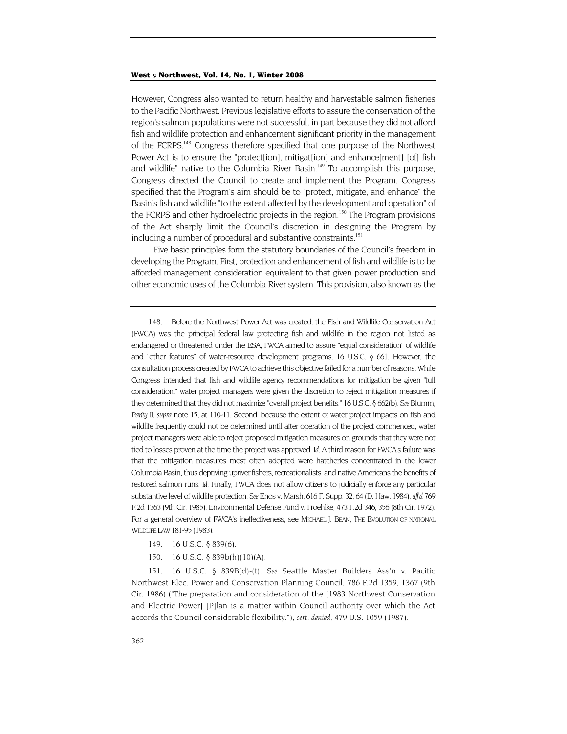However, Congress also wanted to return healthy and harvestable salmon fisheries to the Pacific Northwest. Previous legislative efforts to assure the conservation of the region's salmon populations were not successful, in part because they did not afford fish and wildlife protection and enhancement significant priority in the management of the FCRPS.[148] Congress therefore specified that one purpose of the Northwest Power Act is to ensure the "protect[ion], mitigat[ion] and enhance[ment] [of] fish and wildlife" native to the Columbia River Basin.[149] To accomplish this purpose, Congress directed the Council to create and implement the Program. Congress specified that the Program's aim should be to "protect, mitigate, and enhance" the Basin's fish and wildlife "to the extent affected by the development and operation" of the FCRPS and other hydroelectric projects in the region.[150] The Program provisions of the Act sharply limit the Council's discretion in designing the Program by including a number of procedural and substantive constraints.[151]

Five basic principles form the statutory boundaries of the Council's freedom in developing the Program. First, protection and enhancement of fish and wildlife is to be afforded management consideration equivalent to that given power production and other economic uses of the Columbia River system. This provision, also known as the

---

148. Before the Northwest Power Act was created, the Fish and Wildlife Conservation Act (FWCA) was the principal federal law protecting fish and wildlife in the region not listed as endangered or threatened under the ESA. FWCA aimed to assure "equal consideration" of wildlife and "other features" of water-resource development programs, 16 U.S.C. § 661. However, the consultation process created by FWCA to achieve this objective failed for a number of reasons. While Congress intended that fish and wildlife agency recommendations for mitigation be given "full consideration," water project managers were given the discretion to reject mitigation measures if they determined that they did not maximize "overall project benefits." 16 U.S.C. § 662(b). *See* Blumm, *Parity II*, *supra* note 15, at 110-11. Second, because the extent of water project impacts on fish and wildlife frequently could not be determined until after operation of the project commenced, water project managers were able to reject proposed mitigation measures on grounds that they were not tied to losses proven at the time the project was approved. *Id.* A third reason for FWCA's failure was that the mitigation measures most often adopted were hatcheries concentrated in the lower Columbia Basin, thus depriving upriver fishers, recreationalists, and native Americans the benefits of restored salmon runs. *Id.* Finally, FWCA does not allow citizens to judicially enforce any particular substantive level of wildlife protection. *See* Enos v. Marsh, 616 F. Supp. 32, 64 (D. Haw. 1984), *aff'd* 769 F.2d 1363 (9th Cir. 1985); Environmental Defense Fund v. Froehlke, 473 F.2d 346, 356 (8th Cir. 1972). For a general overview of FWCA's ineffectiveness, see MICHAEL J. BEAN, THE EVOLUTION OF NATIONAL WILDLIFE LAW 181-95 (1983).

149. 16 U.S.C. § 839(6).

150. 16 U.S.C. § 839b(h)(10)(A).

151. 16 U.S.C. § 839B(d)-(f). *See* Seattle Master Builders Ass'n v. Pacific Northwest Elec. Power and Conservation Planning Council, 786 F.2d 1359, 1367 (9th Cir. 1986) ("The preparation and consideration of the [1983 Northwest Conservation and Electric Power] [P]lan is a matter within Council authority over which the Act accords the Council considerable flexibility."), *cert. denied*, 479 U.S. 1059 (1987).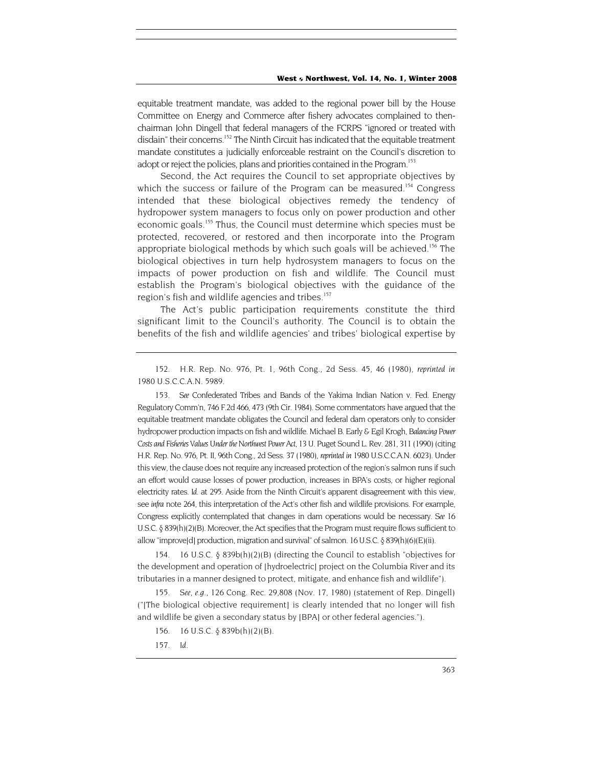equitable treatment mandate, was added to the regional power bill by the House Committee on Energy and Commerce after fishery advocates complained to then-chairman John Dingell that federal managers of the FCRPS "ignored or treated with disdain" their concerns.[152] The Ninth Circuit has indicated that the equitable treatment mandate constitutes a judicially enforceable restraint on the Council's discretion to adopt or reject the policies, plans and priorities contained in the Program.[153]

Second, the Act requires the Council to set appropriate objectives by which the success or failure of the Program can be measured.[154] Congress intended that these biological objectives remedy the tendency of hydropower system managers to focus only on power production and other economic goals.[155] Thus, the Council must determine which species must be protected, recovered, or restored and then incorporate into the Program appropriate biological methods by which such goals will be achieved.[156] The biological objectives in turn help hydrosystem managers to focus on the impacts of power production on fish and wildlife. The Council must establish the Program's biological objectives with the guidance of the region's fish and wildlife agencies and tribes.[157]

The Act's public participation requirements constitute the third significant limit to the Council's authority. The Council is to obtain the benefits of the fish and wildlife agencies' and tribes' biological expertise by

---

152. H.R. Rep. No. 976, Pt. 1, 96th Cong., 2d Sess. 45, 46 (1980), *reprinted in* 1980 U.S.C.C.A.N. 5989.

153. *See* Confederated Tribes and Bands of the Yakima Indian Nation v. Fed. Energy Regulatory Comm'n, 746 F.2d 466, 473 (9th Cir. 1984). Some commentators have argued that the equitable treatment mandate obligates the Council and federal dam operators only to consider hydropower production impacts on fish and wildlife. Michael B. Early & Egil Krogh, *Balancing Power Costs and Fisheries Values Under the Northwest Power Act*, 13 U. Puget Sound L. Rev. 281, 311 (1990) (citing H.R. Rep. No. 976, Pt. II, 96th Cong., 2d Sess. 37 (1980), *reprinted in* 1980 U.S.C.C.A.N. 6023). Under this view, the clause does not require any increased protection of the region's salmon runs if such an effort would cause losses of power production, increases in BPA's costs, or higher regional electricity rates. *Id.* at 295. Aside from the Ninth Circuit's apparent disagreement with this view, see *infra* note 264, this interpretation of the Act's other fish and wildlife provisions. For example, Congress explicitly contemplated that changes in dam operations would be necessary. *See* 16 U.S.C. § 839(h)(2)(B). Moreover, the Act specifies that the Program must require flows sufficient to allow "improve[d] production, migration and survival" of salmon. 16 U.S.C. § 839(h)(6)(E)(ii).

154. 16 U.S.C. § 839b(h)(2)(B) (directing the Council to establish "objectives for the development and operation of [hydroelectric] project on the Columbia River and its tributaries in a manner designed to protect, mitigate, and enhance fish and wildlife").

155. *See, e.g.*, 126 Cong. Rec. 29,808 (Nov. 17, 1980) (statement of Rep. Dingell) ("[The biological objective requirement] is clearly intended that no longer will fish and wildlife be given a secondary status by [BPA] or other federal agencies.").

156. 16 U.S.C. § 839b(h)(2)(B).

157. *Id.*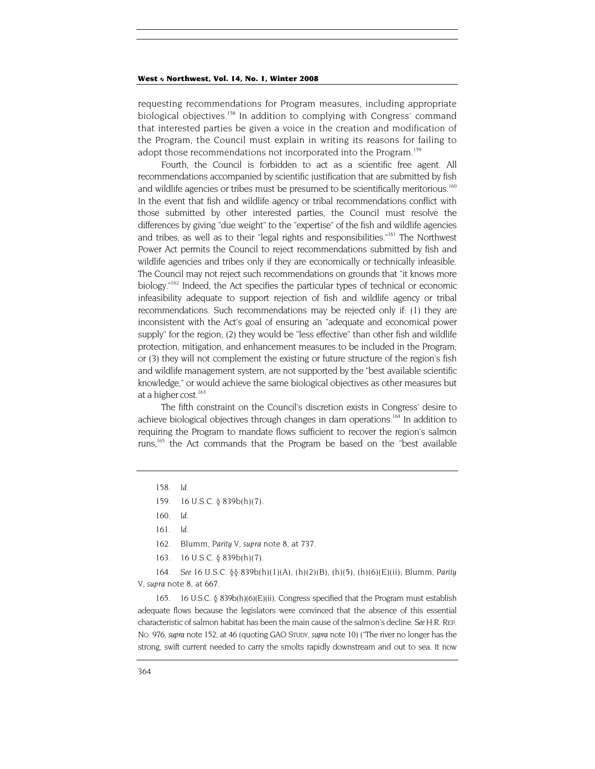requesting recommendations for Program measures, including appropriate biological objectives.[158] In addition to complying with Congress' command that interested parties be given a voice in the creation and modification of the Program, the Council must explain in writing its reasons for failing to adopt those recommendations not incorporated into the Program.[159]

Fourth, the Council is forbidden to act as a scientific free agent. All recommendations accompanied by scientific justification that are submitted by fish and wildlife agencies or tribes must be presumed to be scientifically meritorious.[160] In the event that fish and wildlife agency or tribal recommendations conflict with those submitted by other interested parties, the Council must resolve the differences by giving "due weight" to the "expertise" of the fish and wildlife agencies and tribes, as well as to their "legal rights and responsibilities."[161] The Northwest Power Act permits the Council to reject recommendations submitted by fish and wildlife agencies and tribes only if they are economically or technically infeasible. The Council may not reject such recommendations on grounds that "it knows more biology."[162] Indeed, the Act specifies the particular types of technical or economic infeasibility adequate to support rejection of fish and wildlife agency or tribal recommendations. Such recommendations may be rejected only if: (1) they are inconsistent with the Act's goal of ensuring an "adequate and economical power supply" for the region; (2) they would be "less effective" than other fish and wildlife protection, mitigation, and enhancement measures to be included in the Program; or (3) they will not complement the existing or future structure of the region's fish and wildlife management system, are not supported by the "best available scientific knowledge," or would achieve the same biological objectives as other measures but at a higher cost.[163]

The fifth constraint on the Council's discretion exists in Congress' desire to achieve biological objectives through changes in dam operations.[164] In addition to requiring the Program to mandate flows sufficient to recover the region's salmon runs,[165] the Act commands that the Program be based on the "best available

---

158. *Id.*

159. 16 U.S.C. § 839b(h)(7).

160. *Id.*

161. *Id.*

162. Blumm, *Parity V*, *supra* note 8, at 737.

163. 16 U.S.C. § 839b(h)(7).

164. *See* 16 U.S.C. §§ 839b(h)(1)(A), (h)(2)(B), (h)(5), (h)(6)(E)(ii); Blumm, *Parity V*, *supra* note 8, at 667.

165. 16 U.S.C. § 839b(h)(6)(E)(ii). Congress specified that the Program must establish adequate flows because the legislators were convinced that the absence of this essential characteristic of salmon habitat has been the main cause of the salmon's decline. *See* H.R. REP. NO. 976, *supra* note 152, at 46 (quoting GAO STUDY, *supra* note 10) ("The river no longer has the strong, swift current needed to carry the smolts rapidly downstream and out to sea. It now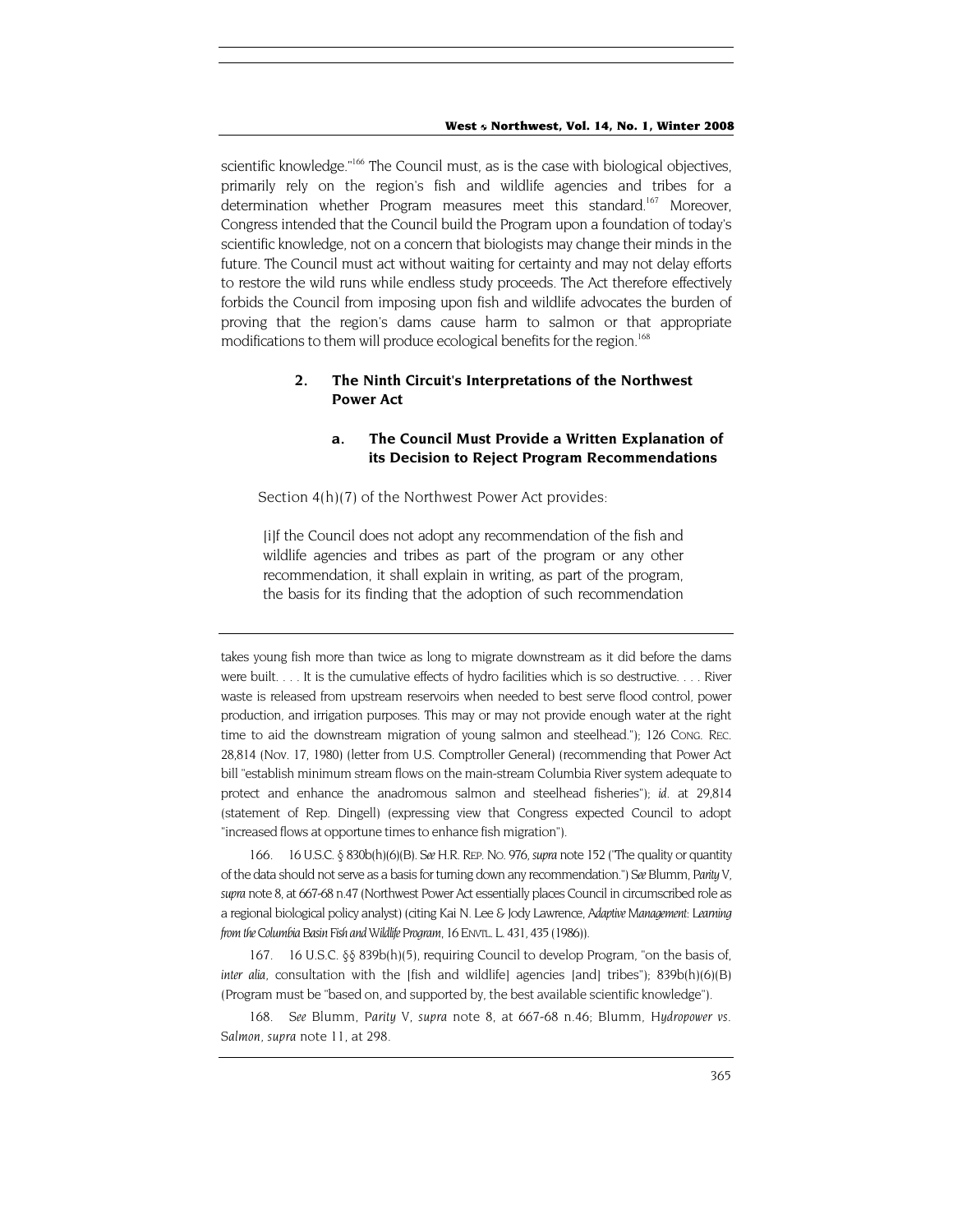scientific knowledge."[166] The Council must, as is the case with biological objectives, primarily rely on the region's fish and wildlife agencies and tribes for a determination whether Program measures meet this standard.[167] Moreover, Congress intended that the Council build the Program upon a foundation of today's scientific knowledge, not on a concern that biologists may change their minds in the future. The Council must act without waiting for certainty and may not delay efforts to restore the wild runs while endless study proceeds. The Act therefore effectively forbids the Council from imposing upon fish and wildlife advocates the burden of proving that the region's dams cause harm to salmon or that appropriate modifications to them will produce ecological benefits for the region.[168]

### 2. The Ninth Circuit's Interpretations of the Northwest Power Act

#### a. The Council Must Provide a Written Explanation of its Decision to Reject Program Recommendations

Section 4(h)(7) of the Northwest Power Act provides:

> [i]f the Council does not adopt any recommendation of the fish and wildlife agencies and tribes as part of the program or any other recommendation, it shall explain in writing, as part of the program, the basis for its finding that the adoption of such recommendation

---

takes young fish more than twice as long to migrate downstream as it did before the dams were built. . . . It is the cumulative effects of hydro facilities which is so destructive. . . . River waste is released from upstream reservoirs when needed to best serve flood control, power production, and irrigation purposes. This may or may not provide enough water at the right time to aid the downstream migration of young salmon and steelhead."); 126 CONG. REC. 28,814 (Nov. 17, 1980) (letter from U.S. Comptroller General) (recommending that Power Act bill "establish minimum stream flows on the main-stream Columbia River system adequate to protect and enhance the anadromous salmon and steelhead fisheries"); *id.* at 29,814 (statement of Rep. Dingell) (expressing view that Congress expected Council to adopt "increased flows at opportune times to enhance fish migration").

166. 16 U.S.C. § 830b(h)(6)(B). *See* H.R. REP. NO. 976, *supra* note 152 ("The quality or quantity of the data should not serve as a basis for turning down any recommendation.") *See* Blumm, *Parity* V, *supra* note 8, at 667-68 n.47 (Northwest Power Act essentially places Council in circumscribed role as a regional biological policy analyst) (citing Kai N. Lee & Jody Lawrence, *Adaptive Management: Learning from the Columbia Basin Fish and Wildlife Program*, 16 ENVTL. L. 431, 435 (1986)).

167. 16 U.S.C. §§ 839b(h)(5), requiring Council to develop Program, "on the basis of, *inter alia*, consultation with the [fish and wildlife] agencies [and] tribes"); 839b(h)(6)(B) (Program must be "based on, and supported by, the best available scientific knowledge").

168. *See* Blumm, *Parity* V, *supra* note 8, at 667-68 n.46; Blumm, *Hydropower vs. Salmon*, *supra* note 11, at 298.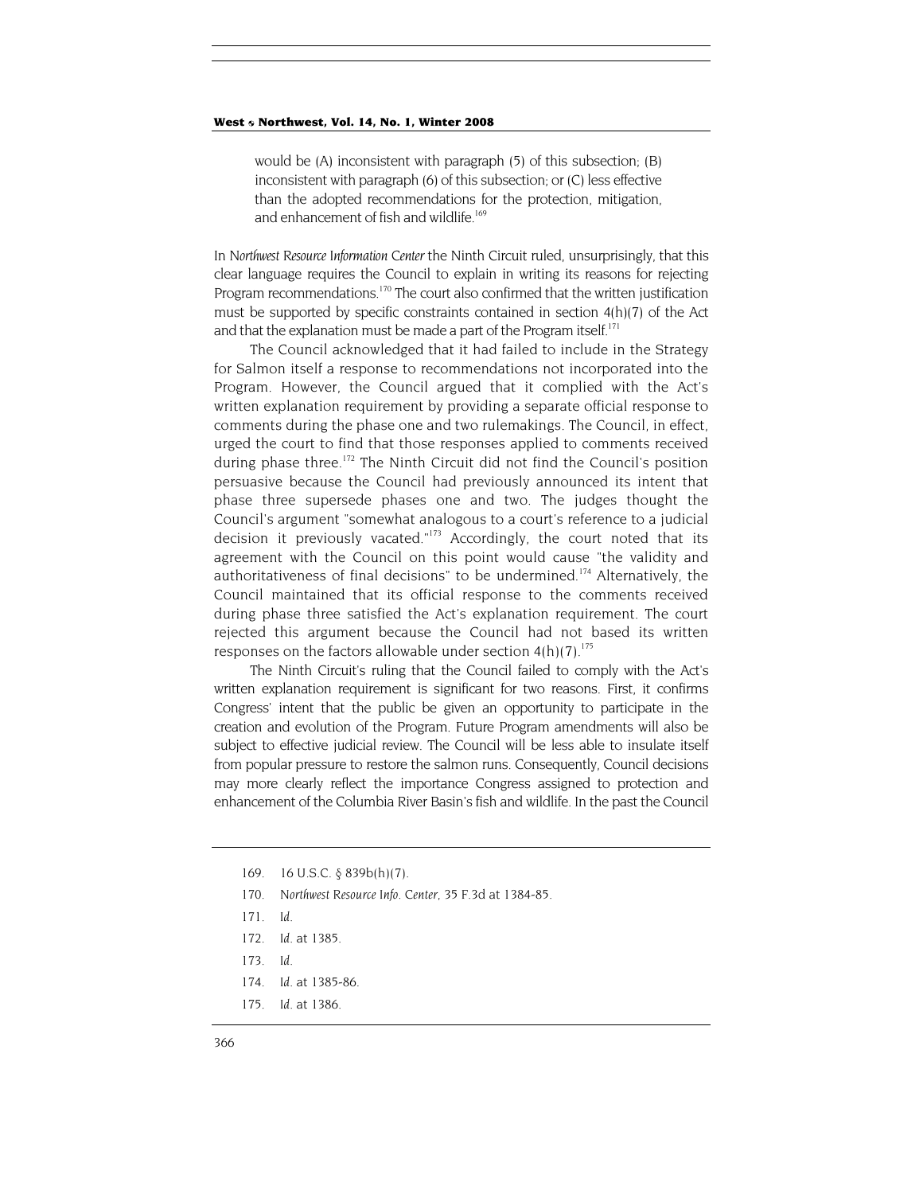> would be (A) inconsistent with paragraph (5) of this subsection; (B) inconsistent with paragraph (6) of this subsection; or (C) less effective than the adopted recommendations for the protection, mitigation, and enhancement of fish and wildlife.[169]

In *Northwest Resource Information Center* the Ninth Circuit ruled, unsurprisingly, that this clear language requires the Council to explain in writing its reasons for rejecting Program recommendations.[170] The court also confirmed that the written justification must be supported by specific constraints contained in section 4(h)(7) of the Act and that the explanation must be made a part of the Program itself.[171]

The Council acknowledged that it had failed to include in the Strategy for Salmon itself a response to recommendations not incorporated into the Program. However, the Council argued that it complied with the Act's written explanation requirement by providing a separate official response to comments during the phase one and two rulemakings. The Council, in effect, urged the court to find that those responses applied to comments received during phase three.[172] The Ninth Circuit did not find the Council's position persuasive because the Council had previously announced its intent that phase three supersede phases one and two. The judges thought the Council's argument "somewhat analogous to a court's reference to a judicial decision it previously vacated."[173] Accordingly, the court noted that its agreement with the Council on this point would cause "the validity and authoritativeness of final decisions" to be undermined.[174] Alternatively, the Council maintained that its official response to the comments received during phase three satisfied the Act's explanation requirement. The court rejected this argument because the Council had not based its written responses on the factors allowable under section 4(h)(7).[175]

The Ninth Circuit's ruling that the Council failed to comply with the Act's written explanation requirement is significant for two reasons. First, it confirms Congress' intent that the public be given an opportunity to participate in the creation and evolution of the Program. Future Program amendments will also be subject to effective judicial review. The Council will be less able to insulate itself from popular pressure to restore the salmon runs. Consequently, Council decisions may more clearly reflect the importance Congress assigned to protection and enhancement of the Columbia River Basin's fish and wildlife. In the past the Council

---

169. 16 U.S.C. § 839b(h)(7).

170. *Northwest Resource Info. Center*, 35 F.3d at 1384-85.

171. *Id.*

172. *Id.* at 1385.

173. *Id.*

174. *Id.* at 1385-86.

175. *Id.* at 1386.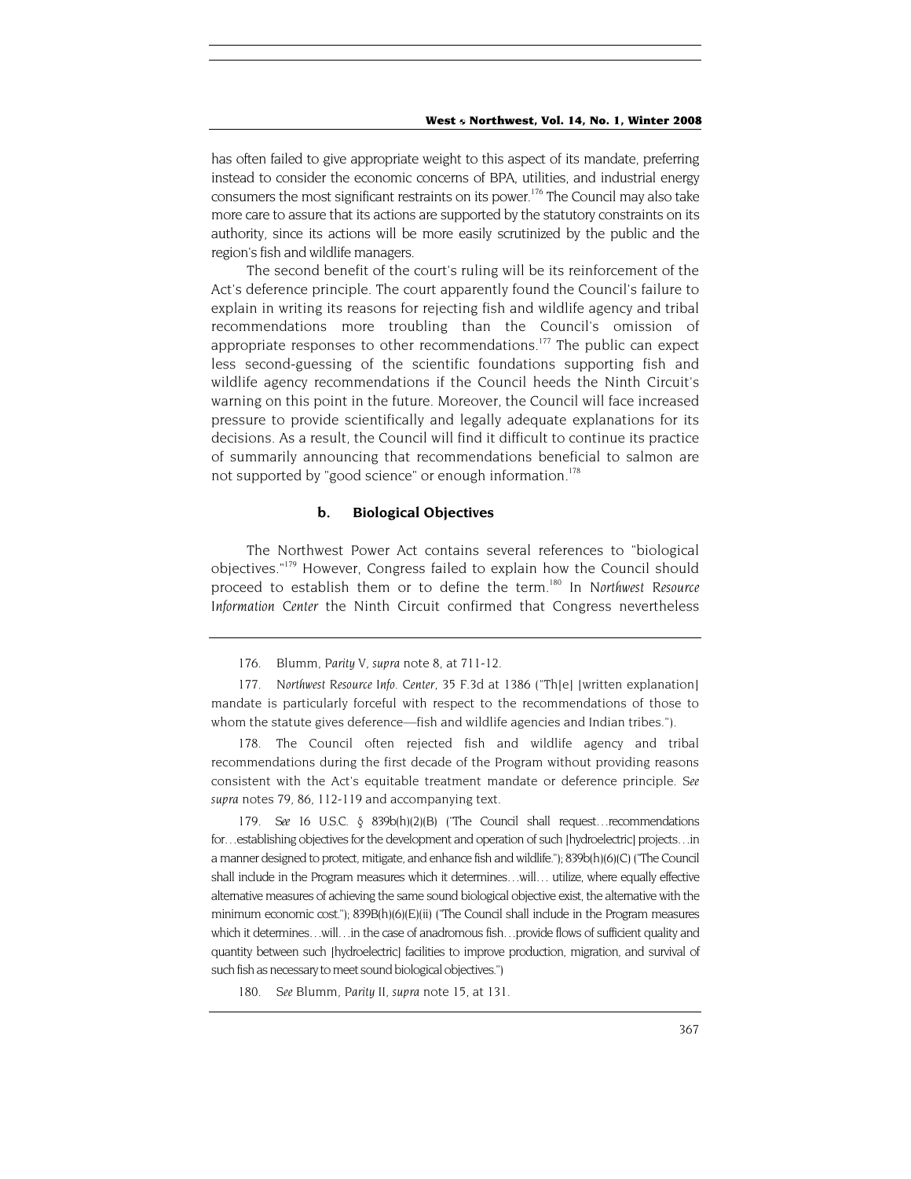has often failed to give appropriate weight to this aspect of its mandate, preferring instead to consider the economic concerns of BPA, utilities, and industrial energy consumers the most significant restraints on its power.[176] The Council may also take more care to assure that its actions are supported by the statutory constraints on its authority, since its actions will be more easily scrutinized by the public and the region's fish and wildlife managers.

The second benefit of the court's ruling will be its reinforcement of the Act's deference principle. The court apparently found the Council's failure to explain in writing its reasons for rejecting fish and wildlife agency and tribal recommendations more troubling than the Council's omission of appropriate responses to other recommendations.[177] The public can expect less second-guessing of the scientific foundations supporting fish and wildlife agency recommendations if the Council heeds the Ninth Circuit's warning on this point in the future. Moreover, the Council will face increased pressure to provide scientifically and legally adequate explanations for its decisions. As a result, the Council will find it difficult to continue its practice of summarily announcing that recommendations beneficial to salmon are not supported by "good science" or enough information.[178]

### b. Biological Objectives

The Northwest Power Act contains several references to "biological objectives."[179] However, Congress failed to explain how the Council should proceed to establish them or to define the term.[180] In *Northwest Resource Information Center* the Ninth Circuit confirmed that Congress nevertheless

---

176. Blumm, *Parity V*, *supra* note 8, at 711-12.

177. *Northwest Resource Info. Center*, 35 F.3d at 1386 ("Th[e] [written explanation] mandate is particularly forceful with respect to the recommendations of those to whom the statute gives deference—fish and wildlife agencies and Indian tribes.").

178. The Council often rejected fish and wildlife agency and tribal recommendations during the first decade of the Program without providing reasons consistent with the Act's equitable treatment mandate or deference principle. *See supra* notes 79, 86, 112-119 and accompanying text.

179. *See* 16 U.S.C. § 839b(h)(2)(B) ("The Council shall request…recommendations for…establishing objectives for the development and operation of such [hydroelectric] projects…in a manner designed to protect, mitigate, and enhance fish and wildlife."); 839b(h)(6)(C) ("The Council shall include in the Program measures which it determines…will… utilize, where equally effective alternative measures of achieving the same sound biological objective exist, the alternative with the minimum economic cost."); 839B(h)(6)(E)(ii) ("The Council shall include in the Program measures which it determines…will…in the case of anadromous fish…provide flows of sufficient quality and quantity between such [hydroelectric] facilities to improve production, migration, and survival of such fish as necessary to meet sound biological objectives.")

180. *See* Blumm, *Parity II*, *supra* note 15, at 131.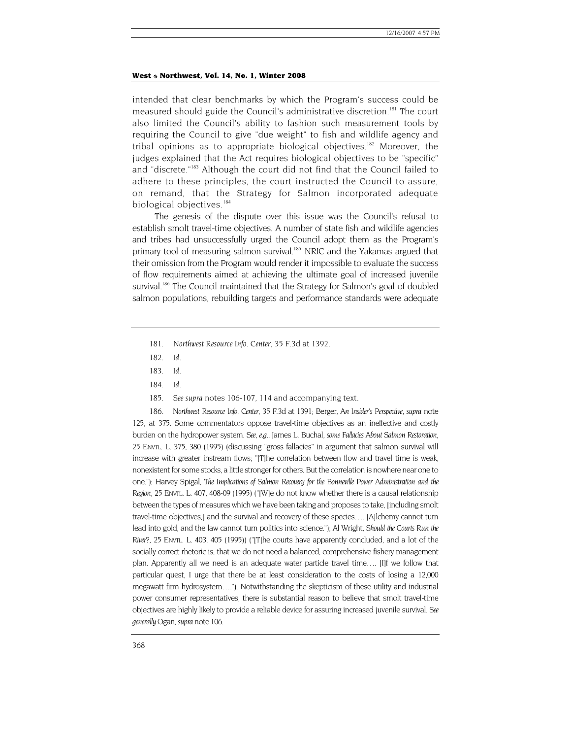intended that clear benchmarks by which the Program's success could be measured should guide the Council's administrative discretion.[181] The court also limited the Council's ability to fashion such measurement tools by requiring the Council to give "due weight" to fish and wildlife agency and tribal opinions as to appropriate biological objectives.[182] Moreover, the judges explained that the Act requires biological objectives to be "specific" and "discrete."[183] Although the court did not find that the Council failed to adhere to these principles, the court instructed the Council to assure, on remand, that the Strategy for Salmon incorporated adequate biological objectives.[184]

The genesis of the dispute over this issue was the Council's refusal to establish smolt travel-time objectives. A number of state fish and wildlife agencies and tribes had unsuccessfully urged the Council adopt them as the Program's primary tool of measuring salmon survival.[185] NRIC and the Yakamas argued that their omission from the Program would render it impossible to evaluate the success of flow requirements aimed at achieving the ultimate goal of increased juvenile survival.[186] The Council maintained that the Strategy for Salmon's goal of doubled salmon populations, rebuilding targets and performance standards were adequate

---

181. *Northwest Resource Info. Center*, 35 F.3d at 1392.

182. *Id.*

183. *Id.*

184. *Id.*

185. *See supra* notes 106-107, 114 and accompanying text.

186. *Northwest Resource Info. Center*, 35 F.3d at 1391; Berger, *An Insider's Perspective*, *supra* note 125, at 375. Some commentators oppose travel-time objectives as an ineffective and costly burden on the hydropower system. *See, e.g.*, James L. Buchal, *some Fallacies About Salmon Restoration*, 25 ENVTL. L. 375, 380 (1995) (discussing "gross fallacies" in argument that salmon survival will increase with greater instream flows; "[T]he correlation between flow and travel time is weak, nonexistent for some stocks, a little stronger for others. But the correlation is nowhere near one to one."); Harvey Spigal, *The Implications of Salmon Recovery for the Bonneville Power Administration and the Region*, 25 ENVTL. L. 407, 408-09 (1995) ("[W]e do not know whether there is a causal relationship between the types of measures which we have been taking and proposes to take, [including smolt travel-time objectives,] and the survival and recovery of these species…. [A]lchemy cannot turn lead into gold, and the law cannot turn politics into science."); Al Wright, *Should the Courts Run the River?*, 25 ENVTL. L. 403, 405 (1995)) ("[T]he courts have apparently concluded, and a lot of the socially correct rhetoric is, that we do not need a balanced, comprehensive fishery management plan. Apparently all we need is an adequate water particle travel time…. [I]f we follow that particular quest, I urge that there be at least consideration to the costs of losing a 12,000 megawatt firm hydrosystem…."). Notwithstanding the skepticism of these utility and industrial power consumer representatives, there is substantial reason to believe that smolt travel-time objectives are highly likely to provide a reliable device for assuring increased juvenile survival. *See generally* Ogan, *supra* note 106.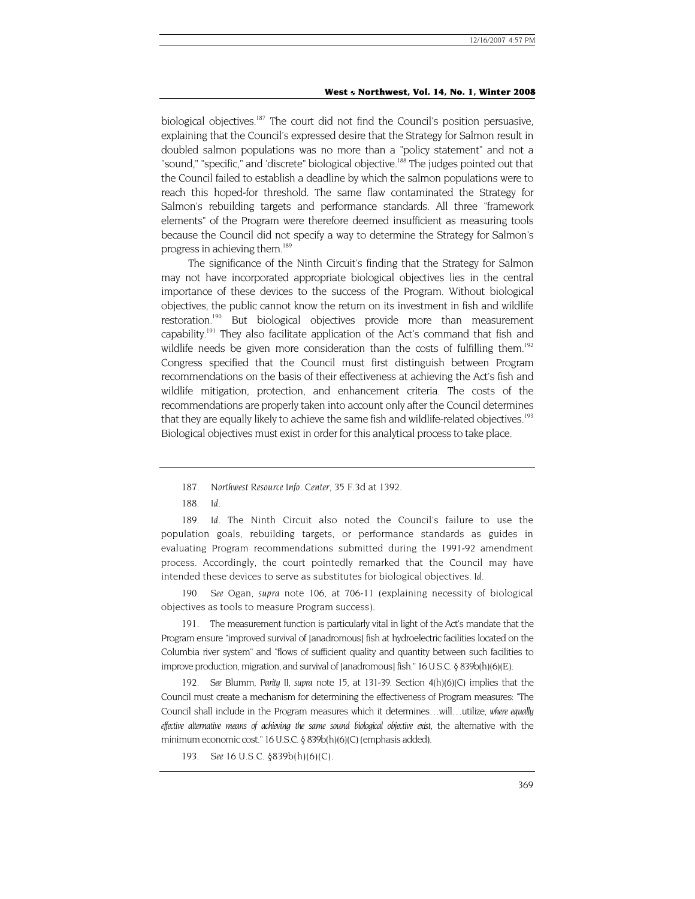biological objectives.[187] The court did not find the Council's position persuasive, explaining that the Council's expressed desire that the Strategy for Salmon result in doubled salmon populations was no more than a "policy statement" and not a "sound," "specific," and 'discrete" biological objective.[188] The judges pointed out that the Council failed to establish a deadline by which the salmon populations were to reach this hoped-for threshold. The same flaw contaminated the Strategy for Salmon's rebuilding targets and performance standards. All three "framework elements" of the Program were therefore deemed insufficient as measuring tools because the Council did not specify a way to determine the Strategy for Salmon's progress in achieving them.[189]

The significance of the Ninth Circuit's finding that the Strategy for Salmon may not have incorporated appropriate biological objectives lies in the central importance of these devices to the success of the Program. Without biological objectives, the public cannot know the return on its investment in fish and wildlife restoration.[190] But biological objectives provide more than measurement capability.[191] They also facilitate application of the Act's command that fish and wildlife needs be given more consideration than the costs of fulfilling them.[192] Congress specified that the Council must first distinguish between Program recommendations on the basis of their effectiveness at achieving the Act's fish and wildlife mitigation, protection, and enhancement criteria. The costs of the recommendations are properly taken into account only after the Council determines that they are equally likely to achieve the same fish and wildlife-related objectives.[193] Biological objectives must exist in order for this analytical process to take place.

---

187. *Northwest Resource Info. Center*, 35 F.3d at 1392.

188. *Id.*

189. *Id.* The Ninth Circuit also noted the Council's failure to use the population goals, rebuilding targets, or performance standards as guides in evaluating Program recommendations submitted during the 1991-92 amendment process. Accordingly, the court pointedly remarked that the Council may have intended these devices to serve as substitutes for biological objectives. *Id.*

190. *See* Ogan, *supra* note 106, at 706-11 (explaining necessity of biological objectives as tools to measure Program success).

191. The measurement function is particularly vital in light of the Act's mandate that the Program ensure "improved survival of [anadromous] fish at hydroelectric facilities located on the Columbia river system" and "flows of sufficient quality and quantity between such facilities to improve production, migration, and survival of [anadromous] fish." 16 U.S.C. § 839b(h)(6)(E).

192. *See* Blumm, *Parity II*, *supra* note 15, at 131-39. Section 4(h)(6)(C) implies that the Council must create a mechanism for determining the effectiveness of Program measures: "The Council shall include in the Program measures which it determines…will…utilize, *where equally effective alternative means of achieving the same sound biological objective exist*, the alternative with the minimum economic cost." 16 U.S.C. § 839b(h)(6)(C) (emphasis added).

193. *See* 16 U.S.C. §839b(h)(6)(C).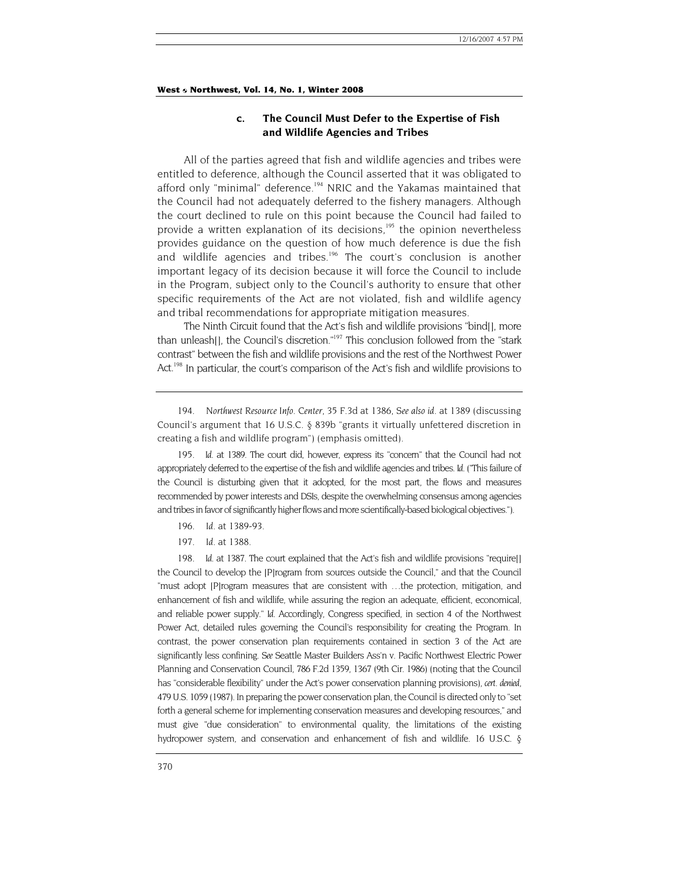### c. The Council Must Defer to the Expertise of Fish and Wildlife Agencies and Tribes

All of the parties agreed that fish and wildlife agencies and tribes were entitled to deference, although the Council asserted that it was obligated to afford only "minimal" deference.[194] NRIC and the Yakamas maintained that the Council had not adequately deferred to the fishery managers. Although the court declined to rule on this point because the Council had failed to provide a written explanation of its decisions,[195] the opinion nevertheless provides guidance on the question of how much deference is due the fish and wildlife agencies and tribes.[196] The court's conclusion is another important legacy of its decision because it will force the Council to include in the Program, subject only to the Council's authority to ensure that other specific requirements of the Act are not violated, fish and wildlife agency and tribal recommendations for appropriate mitigation measures.

The Ninth Circuit found that the Act's fish and wildlife provisions "bind[], more than unleash[], the Council's discretion."[197] This conclusion followed from the "stark contrast" between the fish and wildlife provisions and the rest of the Northwest Power Act.[198] In particular, the court's comparison of the Act's fish and wildlife provisions to

---

194. *Northwest Resource Info. Center*, 35 F.3d at 1386, *See also id.* at 1389 (discussing Council's argument that 16 U.S.C. § 839b "grants it virtually unfettered discretion in creating a fish and wildlife program") (emphasis omitted).

195. *Id.* at 1389. The court did, however, express its "concern" that the Council had not appropriately deferred to the expertise of the fish and wildlife agencies and tribes. *Id.* ("This failure of the Council is disturbing given that it adopted, for the most part, the flows and measures recommended by power interests and DSIs, despite the overwhelming consensus among agencies and tribes in favor of significantly higher flows and more scientifically-based biological objectives.").

196. *Id.* at 1389-93.

197. *Id.* at 1388.

198. *Id.* at 1387. The court explained that the Act's fish and wildlife provisions "require[] the Council to develop the [P]rogram from sources outside the Council," and that the Council "must adopt [P]rogram measures that are consistent with …the protection, mitigation, and enhancement of fish and wildlife, while assuring the region an adequate, efficient, economical, and reliable power supply." *Id.* Accordingly, Congress specified, in section 4 of the Northwest Power Act, detailed rules governing the Council's responsibility for creating the Program. In contrast, the power conservation plan requirements contained in section 3 of the Act are significantly less confining. *See* Seattle Master Builders Ass'n v. Pacific Northwest Electric Power Planning and Conservation Council, 786 F.2d 1359, 1367 (9th Cir. 1986) (noting that the Council has "considerable flexibility" under the Act's power conservation planning provisions), *cert. denied*, 479 U.S. 1059 (1987). In preparing the power conservation plan, the Council is directed only to "set forth a general scheme for implementing conservation measures and developing resources," and must give "due consideration" to environmental quality, the limitations of the existing hydropower system, and conservation and enhancement of fish and wildlife. 16 U.S.C. §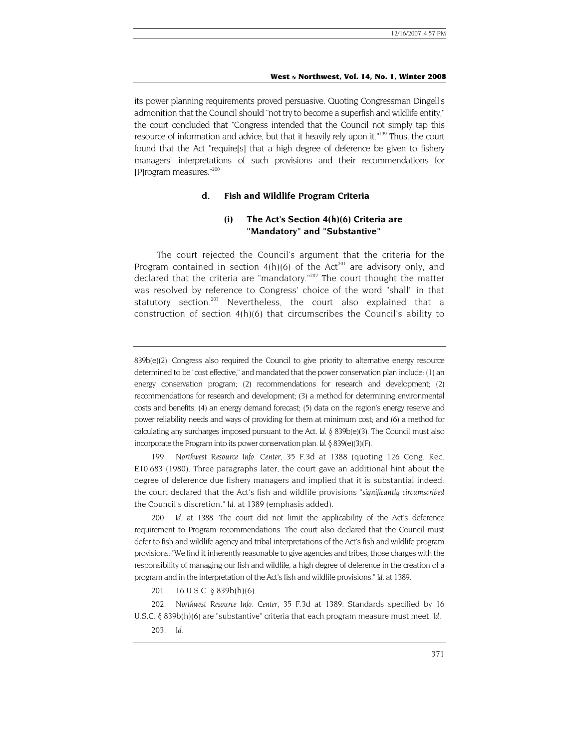its power planning requirements proved persuasive. Quoting Congressman Dingell's admonition that the Council should "not try to become a superfish and wildlife entity," the court concluded that "Congress intended that the Council not simply tap this resource of information and advice, but that it heavily rely upon it."[199] Thus, the court found that the Act "require[s] that a high degree of deference be given to fishery managers' interpretations of such provisions and their recommendations for [P]rogram measures."[200]

#### d. Fish and Wildlife Program Criteria

##### (i) The Act's Section 4(h)(6) Criteria are "Mandatory" and "Substantive"

The court rejected the Council's argument that the criteria for the Program contained in section 4(h)(6) of the Act[201] are advisory only, and declared that the criteria are "mandatory."[202] The court thought the matter was resolved by reference to Congress' choice of the word "shall" in that statutory section.[203] Nevertheless, the court also explained that a construction of section 4(h)(6) that circumscribes the Council's ability to

---

839b(e)(2). Congress also required the Council to give priority to alternative energy resource determined to be "cost effective," and mandated that the power conservation plan include: (1) an energy conservation program; (2) recommendations for research and development; (2) recommendations for research and development; (3) a method for determining environmental costs and benefits; (4) an energy demand forecast; (5) data on the region's energy reserve and power reliability needs and ways of providing for them at minimum cost; and (6) a method for calculating any surcharges imposed pursuant to the Act. *Id.* § 839b(e)(3). The Council must also incorporate the Program into its power conservation plan. *Id.* § 839(e)(3)(F).

199. *Northwest Resource Info. Center*, 35 F.3d at 1388 (quoting 126 Cong. Rec. E10,683 (1980). Three paragraphs later, the court gave an additional hint about the degree of deference due fishery managers and implied that it is substantial indeed: the court declared that the Act's fish and wildlife provisions "*significantly circumscribed* the Council's discretion." *Id.* at 1389 (emphasis added).

200. *Id.* at 1388. The court did not limit the applicability of the Act's deference requirement to Program recommendations. The court also declared that the Council must defer to fish and wildlife agency and tribal interpretations of the Act's fish and wildlife program provisions: "We find it inherently reasonable to give agencies and tribes, those charges with the responsibility of managing our fish and wildlife, a high degree of deference in the creation of a program and in the interpretation of the Act's fish and wildlife provisions." *Id.* at 1389.

201. 16 U.S.C. § 839b(h)(6).

202. *Northwest Resource Info. Center*, 35 F.3d at 1389. Standards specified by 16 U.S.C. § 839b(h)(6) are "substantive" criteria that each program measure must meet. *Id.*

203. *Id.*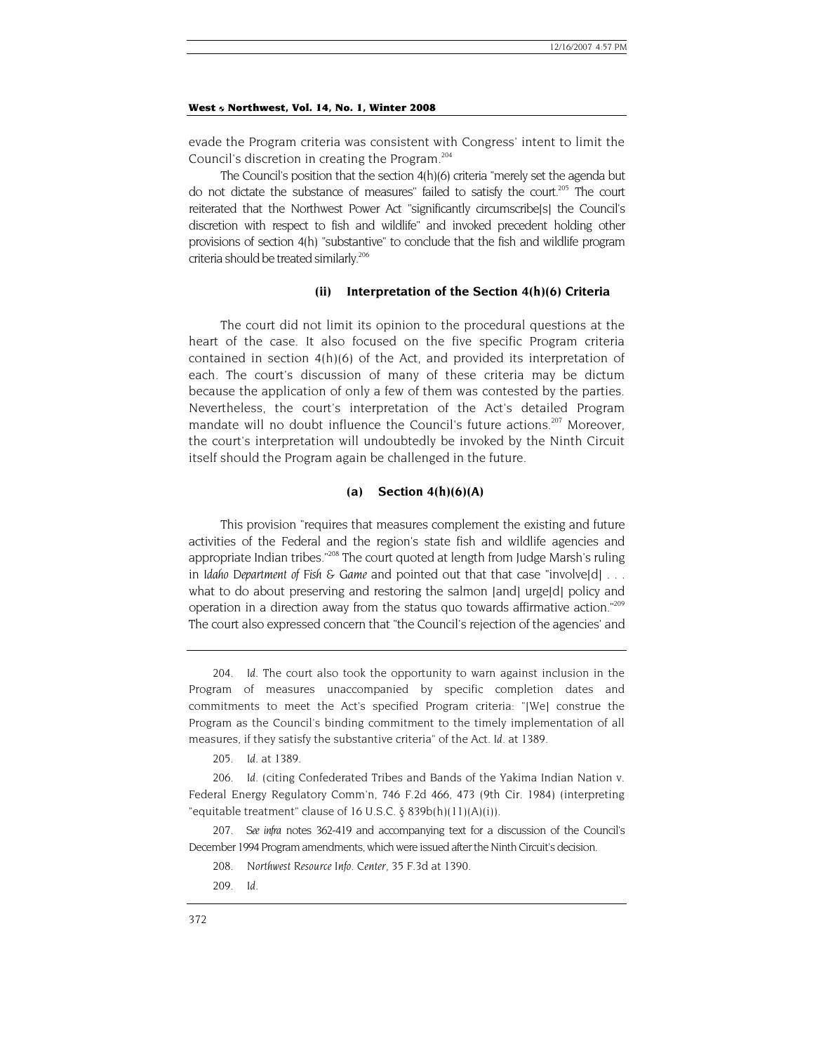evade the Program criteria was consistent with Congress' intent to limit the Council's discretion in creating the Program.[204]

The Council's position that the section 4(h)(6) criteria "merely set the agenda but do not dictate the substance of measures" failed to satisfy the court.[205] The court reiterated that the Northwest Power Act "significantly circumscribe[s] the Council's discretion with respect to fish and wildlife" and invoked precedent holding other provisions of section 4(h) "substantive" to conclude that the fish and wildlife program criteria should be treated similarly.[206]

#### (ii) Interpretation of the Section 4(h)(6) Criteria

The court did not limit its opinion to the procedural questions at the heart of the case. It also focused on the five specific Program criteria contained in section 4(h)(6) of the Act, and provided its interpretation of each. The court's discussion of many of these criteria may be dictum because the application of only a few of them was contested by the parties. Nevertheless, the court's interpretation of the Act's detailed Program mandate will no doubt influence the Council's future actions.[207] Moreover, the court's interpretation will undoubtedly be invoked by the Ninth Circuit itself should the Program again be challenged in the future.

#### (a) Section 4(h)(6)(A)

This provision "requires that measures complement the existing and future activities of the Federal and the region's state fish and wildlife agencies and appropriate Indian tribes."[208] The court quoted at length from Judge Marsh's ruling in *Idaho Department of Fish & Game* and pointed out that that case "involve[d] . . . what to do about preserving and restoring the salmon [and] urge[d] policy and operation in a direction away from the status quo towards affirmative action."[209] The court also expressed concern that "the Council's rejection of the agencies' and

---

204. *Id.* The court also took the opportunity to warn against inclusion in the Program of measures unaccompanied by specific completion dates and commitments to meet the Act's specified Program criteria: "[We] construe the Program as the Council's binding commitment to the timely implementation of all measures, if they satisfy the substantive criteria" of the Act. *Id.* at 1389.

205. *Id.* at 1389.

206. *Id.* (citing Confederated Tribes and Bands of the Yakima Indian Nation v. Federal Energy Regulatory Comm'n, 746 F.2d 466, 473 (9th Cir. 1984) (interpreting "equitable treatment" clause of 16 U.S.C. § 839b(h)(11)(A)(i)).

207. *See infra* notes 362-419 and accompanying text for a discussion of the Council's December 1994 Program amendments, which were issued after the Ninth Circuit's decision.

208. *Northwest Resource Info. Center*, 35 F.3d at 1390.

209. *Id.*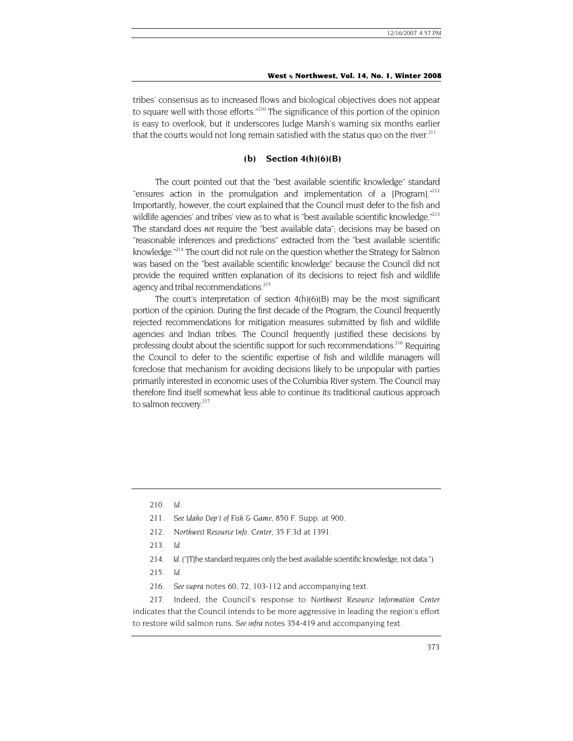tribes' consensus as to increased flows and biological objectives does not appear to square well with those efforts."[210] The significance of this portion of the opinion is easy to overlook, but it underscores Judge Marsh's warning six months earlier that the courts would not long remain satisfied with the status quo on the river.[211]

### (b) Section 4(h)(6)(B)

The court pointed out that the "best available scientific knowledge" standard "ensures action in the promulgation and implementation of a [Program]."[212] Importantly, however, the court explained that the Council must defer to the fish and wildlife agencies' and tribes' view as to what is "best available scientific knowledge."[213] The standard does *not* require the "best available data"; decisions may be based on "reasonable inferences and predictions" extracted from the "best available scientific knowledge."[214] The court did not rule on the question whether the Strategy for Salmon was based on the "best available scientific knowledge" because the Council did not provide the required written explanation of its decisions to reject fish and wildlife agency and tribal recommendations.[215]

The court's interpretation of section 4(h)(6)(B) may be the most significant portion of the opinion. During the first decade of the Program, the Council frequently rejected recommendations for mitigation measures submitted by fish and wildlife agencies and Indian tribes. The Council frequently justified these decisions by professing doubt about the scientific support for such recommendations.[216] Requiring the Council to defer to the scientific expertise of fish and wildlife managers will foreclose that mechanism for avoiding decisions likely to be unpopular with parties primarily interested in economic uses of the Columbia River system. The Council may therefore find itself somewhat less able to continue its traditional cautious approach to salmon recovery.[217]

---

210. *Id.*

211. *See Idaho Dep't of Fish & Game*, 850 F. Supp. at 900.

212. *Northwest Resource Info. Center*, 35 F.3d at 1391.

213. *Id.*

214. *Id.* ("[T]he standard requires only the best available scientific knowledge, not data.").

215. *Id.*

216. *See supra* notes 60, 72, 103-112 and accompanying text.

217. Indeed, the Council's response to *Northwest Resource Information Center* indicates that the Council intends to be more aggressive in leading the region's effort to restore wild salmon runs. *See infra* notes 354-419 and accompanying text.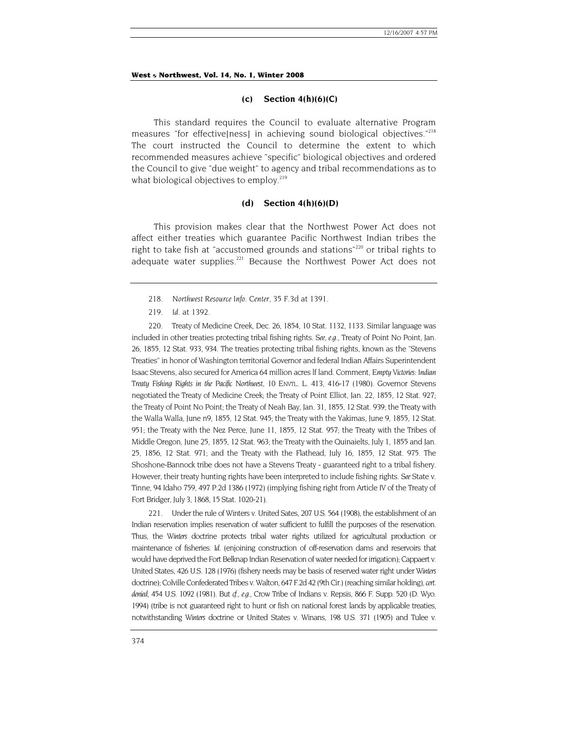#### (c) Section 4(h)(6)(C)

This standard requires the Council to evaluate alternative Program measures "for effective[ness] in achieving sound biological objectives."[218] The court instructed the Council to determine the extent to which recommended measures achieve "specific" biological objectives and ordered the Council to give "due weight" to agency and tribal recommendations as to what biological objectives to employ.[219]

#### (d) Section 4(h)(6)(D)

This provision makes clear that the Northwest Power Act does not affect either treaties which guarantee Pacific Northwest Indian tribes the right to take fish at "accustomed grounds and stations"[220] or tribal rights to adequate water supplies.[221] Because the Northwest Power Act does not

---

218. *Northwest Resource Info. Center*, 35 F.3d at 1391.

219. *Id.* at 1392.

220. Treaty of Medicine Creek, Dec. 26, 1854, 10 Stat. 1132, 1133. Similar language was included in other treaties protecting tribal fishing rights. *See, e.g.*, Treaty of Point No Point, Jan. 26, 1855, 12 Stat. 933, 934. The treaties protecting tribal fishing rights, known as the "Stevens Treaties" in honor of Washington territorial Governor and federal Indian Affairs Superintendent Isaac Stevens, also secured for America 64 million acres lf land. Comment, *Empty Victories: Indian Treaty Fishing Rights in the Pacific Northwest*, 10 ENVTL. L. 413, 416-17 (1980). Governor Stevens negotiated the Treaty of Medicine Creek; the Treaty of Point Elliot, Jan. 22, 1855, 12 Stat. 927; the Treaty of Point No Point; the Treaty of Neah Bay, Jan. 31, 1855, 12 Stat. 939; the Treaty with the Walla Walla, June n9, 1855, 12 Stat. 945; the Treaty with the Yakimas, June 9, 1855, 12 Stat. 951; the Treaty with the Nez Perce, June 11, 1855, 12 Stat. 957; the Treaty with the Tribes of Middle Oregon, June 25, 1855, 12 Stat. 963; the Treaty with the Quinaielts, July 1, 1855 and Jan. 25, 1856, 12 Stat. 971; and the Treaty with the Flathead, July 16, 1855, 12 Stat. 975. The Shoshone-Bannock tribe does not have a Stevens Treaty - guaranteed right to a tribal fishery. However, their treaty hunting rights have been interpreted to include fishing rights. *See* State v. Tinne, 94 Idaho 759, 497 P.2d 1386 (1972) (implying fishing right from Article IV of the Treaty of Fort Bridger, July 3, 1868, 15 Stat. 1020-21).

221. Under the rule of Winters v. United Sates, 207 U.S. 564 (1908), the establishment of an Indian reservation implies reservation of water sufficient to fulfill the purposes of the reservation. Thus, the *Winters* doctrine protects tribal water rights utilized for agricultural production or maintenance of fisheries. *Id.* (enjoining construction of off-reservation dams and reservoirs that would have deprived the Fort Belknap Indian Reservation of water needed for irrigation); Cappaert v. United States, 426 U.S. 128 (1976) (fishery needs may be basis of reserved water right under *Winters* doctrine); Colville Confederated Tribes v. Walton, 647 F.2d 42 (9th Cir.) (reaching similar holding), *cert. denied*, 454 U.S. 1092 (1981). But *cf., e.g.*, Crow Tribe of Indians v. Repsis, 866 F. Supp. 520 (D. Wyo. 1994) (tribe is not guaranteed right to hunt or fish on national forest lands by applicable treaties, notwithstanding *Winters* doctrine or United States v. Winans, 198 U.S. 371 (1905) and Tulee v.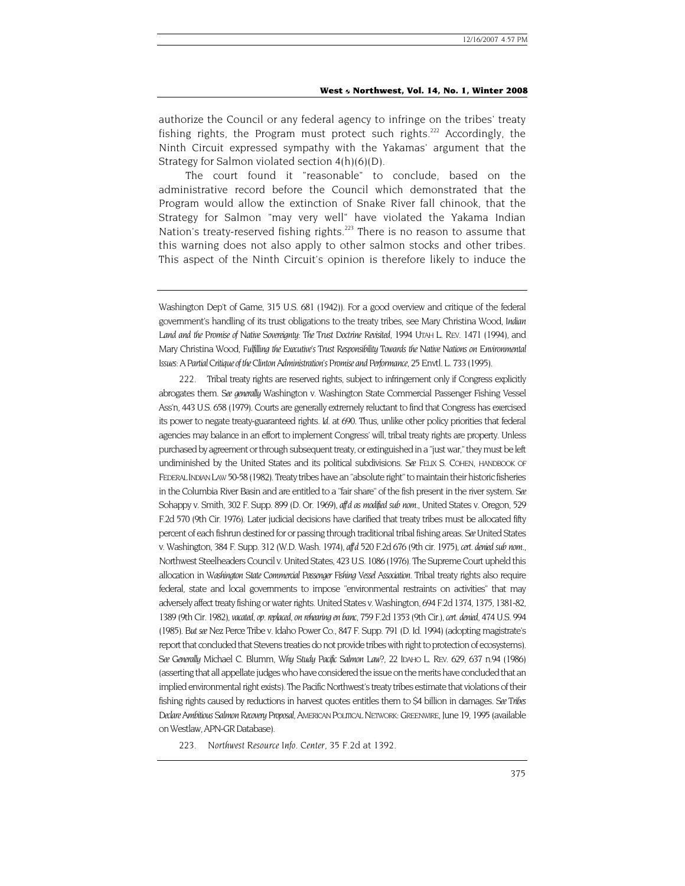authorize the Council or any federal agency to infringe on the tribes' treaty fishing rights, the Program must protect such rights.[222] Accordingly, the Ninth Circuit expressed sympathy with the Yakamas' argument that the Strategy for Salmon violated section 4(h)(6)(D).

The court found it "reasonable" to conclude, based on the administrative record before the Council which demonstrated that the Program would allow the extinction of Snake River fall chinook, that the Strategy for Salmon "may very well" have violated the Yakama Indian Nation's treaty-reserved fishing rights.[223] There is no reason to assume that this warning does not also apply to other salmon stocks and other tribes. This aspect of the Ninth Circuit's opinion is therefore likely to induce the

---

Washington Dep't of Game, 315 U.S. 681 (1942)). For a good overview and critique of the federal government's handling of its trust obligations to the treaty tribes, see Mary Christina Wood, *Indian Land and the Promise of Native Sovereignty: The Trust Doctrine Revisited*, 1994 UTAH L. REV. 1471 (1994), and Mary Christina Wood, *Fulfilling the Executive's Trust Responsibility Towards the Native Nations on Environmental Issues: A Partial Critique of the Clinton Administration's Promise and Performance*, 25 Envtl. L. 733 (1995).

222. Tribal treaty rights are reserved rights, subject to infringement only if Congress explicitly abrogates them. *See generally* Washington v. Washington State Commercial Passenger Fishing Vessel Ass'n, 443 U.S. 658 (1979). Courts are generally extremely reluctant to find that Congress has exercised its power to negate treaty-guaranteed rights. *Id.* at 690. Thus, unlike other policy priorities that federal agencies may balance in an effort to implement Congress' will, tribal treaty rights are property. Unless purchased by agreement or through subsequent treaty, or extinguished in a "just war," they must be left undiminished by the United States and its political subdivisions. *See* FELIX S. COHEN, HANDBOOK OF FEDERAL INDIAN LAW 50-58 (1982). Treaty tribes have an "absolute right" to maintain their historic fisheries in the Columbia River Basin and are entitled to a "fair share" of the fish present in the river system. *See* Sohappy v. Smith, 302 F. Supp. 899 (D. Or. 1969), *aff'd as modified sub nom.*, United States v. Oregon, 529 F.2d 570 (9th Cir. 1976). Later judicial decisions have clarified that treaty tribes must be allocated fifty percent of each fishrun destined for or passing through traditional tribal fishing areas. *See* United States v. Washington, 384 F. Supp. 312 (W.D. Wash. 1974), *aff'd* 520 F.2d 676 (9th cir. 1975), *cert. denied sub nom.*, Northwest Steelheaders Council v. United States, 423 U.S. 1086 (1976). The Supreme Court upheld this allocation in *Washington State Commercial Passenger Fishing Vessel Association*. Tribal treaty rights also require federal, state and local governments to impose "environmental restraints on activities" that may adversely affect treaty fishing or water rights. United States v. Washington, 694 F.2d 1374, 1375, 1381-82, 1389 (9th Cir. 1982), *vacated*, *op. replaced*, *on rehearing en banc*, 759 F.2d 1353 (9th Cir.), *cert. denied*, 474 U.S. 994 (1985). *But see* Nez Perce Tribe v. Idaho Power Co., 847 F. Supp. 791 (D. Id. 1994) (adopting magistrate's report that concluded that Stevens treaties do not provide tribes with right to protection of ecosystems). *See Generally* Michael C. Blumm, *Why Study Pacific Salmon Law?*, 22 IDAHO L. REV. 629, 637 n.94 (1986) (asserting that all appellate judges who have considered the issue on the merits have concluded that an implied environmental right exists). The Pacific Northwest's treaty tribes estimate that violations of their fishing rights caused by reductions in harvest quotes entitles them to $4 billion in damages. *See Tribes Declare Ambitious Salmon Recovery Proposal*, AMERICAN POLITICAL NETWORK: GREENWIRE, June 19, 1995 (available on Westlaw, APN-GR Database).

223. *Northwest Resource Info. Center*, 35 F.2d at 1392.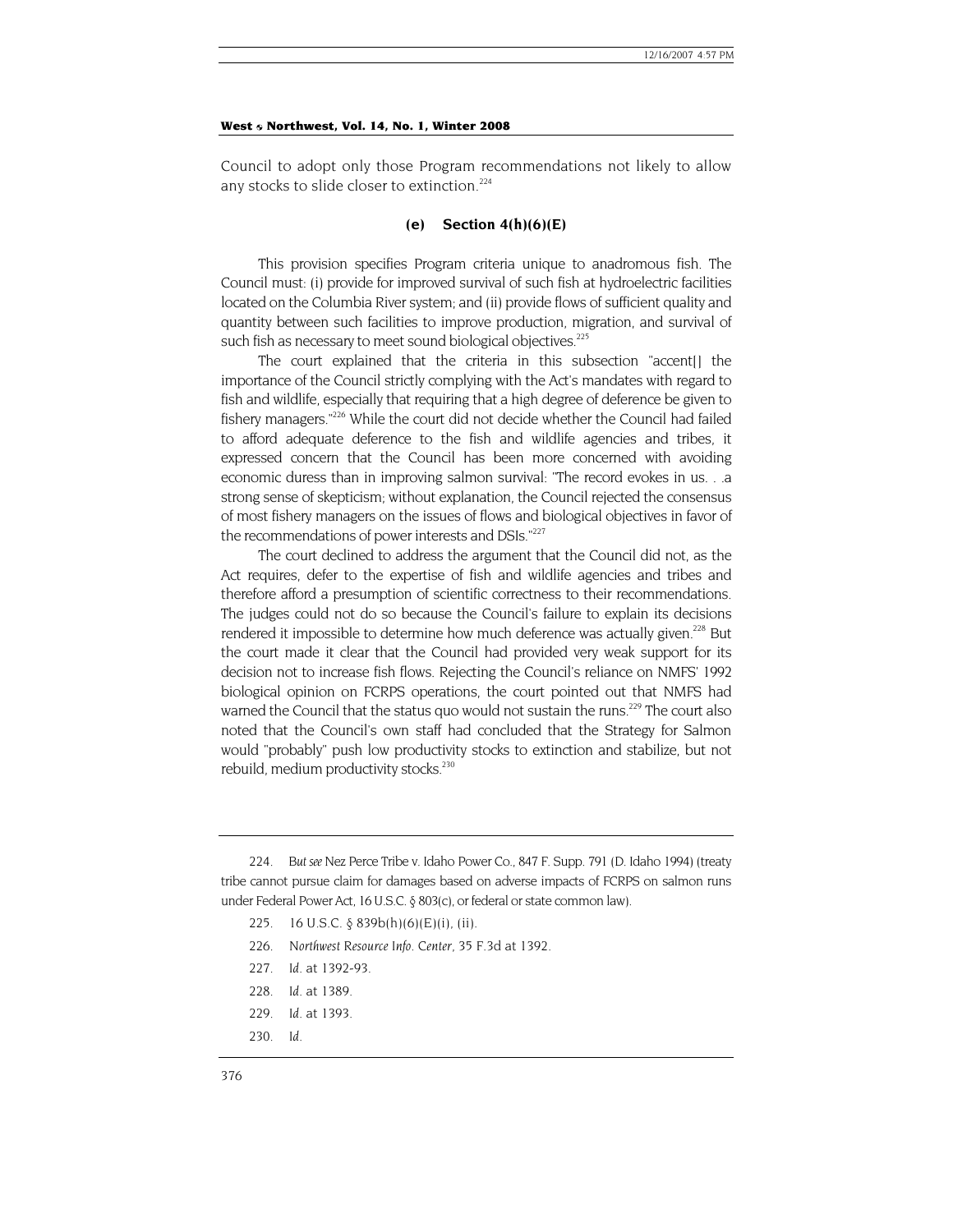Council to adopt only those Program recommendations not likely to allow any stocks to slide closer to extinction.[224]

#### (e) Section 4(h)(6)(E)

This provision specifies Program criteria unique to anadromous fish. The Council must: (i) provide for improved survival of such fish at hydroelectric facilities located on the Columbia River system; and (ii) provide flows of sufficient quality and quantity between such facilities to improve production, migration, and survival of such fish as necessary to meet sound biological objectives.[225]

The court explained that the criteria in this subsection "accent[] the importance of the Council strictly complying with the Act's mandates with regard to fish and wildlife, especially that requiring that a high degree of deference be given to fishery managers."[226] While the court did not decide whether the Council had failed to afford adequate deference to the fish and wildlife agencies and tribes, it expressed concern that the Council has been more concerned with avoiding economic duress than in improving salmon survival: "The record evokes in us. . .a strong sense of skepticism; without explanation, the Council rejected the consensus of most fishery managers on the issues of flows and biological objectives in favor of the recommendations of power interests and DSIs."[227]

The court declined to address the argument that the Council did not, as the Act requires, defer to the expertise of fish and wildlife agencies and tribes and therefore afford a presumption of scientific correctness to their recommendations. The judges could not do so because the Council's failure to explain its decisions rendered it impossible to determine how much deference was actually given.[228] But the court made it clear that the Council had provided very weak support for its decision not to increase fish flows. Rejecting the Council's reliance on NMFS' 1992 biological opinion on FCRPS operations, the court pointed out that NMFS had warned the Council that the status quo would not sustain the runs.[229] The court also noted that the Council's own staff had concluded that the Strategy for Salmon would "probably" push low productivity stocks to extinction and stabilize, but not rebuild, medium productivity stocks.[230]

---

224. *But see* Nez Perce Tribe v. Idaho Power Co., 847 F. Supp. 791 (D. Idaho 1994) (treaty tribe cannot pursue claim for damages based on adverse impacts of FCRPS on salmon runs under Federal Power Act, 16 U.S.C. § 803(c), or federal or state common law).

225. 16 U.S.C. § 839b(h)(6)(E)(i), (ii).

226. *Northwest Resource Info. Center*, 35 F.3d at 1392.

227. *Id.* at 1392-93.

228. *Id.* at 1389.

229. *Id.* at 1393.

230. *Id.*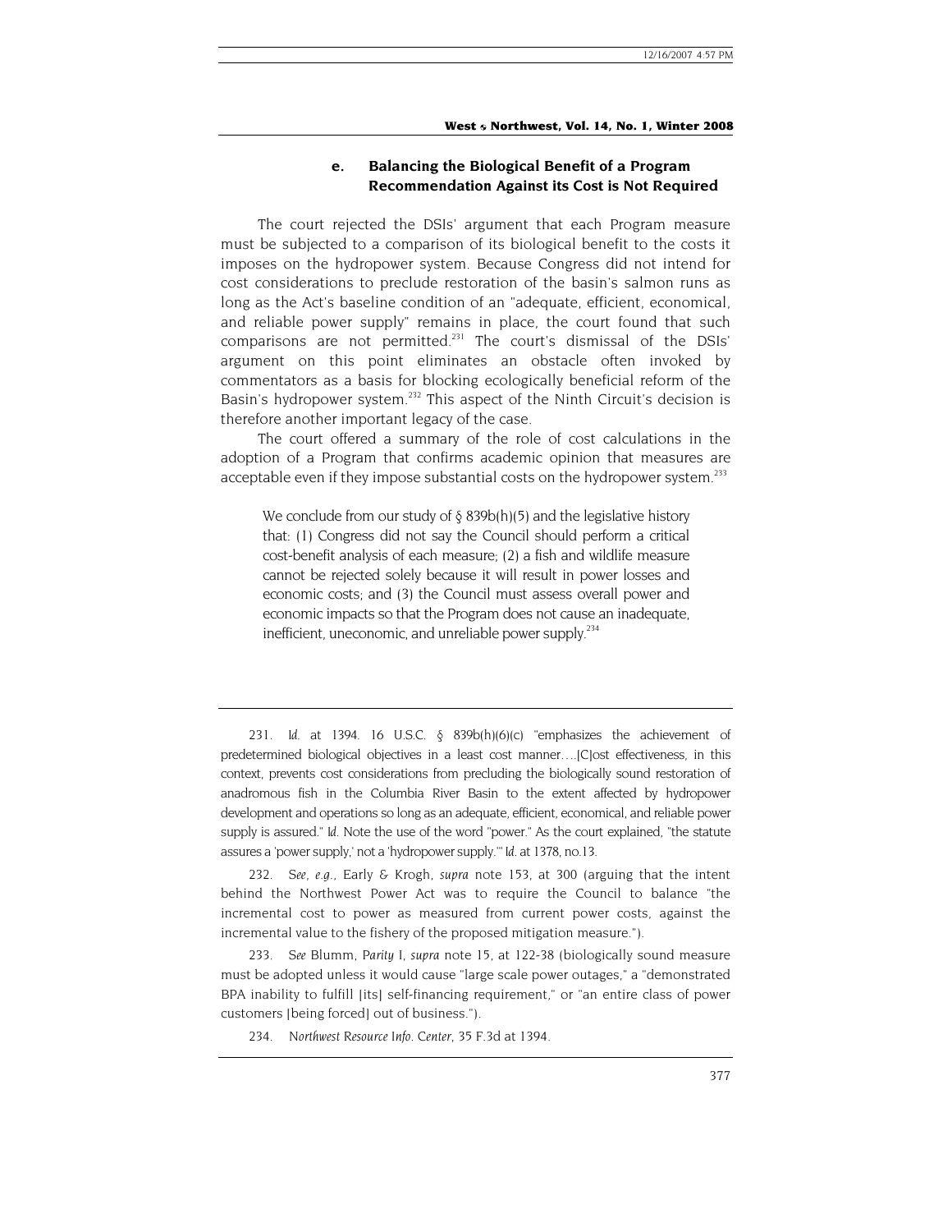#### e. Balancing the Biological Benefit of a Program Recommendation Against its Cost is Not Required

The court rejected the DSIs' argument that each Program measure must be subjected to a comparison of its biological benefit to the costs it imposes on the hydropower system. Because Congress did not intend for cost considerations to preclude restoration of the basin's salmon runs as long as the Act's baseline condition of an "adequate, efficient, economical, and reliable power supply" remains in place, the court found that such comparisons are not permitted.[231] The court's dismissal of the DSIs' argument on this point eliminates an obstacle often invoked by commentators as a basis for blocking ecologically beneficial reform of the Basin's hydropower system.[232] This aspect of the Ninth Circuit's decision is therefore another important legacy of the case.

The court offered a summary of the role of cost calculations in the adoption of a Program that confirms academic opinion that measures are acceptable even if they impose substantial costs on the hydropower system.[233]

> We conclude from our study of § 839b(h)(5) and the legislative history that: (1) Congress did not say the Council should perform a critical cost-benefit analysis of each measure; (2) a fish and wildlife measure cannot be rejected solely because it will result in power losses and economic costs; and (3) the Council must assess overall power and economic impacts so that the Program does not cause an inadequate, inefficient, uneconomic, and unreliable power supply.[234]

---

231. *Id.* at 1394. 16 U.S.C. § 839b(h)(6)(c) "emphasizes the achievement of predetermined biological objectives in a least cost manner….[C]ost effectiveness, in this context, prevents cost considerations from precluding the biologically sound restoration of anadromous fish in the Columbia River Basin to the extent affected by hydropower development and operations so long as an adequate, efficient, economical, and reliable power supply is assured." *Id.* Note the use of the word "power." As the court explained, "the statute assures a 'power supply,' not a 'hydropower supply.'" *Id.* at 1378, no.13.

232. *See, e.g.,* Early & Krogh, *supra* note 153, at 300 (arguing that the intent behind the Northwest Power Act was to require the Council to balance "the incremental cost to power as measured from current power costs, against the incremental value to the fishery of the proposed mitigation measure.").

233. *See* Blumm, *Parity I*, *supra* note 15, at 122-38 (biologically sound measure must be adopted unless it would cause "large scale power outages," a "demonstrated BPA inability to fulfill [its] self-financing requirement," or "an entire class of power customers [being forced] out of business.").

234. *Northwest Resource Info. Center*, 35 F.3d at 1394.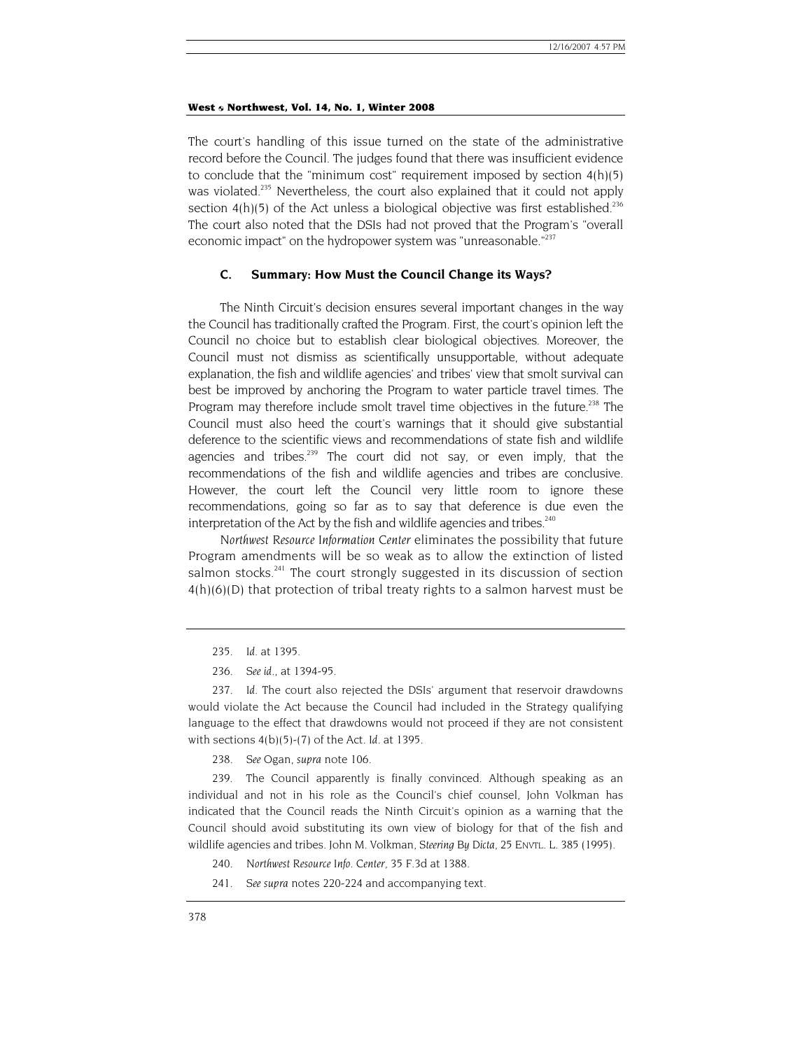The court's handling of this issue turned on the state of the administrative record before the Council. The judges found that there was insufficient evidence to conclude that the "minimum cost" requirement imposed by section 4(h)(5) was violated.[235] Nevertheless, the court also explained that it could not apply section 4(h)(5) of the Act unless a biological objective was first established.[236] The court also noted that the DSIs had not proved that the Program's "overall economic impact" on the hydropower system was "unreasonable."[237]

### C. Summary: How Must the Council Change its Ways?

The Ninth Circuit's decision ensures several important changes in the way the Council has traditionally crafted the Program. First, the court's opinion left the Council no choice but to establish clear biological objectives. Moreover, the Council must not dismiss as scientifically unsupportable, without adequate explanation, the fish and wildlife agencies' and tribes' view that smolt survival can best be improved by anchoring the Program to water particle travel times. The Program may therefore include smolt travel time objectives in the future.[238] The Council must also heed the court's warnings that it should give substantial deference to the scientific views and recommendations of state fish and wildlife agencies and tribes.[239] The court did not say, or even imply, that the recommendations of the fish and wildlife agencies and tribes are conclusive. However, the court left the Council very little room to ignore these recommendations, going so far as to say that deference is due even the interpretation of the Act by the fish and wildlife agencies and tribes.[240]

*Northwest Resource Information Center* eliminates the possibility that future Program amendments will be so weak as to allow the extinction of listed salmon stocks.[241] The court strongly suggested in its discussion of section 4(h)(6)(D) that protection of tribal treaty rights to a salmon harvest must be

---

235. *Id.* at 1395.

236. *See id.*, at 1394-95.

237. *Id.* The court also rejected the DSIs' argument that reservoir drawdowns would violate the Act because the Council had included in the Strategy qualifying language to the effect that drawdowns would not proceed if they are not consistent with sections 4(b)(5)-(7) of the Act. *Id.* at 1395.

238. *See* Ogan, *supra* note 106.

239. The Council apparently is finally convinced. Although speaking as an individual and not in his role as the Council's chief counsel, John Volkman has indicated that the Council reads the Ninth Circuit's opinion as a warning that the Council should avoid substituting its own view of biology for that of the fish and wildlife agencies and tribes. John M. Volkman, *Steering By Dicta*, 25 ENVTL. L. 385 (1995).

240. *Northwest Resource Info. Center*, 35 F.3d at 1388.

241. *See supra* notes 220-224 and accompanying text.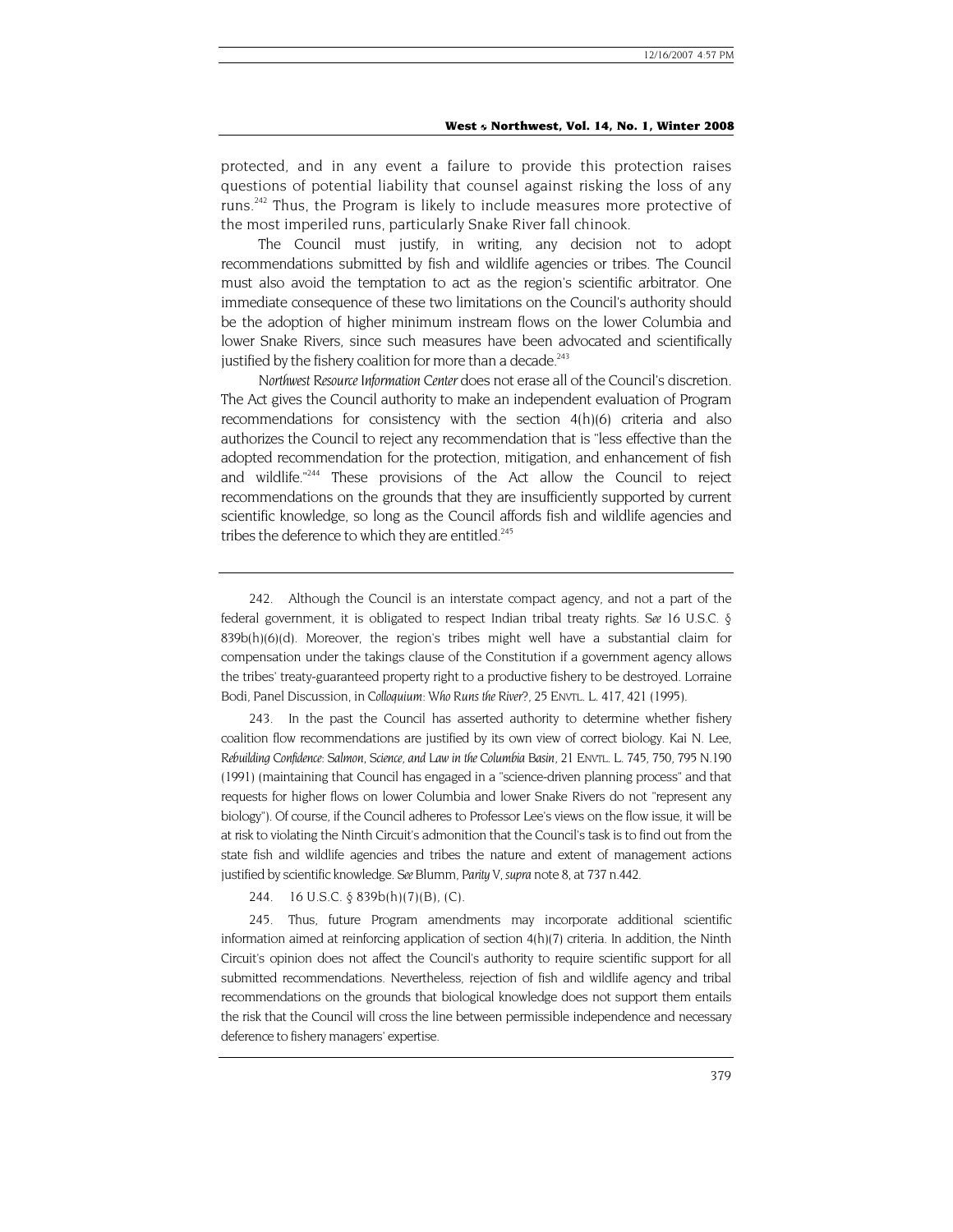protected, and in any event a failure to provide this protection raises questions of potential liability that counsel against risking the loss of any runs.[242] Thus, the Program is likely to include measures more protective of the most imperiled runs, particularly Snake River fall chinook.

The Council must justify, in writing, any decision not to adopt recommendations submitted by fish and wildlife agencies or tribes. The Council must also avoid the temptation to act as the region's scientific arbitrator. One immediate consequence of these two limitations on the Council's authority should be the adoption of higher minimum instream flows on the lower Columbia and lower Snake Rivers, since such measures have been advocated and scientifically justified by the fishery coalition for more than a decade.[243]

*Northwest Resource Information Center* does not erase all of the Council's discretion. The Act gives the Council authority to make an independent evaluation of Program recommendations for consistency with the section 4(h)(6) criteria and also authorizes the Council to reject any recommendation that is "less effective than the adopted recommendation for the protection, mitigation, and enhancement of fish and wildlife."[244] These provisions of the Act allow the Council to reject recommendations on the grounds that they are insufficiently supported by current scientific knowledge, so long as the Council affords fish and wildlife agencies and tribes the deference to which they are entitled.[245]

---

242. Although the Council is an interstate compact agency, and not a part of the federal government, it is obligated to respect Indian tribal treaty rights. *See* 16 U.S.C. § 839b(h)(6)(d). Moreover, the region's tribes might well have a substantial claim for compensation under the takings clause of the Constitution if a government agency allows the tribes' treaty-guaranteed property right to a productive fishery to be destroyed. Lorraine Bodi, Panel Discussion, in *Colloquium: Who Runs the River?*, 25 ENVTL. L. 417, 421 (1995).

243. In the past the Council has asserted authority to determine whether fishery coalition flow recommendations are justified by its own view of correct biology. Kai N. Lee, *Rebuilding Confidence: Salmon, Science, and Law in the Columbia Basin*, 21 ENVTL. L. 745, 750, 795 N.190 (1991) (maintaining that Council has engaged in a "science-driven planning process" and that requests for higher flows on lower Columbia and lower Snake Rivers do not "represent any biology"). Of course, if the Council adheres to Professor Lee's views on the flow issue, it will be at risk to violating the Ninth Circuit's admonition that the Council's task is to find out from the state fish and wildlife agencies and tribes the nature and extent of management actions justified by scientific knowledge. *See* Blumm, *Parity V*, *supra* note 8, at 737 n.442.

244. 16 U.S.C. § 839b(h)(7)(B), (C).

245. Thus, future Program amendments may incorporate additional scientific information aimed at reinforcing application of section 4(h)(7) criteria. In addition, the Ninth Circuit's opinion does not affect the Council's authority to require scientific support for all submitted recommendations. Nevertheless, rejection of fish and wildlife agency and tribal recommendations on the grounds that biological knowledge does not support them entails the risk that the Council will cross the line between permissible independence and necessary deference to fishery managers' expertise.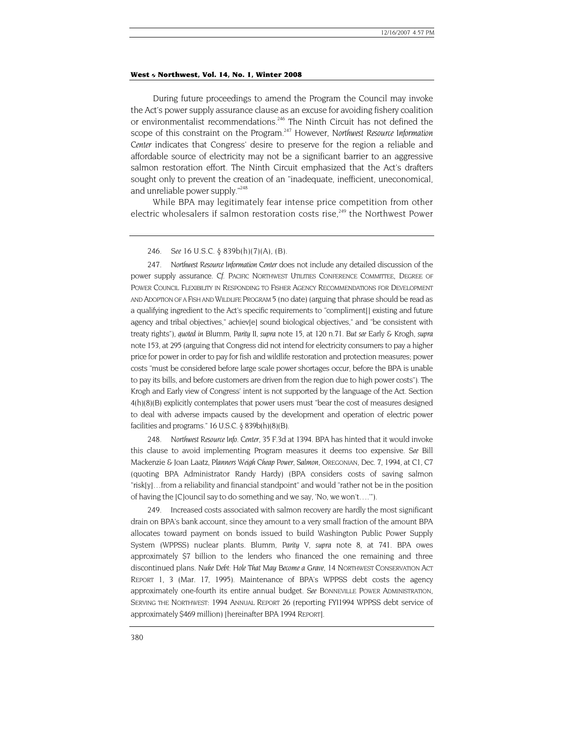During future proceedings to amend the Program the Council may invoke the Act's power supply assurance clause as an excuse for avoiding fishery coalition or environmentalist recommendations.[246] The Ninth Circuit has not defined the scope of this constraint on the Program.[247] However, *Northwest Resource Information Center* indicates that Congress' desire to preserve for the region a reliable and affordable source of electricity may not be a significant barrier to an aggressive salmon restoration effort. The Ninth Circuit emphasized that the Act's drafters sought only to prevent the creation of an "inadequate, inefficient, uneconomical, and unreliable power supply."[248]

While BPA may legitimately fear intense price competition from other electric wholesalers if salmon restoration costs rise,[249] the Northwest Power

---

246. *See* 16 U.S.C. § 839b(h)(7)(A), (B).

247. *Northwest Resource Information Center* does not include any detailed discussion of the power supply assurance. *Cf.* PACIFIC NORTHWEST UTILITIES CONFERENCE COMMITTEE, DEGREE OF POWER COUNCIL FLEXIBILITY IN RESPONDING TO FISHER AGENCY RECOMMENDATIONS FOR DEVELOPMENT AND ADOPTION OF A FISH AND WILDLIFE PROGRAM 5 (no date) (arguing that phrase should be read as a qualifying ingredient to the Act's specific requirements to "compliment[] existing and future agency and tribal objectives," achiev[e] sound biological objectives," and "be consistent with treaty rights"), *quoted in* Blumm, *Parity II*, *supra* note 15, at 120 n.71. *But see* Early & Krogh, *supra* note 153, at 295 (arguing that Congress did not intend for electricity consumers to pay a higher price for power in order to pay for fish and wildlife restoration and protection measures; power costs "must be considered before large scale power shortages occur, before the BPA is unable to pay its bills, and before customers are driven from the region due to high power costs"). The Krogh and Early view of Congress' intent is not supported by the language of the Act. Section 4(h)(8)(B) explicitly contemplates that power users must "bear the cost of measures designed to deal with adverse impacts caused by the development and operation of electric power facilities and programs." 16 U.S.C. § 839b(h)(8)(B).

248. *Northwest Resource Info. Center*, 35 F.3d at 1394. BPA has hinted that it would invoke this clause to avoid implementing Program measures it deems too expensive. *See* Bill Mackenzie & Joan Laatz, *Planners Weigh Cheap Power, Salmon*, OREGONIAN, Dec. 7, 1994, at C1, C7 (quoting BPA Administrator Randy Hardy) (BPA considers costs of saving salmon "risk[y]…from a reliability and financial standpoint" and would "rather not be in the position of having the [C]ouncil say to do something and we say, 'No, we won't….'").

249. Increased costs associated with salmon recovery are hardly the most significant drain on BPA's bank account, since they amount to a very small fraction of the amount BPA allocates toward payment on bonds issued to build Washington Public Power Supply System (WPPSS) nuclear plants. Blumm, *Parity V*, *supra* note 8, at 741. BPA owes approximately $7 billion to the lenders who financed the one remaining and three discontinued plans. *Nuke Debt: Hole That May Become a Grave*, 14 NORTHWEST CONSERVATION ACT REPORT 1, 3 (Mar. 17, 1995). Maintenance of BPA's WPPSS debt costs the agency approximately one-fourth its entire annual budget. *See* BONNEVILLE POWER ADMINISTRATION, SERVING THE NORTHWEST: 1994 ANNUAL REPORT 26 (reporting FYI1994 WPPSS debt service of approximately $469 million) [hereinafter BPA 1994 REPORT].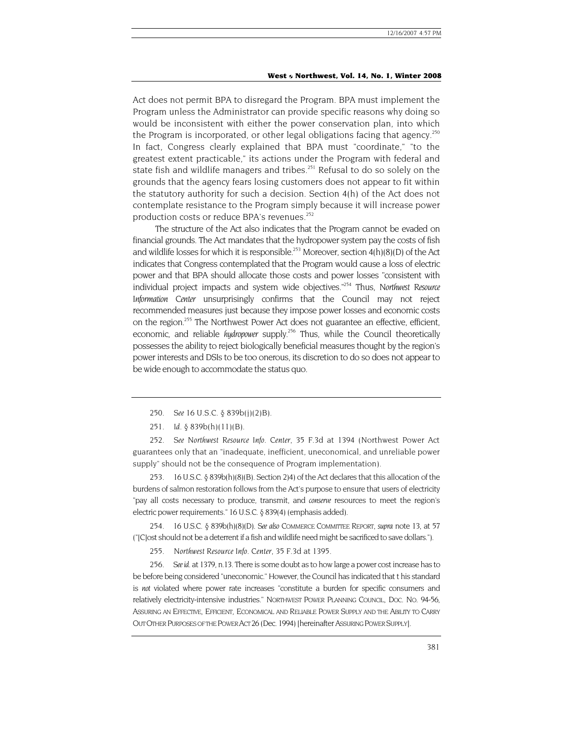Act does not permit BPA to disregard the Program. BPA must implement the Program unless the Administrator can provide specific reasons why doing so would be inconsistent with either the power conservation plan, into which the Program is incorporated, or other legal obligations facing that agency.[250] In fact, Congress clearly explained that BPA must "coordinate," "to the greatest extent practicable," its actions under the Program with federal and state fish and wildlife managers and tribes.[251] Refusal to do so solely on the grounds that the agency fears losing customers does not appear to fit within the statutory authority for such a decision. Section 4(h) of the Act does not contemplate resistance to the Program simply because it will increase power production costs or reduce BPA's revenues.[252]

The structure of the Act also indicates that the Program cannot be evaded on financial grounds. The Act mandates that the hydropower system pay the costs of fish and wildlife losses for which it is responsible.[253] Moreover, section 4(h)(8)(D) of the Act indicates that Congress contemplated that the Program would cause a loss of electric power and that BPA should allocate those costs and power losses "consistent with individual project impacts and system wide objectives."[254] Thus, *Northwest Resource Information Center* unsurprisingly confirms that the Council may not reject recommended measures just because they impose power losses and economic costs on the region.[255] The Northwest Power Act does not guarantee an effective, efficient, economic, and reliable *hydropower* supply.[256] Thus, while the Council theoretically possesses the ability to reject biologically beneficial measures thought by the region's power interests and DSIs to be too onerous, its discretion to do so does not appear to be wide enough to accommodate the status quo.

---

250. *See* 16 U.S.C. § 839b(j)(2)B).

251. *Id.* § 839b(h)(11)(B).

252. *See Northwest Resource Info. Center*, 35 F.3d at 1394 (Northwest Power Act guarantees only that an "inadequate, inefficient, uneconomical, and unreliable power supply" should not be the consequence of Program implementation).

253. 16 U.S.C. § 839b(h)(8)(B). Section 2)4) of the Act declares that this allocation of the burdens of salmon restoration follows from the Act's purpose to ensure that users of electricity "pay all costs necessary to produce, transmit, and *conserve* resources to meet the region's electric power requirements." 16 U.S.C. § 839(4) (emphasis added).

254. 16 U.S.C. § 839b(h)(8)(D). *See also* COMMERCE COMMITTEE REPORT, *supra* note 13, at 57 ("[C]ost should not be a deterrent if a fish and wildlife need might be sacrificed to save dollars.").

255. *Northwest Resource Info. Center*, 35 F.3d at 1395.

256. *See id.* at 1379, n.13. There is some doubt as to how large a power cost increase has to be before being considered "uneconomic." However, the Council has indicated that t his standard is *not* violated where power rate increases "constitute a burden for specific consumers and relatively electricity-intensive industries." NORTHWEST POWER PLANNING COUNCIL, DOC. NO. 94-56, ASSURING AN EFFECTIVE, EFFICIENT, ECONOMICAL AND RELIABLE POWER SUPPLY AND THE ABILITY TO CARRY OUT OTHER PURPOSES OF THE POWER ACT 26 (Dec. 1994) [hereinafter ASSURING POWER SUPPLY].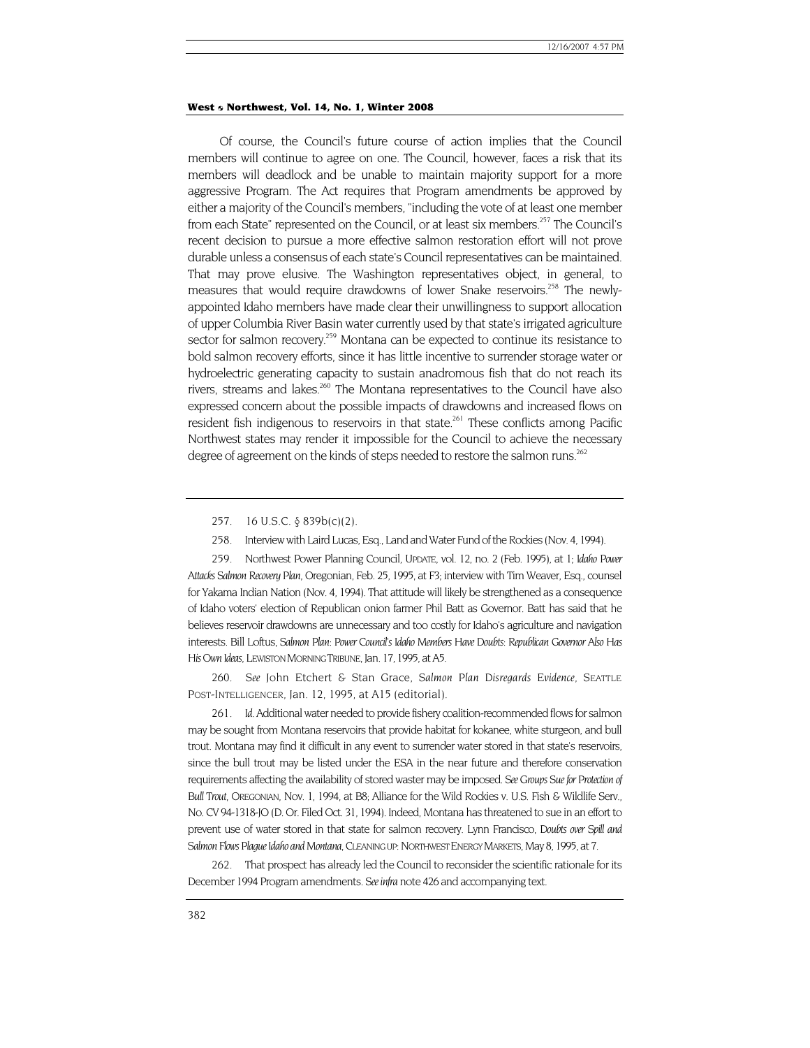Of course, the Council's future course of action implies that the Council members will continue to agree on one. The Council, however, faces a risk that its members will deadlock and be unable to maintain majority support for a more aggressive Program. The Act requires that Program amendments be approved by either a majority of the Council's members, "including the vote of at least one member from each State" represented on the Council, or at least six members.[257] The Council's recent decision to pursue a more effective salmon restoration effort will not prove durable unless a consensus of each state's Council representatives can be maintained. That may prove elusive. The Washington representatives object, in general, to measures that would require drawdowns of lower Snake reservoirs.[258] The newly-appointed Idaho members have made clear their unwillingness to support allocation of upper Columbia River Basin water currently used by that state's irrigated agriculture sector for salmon recovery.[259] Montana can be expected to continue its resistance to bold salmon recovery efforts, since it has little incentive to surrender storage water or hydroelectric generating capacity to sustain anadromous fish that do not reach its rivers, streams and lakes.[260] The Montana representatives to the Council have also expressed concern about the possible impacts of drawdowns and increased flows on resident fish indigenous to reservoirs in that state.[261] These conflicts among Pacific Northwest states may render it impossible for the Council to achieve the necessary degree of agreement on the kinds of steps needed to restore the salmon runs.[262]

---

257. 16 U.S.C. § 839b(c)(2).

258. Interview with Laird Lucas, Esq., Land and Water Fund of the Rockies (Nov. 4, 1994).

259. Northwest Power Planning Council, UPDATE, vol. 12, no. 2 (Feb. 1995), at 1; *Idaho Power Attacks Salmon Recovery Plan*, Oregonian, Feb. 25, 1995, at F3; interview with Tim Weaver, Esq., counsel for Yakama Indian Nation (Nov. 4, 1994). That attitude will likely be strengthened as a consequence of Idaho voters' election of Republican onion farmer Phil Batt as Governor. Batt has said that he believes reservoir drawdowns are unnecessary and too costly for Idaho's agriculture and navigation interests. Bill Loftus, *Salmon Plan: Power Council's Idaho Members Have Doubts: Republican Governor Also Has His Own Ideas*, LEWISTON MORNING TRIBUNE, Jan. 17, 1995, at A5.

260. *See* John Etchert & Stan Grace, *Salmon Plan Disregards Evidence*, SEATTLE POST-INTELLIGENCER, Jan. 12, 1995, at A15 (editorial).

261. *Id.* Additional water needed to provide fishery coalition-recommended flows for salmon may be sought from Montana reservoirs that provide habitat for kokanee, white sturgeon, and bull trout. Montana may find it difficult in any event to surrender water stored in that state's reservoirs, since the bull trout may be listed under the ESA in the near future and therefore conservation requirements affecting the availability of stored waster may be imposed. *See Groups Sue for Protection of Bull Trout*, OREGONIAN, Nov. 1, 1994, at B8; Alliance for the Wild Rockies v. U.S. Fish & Wildlife Serv., No. CV 94-1318-JO (D. Or. Filed Oct. 31, 1994). Indeed, Montana has threatened to sue in an effort to prevent use of water stored in that state for salmon recovery. Lynn Francisco, *Doubts over Spill and Salmon Flows Plague Idaho and Montana*, CLEANING UP: NORTHWEST ENERGY MARKETS, May 8, 1995, at 7.

262. That prospect has already led the Council to reconsider the scientific rationale for its December 1994 Program amendments. *See infra* note 426 and accompanying text.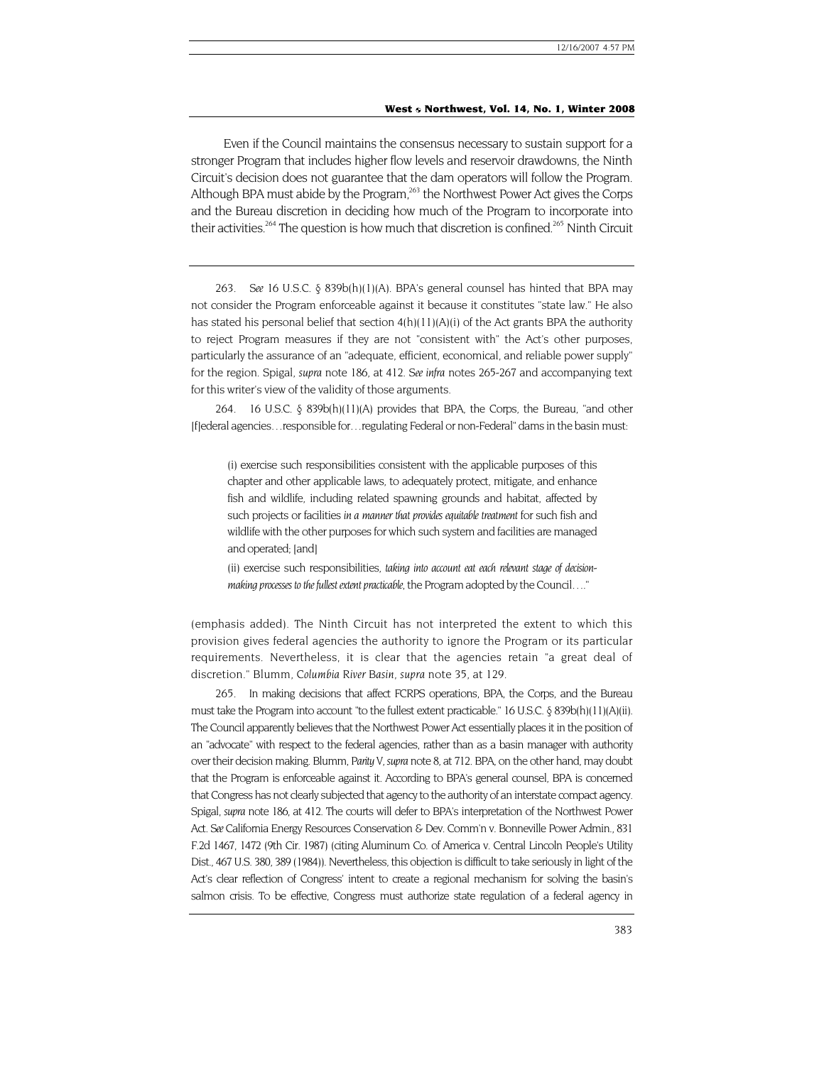Even if the Council maintains the consensus necessary to sustain support for a stronger Program that includes higher flow levels and reservoir drawdowns, the Ninth Circuit's decision does not guarantee that the dam operators will follow the Program. Although BPA must abide by the Program,[263] the Northwest Power Act gives the Corps and the Bureau discretion in deciding how much of the Program to incorporate into their activities.[264] The question is how much that discretion is confined.[265] Ninth Circuit

---

263. *See* 16 U.S.C. § 839b(h)(1)(A). BPA's general counsel has hinted that BPA may not consider the Program enforceable against it because it constitutes "state law." He also has stated his personal belief that section 4(h)(11)(A)(i) of the Act grants BPA the authority to reject Program measures if they are not "consistent with" the Act's other purposes, particularly the assurance of an "adequate, efficient, economical, and reliable power supply" for the region. Spigal, *supra* note 186, at 412. *See infra* notes 265-267 and accompanying text for this writer's view of the validity of those arguments.

264. 16 U.S.C. § 839b(h)(11)(A) provides that BPA, the Corps, the Bureau, "and other [f]ederal agencies…responsible for…regulating Federal or non-Federal" dams in the basin must:

> (i) exercise such responsibilities consistent with the applicable purposes of this chapter and other applicable laws, to adequately protect, mitigate, and enhance fish and wildlife, including related spawning grounds and habitat, affected by such projects or facilities *in a manner that provides equitable treatment* for such fish and wildlife with the other purposes for which such system and facilities are managed and operated; [and]
>
> (ii) exercise such responsibilities, *taking into account eat each relevant stage of decision-making processes to the fullest extent practicable*, the Program adopted by the Council…."

(emphasis added). The Ninth Circuit has not interpreted the extent to which this provision gives federal agencies the authority to ignore the Program or its particular requirements. Nevertheless, it is clear that the agencies retain "a great deal of discretion." Blumm, *Columbia River Basin*, *supra* note 35, at 129.

265. In making decisions that affect FCRPS operations, BPA, the Corps, and the Bureau must take the Program into account "to the fullest extent practicable." 16 U.S.C. § 839b(h)(11)(A)(ii). The Council apparently believes that the Northwest Power Act essentially places it in the position of an "advocate" with respect to the federal agencies, rather than as a basin manager with authority over their decision making. Blumm, *Parity V*, *supra* note 8, at 712. BPA, on the other hand, may doubt that the Program is enforceable against it. According to BPA's general counsel, BPA is concerned that Congress has not clearly subjected that agency to the authority of an interstate compact agency. Spigal, *supra* note 186, at 412. The courts will defer to BPA's interpretation of the Northwest Power Act. *See* California Energy Resources Conservation & Dev. Comm'n v. Bonneville Power Admin., 831 F.2d 1467, 1472 (9th Cir. 1987) (citing Aluminum Co. of America v. Central Lincoln People's Utility Dist., 467 U.S. 380, 389 (1984)). Nevertheless, this objection is difficult to take seriously in light of the Act's clear reflection of Congress' intent to create a regional mechanism for solving the basin's salmon crisis. To be effective, Congress must authorize state regulation of a federal agency in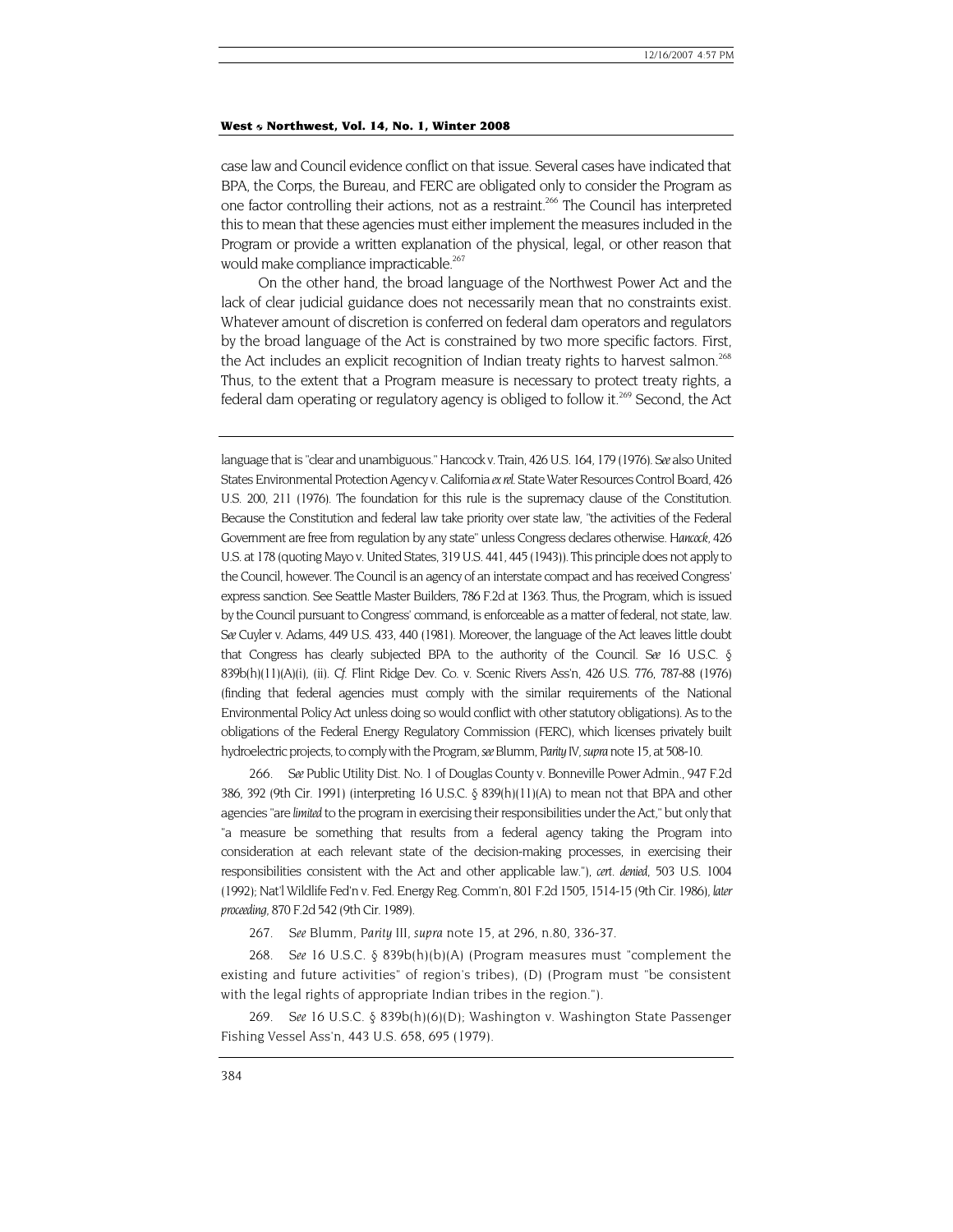case law and Council evidence conflict on that issue. Several cases have indicated that BPA, the Corps, the Bureau, and FERC are obligated only to consider the Program as one factor controlling their actions, not as a restraint.[266] The Council has interpreted this to mean that these agencies must either implement the measures included in the Program or provide a written explanation of the physical, legal, or other reason that would make compliance impracticable.[267]

On the other hand, the broad language of the Northwest Power Act and the lack of clear judicial guidance does not necessarily mean that no constraints exist. Whatever amount of discretion is conferred on federal dam operators and regulators by the broad language of the Act is constrained by two more specific factors. First, the Act includes an explicit recognition of Indian treaty rights to harvest salmon.[268] Thus, to the extent that a Program measure is necessary to protect treaty rights, a federal dam operating or regulatory agency is obliged to follow it.[269] Second, the Act

---

language that is "clear and unambiguous." Hancock v. Train, 426 U.S. 164, 179 (1976). *See* also United States Environmental Protection Agency v. California *ex rel.* State Water Resources Control Board, 426 U.S. 200, 211 (1976). The foundation for this rule is the supremacy clause of the Constitution. Because the Constitution and federal law take priority over state law, "the activities of the Federal Government are free from regulation by any state" unless Congress declares otherwise. *Hancock*, 426 U.S. at 178 (quoting Mayo v. United States, 319 U.S. 441, 445 (1943)). This principle does not apply to the Council, however. The Council is an agency of an interstate compact and has received Congress' express sanction. See Seattle Master Builders, 786 F.2d at 1363. Thus, the Program, which is issued by the Council pursuant to Congress' command, is enforceable as a matter of federal, not state, law. *See* Cuyler v. Adams, 449 U.S. 433, 440 (1981). Moreover, the language of the Act leaves little doubt that Congress has clearly subjected BPA to the authority of the Council. *See* 16 U.S.C. § 839b(h)(11)(A)(i), (ii). *Cf.* Flint Ridge Dev. Co. v. Scenic Rivers Ass'n, 426 U.S. 776, 787-88 (1976) (finding that federal agencies must comply with the similar requirements of the National Environmental Policy Act unless doing so would conflict with other statutory obligations). As to the obligations of the Federal Energy Regulatory Commission (FERC), which licenses privately built hydroelectric projects, to comply with the Program, *see* Blumm, *Parity IV*, *supra* note 15, at 508-10.

266. *See* Public Utility Dist. No. 1 of Douglas County v. Bonneville Power Admin., 947 F.2d 386, 392 (9th Cir. 1991) (interpreting 16 U.S.C. § 839(h)(11)(A) to mean not that BPA and other agencies "are *limited* to the program in exercising their responsibilities under the Act," but only that "a measure be something that results from a federal agency taking the Program into consideration at each relevant state of the decision-making processes, in exercising their responsibilities consistent with the Act and other applicable law."), *cert. denied*, 503 U.S. 1004 (1992); Nat'l Wildlife Fed'n v. Fed. Energy Reg. Comm'n, 801 F.2d 1505, 1514-15 (9th Cir. 1986), *later proceeding*, 870 F.2d 542 (9th Cir. 1989).

267. *See* Blumm, *Parity III*, *supra* note 15, at 296, n.80, 336-37.

268. *See* 16 U.S.C. § 839b(h)(b)(A) (Program measures must "complement the existing and future activities" of region's tribes), (D) (Program must "be consistent with the legal rights of appropriate Indian tribes in the region.").

269. *See* 16 U.S.C. § 839b(h)(6)(D); Washington v. Washington State Passenger Fishing Vessel Ass'n, 443 U.S. 658, 695 (1979).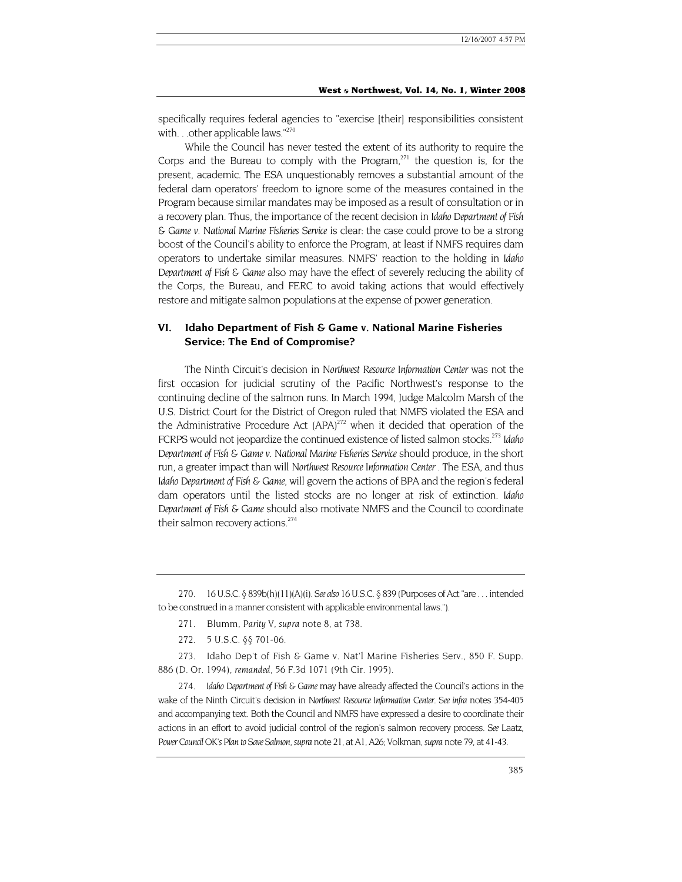specifically requires federal agencies to "exercise [their] responsibilities consistent with. . .other applicable laws."[270]

While the Council has never tested the extent of its authority to require the Corps and the Bureau to comply with the Program,[271] the question is, for the present, academic. The ESA unquestionably removes a substantial amount of the federal dam operators' freedom to ignore some of the measures contained in the Program because similar mandates may be imposed as a result of consultation or in a recovery plan. Thus, the importance of the recent decision in *Idaho Department of Fish & Game v. National Marine Fisheries Service* is clear: the case could prove to be a strong boost of the Council's ability to enforce the Program, at least if NMFS requires dam operators to undertake similar measures. NMFS' reaction to the holding in *Idaho Department of Fish & Game* also may have the effect of severely reducing the ability of the Corps, the Bureau, and FERC to avoid taking actions that would effectively restore and mitigate salmon populations at the expense of power generation.

## VI. Idaho Department of Fish & Game v. National Marine Fisheries Service: The End of Compromise?

The Ninth Circuit's decision in *Northwest Resource Information Center* was not the first occasion for judicial scrutiny of the Pacific Northwest's response to the continuing decline of the salmon runs. In March 1994, Judge Malcolm Marsh of the U.S. District Court for the District of Oregon ruled that NMFS violated the ESA and the Administrative Procedure Act (APA)[272] when it decided that operation of the FCRPS would not jeopardize the continued existence of listed salmon stocks.[273] *Idaho Department of Fish & Game v. National Marine Fisheries Service* should produce, in the short run, a greater impact than will *Northwest Resource Information Center*. The ESA, and thus *Idaho Department of Fish & Game*, will govern the actions of BPA and the region's federal dam operators until the listed stocks are no longer at risk of extinction. *Idaho Department of Fish & Game* should also motivate NMFS and the Council to coordinate their salmon recovery actions.[274]

---

270. 16 U.S.C. § 839b(h)(11)(A)(i). *See also* 16 U.S.C. § 839 (Purposes of Act "are . . . intended to be construed in a manner consistent with applicable environmental laws.").

271. Blumm, *Parity V*, *supra* note 8, at 738.

272. 5 U.S.C. §§ 701-06.

273. Idaho Dep't of Fish & Game v. Nat'l Marine Fisheries Serv., 850 F. Supp. 886 (D. Or. 1994), *remanded*, 56 F.3d 1071 (9th Cir. 1995).

274. *Idaho Department of Fish & Game* may have already affected the Council's actions in the wake of the Ninth Circuit's decision in *Northwest Resource Information Center*. *See infra* notes 354-405 and accompanying text. Both the Council and NMFS have expressed a desire to coordinate their actions in an effort to avoid judicial control of the region's salmon recovery process. *See* Laatz, *Power Council OK's Plan to Save Salmon*, *supra* note 21, at A1, A26; Volkman, *supra* note 79, at 41-43.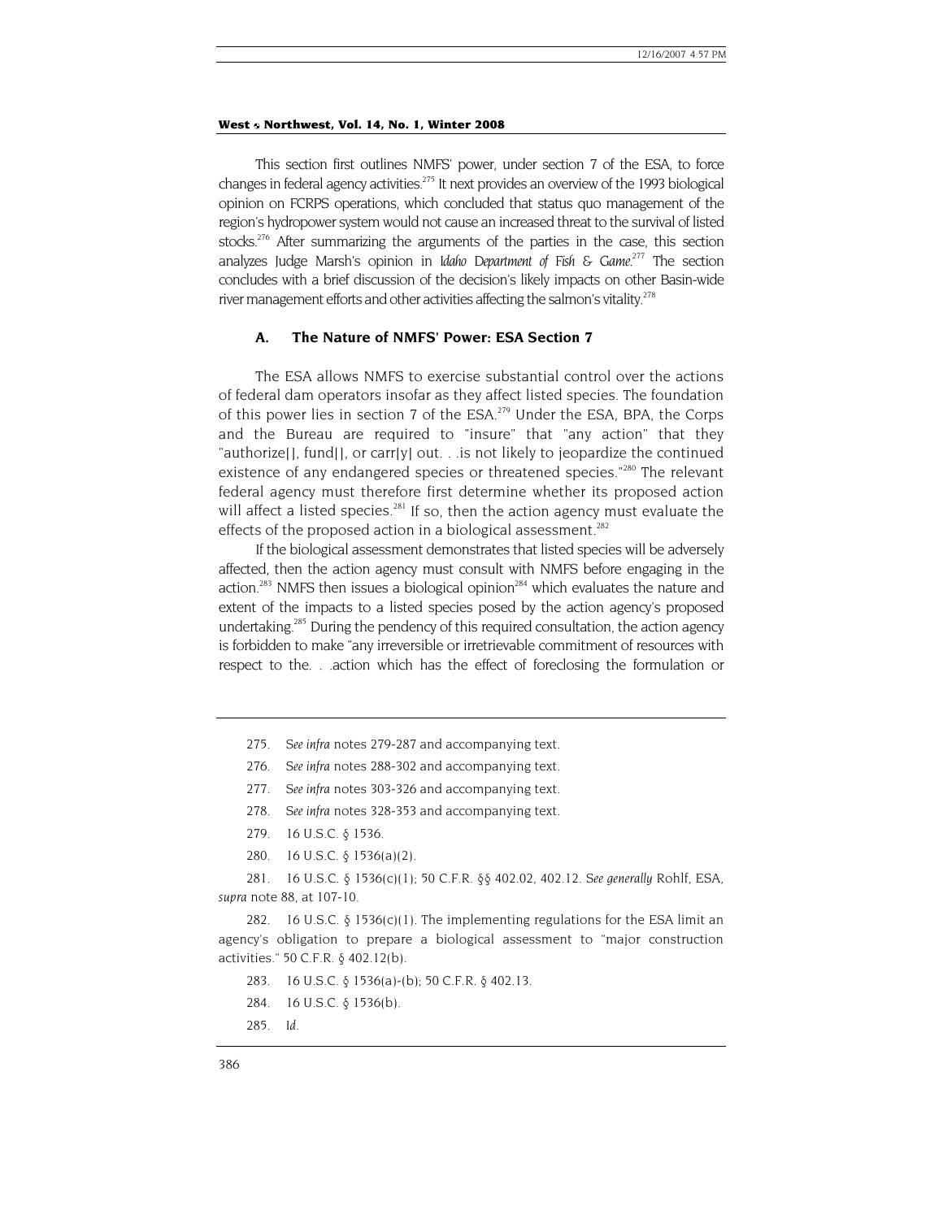This section first outlines NMFS' power, under section 7 of the ESA, to force changes in federal agency activities.[275] It next provides an overview of the 1993 biological opinion on FCRPS operations, which concluded that status quo management of the region's hydropower system would not cause an increased threat to the survival of listed stocks.[276] After summarizing the arguments of the parties in the case, this section analyzes Judge Marsh's opinion in *Idaho Department of Fish & Game*.[277] The section concludes with a brief discussion of the decision's likely impacts on other Basin-wide river management efforts and other activities affecting the salmon's vitality.[278]

### A. The Nature of NMFS' Power: ESA Section 7

The ESA allows NMFS to exercise substantial control over the actions of federal dam operators insofar as they affect listed species. The foundation of this power lies in section 7 of the ESA.[279] Under the ESA, BPA, the Corps and the Bureau are required to "insure" that "any action" that they "authorize[], fund[], or carr[y] out. . .is not likely to jeopardize the continued existence of any endangered species or threatened species."[280] The relevant federal agency must therefore first determine whether its proposed action will affect a listed species.[281] If so, then the action agency must evaluate the effects of the proposed action in a biological assessment.[282]

If the biological assessment demonstrates that listed species will be adversely affected, then the action agency must consult with NMFS before engaging in the action.[283] NMFS then issues a biological opinion[284] which evaluates the nature and extent of the impacts to a listed species posed by the action agency's proposed undertaking.[285] During the pendency of this required consultation, the action agency is forbidden to make "any irreversible or irretrievable commitment of resources with respect to the. . .action which has the effect of foreclosing the formulation or

---

275. *See infra* notes 279-287 and accompanying text.

276. *See infra* notes 288-302 and accompanying text.

277. *See infra* notes 303-326 and accompanying text.

278. *See infra* notes 328-353 and accompanying text.

279. 16 U.S.C. § 1536.

280. 16 U.S.C. § 1536(a)(2).

281. 16 U.S.C. § 1536(c)(1); 50 C.F.R. §§ 402.02, 402.12. *See generally* Rohlf, ESA, *supra* note 88, at 107-10.

282. 16 U.S.C. § 1536(c)(1). The implementing regulations for the ESA limit an agency's obligation to prepare a biological assessment to "major construction activities." 50 C.F.R. § 402.12(b).

283. 16 U.S.C. § 1536(a)-(b); 50 C.F.R. § 402.13.

284. 16 U.S.C. § 1536(b).

285. *Id.*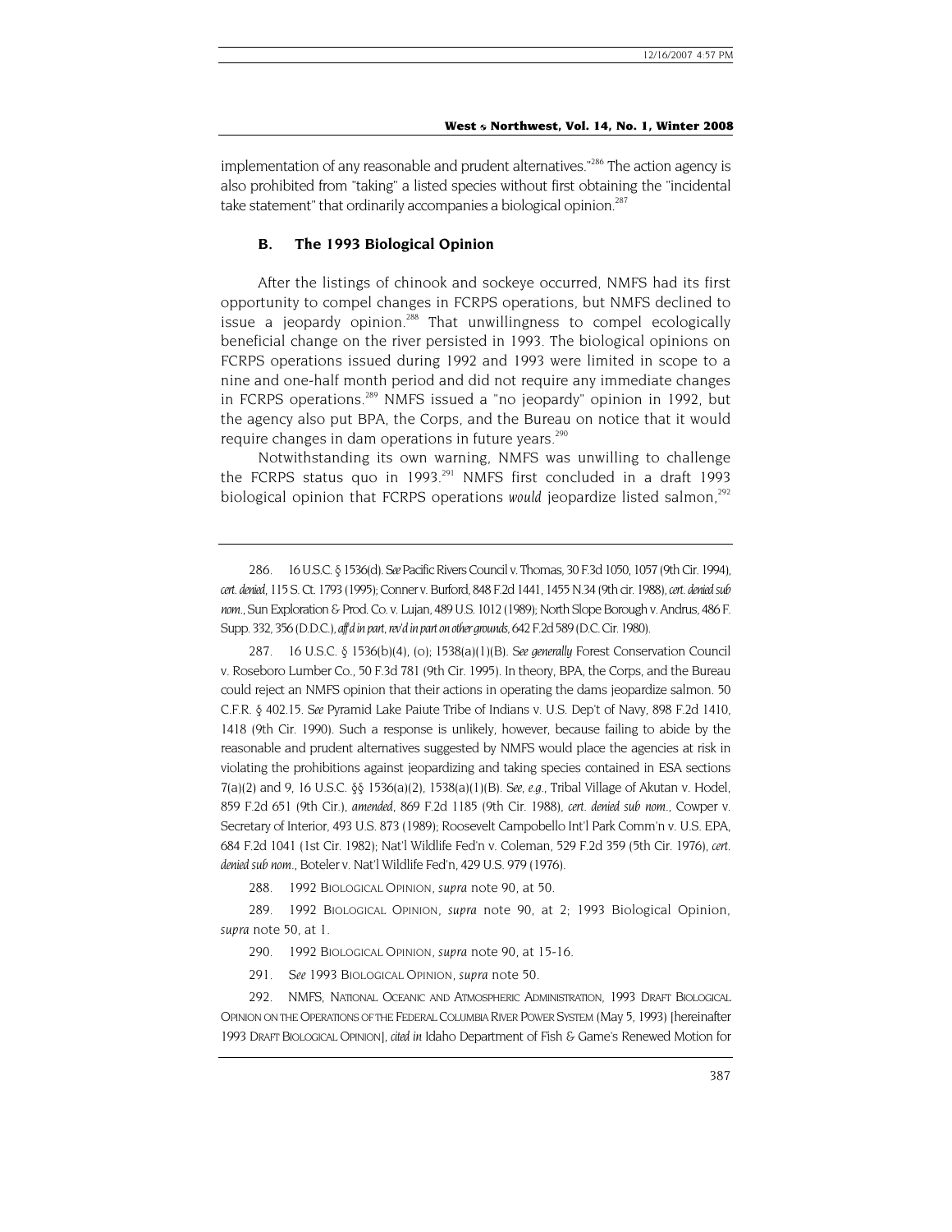implementation of any reasonable and prudent alternatives."[286] The action agency is also prohibited from "taking" a listed species without first obtaining the "incidental take statement" that ordinarily accompanies a biological opinion.[287]

### B. The 1993 Biological Opinion

After the listings of chinook and sockeye occurred, NMFS had its first opportunity to compel changes in FCRPS operations, but NMFS declined to issue a jeopardy opinion.[288] That unwillingness to compel ecologically beneficial change on the river persisted in 1993. The biological opinions on FCRPS operations issued during 1992 and 1993 were limited in scope to a nine and one-half month period and did not require any immediate changes in FCRPS operations.[289] NMFS issued a "no jeopardy" opinion in 1992, but the agency also put BPA, the Corps, and the Bureau on notice that it would require changes in dam operations in future years.[290]

Notwithstanding its own warning, NMFS was unwilling to challenge the FCRPS status quo in 1993.[291] NMFS first concluded in a draft 1993 biological opinion that FCRPS operations *would* jeopardize listed salmon,[292]

---

286. 16 U.S.C. § 1536(d). *See* Pacific Rivers Council v. Thomas, 30 F.3d 1050, 1057 (9th Cir. 1994), *cert. denied*, 115 S. Ct. 1793 (1995); Conner v. Burford, 848 F.2d 1441, 1455 N.34 (9th cir. 1988), *cert. denied sub nom.*, Sun Exploration & Prod. Co. v. Lujan, 489 U.S. 1012 (1989); North Slope Borough v. Andrus, 486 F. Supp. 332, 356 (D.D.C.), *aff'd in part, rev'd in part on other grounds*, 642 F.2d 589 (D.C. Cir. 1980).

287. 16 U.S.C. § 1536(b)(4), (o); 1538(a)(1)(B). *See generally* Forest Conservation Council v. Roseboro Lumber Co., 50 F.3d 781 (9th Cir. 1995). In theory, BPA, the Corps, and the Bureau could reject an NMFS opinion that their actions in operating the dams jeopardize salmon. 50 C.F.R. § 402.15. *See* Pyramid Lake Paiute Tribe of Indians v. U.S. Dep't of Navy, 898 F.2d 1410, 1418 (9th Cir. 1990). Such a response is unlikely, however, because failing to abide by the reasonable and prudent alternatives suggested by NMFS would place the agencies at risk in violating the prohibitions against jeopardizing and taking species contained in ESA sections 7(a)(2) and 9, 16 U.S.C. §§ 1536(a)(2), 1538(a)(1)(B). *See, e.g.*, Tribal Village of Akutan v. Hodel, 859 F.2d 651 (9th Cir.), *amended*, 869 F.2d 1185 (9th Cir. 1988), *cert. denied sub nom.*, Cowper v. Secretary of Interior, 493 U.S. 873 (1989); Roosevelt Campobello Int'l Park Comm'n v. U.S. EPA, 684 F.2d 1041 (1st Cir. 1982); Nat'l Wildlife Fed'n v. Coleman, 529 F.2d 359 (5th Cir. 1976), *cert. denied sub nom.*, Boteler v. Nat'l Wildlife Fed'n, 429 U.S. 979 (1976).

288. 1992 BIOLOGICAL OPINION, *supra* note 90, at 50.

289. 1992 BIOLOGICAL OPINION, *supra* note 90, at 2; 1993 Biological Opinion, *supra* note 50, at 1.

290. 1992 BIOLOGICAL OPINION, *supra* note 90, at 15-16.

291. *See* 1993 BIOLOGICAL OPINION, *supra* note 50.

292. NMFS, NATIONAL OCEANIC AND ATMOSPHERIC ADMINISTRATION, 1993 DRAFT BIOLOGICAL OPINION ON THE OPERATIONS OF THE FEDERAL COLUMBIA RIVER POWER SYSTEM (May 5, 1993) [hereinafter 1993 DRAFT BIOLOGICAL OPINION], *cited in* Idaho Department of Fish & Game's Renewed Motion for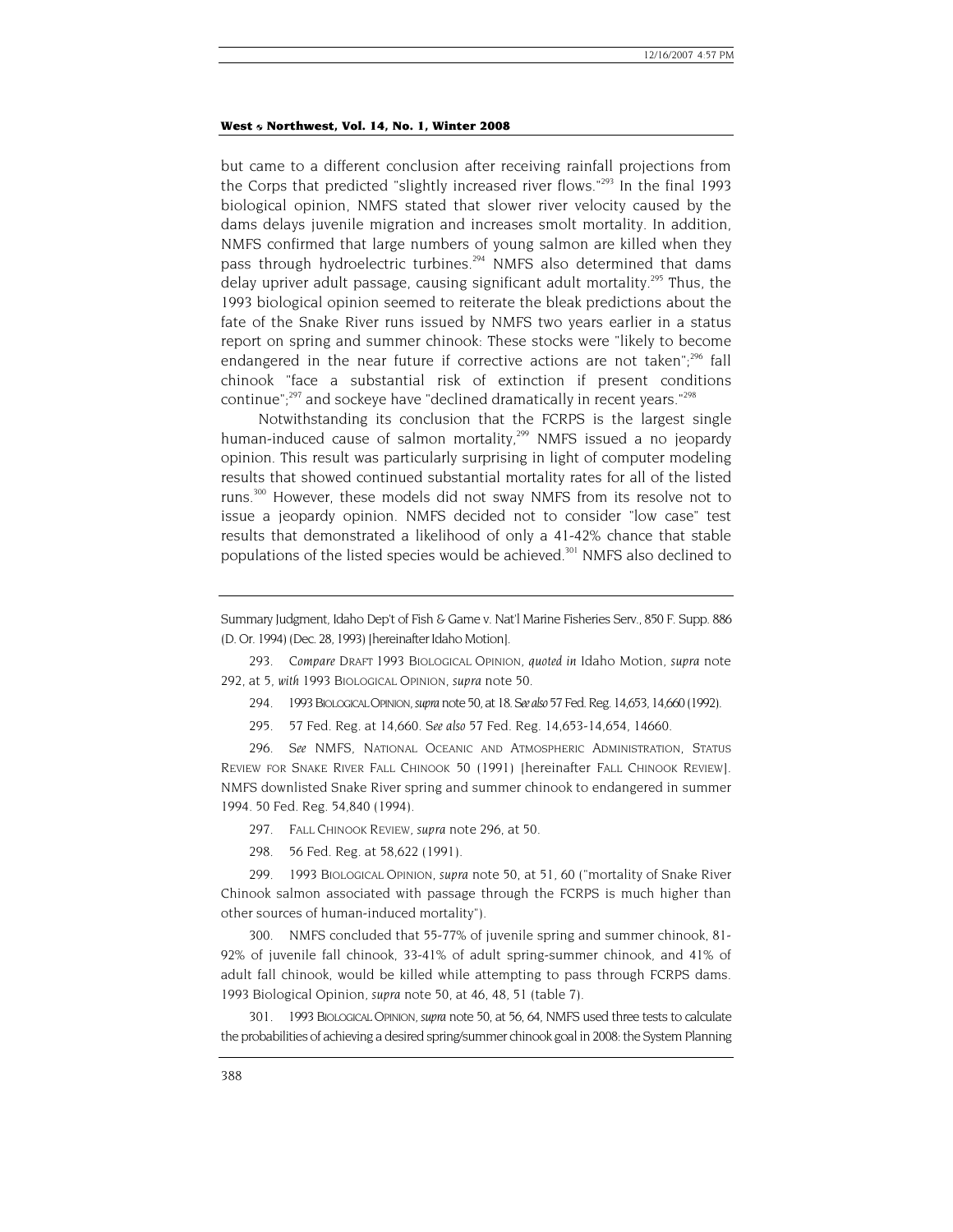but came to a different conclusion after receiving rainfall projections from the Corps that predicted "slightly increased river flows."[293] In the final 1993 biological opinion, NMFS stated that slower river velocity caused by the dams delays juvenile migration and increases smolt mortality. In addition, NMFS confirmed that large numbers of young salmon are killed when they pass through hydroelectric turbines.[294] NMFS also determined that dams delay upriver adult passage, causing significant adult mortality.[295] Thus, the 1993 biological opinion seemed to reiterate the bleak predictions about the fate of the Snake River runs issued by NMFS two years earlier in a status report on spring and summer chinook: These stocks were "likely to become endangered in the near future if corrective actions are not taken";[296] fall chinook "face a substantial risk of extinction if present conditions continue";[297] and sockeye have "declined dramatically in recent years."[298]

Notwithstanding its conclusion that the FCRPS is the largest single human-induced cause of salmon mortality,[299] NMFS issued a no jeopardy opinion. This result was particularly surprising in light of computer modeling results that showed continued substantial mortality rates for all of the listed runs.[300] However, these models did not sway NMFS from its resolve not to issue a jeopardy opinion. NMFS decided not to consider "low case" test results that demonstrated a likelihood of only a 41-42% chance that stable populations of the listed species would be achieved.[301] NMFS also declined to

---

Summary Judgment, Idaho Dep't of Fish & Game v. Nat'l Marine Fisheries Serv., 850 F. Supp. 886 (D. Or. 1994) (Dec. 28, 1993) [hereinafter Idaho Motion].

293. *Compare* DRAFT 1993 BIOLOGICAL OPINION, *quoted in* Idaho Motion, *supra* note 292, at 5, *with* 1993 BIOLOGICAL OPINION, *supra* note 50.

294. 1993 BIOLOGICAL OPINION, *supra* note 50, at 18. *See also* 57 Fed. Reg. 14,653, 14,660 (1992).

295. 57 Fed. Reg. at 14,660. *See also* 57 Fed. Reg. 14,653-14,654, 14660.

296. *See* NMFS, NATIONAL OCEANIC AND ATMOSPHERIC ADMINISTRATION, STATUS REVIEW FOR SNAKE RIVER FALL CHINOOK 50 (1991) [hereinafter FALL CHINOOK REVIEW]. NMFS downlisted Snake River spring and summer chinook to endangered in summer 1994. 50 Fed. Reg. 54,840 (1994).

297. FALL CHINOOK REVIEW, *supra* note 296, at 50.

298. 56 Fed. Reg. at 58,622 (1991).

299. 1993 BIOLOGICAL OPINION, *supra* note 50, at 51, 60 ("mortality of Snake River Chinook salmon associated with passage through the FCRPS is much higher than other sources of human-induced mortality").

300. NMFS concluded that 55-77% of juvenile spring and summer chinook, 81-92% of juvenile fall chinook, 33-41% of adult spring-summer chinook, and 41% of adult fall chinook, would be killed while attempting to pass through FCRPS dams. 1993 Biological Opinion, *supra* note 50, at 46, 48, 51 (table 7).

301. 1993 BIOLOGICAL OPINION, *supra* note 50, at 56, 64, NMFS used three tests to calculate the probabilities of achieving a desired spring/summer chinook goal in 2008: the System Planning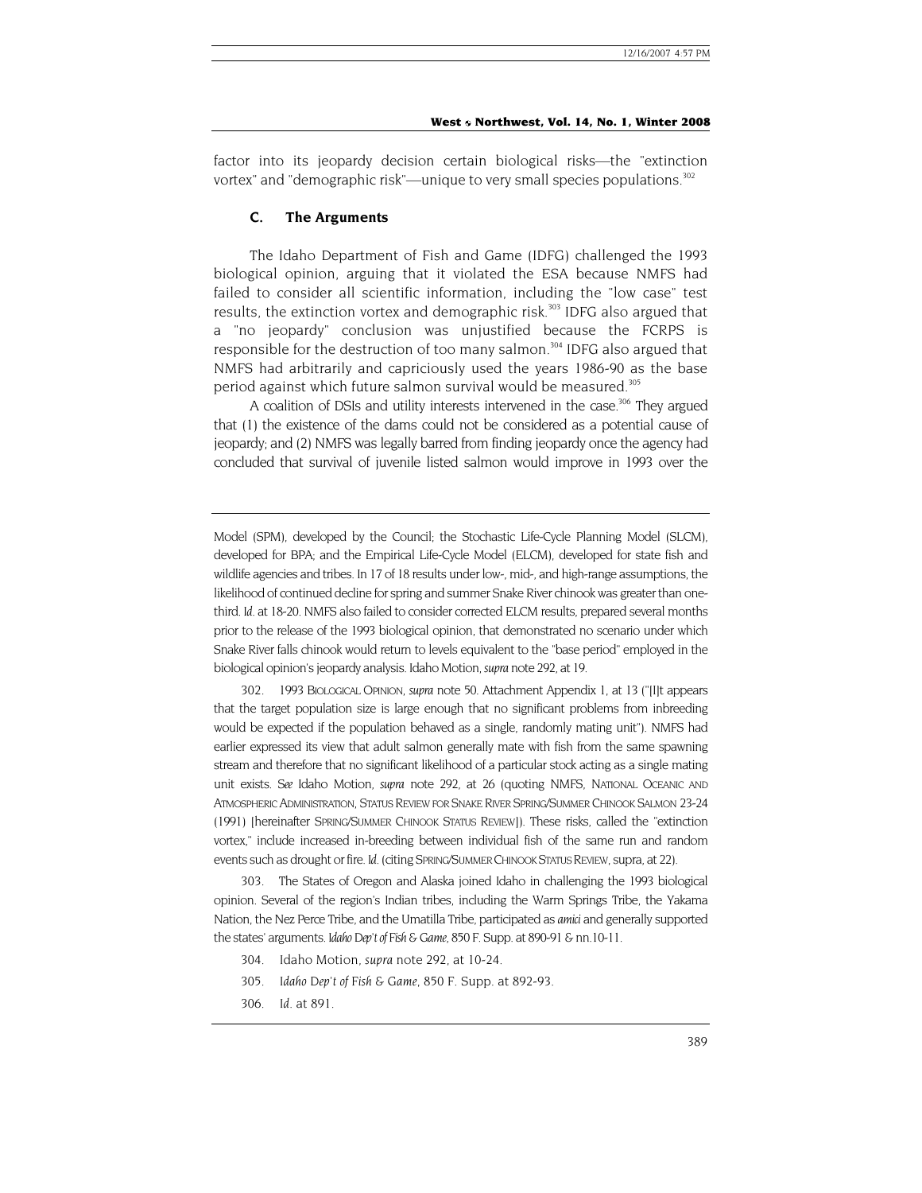factor into its jeopardy decision certain biological risks—the "extinction vortex" and "demographic risk"—unique to very small species populations.[302]

### C. The Arguments

The Idaho Department of Fish and Game (IDFG) challenged the 1993 biological opinion, arguing that it violated the ESA because NMFS had failed to consider all scientific information, including the "low case" test results, the extinction vortex and demographic risk.[303] IDFG also argued that a "no jeopardy" conclusion was unjustified because the FCRPS is responsible for the destruction of too many salmon.[304] IDFG also argued that NMFS had arbitrarily and capriciously used the years 1986-90 as the base period against which future salmon survival would be measured.[305]

A coalition of DSIs and utility interests intervened in the case.[306] They argued that (1) the existence of the dams could not be considered as a potential cause of jeopardy; and (2) NMFS was legally barred from finding jeopardy once the agency had concluded that survival of juvenile listed salmon would improve in 1993 over the

---

Model (SPM), developed by the Council; the Stochastic Life-Cycle Planning Model (SLCM), developed for BPA; and the Empirical Life-Cycle Model (ELCM), developed for state fish and wildlife agencies and tribes. In 17 of 18 results under low-, mid-, and high-range assumptions, the likelihood of continued decline for spring and summer Snake River chinook was greater than one-third. *Id.* at 18-20. NMFS also failed to consider corrected ELCM results, prepared several months prior to the release of the 1993 biological opinion, that demonstrated no scenario under which Snake River falls chinook would return to levels equivalent to the "base period" employed in the biological opinion's jeopardy analysis. Idaho Motion, *supra* note 292, at 19.

302. 1993 BIOLOGICAL OPINION, *supra* note 50. Attachment Appendix 1, at 13 ("[I]t appears that the target population size is large enough that no significant problems from inbreeding would be expected if the population behaved as a single, randomly mating unit"). NMFS had earlier expressed its view that adult salmon generally mate with fish from the same spawning stream and therefore that no significant likelihood of a particular stock acting as a single mating unit exists. *See* Idaho Motion, *supra* note 292, at 26 (quoting NMFS, NATIONAL OCEANIC AND ATMOSPHERIC ADMINISTRATION, STATUS REVIEW FOR SNAKE RIVER SPRING/SUMMER CHINOOK SALMON 23-24 (1991) [hereinafter SPRING/SUMMER CHINOOK STATUS REVIEW]). These risks, called the "extinction vortex," include increased in-breeding between individual fish of the same run and random events such as drought or fire. *Id.* (citing SPRING/SUMMER CHINOOK STATUS REVIEW, supra, at 22).

303. The States of Oregon and Alaska joined Idaho in challenging the 1993 biological opinion. Several of the region's Indian tribes, including the Warm Springs Tribe, the Yakama Nation, the Nez Perce Tribe, and the Umatilla Tribe, participated as *amici* and generally supported the states' arguments. *Idaho Dep't of Fish & Game*, 850 F. Supp. at 890-91 & nn.10-11.

304. Idaho Motion, *supra* note 292, at 10-24.

305. *Idaho Dep't of Fish & Game*, 850 F. Supp. at 892-93.

306. *Id.* at 891.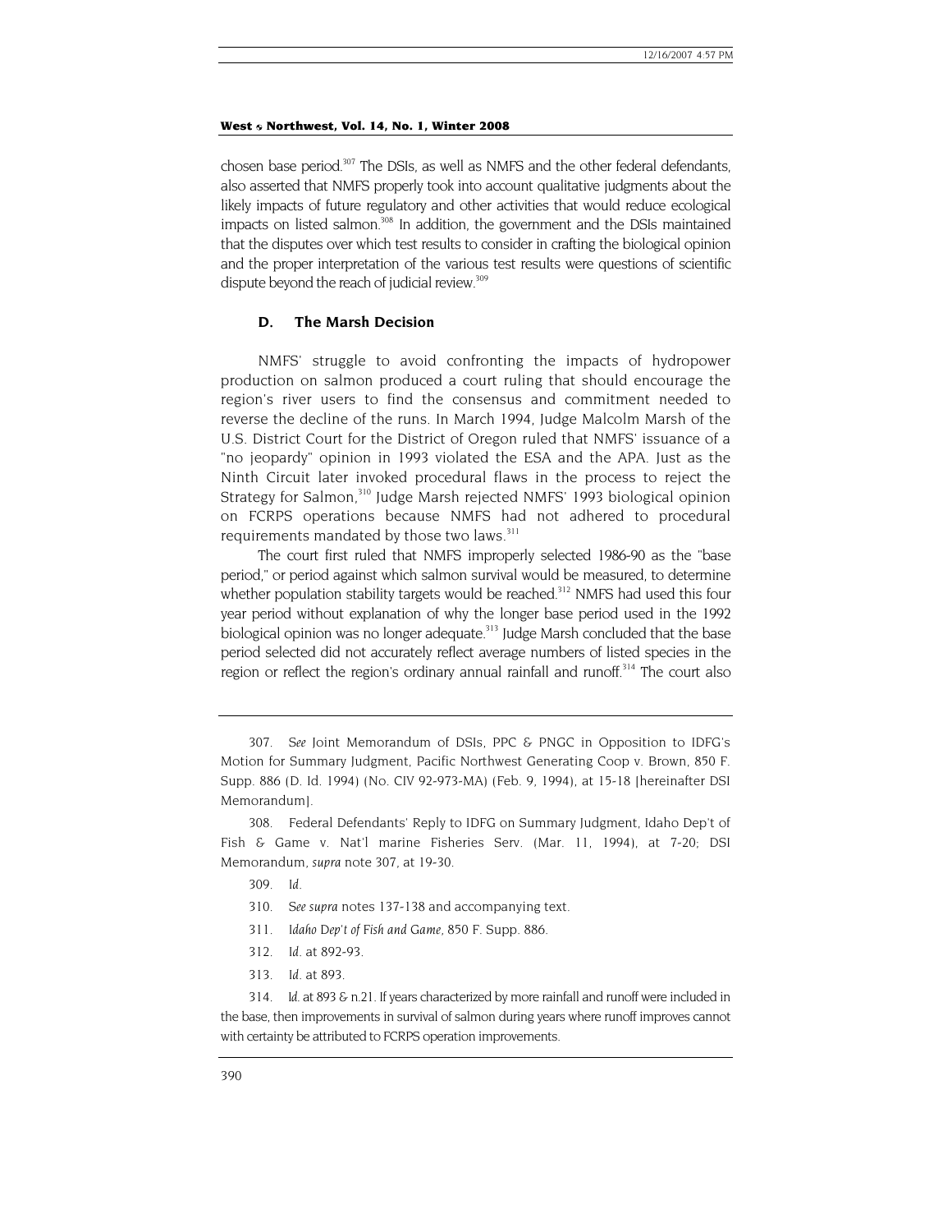chosen base period.[307] The DSIs, as well as NMFS and the other federal defendants, also asserted that NMFS properly took into account qualitative judgments about the likely impacts of future regulatory and other activities that would reduce ecological impacts on listed salmon.[308] In addition, the government and the DSIs maintained that the disputes over which test results to consider in crafting the biological opinion and the proper interpretation of the various test results were questions of scientific dispute beyond the reach of judicial review.[309]

### D. The Marsh Decision

NMFS' struggle to avoid confronting the impacts of hydropower production on salmon produced a court ruling that should encourage the region's river users to find the consensus and commitment needed to reverse the decline of the runs. In March 1994, Judge Malcolm Marsh of the U.S. District Court for the District of Oregon ruled that NMFS' issuance of a "no jeopardy" opinion in 1993 violated the ESA and the APA. Just as the Ninth Circuit later invoked procedural flaws in the process to reject the Strategy for Salmon,[310] Judge Marsh rejected NMFS' 1993 biological opinion on FCRPS operations because NMFS had not adhered to procedural requirements mandated by those two laws.[311]

The court first ruled that NMFS improperly selected 1986-90 as the "base period," or period against which salmon survival would be measured, to determine whether population stability targets would be reached.[312] NMFS had used this four year period without explanation of why the longer base period used in the 1992 biological opinion was no longer adequate.[313] Judge Marsh concluded that the base period selected did not accurately reflect average numbers of listed species in the region or reflect the region's ordinary annual rainfall and runoff.[314] The court also

---

307. *See* Joint Memorandum of DSIs, PPC & PNGC in Opposition to IDFG's Motion for Summary Judgment, Pacific Northwest Generating Coop v. Brown, 850 F. Supp. 886 (D. Id. 1994) (No. CIV 92-973-MA) (Feb. 9, 1994), at 15-18 [hereinafter DSI Memorandum].

308. Federal Defendants' Reply to IDFG on Summary Judgment, Idaho Dep't of Fish & Game v. Nat'l marine Fisheries Serv. (Mar. 11, 1994), at 7-20; DSI Memorandum, *supra* note 307, at 19-30.

309. *Id.*

310. *See supra* notes 137-138 and accompanying text.

311. *Idaho Dep't of Fish and Game*, 850 F. Supp. 886.

312. *Id.* at 892-93.

313. *Id.* at 893.

314. *Id.* at 893 & n.21. If years characterized by more rainfall and runoff were included in the base, then improvements in survival of salmon during years where runoff improves cannot with certainty be attributed to FCRPS operation improvements.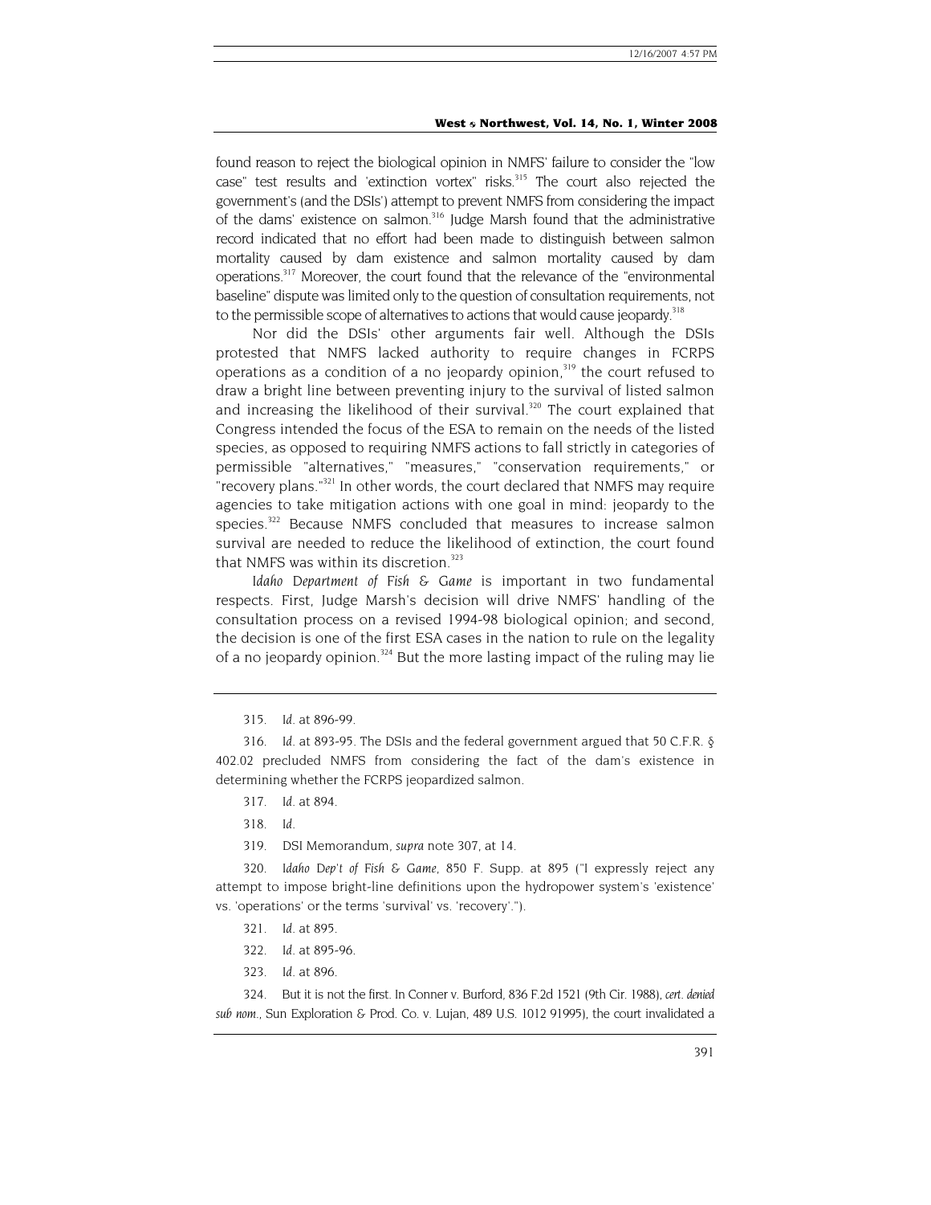found reason to reject the biological opinion in NMFS' failure to consider the "low case" test results and 'extinction vortex" risks.[315] The court also rejected the government's (and the DSIs') attempt to prevent NMFS from considering the impact of the dams' existence on salmon.[316] Judge Marsh found that the administrative record indicated that no effort had been made to distinguish between salmon mortality caused by dam existence and salmon mortality caused by dam operations.[317] Moreover, the court found that the relevance of the "environmental baseline" dispute was limited only to the question of consultation requirements, not to the permissible scope of alternatives to actions that would cause jeopardy.[318]

Nor did the DSIs' other arguments fair well. Although the DSIs protested that NMFS lacked authority to require changes in FCRPS operations as a condition of a no jeopardy opinion,[319] the court refused to draw a bright line between preventing injury to the survival of listed salmon and increasing the likelihood of their survival.[320] The court explained that Congress intended the focus of the ESA to remain on the needs of the listed species, as opposed to requiring NMFS actions to fall strictly in categories of permissible "alternatives," "measures," "conservation requirements," or "recovery plans."[321] In other words, the court declared that NMFS may require agencies to take mitigation actions with one goal in mind: jeopardy to the species.[322] Because NMFS concluded that measures to increase salmon survival are needed to reduce the likelihood of extinction, the court found that NMFS was within its discretion.[323]

*Idaho Department of Fish & Game* is important in two fundamental respects. First, Judge Marsh's decision will drive NMFS' handling of the consultation process on a revised 1994-98 biological opinion; and second, the decision is one of the first ESA cases in the nation to rule on the legality of a no jeopardy opinion.[324] But the more lasting impact of the ruling may lie

---

315. *Id.* at 896-99.

316. *Id.* at 893-95. The DSIs and the federal government argued that 50 C.F.R. § 402.02 precluded NMFS from considering the fact of the dam's existence in determining whether the FCRPS jeopardized salmon.

317. *Id.* at 894.

318. *Id.*

319. DSI Memorandum, *supra* note 307, at 14.

320. *Idaho Dep't of Fish & Game*, 850 F. Supp. at 895 ("I expressly reject any attempt to impose bright-line definitions upon the hydropower system's 'existence' vs. 'operations' or the terms 'survival' vs. 'recovery'.").

321. *Id.* at 895.

322. *Id.* at 895-96.

323. *Id.* at 896.

324. But it is not the first. In Conner v. Burford, 836 F.2d 1521 (9th Cir. 1988), *cert. denied sub nom.*, Sun Exploration & Prod. Co. v. Lujan, 489 U.S. 1012 91995), the court invalidated a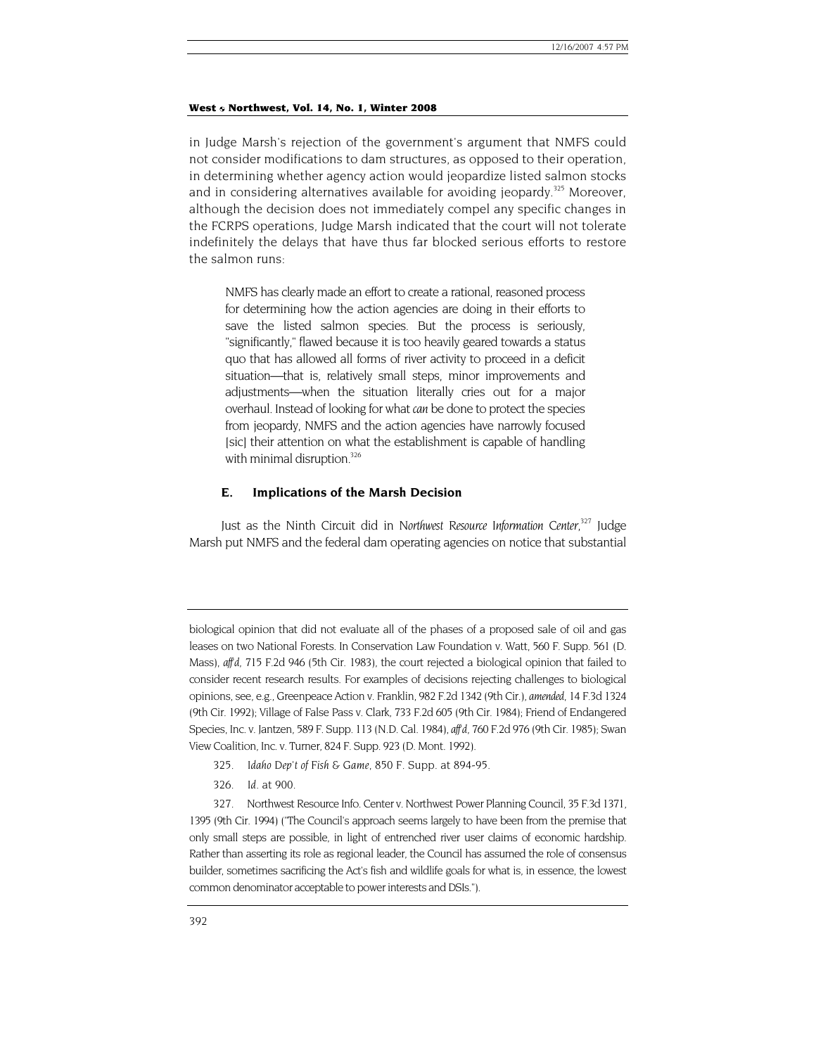in Judge Marsh's rejection of the government's argument that NMFS could not consider modifications to dam structures, as opposed to their operation, in determining whether agency action would jeopardize listed salmon stocks and in considering alternatives available for avoiding jeopardy.[325] Moreover, although the decision does not immediately compel any specific changes in the FCRPS operations, Judge Marsh indicated that the court will not tolerate indefinitely the delays that have thus far blocked serious efforts to restore the salmon runs:

> NMFS has clearly made an effort to create a rational, reasoned process for determining how the action agencies are doing in their efforts to save the listed salmon species. But the process is seriously, "significantly," flawed because it is too heavily geared towards a status quo that has allowed all forms of river activity to proceed in a deficit situation—that is, relatively small steps, minor improvements and adjustments—when the situation literally cries out for a major overhaul. Instead of looking for what *can* be done to protect the species from jeopardy, NMFS and the action agencies have narrowly focused [sic] their attention on what the establishment is capable of handling with minimal disruption.[326]

### E. Implications of the Marsh Decision

Just as the Ninth Circuit did in *Northwest Resource Information Center*,[327] Judge Marsh put NMFS and the federal dam operating agencies on notice that substantial

---

biological opinion that did not evaluate all of the phases of a proposed sale of oil and gas leases on two National Forests. In Conservation Law Foundation v. Watt, 560 F. Supp. 561 (D. Mass), *aff'd*, 715 F.2d 946 (5th Cir. 1983), the court rejected a biological opinion that failed to consider recent research results. For examples of decisions rejecting challenges to biological opinions, see, e.g., Greenpeace Action v. Franklin, 982 F.2d 1342 (9th Cir.), *amended*, 14 F.3d 1324 (9th Cir. 1992); Village of False Pass v. Clark, 733 F.2d 605 (9th Cir. 1984); Friend of Endangered Species, Inc. v. Jantzen, 589 F. Supp. 113 (N.D. Cal. 1984), *aff'd*, 760 F.2d 976 (9th Cir. 1985); Swan View Coalition, Inc. v. Turner, 824 F. Supp. 923 (D. Mont. 1992).

325. *Idaho Dep't of Fish & Game*, 850 F. Supp. at 894-95.

326. *Id.* at 900.

327. Northwest Resource Info. Center v. Northwest Power Planning Council, 35 F.3d 1371, 1395 (9th Cir. 1994) ("The Council's approach seems largely to have been from the premise that only small steps are possible, in light of entrenched river user claims of economic hardship. Rather than asserting its role as regional leader, the Council has assumed the role of consensus builder, sometimes sacrificing the Act's fish and wildlife goals for what is, in essence, the lowest common denominator acceptable to power interests and DSIs.").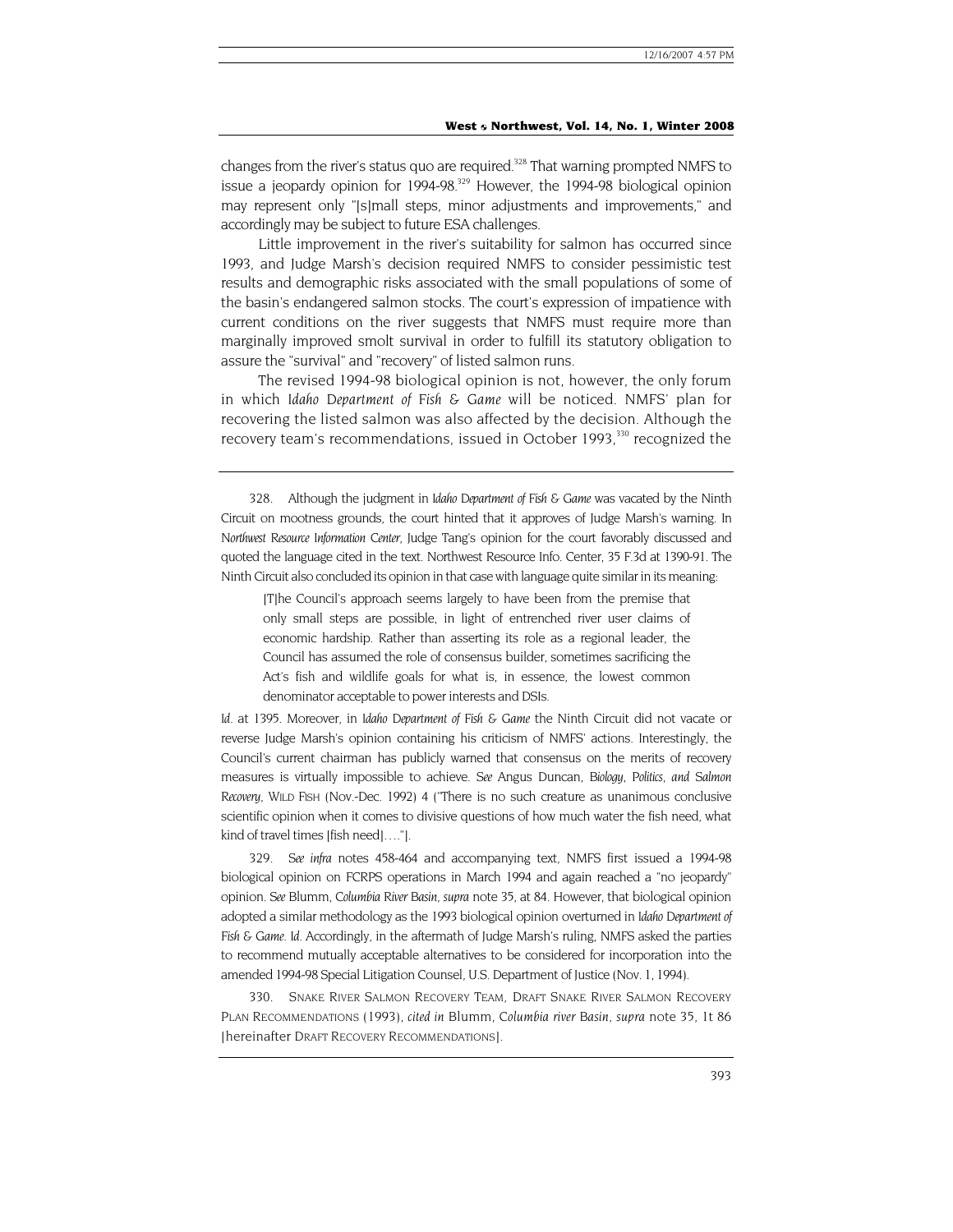changes from the river's status quo are required.[328] That warning prompted NMFS to issue a jeopardy opinion for 1994-98.[329] However, the 1994-98 biological opinion may represent only "[s]mall steps, minor adjustments and improvements," and accordingly may be subject to future ESA challenges.

Little improvement in the river's suitability for salmon has occurred since 1993, and Judge Marsh's decision required NMFS to consider pessimistic test results and demographic risks associated with the small populations of some of the basin's endangered salmon stocks. The court's expression of impatience with current conditions on the river suggests that NMFS must require more than marginally improved smolt survival in order to fulfill its statutory obligation to assure the "survival" and "recovery" of listed salmon runs.

The revised 1994-98 biological opinion is not, however, the only forum in which *Idaho Department of Fish & Game* will be noticed. NMFS' plan for recovering the listed salmon was also affected by the decision. Although the recovery team's recommendations, issued in October 1993,[330] recognized the

---

328. Although the judgment in *Idaho Department of Fish & Game* was vacated by the Ninth Circuit on mootness grounds, the court hinted that it approves of Judge Marsh's warning. In *Northwest Resource Information Center*, Judge Tang's opinion for the court favorably discussed and quoted the language cited in the text. Northwest Resource Info. Center, 35 F.3d at 1390-91. The Ninth Circuit also concluded its opinion in that case with language quite similar in its meaning:

> [T]he Council's approach seems largely to have been from the premise that only small steps are possible, in light of entrenched river user claims of economic hardship. Rather than asserting its role as a regional leader, the Council has assumed the role of consensus builder, sometimes sacrificing the Act's fish and wildlife goals for what is, in essence, the lowest common denominator acceptable to power interests and DSIs.

*Id.* at 1395. Moreover, in *Idaho Department of Fish & Game* the Ninth Circuit did not vacate or reverse Judge Marsh's opinion containing his criticism of NMFS' actions. Interestingly, the Council's current chairman has publicly warned that consensus on the merits of recovery measures is virtually impossible to achieve. *See* Angus Duncan, *Biology, Politics, and Salmon Recovery*, WILD FISH (Nov.-Dec. 1992) 4 ("There is no such creature as unanimous conclusive scientific opinion when it comes to divisive questions of how much water the fish need, what kind of travel times [fish need]....").

329. *See infra* notes 458-464 and accompanying text, NMFS first issued a 1994-98 biological opinion on FCRPS operations in March 1994 and again reached a "no jeopardy" opinion. *See* Blumm, *Columbia River Basin*, *supra* note 35, at 84. However, that biological opinion adopted a similar methodology as the 1993 biological opinion overturned in *Idaho Department of Fish & Game*. *Id.* Accordingly, in the aftermath of Judge Marsh's ruling, NMFS asked the parties to recommend mutually acceptable alternatives to be considered for incorporation into the amended 1994-98 Special Litigation Counsel, U.S. Department of Justice (Nov. 1, 1994).

330. SNAKE RIVER SALMON RECOVERY TEAM, DRAFT SNAKE RIVER SALMON RECOVERY PLAN RECOMMENDATIONS (1993), *cited in* Blumm, *Columbia river Basin*, *supra* note 35, 1t 86 [hereinafter DRAFT RECOVERY RECOMMENDATIONS].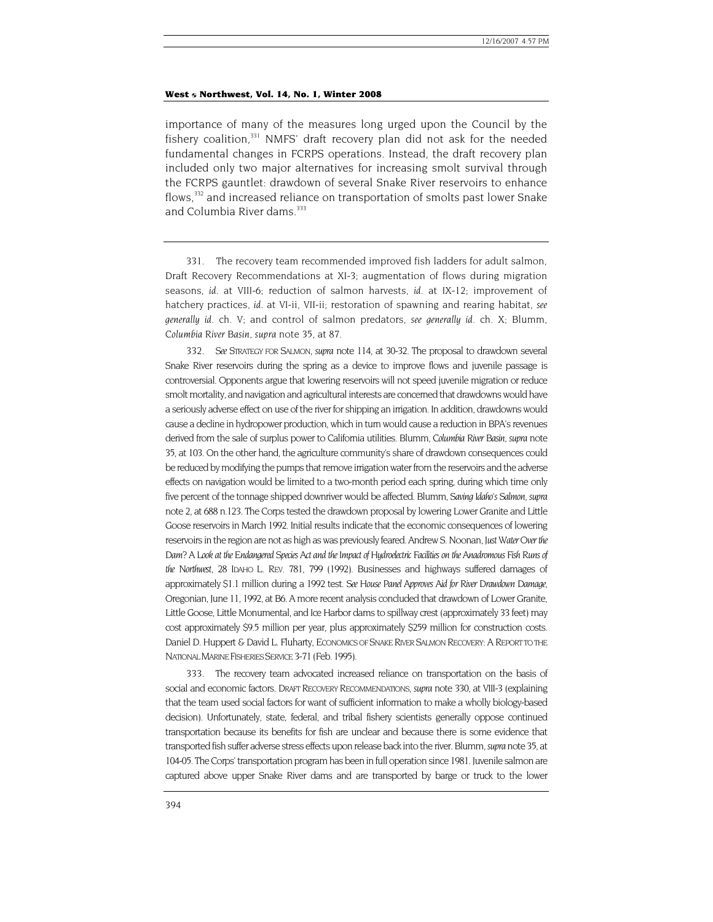importance of many of the measures long urged upon the Council by the fishery coalition,[331] NMFS' draft recovery plan did not ask for the needed fundamental changes in FCRPS operations. Instead, the draft recovery plan included only two major alternatives for increasing smolt survival through the FCRPS gauntlet: drawdown of several Snake River reservoirs to enhance flows,[332] and increased reliance on transportation of smolts past lower Snake and Columbia River dams.[333]

---

331. The recovery team recommended improved fish ladders for adult salmon, Draft Recovery Recommendations at XI-3; augmentation of flows during migration seasons, *id.* at VIII-6; reduction of salmon harvests, *id.* at IX-12; improvement of hatchery practices, *id.* at VI-ii, VII-ii; restoration of spawning and rearing habitat, *see generally id.* ch. V; and control of salmon predators, *see generally id.* ch. X; Blumm, *Columbia River Basin*, *supra* note 35, at 87.

332. *See* STRATEGY FOR SALMON, *supra* note 114, at 30-32. The proposal to drawdown several Snake River reservoirs during the spring as a device to improve flows and juvenile passage is controversial. Opponents argue that lowering reservoirs will not speed juvenile migration or reduce smolt mortality, and navigation and agricultural interests are concerned that drawdowns would have a seriously adverse effect on use of the river for shipping an irrigation. In addition, drawdowns would cause a decline in hydropower production, which in turn would cause a reduction in BPA's revenues derived from the sale of surplus power to California utilities. Blumm, *Columbia River Basin*, *supra* note 35, at 103. On the other hand, the agriculture community's share of drawdown consequences could be reduced by modifying the pumps that remove irrigation water from the reservoirs and the adverse effects on navigation would be limited to a two-month period each spring, during which time only five percent of the tonnage shipped downriver would be affected. Blumm, *Saving Idaho's Salmon*, *supra* note 2, at 688 n.123. The Corps tested the drawdown proposal by lowering Lower Granite and Little Goose reservoirs in March 1992. Initial results indicate that the economic consequences of lowering reservoirs in the region are not as high as was previously feared. Andrew S. Noonan, *Just Water Over the Dam? A Look at the Endangered Species Act and the Impact of Hydroelectric Facilities on the Anadromous Fish Runs of the Northwest*, 28 IDAHO L. REV. 781, 799 (1992). Businesses and highways suffered damages of approximately $1.1 million during a 1992 test. *See House Panel Approves Aid for River Drawdown Damage*, Oregonian, June 11, 1992, at B6. A more recent analysis concluded that drawdown of Lower Granite, Little Goose, Little Monumental, and Ice Harbor dams to spillway crest (approximately 33 feet) may cost approximately $9.5 million per year, plus approximately $259 million for construction costs. Daniel D. Huppert & David L. Fluharty, ECONOMICS OF SNAKE RIVER SALMON RECOVERY: A REPORT TO THE NATIONAL MARINE FISHERIES SERVICE 3-71 (Feb. 1995).

333. The recovery team advocated increased reliance on transportation on the basis of social and economic factors. DRAFT RECOVERY RECOMMENDATIONS, *supra* note 330, at VIII-3 (explaining that the team used social factors for want of sufficient information to make a wholly biology-based decision). Unfortunately, state, federal, and tribal fishery scientists generally oppose continued transportation because its benefits for fish are unclear and because there is some evidence that transported fish suffer adverse stress effects upon release back into the river. Blumm, *supra* note 35, at 104-05. The Corps' transportation program has been in full operation since 1981. Juvenile salmon are captured above upper Snake River dams and are transported by barge or truck to the lower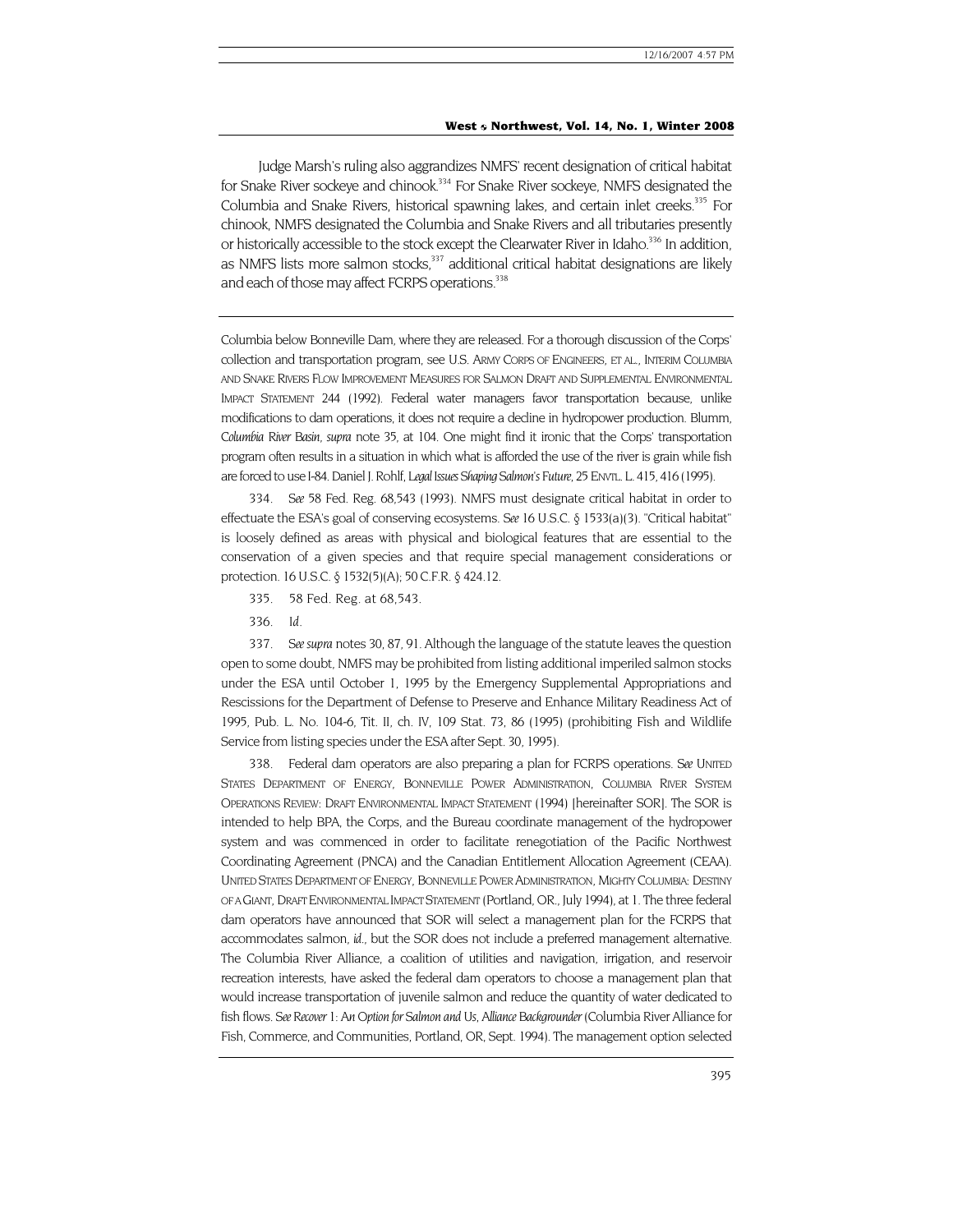Judge Marsh's ruling also aggrandizes NMFS' recent designation of critical habitat for Snake River sockeye and chinook.[334] For Snake River sockeye, NMFS designated the Columbia and Snake Rivers, historical spawning lakes, and certain inlet creeks.[335] For chinook, NMFS designated the Columbia and Snake Rivers and all tributaries presently or historically accessible to the stock except the Clearwater River in Idaho.[336] In addition, as NMFS lists more salmon stocks,[337] additional critical habitat designations are likely and each of those may affect FCRPS operations.[338]

---

Columbia below Bonneville Dam, where they are released. For a thorough discussion of the Corps' collection and transportation program, see U.S. ARMY CORPS OF ENGINEERS, ET AL., INTERIM COLUMBIA AND SNAKE RIVERS FLOW IMPROVEMENT MEASURES FOR SALMON DRAFT AND SUPPLEMENTAL ENVIRONMENTAL IMPACT STATEMENT 244 (1992). Federal water managers favor transportation because, unlike modifications to dam operations, it does not require a decline in hydropower production. Blumm, *Columbia River Basin*, *supra* note 35, at 104. One might find it ironic that the Corps' transportation program often results in a situation in which what is afforded the use of the river is grain while fish are forced to use I-84. Daniel J. Rohlf, *Legal Issues Shaping Salmon's Future*, 25 ENVTL. L. 415, 416 (1995).

334. *See* 58 Fed. Reg. 68,543 (1993). NMFS must designate critical habitat in order to effectuate the ESA's goal of conserving ecosystems. *See* 16 U.S.C. § 1533(a)(3). "Critical habitat" is loosely defined as areas with physical and biological features that are essential to the conservation of a given species and that require special management considerations or protection. 16 U.S.C. § 1532(5)(A); 50 C.F.R. § 424.12.

335. 58 Fed. Reg. at 68,543.

336. *Id*.

337. *See supra* notes 30, 87, 91. Although the language of the statute leaves the question open to some doubt, NMFS may be prohibited from listing additional imperiled salmon stocks under the ESA until October 1, 1995 by the Emergency Supplemental Appropriations and Rescissions for the Department of Defense to Preserve and Enhance Military Readiness Act of 1995, Pub. L. No. 104-6, Tit. II, ch. IV, 109 Stat. 73, 86 (1995) (prohibiting Fish and Wildlife Service from listing species under the ESA after Sept. 30, 1995).

338. Federal dam operators are also preparing a plan for FCRPS operations. *See* UNITED STATES DEPARTMENT OF ENERGY, BONNEVILLE POWER ADMINISTRATION, COLUMBIA RIVER SYSTEM OPERATIONS REVIEW: DRAFT ENVIRONMENTAL IMPACT STATEMENT (1994) [hereinafter SOR]. The SOR is intended to help BPA, the Corps, and the Bureau coordinate management of the hydropower system and was commenced in order to facilitate renegotiation of the Pacific Northwest Coordinating Agreement (PNCA) and the Canadian Entitlement Allocation Agreement (CEAA). UNITED STATES DEPARTMENT OF ENERGY, BONNEVILLE POWER ADMINISTRATION, MIGHTY COLUMBIA: DESTINY OF A GIANT, DRAFT ENVIRONMENTAL IMPACT STATEMENT (Portland, OR., July 1994), at 1. The three federal dam operators have announced that SOR will select a management plan for the FCRPS that accommodates salmon, *id.*, but the SOR does not include a preferred management alternative. The Columbia River Alliance, a coalition of utilities and navigation, irrigation, and reservoir recreation interests, have asked the federal dam operators to choose a management plan that would increase transportation of juvenile salmon and reduce the quantity of water dedicated to fish flows. *See Recover 1: An Option for Salmon and Us, Alliance Backgrounder* (Columbia River Alliance for Fish, Commerce, and Communities, Portland, OR, Sept. 1994). The management option selected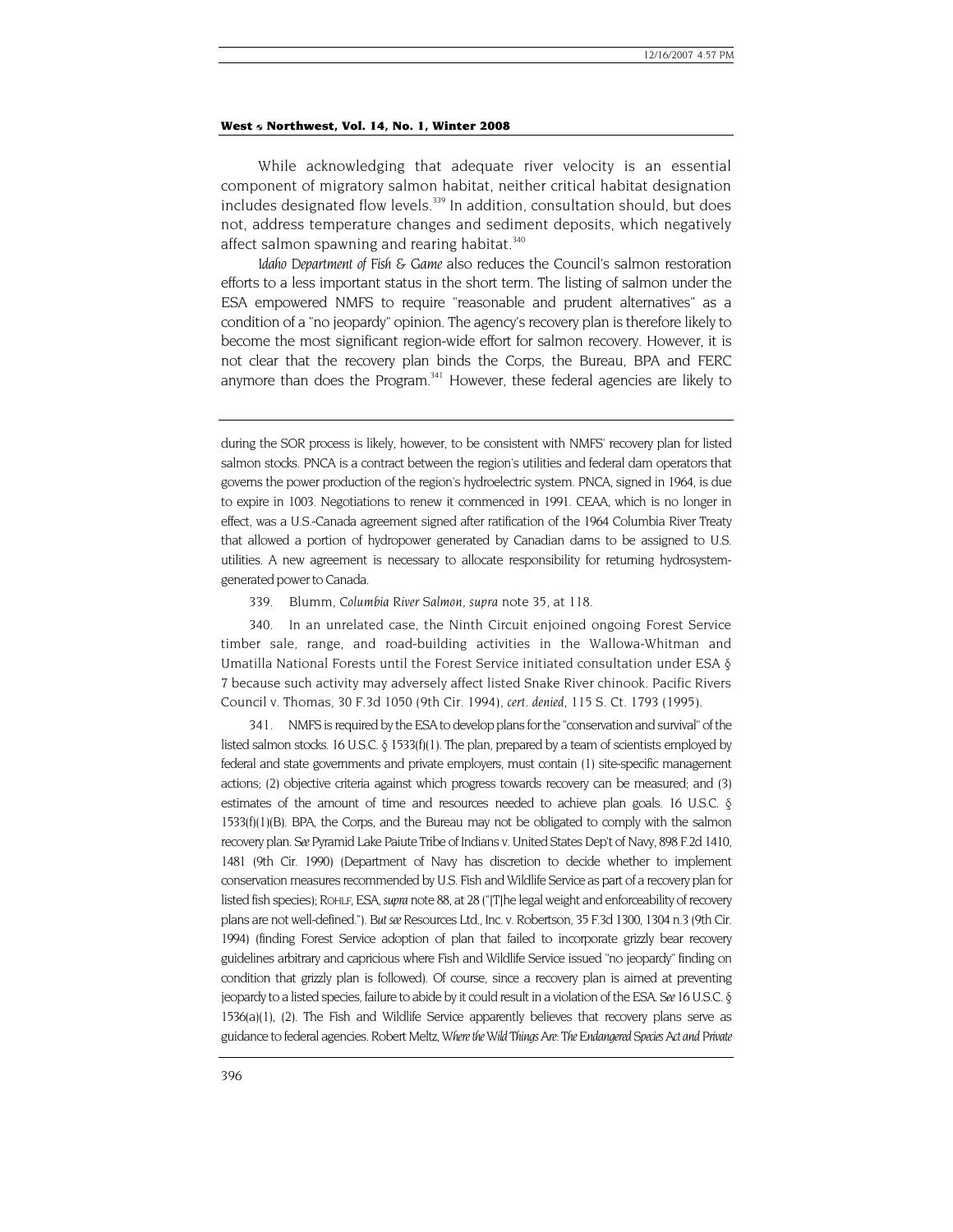While acknowledging that adequate river velocity is an essential component of migratory salmon habitat, neither critical habitat designation includes designated flow levels.[339] In addition, consultation should, but does not, address temperature changes and sediment deposits, which negatively affect salmon spawning and rearing habitat.[340]

*Idaho Department of Fish & Game* also reduces the Council's salmon restoration efforts to a less important status in the short term. The listing of salmon under the ESA empowered NMFS to require "reasonable and prudent alternatives" as a condition of a "no jeopardy" opinion. The agency's recovery plan is therefore likely to become the most significant region-wide effort for salmon recovery. However, it is not clear that the recovery plan binds the Corps, the Bureau, BPA and FERC anymore than does the Program.[341] However, these federal agencies are likely to

---

during the SOR process is likely, however, to be consistent with NMFS' recovery plan for listed salmon stocks. PNCA is a contract between the region's utilities and federal dam operators that governs the power production of the region's hydroelectric system. PNCA, signed in 1964, is due to expire in 1003. Negotiations to renew it commenced in 1991. CEAA, which is no longer in effect, was a U.S.-Canada agreement signed after ratification of the 1964 Columbia River Treaty that allowed a portion of hydropower generated by Canadian dams to be assigned to U.S. utilities. A new agreement is necessary to allocate responsibility for returning hydrosystem-generated power to Canada.

339. Blumm, *Columbia River Salmon*, *supra* note 35, at 118.

340. In an unrelated case, the Ninth Circuit enjoined ongoing Forest Service timber sale, range, and road-building activities in the Wallowa-Whitman and Umatilla National Forests until the Forest Service initiated consultation under ESA § 7 because such activity may adversely affect listed Snake River chinook. Pacific Rivers Council v. Thomas, 30 F.3d 1050 (9th Cir. 1994), *cert. denied*, 115 S. Ct. 1793 (1995).

341. NMFS is required by the ESA to develop plans for the "conservation and survival" of the listed salmon stocks. 16 U.S.C. § 1533(f)(1). The plan, prepared by a team of scientists employed by federal and state governments and private employers, must contain (1) site-specific management actions; (2) objective criteria against which progress towards recovery can be measured; and (3) estimates of the amount of time and resources needed to achieve plan goals. 16 U.S.C. § 1533(f)(1)(B). BPA, the Corps, and the Bureau may not be obligated to comply with the salmon recovery plan. *See* Pyramid Lake Paiute Tribe of Indians v. United States Dep't of Navy, 898 F.2d 1410, 1481 (9th Cir. 1990) (Department of Navy has discretion to decide whether to implement conservation measures recommended by U.S. Fish and Wildlife Service as part of a recovery plan for listed fish species); ROHLF, ESA, *supra* note 88, at 28 ("[T]he legal weight and enforceability of recovery plans are not well-defined."). *But see* Resources Ltd., Inc. v. Robertson, 35 F.3d 1300, 1304 n.3 (9th Cir. 1994) (finding Forest Service adoption of plan that failed to incorporate grizzly bear recovery guidelines arbitrary and capricious where Fish and Wildlife Service issued "no jeopardy" finding on condition that grizzly plan is followed). Of course, since a recovery plan is aimed at preventing jeopardy to a listed species, failure to abide by it could result in a violation of the ESA. *See* 16 U.S.C. § 1536(a)(1), (2). The Fish and Wildlife Service apparently believes that recovery plans serve as guidance to federal agencies. Robert Meltz, *Where the Wild Things Are: The Endangered Species Act and Private*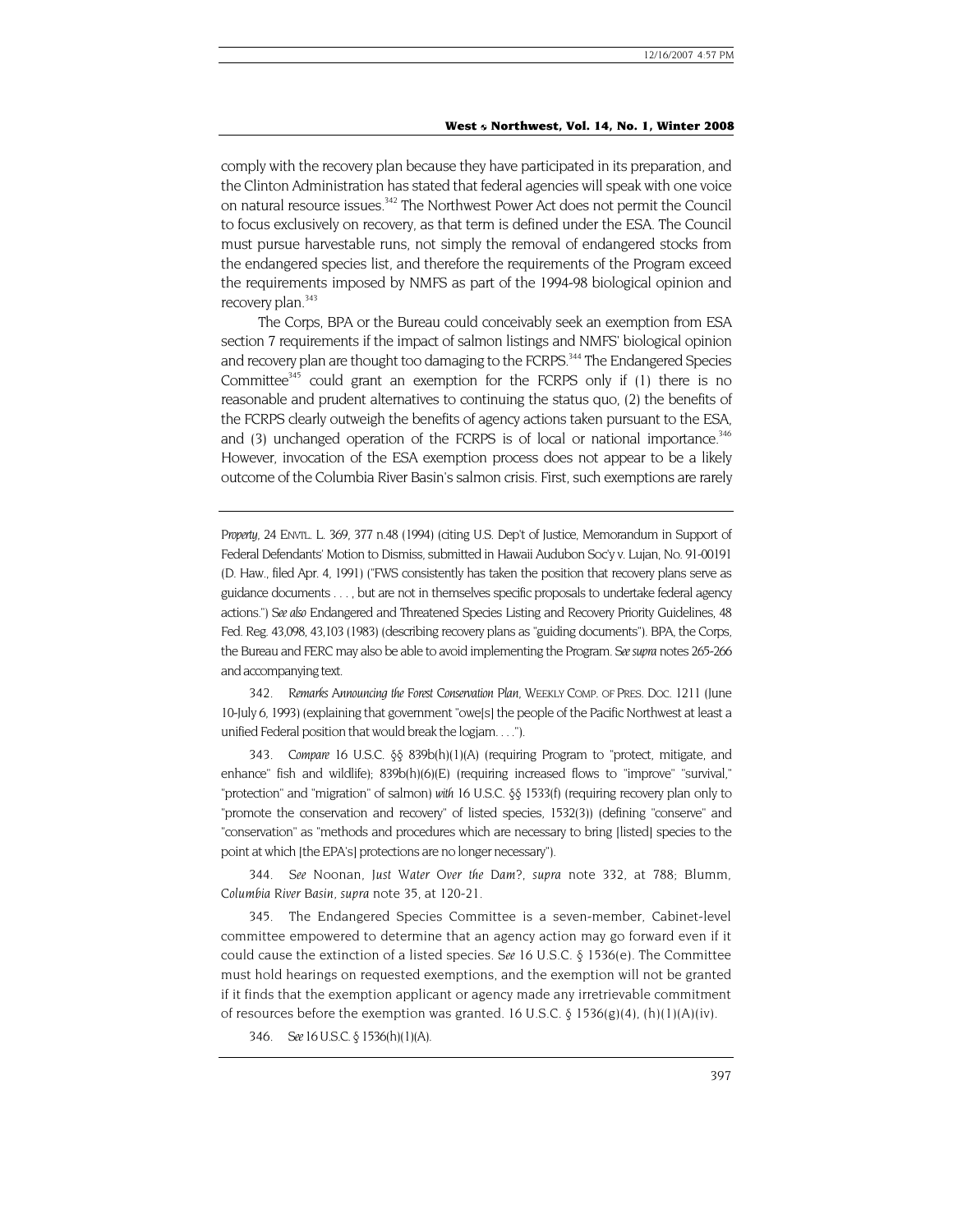comply with the recovery plan because they have participated in its preparation, and the Clinton Administration has stated that federal agencies will speak with one voice on natural resource issues.[342] The Northwest Power Act does not permit the Council to focus exclusively on recovery, as that term is defined under the ESA. The Council must pursue harvestable runs, not simply the removal of endangered stocks from the endangered species list, and therefore the requirements of the Program exceed the requirements imposed by NMFS as part of the 1994-98 biological opinion and recovery plan.[343]

The Corps, BPA or the Bureau could conceivably seek an exemption from ESA section 7 requirements if the impact of salmon listings and NMFS' biological opinion and recovery plan are thought too damaging to the FCRPS.[344] The Endangered Species Committee[345] could grant an exemption for the FCRPS only if (1) there is no reasonable and prudent alternatives to continuing the status quo, (2) the benefits of the FCRPS clearly outweigh the benefits of agency actions taken pursuant to the ESA, and (3) unchanged operation of the FCRPS is of local or national importance.[346] However, invocation of the ESA exemption process does not appear to be a likely outcome of the Columbia River Basin's salmon crisis. First, such exemptions are rarely

---

*Property*, 24 ENVTL. L. 369, 377 n.48 (1994) (citing U.S. Dep't of Justice, Memorandum in Support of Federal Defendants' Motion to Dismiss, submitted in Hawaii Audubon Soc'y v. Lujan, No. 91-00191 (D. Haw., filed Apr. 4, 1991) ("FWS consistently has taken the position that recovery plans serve as guidance documents . . . , but are not in themselves specific proposals to undertake federal agency actions.") *See also* Endangered and Threatened Species Listing and Recovery Priority Guidelines, 48 Fed. Reg. 43,098, 43,103 (1983) (describing recovery plans as "guiding documents"). BPA, the Corps, the Bureau and FERC may also be able to avoid implementing the Program. *See supra* notes 265-266 and accompanying text.

342. *Remarks Announcing the Forest Conservation Plan*, WEEKLY COMP. OF PRES. DOC. 1211 (June 10-July 6, 1993) (explaining that government "owe[s] the people of the Pacific Northwest at least a unified Federal position that would break the logjam. . . .").

343. *Compare* 16 U.S.C. §§ 839b(h)(1)(A) (requiring Program to "protect, mitigate, and enhance" fish and wildlife); 839b(h)(6)(E) (requiring increased flows to "improve" "survival," "protection" and "migration" of salmon) *with* 16 U.S.C. §§ 1533(f) (requiring recovery plan only to "promote the conservation and recovery" of listed species, 1532(3)) (defining "conserve" and "conservation" as "methods and procedures which are necessary to bring [listed] species to the point at which [the EPA's] protections are no longer necessary").

344. *See* Noonan, *Just Water Over the Dam?*, *supra* note 332, at 788; Blumm, *Columbia River Basin*, *supra* note 35, at 120-21.

345. The Endangered Species Committee is a seven-member, Cabinet-level committee empowered to determine that an agency action may go forward even if it could cause the extinction of a listed species. *See* 16 U.S.C. § 1536(e). The Committee must hold hearings on requested exemptions, and the exemption will not be granted if it finds that the exemption applicant or agency made any irretrievable commitment of resources before the exemption was granted. 16 U.S.C. § 1536(g)(4), (h)(1)(A)(iv).

346. *See* 16 U.S.C. § 1536(h)(1)(A).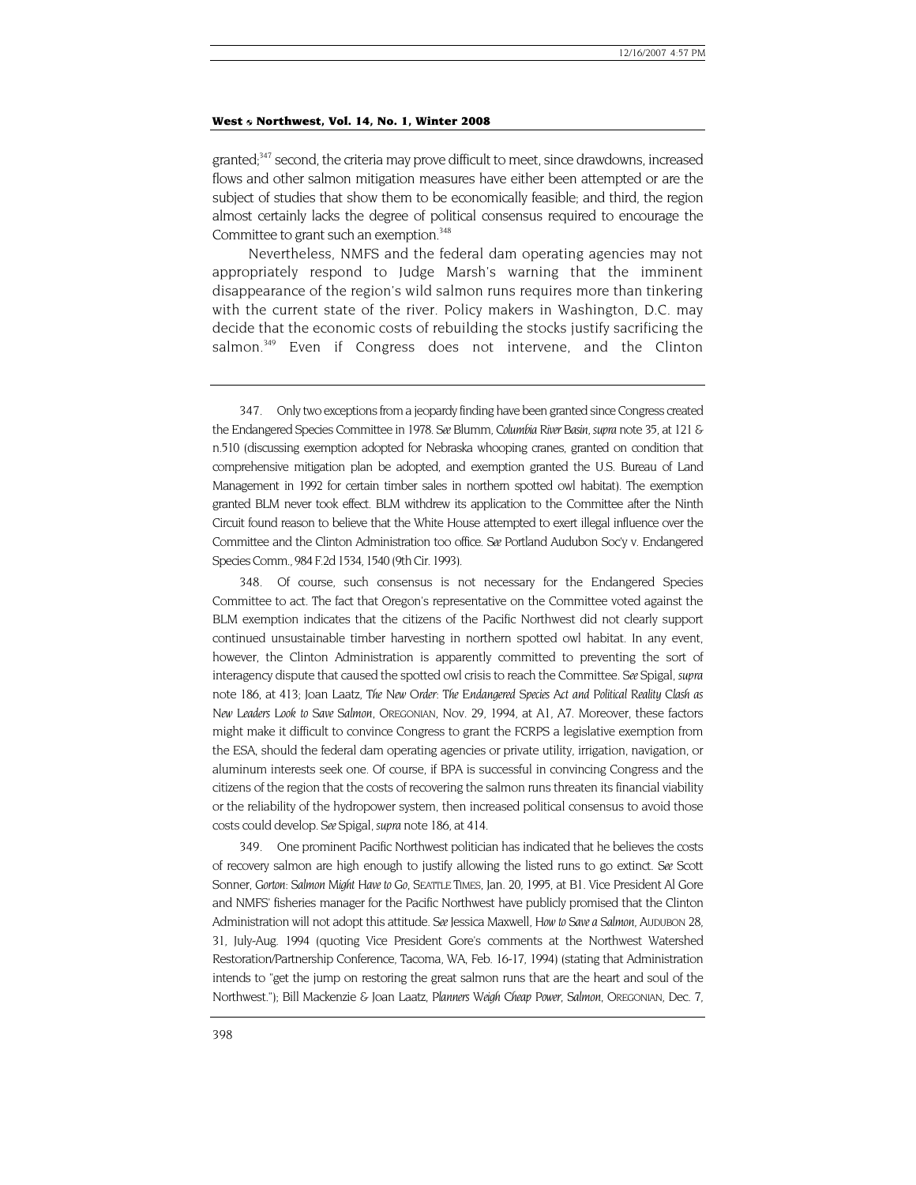granted;[347] second, the criteria may prove difficult to meet, since drawdowns, increased flows and other salmon mitigation measures have either been attempted or are the subject of studies that show them to be economically feasible; and third, the region almost certainly lacks the degree of political consensus required to encourage the Committee to grant such an exemption.[348]

Nevertheless, NMFS and the federal dam operating agencies may not appropriately respond to Judge Marsh's warning that the imminent disappearance of the region's wild salmon runs requires more than tinkering with the current state of the river. Policy makers in Washington, D.C. may decide that the economic costs of rebuilding the stocks justify sacrificing the salmon.[349] Even if Congress does not intervene, and the Clinton

---

347. Only two exceptions from a jeopardy finding have been granted since Congress created the Endangered Species Committee in 1978. *See* Blumm, *Columbia River Basin*, *supra* note 35, at 121 & n.510 (discussing exemption adopted for Nebraska whooping cranes, granted on condition that comprehensive mitigation plan be adopted, and exemption granted the U.S. Bureau of Land Management in 1992 for certain timber sales in northern spotted owl habitat). The exemption granted BLM never took effect. BLM withdrew its application to the Committee after the Ninth Circuit found reason to believe that the White House attempted to exert illegal influence over the Committee and the Clinton Administration too office. *See* Portland Audubon Soc'y v. Endangered Species Comm., 984 F.2d 1534, 1540 (9th Cir. 1993).

348. Of course, such consensus is not necessary for the Endangered Species Committee to act. The fact that Oregon's representative on the Committee voted against the BLM exemption indicates that the citizens of the Pacific Northwest did not clearly support continued unsustainable timber harvesting in northern spotted owl habitat. In any event, however, the Clinton Administration is apparently committed to preventing the sort of interagency dispute that caused the spotted owl crisis to reach the Committee. *See* Spigal, *supra* note 186, at 413; Joan Laatz, *The New Order: The Endangered Species Act and Political Reality Clash as New Leaders Look to Save Salmon*, OREGONIAN, Nov. 29, 1994, at A1, A7. Moreover, these factors might make it difficult to convince Congress to grant the FCRPS a legislative exemption from the ESA, should the federal dam operating agencies or private utility, irrigation, navigation, or aluminum interests seek one. Of course, if BPA is successful in convincing Congress and the citizens of the region that the costs of recovering the salmon runs threaten its financial viability or the reliability of the hydropower system, then increased political consensus to avoid those costs could develop. *See* Spigal, *supra* note 186, at 414.

349. One prominent Pacific Northwest politician has indicated that he believes the costs of recovery salmon are high enough to justify allowing the listed runs to go extinct. *See* Scott Sonner, *Gorton: Salmon Might Have to Go*, SEATTLE TIMES, Jan. 20, 1995, at B1. Vice President Al Gore and NMFS' fisheries manager for the Pacific Northwest have publicly promised that the Clinton Administration will not adopt this attitude. *See* Jessica Maxwell, *How to Save a Salmon*, AUDUBON 28, 31, July-Aug. 1994 (quoting Vice President Gore's comments at the Northwest Watershed Restoration/Partnership Conference, Tacoma, WA, Feb. 16-17, 1994) (stating that Administration intends to "get the jump on restoring the great salmon runs that are the heart and soul of the Northwest."); Bill Mackenzie & Joan Laatz, *Planners Weigh Cheap Power, Salmon*, OREGONIAN, Dec. 7,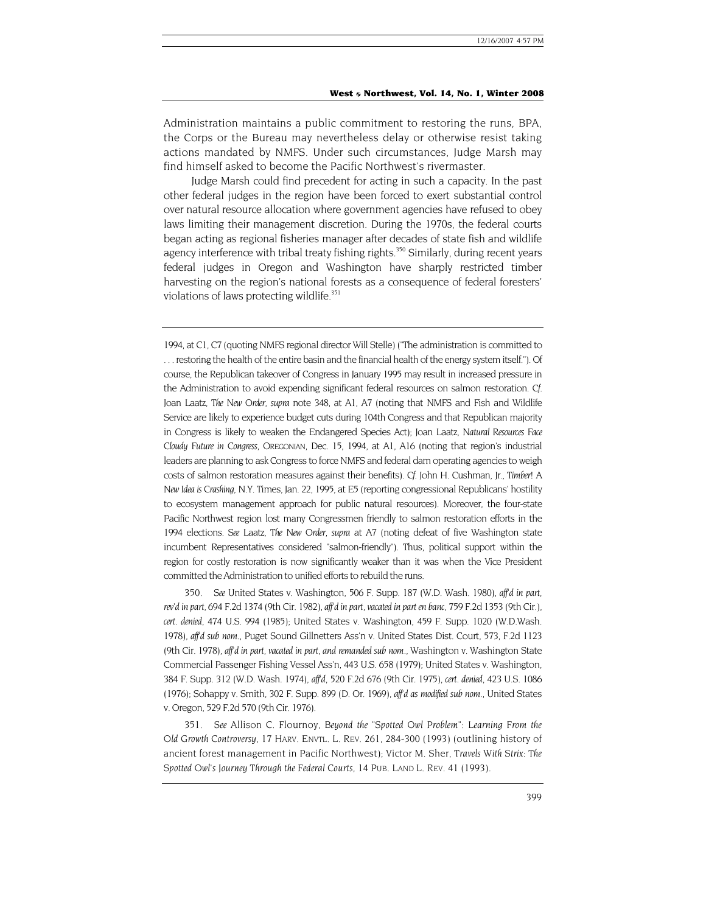Administration maintains a public commitment to restoring the runs, BPA, the Corps or the Bureau may nevertheless delay or otherwise resist taking actions mandated by NMFS. Under such circumstances, Judge Marsh may find himself asked to become the Pacific Northwest's rivermaster.

Judge Marsh could find precedent for acting in such a capacity. In the past other federal judges in the region have been forced to exert substantial control over natural resource allocation where government agencies have refused to obey laws limiting their management discretion. During the 1970s, the federal courts began acting as regional fisheries manager after decades of state fish and wildlife agency interference with tribal treaty fishing rights.[350] Similarly, during recent years federal judges in Oregon and Washington have sharply restricted timber harvesting on the region's national forests as a consequence of federal foresters' violations of laws protecting wildlife.[351]

---

1994, at C1, C7 (quoting NMFS regional director Will Stelle) ("The administration is committed to . . . restoring the health of the entire basin and the financial health of the energy system itself."). Of course, the Republican takeover of Congress in January 1995 may result in increased pressure in the Administration to avoid expending significant federal resources on salmon restoration. *Cf.* Joan Laatz, *The New Order*, *supra* note 348, at A1, A7 (noting that NMFS and Fish and Wildlife Service are likely to experience budget cuts during 104th Congress and that Republican majority in Congress is likely to weaken the Endangered Species Act); Joan Laatz, *Natural Resources Face Cloudy Future in Congress*, OREGONIAN, Dec. 15, 1994, at A1, A16 (noting that region's industrial leaders are planning to ask Congress to force NMFS and federal dam operating agencies to weigh costs of salmon restoration measures against their benefits). *Cf.* John H. Cushman, Jr., *Timber! A New Idea is Crashing*, N.Y. Times, Jan. 22, 1995, at E5 (reporting congressional Republicans' hostility to ecosystem management approach for public natural resources). Moreover, the four-state Pacific Northwest region lost many Congressmen friendly to salmon restoration efforts in the 1994 elections. *See* Laatz, *The New Order*, *supra* at A7 (noting defeat of five Washington state incumbent Representatives considered "salmon-friendly"). Thus, political support within the region for costly restoration is now significantly weaker than it was when the Vice President committed the Administration to unified efforts to rebuild the runs.

350. *See* United States v. Washington, 506 F. Supp. 187 (W.D. Wash. 1980), *aff'd in part, rev'd in part*, 694 F.2d 1374 (9th Cir. 1982), *aff'd in part, vacated in part en banc*, 759 F.2d 1353 (9th Cir.), *cert. denied*, 474 U.S. 994 (1985); United States v. Washington, 459 F. Supp. 1020 (W.D.Wash. 1978), *aff'd sub nom.*, Puget Sound Gillnetters Ass'n v. United States Dist. Court, 573, F.2d 1123 (9th Cir. 1978), *aff'd in part, vacated in part, and remanded sub nom.*, Washington v. Washington State Commercial Passenger Fishing Vessel Ass'n, 443 U.S. 658 (1979); United States v. Washington, 384 F. Supp. 312 (W.D. Wash. 1974), *aff'd*, 520 F.2d 676 (9th Cir. 1975), *cert. denied*, 423 U.S. 1086 (1976); Sohappy v. Smith, 302 F. Supp. 899 (D. Or. 1969), *aff'd as modified sub nom.*, United States v. Oregon, 529 F.2d 570 (9th Cir. 1976).

351. *See* Allison C. Flournoy, *Beyond the "Spotted Owl Problem": Learning From the Old Growth Controversy*, 17 HARV. ENVTL. L. REV. 261, 284-300 (1993) (outlining history of ancient forest management in Pacific Northwest); Victor M. Sher, *Travels With Strix: The Spotted Owl's Journey Through the Federal Courts*, 14 PUB. LAND L. REV. 41 (1993).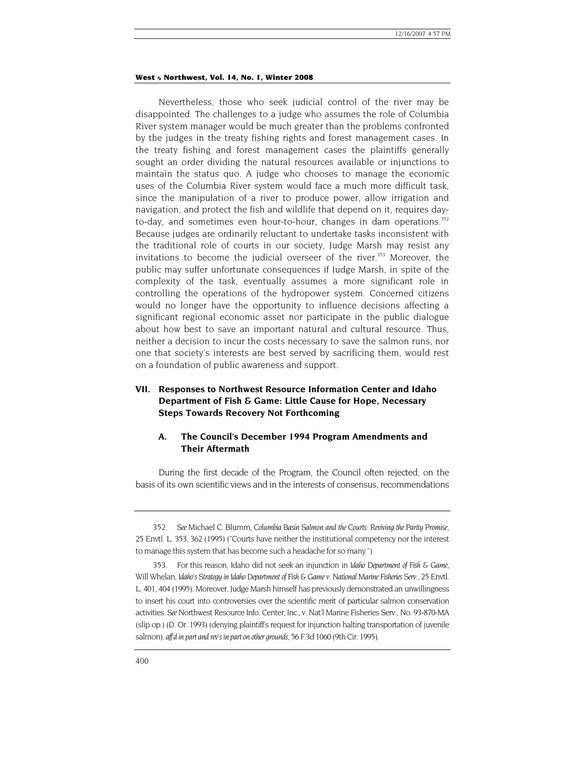Nevertheless, those who seek judicial control of the river may be disappointed. The challenges to a judge who assumes the role of Columbia River system manager would be much greater than the problems confronted by the judges in the treaty fishing rights and forest management cases. In the treaty fishing and forest management cases the plaintiffs generally sought an order dividing the natural resources available or injunctions to maintain the status quo. A judge who chooses to manage the economic uses of the Columbia River system would face a much more difficult task, since the manipulation of a river to produce power, allow irrigation and navigation, and protect the fish and wildlife that depend on it, requires day-to-day, and sometimes even hour-to-hour, changes in dam operations.[352] Because judges are ordinarily reluctant to undertake tasks inconsistent with the traditional role of courts in our society, Judge Marsh may resist any invitations to become the judicial overseer of the river.[353] Moreover, the public may suffer unfortunate consequences if Judge Marsh, in spite of the complexity of the task, eventually assumes a more significant role in controlling the operations of the hydropower system. Concerned citizens would no longer have the opportunity to influence decisions affecting a significant regional economic asset nor participate in the public dialogue about how best to save an important natural and cultural resource. Thus, neither a decision to incur the costs necessary to save the salmon runs, nor one that society's interests are best served by sacrificing them, would rest on a foundation of public awareness and support.

## VII. Responses to Northwest Resource Information Center and Idaho Department of Fish & Game: Little Cause for Hope, Necessary Steps Towards Recovery Not Forthcoming

### A. The Council's December 1994 Program Amendments and Their Aftermath

During the first decade of the Program, the Council often rejected, on the basis of its own scientific views and in the interests of consensus, recommendations

---

352. *See* Michael C. Blumm, *Columbia Basin Salmon and the Courts: Reviving the Parity Promise*, 25 Envtl. L. 353, 362 (1995) ("Courts have neither the institutional competency nor the interest to manage this system that has become such a headache for so many.").

353. For this reason, Idaho did not seek an injunction in *Idaho Department of Fish & Game*, Will Whelan, *Idaho's Strategy in Idaho Department of Fish & Game v. National Marine Fisheries Serv.*, 25 Envtl. L. 401, 404 (1995). Moreover, Judge Marsh himself has previously demonstrated an unwillingness to insert his court into controversies over the scientific merit of particular salmon conservation activities. *See* Northwest Resource Info. Center, Inc., v. Nat'l Marine Fisheries Serv., No. 93-870-MA (slip op.) (D. Or. 1993) (denying plaintiff's request for injunction halting transportation of juvenile salmon), *aff'd in part and rev's in part on other grounds*, 56 F.3d 1060 (9th Cir. 1995).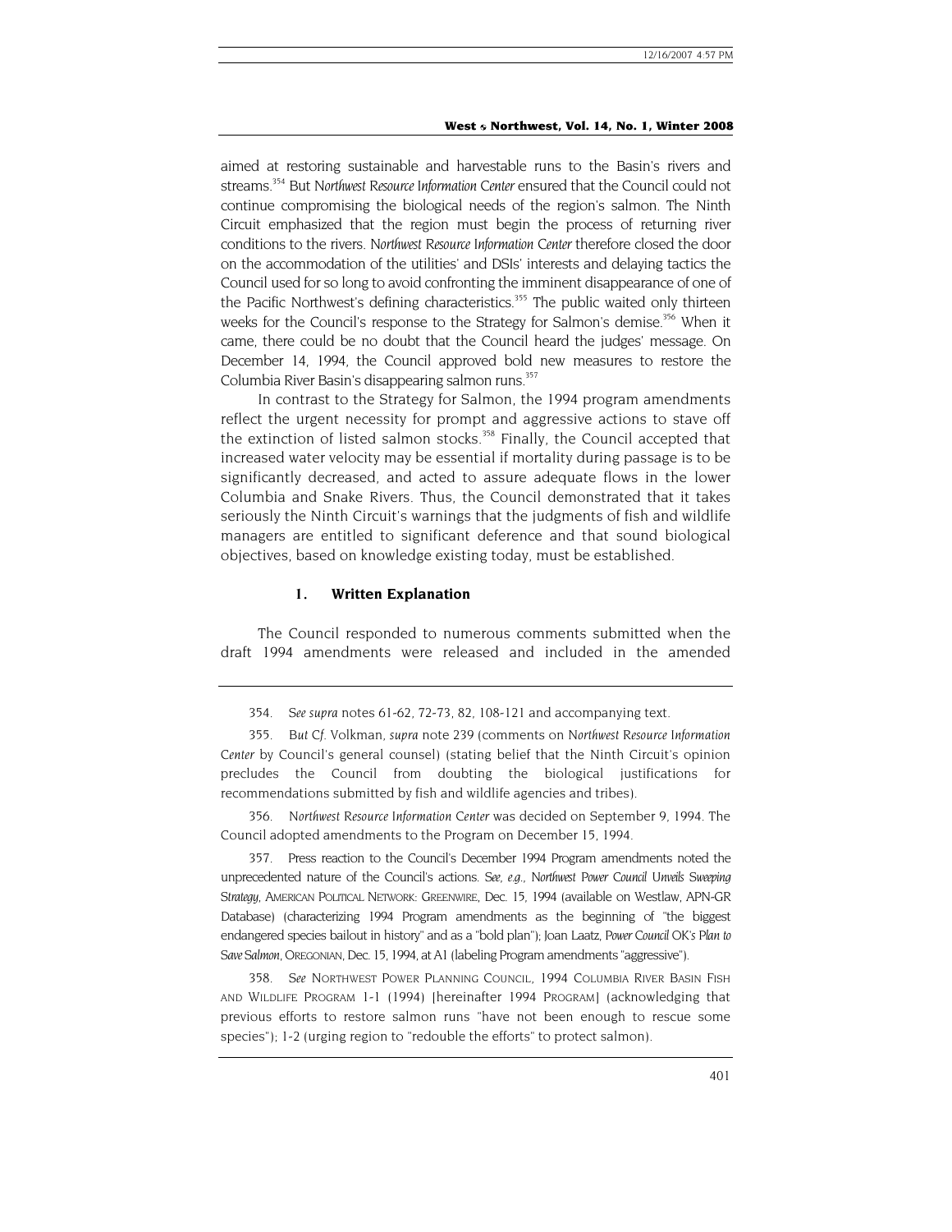aimed at restoring sustainable and harvestable runs to the Basin's rivers and streams.[354] But *Northwest Resource Information Center* ensured that the Council could not continue compromising the biological needs of the region's salmon. The Ninth Circuit emphasized that the region must begin the process of returning river conditions to the rivers. *Northwest Resource Information Center* therefore closed the door on the accommodation of the utilities' and DSIs' interests and delaying tactics the Council used for so long to avoid confronting the imminent disappearance of one of the Pacific Northwest's defining characteristics.[355] The public waited only thirteen weeks for the Council's response to the Strategy for Salmon's demise.[356] When it came, there could be no doubt that the Council heard the judges' message. On December 14, 1994, the Council approved bold new measures to restore the Columbia River Basin's disappearing salmon runs.[357]

In contrast to the Strategy for Salmon, the 1994 program amendments reflect the urgent necessity for prompt and aggressive actions to stave off the extinction of listed salmon stocks.[358] Finally, the Council accepted that increased water velocity may be essential if mortality during passage is to be significantly decreased, and acted to assure adequate flows in the lower Columbia and Snake Rivers. Thus, the Council demonstrated that it takes seriously the Ninth Circuit's warnings that the judgments of fish and wildlife managers are entitled to significant deference and that sound biological objectives, based on knowledge existing today, must be established.

### 1. Written Explanation

The Council responded to numerous comments submitted when the draft 1994 amendments were released and included in the amended

---

354. *See supra* notes 61-62, 72-73, 82, 108-121 and accompanying text.

355. *But Cf.* Volkman, *supra* note 239 (comments on *Northwest Resource Information Center* by Council's general counsel) (stating belief that the Ninth Circuit's opinion precludes the Council from doubting the biological justifications for recommendations submitted by fish and wildlife agencies and tribes).

356. *Northwest Resource Information Center* was decided on September 9, 1994. The Council adopted amendments to the Program on December 15, 1994.

357. Press reaction to the Council's December 1994 Program amendments noted the unprecedented nature of the Council's actions. *See, e.g.*, *Northwest Power Council Unveils Sweeping Strategy*, AMERICAN POLITICAL NETWORK: GREENWIRE, Dec. 15, 1994 (available on Westlaw, APN-GR Database) (characterizing 1994 Program amendments as the beginning of "the biggest endangered species bailout in history" and as a "bold plan"); Joan Laatz, *Power Council OK's Plan to Save Salmon*, OREGONIAN, Dec. 15, 1994, at A1 (labeling Program amendments "aggressive").

358. *See* NORTHWEST POWER PLANNING COUNCIL, 1994 COLUMBIA RIVER BASIN FISH AND WILDLIFE PROGRAM 1-1 (1994) [hereinafter 1994 PROGRAM] (acknowledging that previous efforts to restore salmon runs "have not been enough to rescue some species"); 1-2 (urging region to "redouble the efforts" to protect salmon).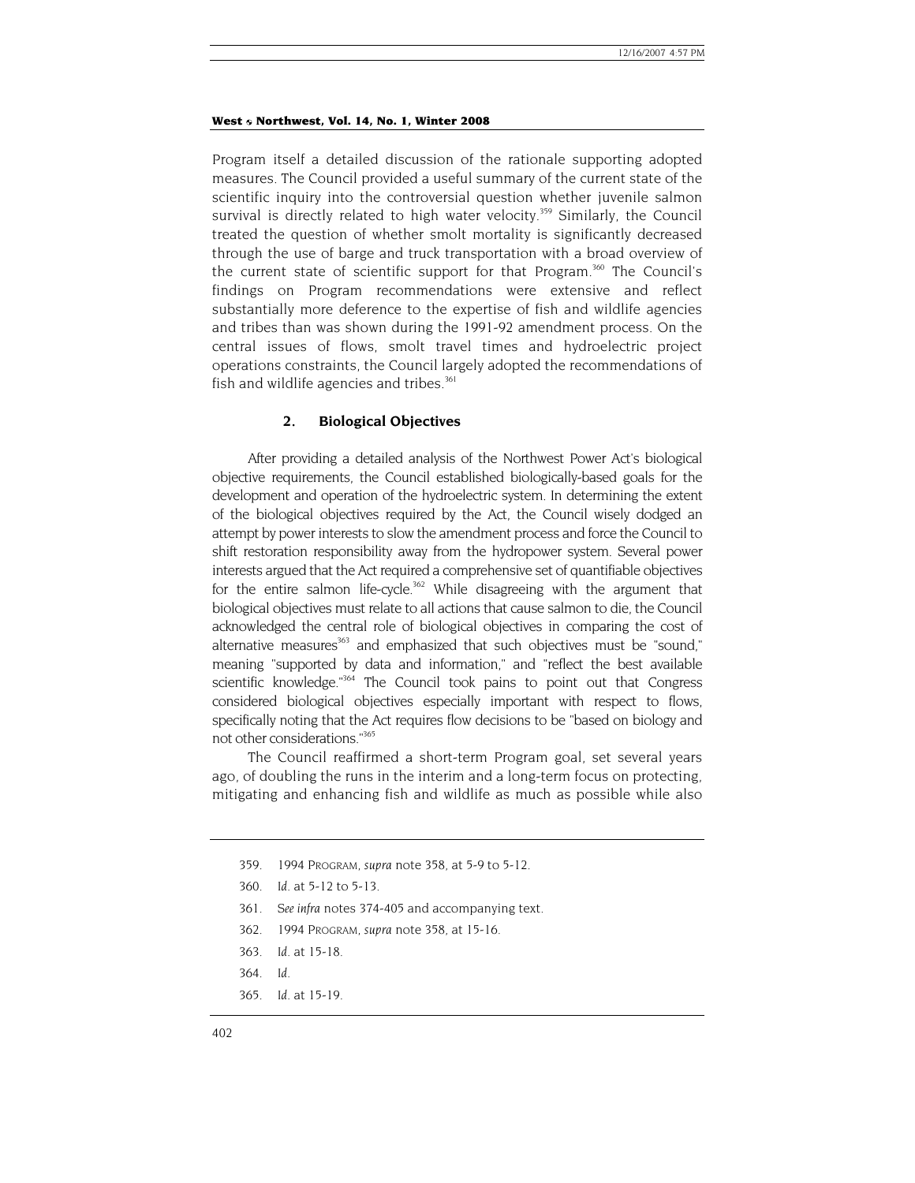Program itself a detailed discussion of the rationale supporting adopted measures. The Council provided a useful summary of the current state of the scientific inquiry into the controversial question whether juvenile salmon survival is directly related to high water velocity.[359] Similarly, the Council treated the question of whether smolt mortality is significantly decreased through the use of barge and truck transportation with a broad overview of the current state of scientific support for that Program.[360] The Council's findings on Program recommendations were extensive and reflect substantially more deference to the expertise of fish and wildlife agencies and tribes than was shown during the 1991-92 amendment process. On the central issues of flows, smolt travel times and hydroelectric project operations constraints, the Council largely adopted the recommendations of fish and wildlife agencies and tribes.[361]

### 2. Biological Objectives

After providing a detailed analysis of the Northwest Power Act's biological objective requirements, the Council established biologically-based goals for the development and operation of the hydroelectric system. In determining the extent of the biological objectives required by the Act, the Council wisely dodged an attempt by power interests to slow the amendment process and force the Council to shift restoration responsibility away from the hydropower system. Several power interests argued that the Act required a comprehensive set of quantifiable objectives for the entire salmon life-cycle.[362] While disagreeing with the argument that biological objectives must relate to all actions that cause salmon to die, the Council acknowledged the central role of biological objectives in comparing the cost of alternative measures[363] and emphasized that such objectives must be "sound," meaning "supported by data and information," and "reflect the best available scientific knowledge."[364] The Council took pains to point out that Congress considered biological objectives especially important with respect to flows, specifically noting that the Act requires flow decisions to be "based on biology and not other considerations."[365]

The Council reaffirmed a short-term Program goal, set several years ago, of doubling the runs in the interim and a long-term focus on protecting, mitigating and enhancing fish and wildlife as much as possible while also

---

359. 1994 PROGRAM, *supra* note 358, at 5-9 to 5-12.

360. *Id.* at 5-12 to 5-13.

361. *See infra* notes 374-405 and accompanying text.

362. 1994 PROGRAM, *supra* note 358, at 15-16.

363. *Id.* at 15-18.

364. *Id.*

365. *Id.* at 15-19.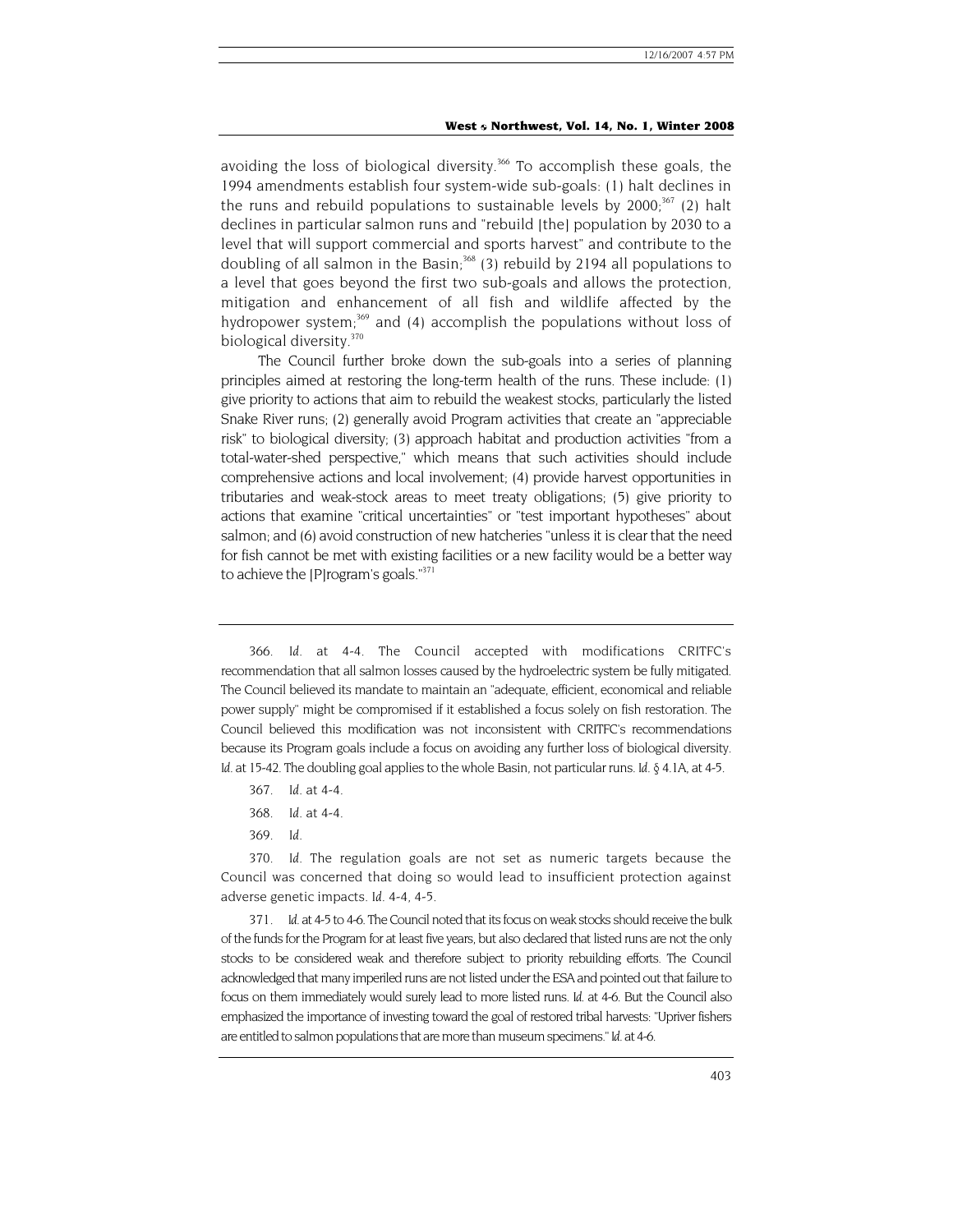avoiding the loss of biological diversity.[366] To accomplish these goals, the 1994 amendments establish four system-wide sub-goals: (1) halt declines in the runs and rebuild populations to sustainable levels by 2000;[367] (2) halt declines in particular salmon runs and "rebuild [the] population by 2030 to a level that will support commercial and sports harvest" and contribute to the doubling of all salmon in the Basin;[368] (3) rebuild by 2194 all populations to a level that goes beyond the first two sub-goals and allows the protection, mitigation and enhancement of all fish and wildlife affected by the hydropower system;[369] and (4) accomplish the populations without loss of biological diversity.[370]

The Council further broke down the sub-goals into a series of planning principles aimed at restoring the long-term health of the runs. These include: (1) give priority to actions that aim to rebuild the weakest stocks, particularly the listed Snake River runs; (2) generally avoid Program activities that create an "appreciable risk" to biological diversity; (3) approach habitat and production activities "from a total-water-shed perspective," which means that such activities should include comprehensive actions and local involvement; (4) provide harvest opportunities in tributaries and weak-stock areas to meet treaty obligations; (5) give priority to actions that examine "critical uncertainties" or "test important hypotheses" about salmon; and (6) avoid construction of new hatcheries "unless it is clear that the need for fish cannot be met with existing facilities or a new facility would be a better way to achieve the [P]rogram's goals."[371]

---

366. *Id.* at 4-4. The Council accepted with modifications CRITFC's recommendation that all salmon losses caused by the hydroelectric system be fully mitigated. The Council believed its mandate to maintain an "adequate, efficient, economical and reliable power supply" might be compromised if it established a focus solely on fish restoration. The Council believed this modification was not inconsistent with CRITFC's recommendations because its Program goals include a focus on avoiding any further loss of biological diversity. *Id.* at 15-42. The doubling goal applies to the whole Basin, not particular runs. *Id.* § 4.1A, at 4-5.

367. *Id.* at 4-4.

368. *Id.* at 4-4.

369. *Id.*

370. *Id.* The regulation goals are not set as numeric targets because the Council was concerned that doing so would lead to insufficient protection against adverse genetic impacts. *Id.* 4-4, 4-5.

371. *Id.* at 4-5 to 4-6. The Council noted that its focus on weak stocks should receive the bulk of the funds for the Program for at least five years, but also declared that listed runs are not the only stocks to be considered weak and therefore subject to priority rebuilding efforts. The Council acknowledged that many imperiled runs are not listed under the ESA and pointed out that failure to focus on them immediately would surely lead to more listed runs. *Id.* at 4-6. But the Council also emphasized the importance of investing toward the goal of restored tribal harvests: "Upriver fishers are entitled to salmon populations that are more than museum specimens." *Id.* at 4-6.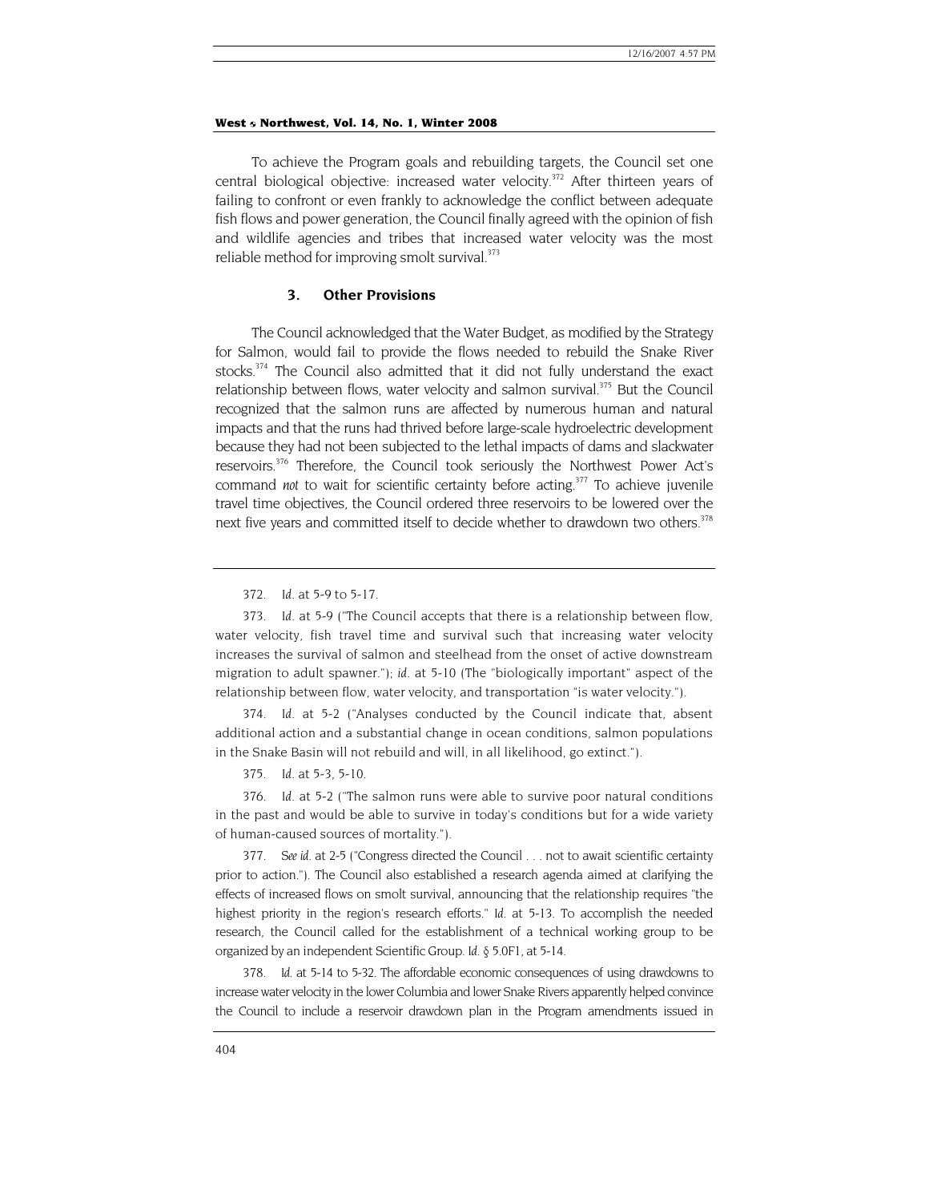To achieve the Program goals and rebuilding targets, the Council set one central biological objective: increased water velocity.[372] After thirteen years of failing to confront or even frankly to acknowledge the conflict between adequate fish flows and power generation, the Council finally agreed with the opinion of fish and wildlife agencies and tribes that increased water velocity was the most reliable method for improving smolt survival.[373]

### 3. Other Provisions

The Council acknowledged that the Water Budget, as modified by the Strategy for Salmon, would fail to provide the flows needed to rebuild the Snake River stocks.[374] The Council also admitted that it did not fully understand the exact relationship between flows, water velocity and salmon survival.[375] But the Council recognized that the salmon runs are affected by numerous human and natural impacts and that the runs had thrived before large-scale hydroelectric development because they had not been subjected to the lethal impacts of dams and slackwater reservoirs.[376] Therefore, the Council took seriously the Northwest Power Act's command *not* to wait for scientific certainty before acting.[377] To achieve juvenile travel time objectives, the Council ordered three reservoirs to be lowered over the next five years and committed itself to decide whether to drawdown two others.[378]

---

372. *Id.* at 5-9 to 5-17.

373. *Id.* at 5-9 ("The Council accepts that there is a relationship between flow, water velocity, fish travel time and survival such that increasing water velocity increases the survival of salmon and steelhead from the onset of active downstream migration to adult spawner."); *id.* at 5-10 (The "biologically important" aspect of the relationship between flow, water velocity, and transportation "is water velocity.").

374. *Id.* at 5-2 ("Analyses conducted by the Council indicate that, absent additional action and a substantial change in ocean conditions, salmon populations in the Snake Basin will not rebuild and will, in all likelihood, go extinct.").

375. *Id.* at 5-3, 5-10.

376. *Id.* at 5-2 ("The salmon runs were able to survive poor natural conditions in the past and would be able to survive in today's conditions but for a wide variety of human-caused sources of mortality.").

377. *See id.* at 2-5 ("Congress directed the Council . . . not to await scientific certainty prior to action."). The Council also established a research agenda aimed at clarifying the effects of increased flows on smolt survival, announcing that the relationship requires "the highest priority in the region's research efforts." *Id.* at 5-13. To accomplish the needed research, the Council called for the establishment of a technical working group to be organized by an independent Scientific Group. *Id.* § 5.0F1, at 5-14.

378. *Id.* at 5-14 to 5-32. The affordable economic consequences of using drawdowns to increase water velocity in the lower Columbia and lower Snake Rivers apparently helped convince the Council to include a reservoir drawdown plan in the Program amendments issued in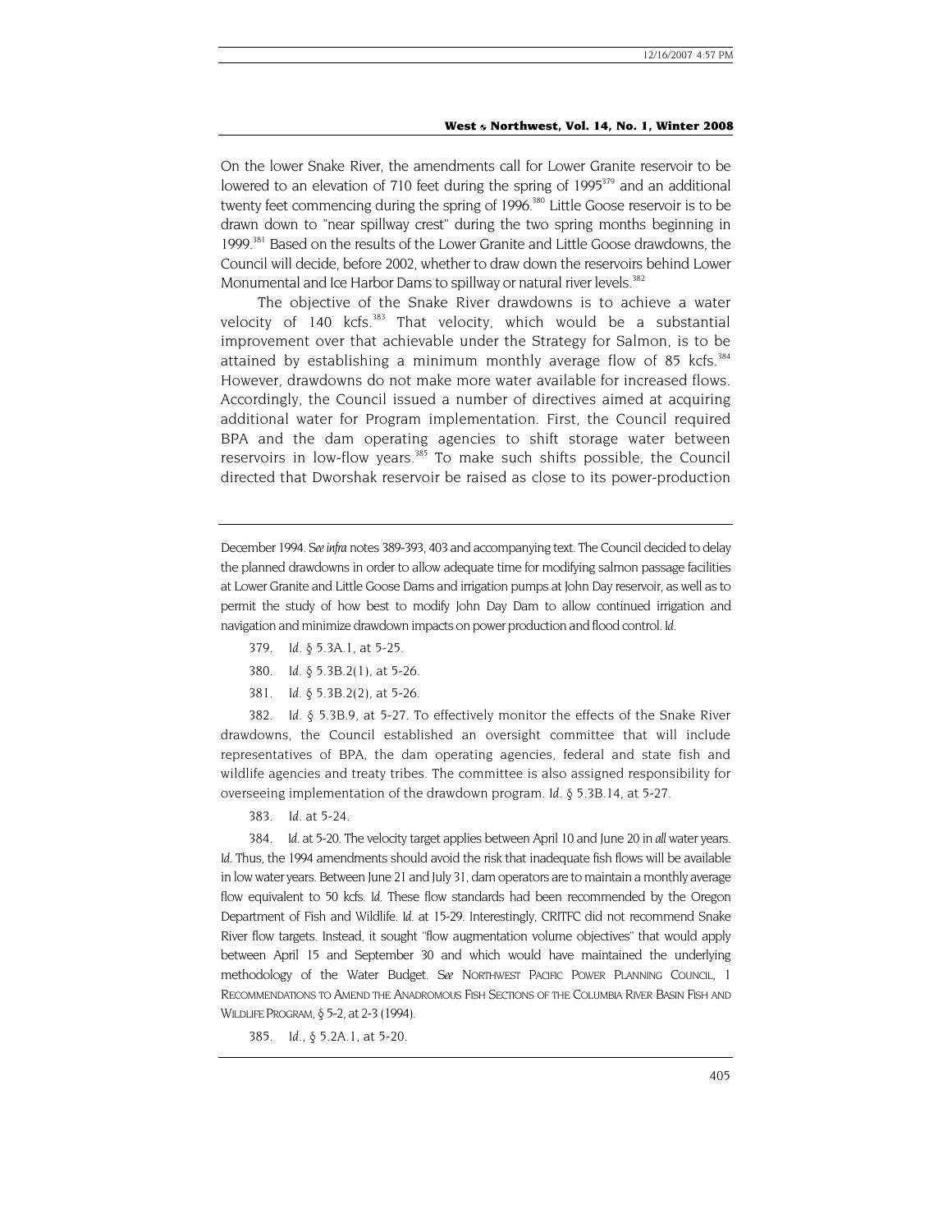On the lower Snake River, the amendments call for Lower Granite reservoir to be lowered to an elevation of 710 feet during the spring of 1995[379] and an additional twenty feet commencing during the spring of 1996.[380] Little Goose reservoir is to be drawn down to "near spillway crest" during the two spring months beginning in 1999.[381] Based on the results of the Lower Granite and Little Goose drawdowns, the Council will decide, before 2002, whether to draw down the reservoirs behind Lower Monumental and Ice Harbor Dams to spillway or natural river levels.[382]

The objective of the Snake River drawdowns is to achieve a water velocity of 140 kcfs.[383] That velocity, which would be a substantial improvement over that achievable under the Strategy for Salmon, is to be attained by establishing a minimum monthly average flow of 85 kcfs.[384] However, drawdowns do not make more water available for increased flows. Accordingly, the Council issued a number of directives aimed at acquiring additional water for Program implementation. First, the Council required BPA and the dam operating agencies to shift storage water between reservoirs in low-flow years.[385] To make such shifts possible, the Council directed that Dworshak reservoir be raised as close to its power-production

---

December 1994. *See infra* notes 389-393, 403 and accompanying text. The Council decided to delay the planned drawdowns in order to allow adequate time for modifying salmon passage facilities at Lower Granite and Little Goose Dams and irrigation pumps at John Day reservoir, as well as to permit the study of how best to modify John Day Dam to allow continued irrigation and navigation and minimize drawdown impacts on power production and flood control. *Id.*

379. *Id.* § 5.3A.1, at 5-25.

380. *Id.* § 5.3B.2(1), at 5-26.

381. *Id.* § 5.3B.2(2), at 5-26.

382. *Id.* § 5.3B.9, at 5-27. To effectively monitor the effects of the Snake River drawdowns, the Council established an oversight committee that will include representatives of BPA, the dam operating agencies, federal and state fish and wildlife agencies and treaty tribes. The committee is also assigned responsibility for overseeing implementation of the drawdown program. *Id.* § 5.3B.14, at 5-27.

383. *Id.* at 5-24.

384. *Id.* at 5-20. The velocity target applies between April 10 and June 20 in *all* water years. *Id.* Thus, the 1994 amendments should avoid the risk that inadequate fish flows will be available in low water years. Between June 21 and July 31, dam operators are to maintain a monthly average flow equivalent to 50 kcfs. *Id.* These flow standards had been recommended by the Oregon Department of Fish and Wildlife. *Id.* at 15-29. Interestingly, CRITFC did not recommend Snake River flow targets. Instead, it sought "flow augmentation volume objectives" that would apply between April 15 and September 30 and which would have maintained the underlying methodology of the Water Budget. *See* NORTHWEST PACIFIC POWER PLANNING COUNCIL, 1 RECOMMENDATIONS TO AMEND THE ANADROMOUS FISH SECTIONS OF THE COLUMBIA RIVER BASIN FISH AND WILDLIFE PROGRAM, § 5-2, at 2-3 (1994).

385. *Id.*, § 5.2A.1, at 5-20.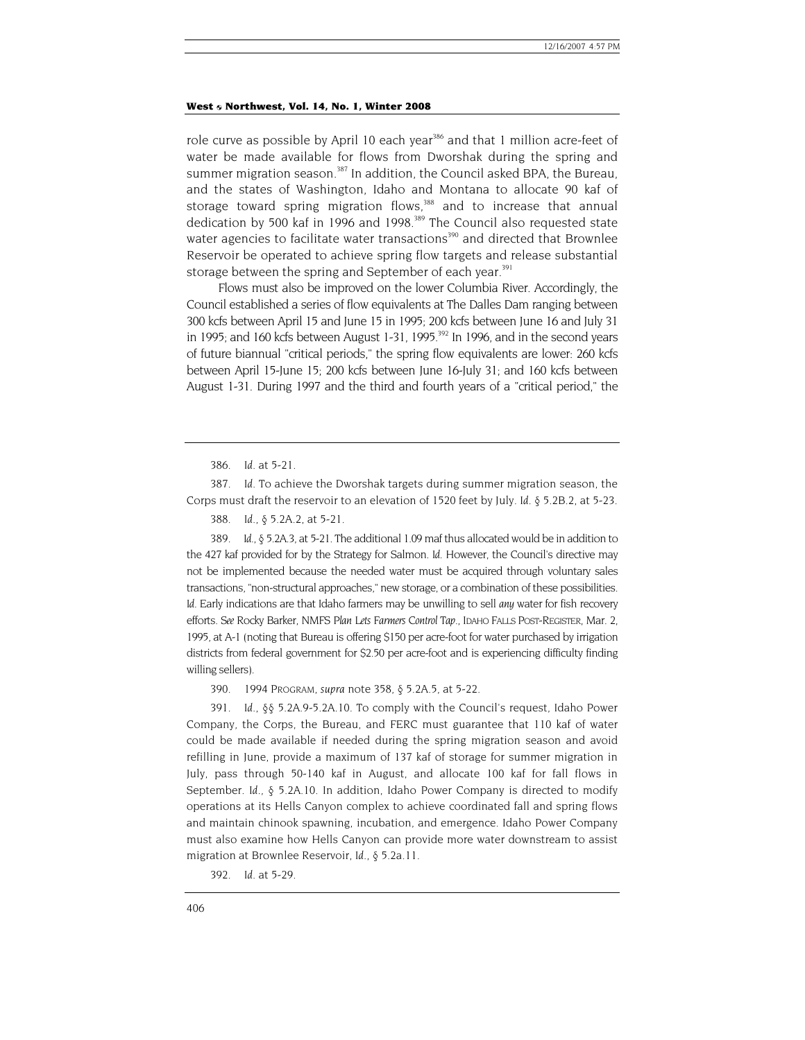role curve as possible by April 10 each year[386] and that 1 million acre-feet of water be made available for flows from Dworshak during the spring and summer migration season.[387] In addition, the Council asked BPA, the Bureau, and the states of Washington, Idaho and Montana to allocate 90 kaf of storage toward spring migration flows,[388] and to increase that annual dedication by 500 kaf in 1996 and 1998.[389] The Council also requested state water agencies to facilitate water transactions[390] and directed that Brownlee Reservoir be operated to achieve spring flow targets and release substantial storage between the spring and September of each year.[391]

Flows must also be improved on the lower Columbia River. Accordingly, the Council established a series of flow equivalents at The Dalles Dam ranging between 300 kcfs between April 15 and June 15 in 1995; 200 kcfs between June 16 and July 31 in 1995; and 160 kcfs between August 1-31, 1995.[392] In 1996, and in the second years of future biannual "critical periods," the spring flow equivalents are lower: 260 kcfs between April 15-June 15; 200 kcfs between June 16-July 31; and 160 kcfs between August 1-31. During 1997 and the third and fourth years of a "critical period," the

---

386. *Id.* at 5-21.

387. *Id.* To achieve the Dworshak targets during summer migration season, the Corps must draft the reservoir to an elevation of 1520 feet by July. *Id.* § 5.2B.2, at 5-23.

388. *Id.*, § 5.2A.2, at 5-21.

389. *Id.*, § 5.2A.3, at 5-21. The additional 1.09 maf thus allocated would be in addition to the 427 kaf provided for by the Strategy for Salmon. *Id.* However, the Council's directive may not be implemented because the needed water must be acquired through voluntary sales transactions, "non-structural approaches," new storage, or a combination of these possibilities. *Id.* Early indications are that Idaho farmers may be unwilling to sell *any* water for fish recovery efforts. *See* Rocky Barker, *NMFS Plan Lets Farmers Control Tap.*, IDAHO FALLS POST-REGISTER, Mar. 2, 1995, at A-1 (noting that Bureau is offering $150 per acre-foot for water purchased by irrigation districts from federal government for $2.50 per acre-foot and is experiencing difficulty finding willing sellers).

390. 1994 PROGRAM, *supra* note 358, § 5.2A.5, at 5-22.

391. *Id.*, §§ 5.2A.9-5.2A.10. To comply with the Council's request, Idaho Power Company, the Corps, the Bureau, and FERC must guarantee that 110 kaf of water could be made available if needed during the spring migration season and avoid refilling in June, provide a maximum of 137 kaf of storage for summer migration in July, pass through 50-140 kaf in August, and allocate 100 kaf for fall flows in September. *Id.*, § 5.2A.10. In addition, Idaho Power Company is directed to modify operations at its Hells Canyon complex to achieve coordinated fall and spring flows and maintain chinook spawning, incubation, and emergence. Idaho Power Company must also examine how Hells Canyon can provide more water downstream to assist migration at Brownlee Reservoir, *Id.*, § 5.2a.11.

392. *Id.* at 5-29.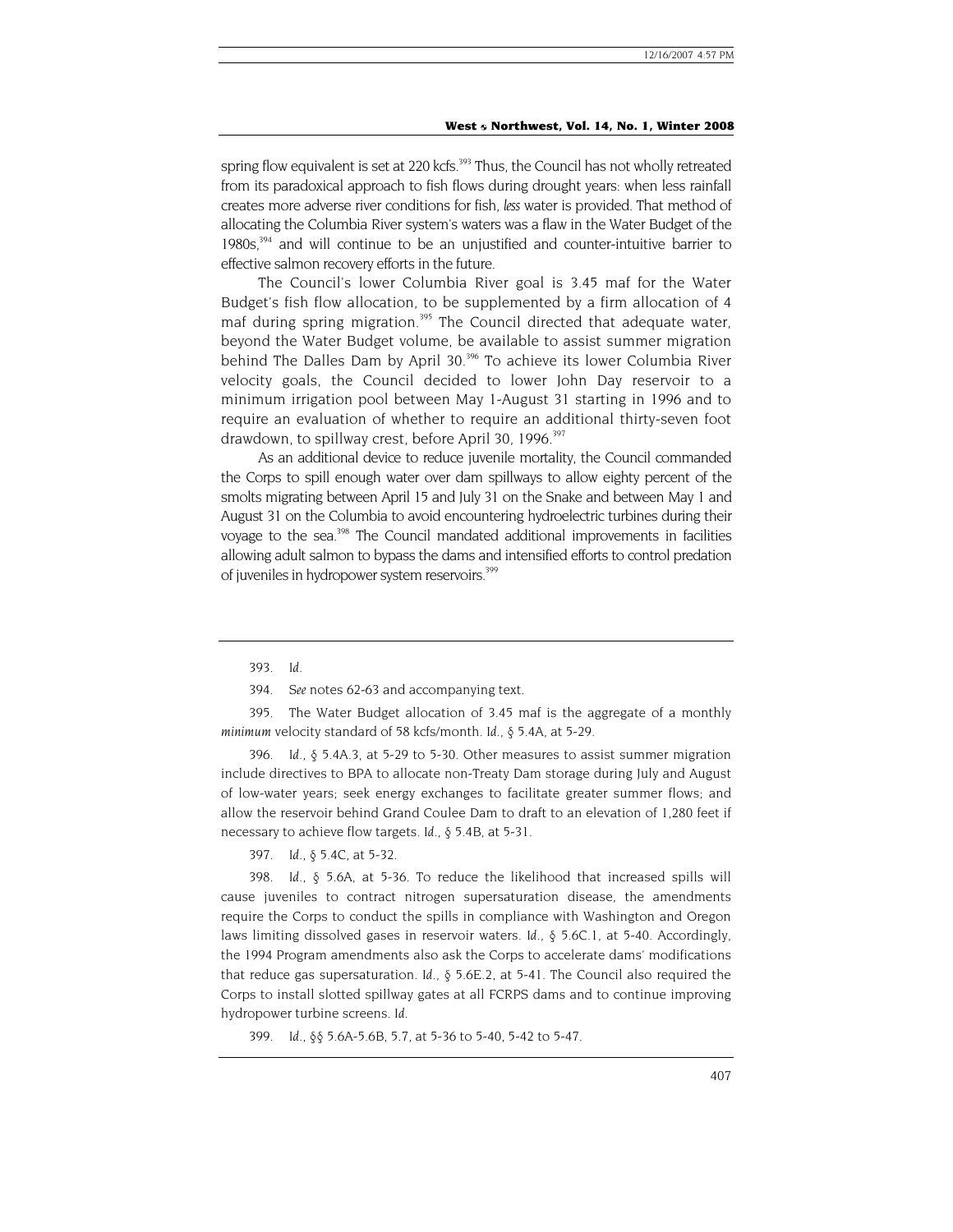spring flow equivalent is set at 220 kcfs.[393] Thus, the Council has not wholly retreated from its paradoxical approach to fish flows during drought years: when less rainfall creates more adverse river conditions for fish, *less* water is provided. That method of allocating the Columbia River system's waters was a flaw in the Water Budget of the 1980s,[394] and will continue to be an unjustified and counter-intuitive barrier to effective salmon recovery efforts in the future.

The Council's lower Columbia River goal is 3.45 maf for the Water Budget's fish flow allocation, to be supplemented by a firm allocation of 4 maf during spring migration.[395] The Council directed that adequate water, beyond the Water Budget volume, be available to assist summer migration behind The Dalles Dam by April 30.[396] To achieve its lower Columbia River velocity goals, the Council decided to lower John Day reservoir to a minimum irrigation pool between May 1-August 31 starting in 1996 and to require an evaluation of whether to require an additional thirty-seven foot drawdown, to spillway crest, before April 30, 1996.[397]

As an additional device to reduce juvenile mortality, the Council commanded the Corps to spill enough water over dam spillways to allow eighty percent of the smolts migrating between April 15 and July 31 on the Snake and between May 1 and August 31 on the Columbia to avoid encountering hydroelectric turbines during their voyage to the sea.[398] The Council mandated additional improvements in facilities allowing adult salmon to bypass the dams and intensified efforts to control predation of juveniles in hydropower system reservoirs.[399]

---

393. *Id.*

394. *See* notes 62-63 and accompanying text.

395. The Water Budget allocation of 3.45 maf is the aggregate of a monthly *minimum* velocity standard of 58 kcfs/month. *Id.*, § 5.4A, at 5-29.

396. *Id.*, § 5.4A.3, at 5-29 to 5-30. Other measures to assist summer migration include directives to BPA to allocate non-Treaty Dam storage during July and August of low-water years; seek energy exchanges to facilitate greater summer flows; and allow the reservoir behind Grand Coulee Dam to draft to an elevation of 1,280 feet if necessary to achieve flow targets. *Id.*, § 5.4B, at 5-31.

397. *Id.*, § 5.4C, at 5-32.

398. *Id.*, § 5.6A, at 5-36. To reduce the likelihood that increased spills will cause juveniles to contract nitrogen supersaturation disease, the amendments require the Corps to conduct the spills in compliance with Washington and Oregon laws limiting dissolved gases in reservoir waters. *Id.*, § 5.6C.1, at 5-40. Accordingly, the 1994 Program amendments also ask the Corps to accelerate dams' modifications that reduce gas supersaturation. *Id.*, § 5.6E.2, at 5-41. The Council also required the Corps to install slotted spillway gates at all FCRPS dams and to continue improving hydropower turbine screens. *Id.*

399. *Id.*, §§ 5.6A-5.6B, 5.7, at 5-36 to 5-40, 5-42 to 5-47.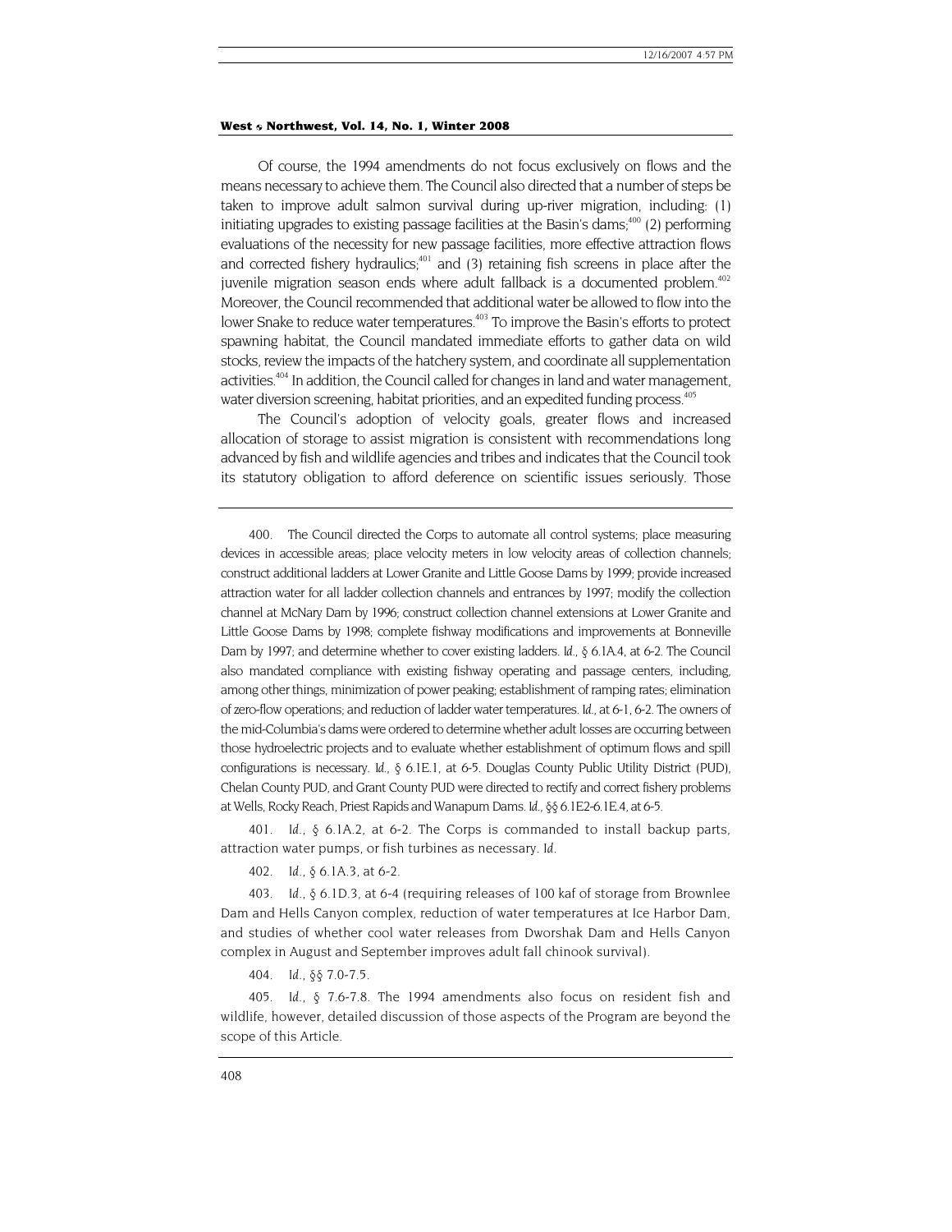Of course, the 1994 amendments do not focus exclusively on flows and the means necessary to achieve them. The Council also directed that a number of steps be taken to improve adult salmon survival during up-river migration, including: (1) initiating upgrades to existing passage facilities at the Basin's dams;[400] (2) performing evaluations of the necessity for new passage facilities, more effective attraction flows and corrected fishery hydraulics;[401] and (3) retaining fish screens in place after the juvenile migration season ends where adult fallback is a documented problem.[402] Moreover, the Council recommended that additional water be allowed to flow into the lower Snake to reduce water temperatures.[403] To improve the Basin's efforts to protect spawning habitat, the Council mandated immediate efforts to gather data on wild stocks, review the impacts of the hatchery system, and coordinate all supplementation activities.[404] In addition, the Council called for changes in land and water management, water diversion screening, habitat priorities, and an expedited funding process.[405]

The Council's adoption of velocity goals, greater flows and increased allocation of storage to assist migration is consistent with recommendations long advanced by fish and wildlife agencies and tribes and indicates that the Council took its statutory obligation to afford deference on scientific issues seriously. Those

---

400. The Council directed the Corps to automate all control systems; place measuring devices in accessible areas; place velocity meters in low velocity areas of collection channels; construct additional ladders at Lower Granite and Little Goose Dams by 1999; provide increased attraction water for all ladder collection channels and entrances by 1997; modify the collection channel at McNary Dam by 1996; construct collection channel extensions at Lower Granite and Little Goose Dams by 1998; complete fishway modifications and improvements at Bonneville Dam by 1997; and determine whether to cover existing ladders. *Id.*, § 6.1A.4, at 6-2. The Council also mandated compliance with existing fishway operating and passage centers, including, among other things, minimization of power peaking; establishment of ramping rates; elimination of zero-flow operations; and reduction of ladder water temperatures. *Id.*, at 6-1, 6-2. The owners of the mid-Columbia's dams were ordered to determine whether adult losses are occurring between those hydroelectric projects and to evaluate whether establishment of optimum flows and spill configurations is necessary. *Id.*, § 6.1E.1, at 6-5. Douglas County Public Utility District (PUD), Chelan County PUD, and Grant County PUD were directed to rectify and correct fishery problems at Wells, Rocky Reach, Priest Rapids and Wanapum Dams. *Id.*, §§ 6.1E2-6.1E.4, at 6-5.

401. *Id.*, § 6.1A.2, at 6-2. The Corps is commanded to install backup parts, attraction water pumps, or fish turbines as necessary. *Id.*

402. *Id.*, § 6.1A.3, at 6-2.

403. *Id.*, § 6.1D.3, at 6-4 (requiring releases of 100 kaf of storage from Brownlee Dam and Hells Canyon complex, reduction of water temperatures at Ice Harbor Dam, and studies of whether cool water releases from Dworshak Dam and Hells Canyon complex in August and September improves adult fall chinook survival).

404. *Id.*, §§ 7.0-7.5.

405. *Id.*, § 7.6-7.8. The 1994 amendments also focus on resident fish and wildlife, however, detailed discussion of those aspects of the Program are beyond the scope of this Article.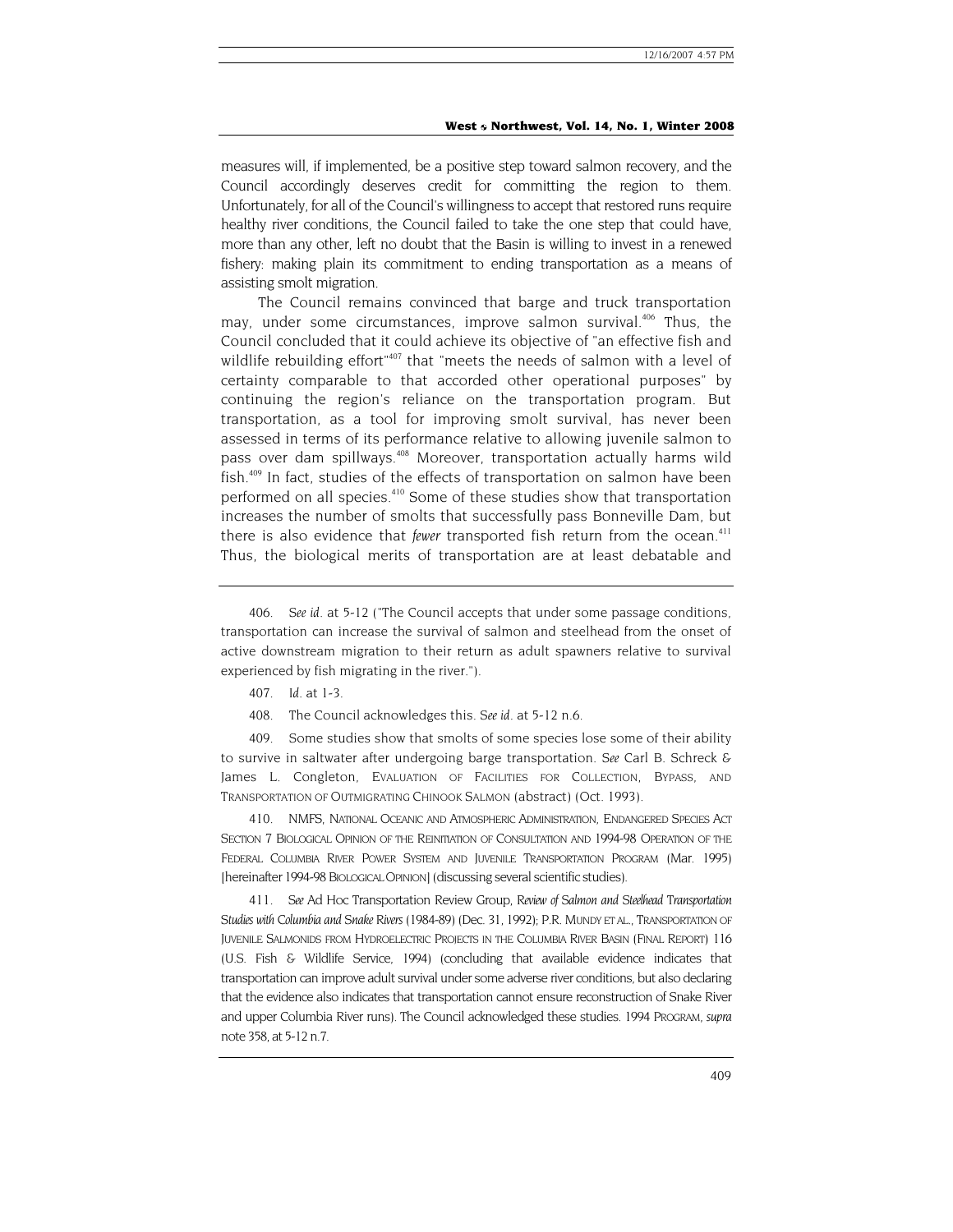measures will, if implemented, be a positive step toward salmon recovery, and the Council accordingly deserves credit for committing the region to them. Unfortunately, for all of the Council's willingness to accept that restored runs require healthy river conditions, the Council failed to take the one step that could have, more than any other, left no doubt that the Basin is willing to invest in a renewed fishery: making plain its commitment to ending transportation as a means of assisting smolt migration.

The Council remains convinced that barge and truck transportation may, under some circumstances, improve salmon survival.[406] Thus, the Council concluded that it could achieve its objective of "an effective fish and wildlife rebuilding effort"[407] that "meets the needs of salmon with a level of certainty comparable to that accorded other operational purposes" by continuing the region's reliance on the transportation program. But transportation, as a tool for improving smolt survival, has never been assessed in terms of its performance relative to allowing juvenile salmon to pass over dam spillways.[408] Moreover, transportation actually harms wild fish.[409] In fact, studies of the effects of transportation on salmon have been performed on all species.[410] Some of these studies show that transportation increases the number of smolts that successfully pass Bonneville Dam, but there is also evidence that *fewer* transported fish return from the ocean.[411] Thus, the biological merits of transportation are at least debatable and

---

406. *See id*. at 5-12 ("The Council accepts that under some passage conditions, transportation can increase the survival of salmon and steelhead from the onset of active downstream migration to their return as adult spawners relative to survival experienced by fish migrating in the river.").

407. *Id*. at 1-3.

408. The Council acknowledges this. *See id*. at 5-12 n.6.

409. Some studies show that smolts of some species lose some of their ability to survive in saltwater after undergoing barge transportation. *See* Carl B. Schreck & James L. Congleton, EVALUATION OF FACILITIES FOR COLLECTION, BYPASS, AND TRANSPORTATION OF OUTMIGRATING CHINOOK SALMON (abstract) (Oct. 1993).

410. NMFS, NATIONAL OCEANIC AND ATMOSPHERIC ADMINISTRATION, ENDANGERED SPECIES ACT SECTION 7 BIOLOGICAL OPINION OF THE REINITIATION OF CONSULTATION AND 1994-98 OPERATION OF THE FEDERAL COLUMBIA RIVER POWER SYSTEM AND JUVENILE TRANSPORTATION PROGRAM (Mar. 1995) [hereinafter 1994-98 BIOLOGICAL OPINION] (discussing several scientific studies).

411. *See* Ad Hoc Transportation Review Group, *Review of Salmon and Steelhead Transportation Studies with Columbia and Snake Rivers* (1984-89) (Dec. 31, 1992); P.R. MUNDY ET AL., TRANSPORTATION OF JUVENILE SALMONIDS FROM HYDROELECTRIC PROJECTS IN THE COLUMBIA RIVER BASIN (FINAL REPORT) 116 (U.S. Fish & Wildlife Service, 1994) (concluding that available evidence indicates that transportation can improve adult survival under some adverse river conditions, but also declaring that the evidence also indicates that transportation cannot ensure reconstruction of Snake River and upper Columbia River runs). The Council acknowledged these studies. 1994 PROGRAM, *supra* note 358, at 5-12 n.7.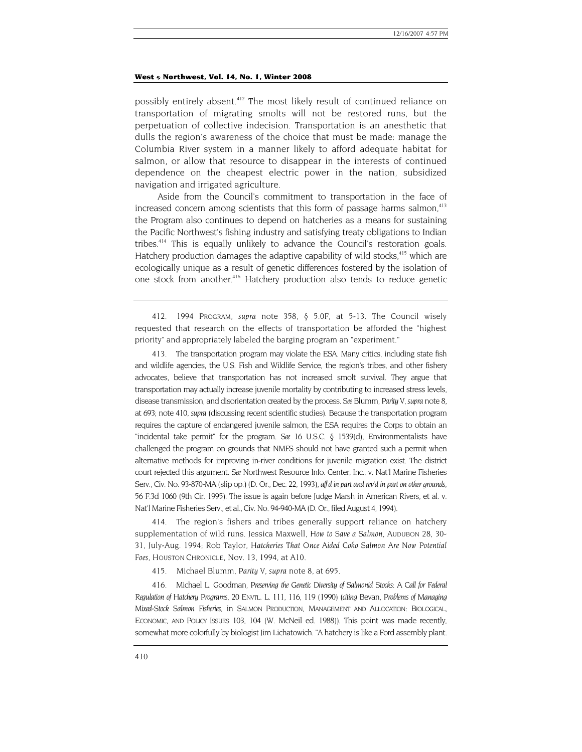possibly entirely absent.[412] The most likely result of continued reliance on transportation of migrating smolts will not be restored runs, but the perpetuation of collective indecision. Transportation is an anesthetic that dulls the region's awareness of the choice that must be made: manage the Columbia River system in a manner likely to afford adequate habitat for salmon, or allow that resource to disappear in the interests of continued dependence on the cheapest electric power in the nation, subsidized navigation and irrigated agriculture.

Aside from the Council's commitment to transportation in the face of increased concern among scientists that this form of passage harms salmon,[413] the Program also continues to depend on hatcheries as a means for sustaining the Pacific Northwest's fishing industry and satisfying treaty obligations to Indian tribes.[414] This is equally unlikely to advance the Council's restoration goals. Hatchery production damages the adaptive capability of wild stocks,[415] which are ecologically unique as a result of genetic differences fostered by the isolation of one stock from another.[416] Hatchery production also tends to reduce genetic

---

412. 1994 PROGRAM, *supra* note 358, § 5.0F, at 5-13. The Council wisely requested that research on the effects of transportation be afforded the "highest priority" and appropriately labeled the barging program an "experiment."

413. The transportation program may violate the ESA. Many critics, including state fish and wildlife agencies, the U.S. Fish and Wildlife Service, the region's tribes, and other fishery advocates, believe that transportation has not increased smolt survival. They argue that transportation may actually increase juvenile mortality by contributing to increased stress levels, disease transmission, and disorientation created by the process. *See* Blumm, *Parity V*, *supra* note 8, at 693; note 410, *supra* (discussing recent scientific studies). Because the transportation program requires the capture of endangered juvenile salmon, the ESA requires the Corps to obtain an "incidental take permit" for the program. *See* 16 U.S.C. § 1539(d), Environmentalists have challenged the program on grounds that NMFS should not have granted such a permit when alternative methods for improving in-river conditions for juvenile migration exist. The district court rejected this argument. *See* Northwest Resource Info. Center, Inc., v. Nat'l Marine Fisheries Serv., Civ. No. 93-870-MA (slip op.) (D. Or., Dec. 22, 1993), *aff'd in part and rev'd in part on other grounds*, 56 F.3d 1060 (9th Cir. 1995). The issue is again before Judge Marsh in American Rivers, et al. v. Nat'l Marine Fisheries Serv., et al., Civ. No. 94-940-MA (D. Or., filed August 4, 1994).

414. The region's fishers and tribes generally support reliance on hatchery supplementation of wild runs. Jessica Maxwell, *How to Save a Salmon*, AUDUBON 28, 30-31, July-Aug. 1994; Rob Taylor, *Hatcheries That Once Aided Coho Salmon Are Now Potential Foes*, HOUSTON CHRONICLE, Nov. 13, 1994, at A10.

415. Michael Blumm, *Parity V*, *supra* note 8, at 695.

416. Michael L. Goodman, *Preserving the Genetic Diversity of Salmonid Stocks: A Call for Federal Regulation of Hatchery Programs*, 20 ENVTL. L. 111, 116, 119 (1990) (*citing* Bevan, *Problems of Managing Mixed-Stock Salmon Fisheries*, in SALMON PRODUCTION, MANAGEMENT AND ALLOCATION: BIOLOGICAL, ECONOMIC, AND POLICY ISSUES 103, 104 (W. McNeil ed. 1988)). This point was made recently, somewhat more colorfully by biologist Jim Lichatowich. "A hatchery is like a Ford assembly plant.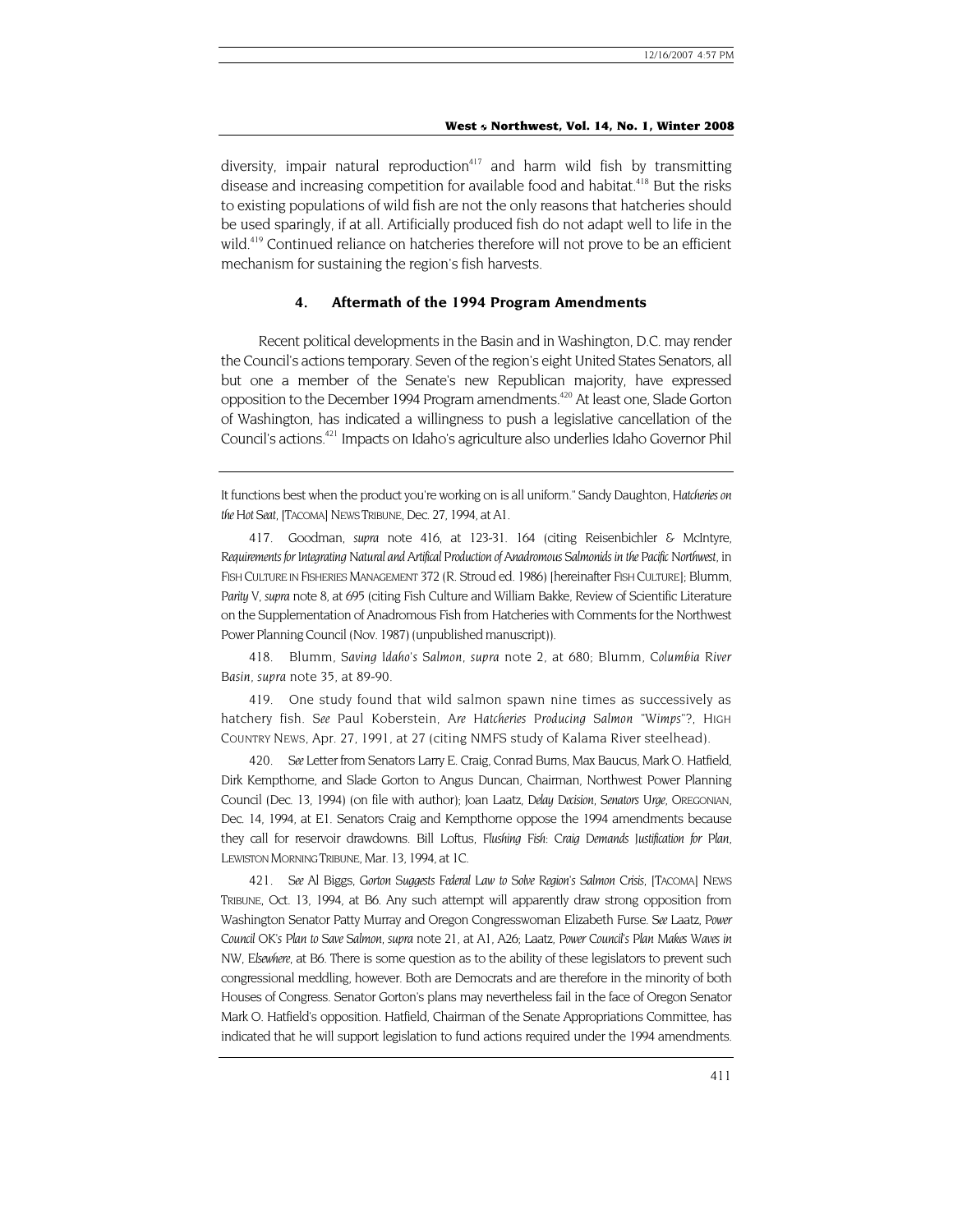diversity, impair natural reproduction[417] and harm wild fish by transmitting disease and increasing competition for available food and habitat.[418] But the risks to existing populations of wild fish are not the only reasons that hatcheries should be used sparingly, if at all. Artificially produced fish do not adapt well to life in the wild.[419] Continued reliance on hatcheries therefore will not prove to be an efficient mechanism for sustaining the region's fish harvests.

#### 4. Aftermath of the 1994 Program Amendments

Recent political developments in the Basin and in Washington, D.C. may render the Council's actions temporary. Seven of the region's eight United States Senators, all but one a member of the Senate's new Republican majority, have expressed opposition to the December 1994 Program amendments.[420] At least one, Slade Gorton of Washington, has indicated a willingness to push a legislative cancellation of the Council's actions.[421] Impacts on Idaho's agriculture also underlies Idaho Governor Phil

---

It functions best when the product you're working on is all uniform." Sandy Daughton, *Hatcheries on the Hot Seat*, [TACOMA] NEWS TRIBUNE, Dec. 27, 1994, at A1.

417. Goodman, *supra* note 416, at 123-31. 164 (citing Reisenbichler & McIntyre, *Requirements for Integrating Natural and Artifical Production of Anadromous Salmonids in the Pacific Northwest*, in FISH CULTURE IN FISHERIES MANAGEMENT 372 (R. Stroud ed. 1986) [hereinafter FISH CULTURE]; Blumm, *Parity V*, *supra* note 8, at 695 (citing Fish Culture and William Bakke, Review of Scientific Literature on the Supplementation of Anadromous Fish from Hatcheries with Comments for the Northwest Power Planning Council (Nov. 1987) (unpublished manuscript)).

418. Blumm, *Saving Idaho's Salmon*, *supra* note 2, at 680; Blumm, *Columbia River Basin*, *supra* note 35, at 89-90.

419. One study found that wild salmon spawn nine times as successively as hatchery fish. *See* Paul Koberstein, *Are Hatcheries Producing Salmon "Wimps"?*, HIGH COUNTRY NEWS, Apr. 27, 1991, at 27 (citing NMFS study of Kalama River steelhead).

420. *See* Letter from Senators Larry E. Craig, Conrad Burns, Max Baucus, Mark O. Hatfield, Dirk Kempthorne, and Slade Gorton to Angus Duncan, Chairman, Northwest Power Planning Council (Dec. 13, 1994) (on file with author); Joan Laatz, *Delay Decision, Senators Urge*, OREGONIAN, Dec. 14, 1994, at E1. Senators Craig and Kempthorne oppose the 1994 amendments because they call for reservoir drawdowns. Bill Loftus, *Flushing Fish: Craig Demands Justification for Plan*, LEWISTON MORNING TRIBUNE, Mar. 13, 1994, at 1C.

421. *See* Al Biggs, *Gorton Suggests Federal Law to Solve Region's Salmon Crisis*, [TACOMA] NEWS TRIBUNE, Oct. 13, 1994, at B6. Any such attempt will apparently draw strong opposition from Washington Senator Patty Murray and Oregon Congresswoman Elizabeth Furse. *See* Laatz, *Power Council OK's Plan to Save Salmon*, *supra* note 21, at A1, A26; Laatz, *Power Council's Plan Makes Waves in NW, Elsewhere*, at B6. There is some question as to the ability of these legislators to prevent such congressional meddling, however. Both are Democrats and are therefore in the minority of both Houses of Congress. Senator Gorton's plans may nevertheless fail in the face of Oregon Senator Mark O. Hatfield's opposition. Hatfield, Chairman of the Senate Appropriations Committee, has indicated that he will support legislation to fund actions required under the 1994 amendments.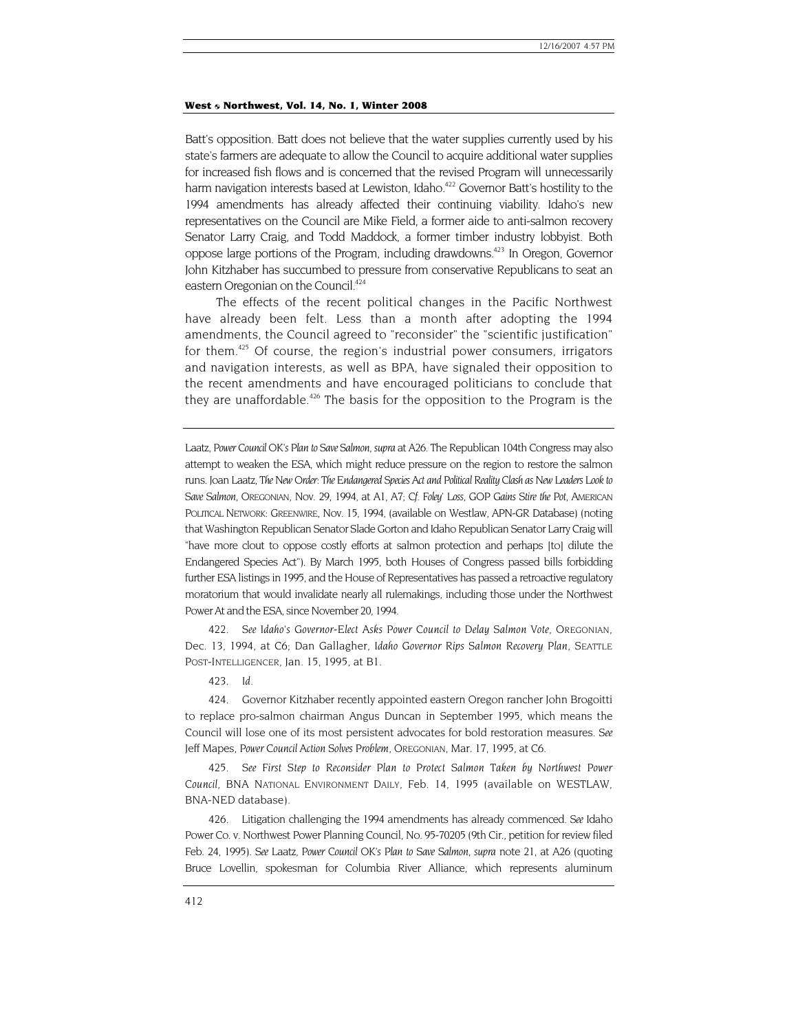Batt's opposition. Batt does not believe that the water supplies currently used by his state's farmers are adequate to allow the Council to acquire additional water supplies for increased fish flows and is concerned that the revised Program will unnecessarily harm navigation interests based at Lewiston, Idaho.[422] Governor Batt's hostility to the 1994 amendments has already affected their continuing viability. Idaho's new representatives on the Council are Mike Field, a former aide to anti-salmon recovery Senator Larry Craig, and Todd Maddock, a former timber industry lobbyist. Both oppose large portions of the Program, including drawdowns.[423] In Oregon, Governor John Kitzhaber has succumbed to pressure from conservative Republicans to seat an eastern Oregonian on the Council.[424]

The effects of the recent political changes in the Pacific Northwest have already been felt. Less than a month after adopting the 1994 amendments, the Council agreed to "reconsider" the "scientific justification" for them.[425] Of course, the region's industrial power consumers, irrigators and navigation interests, as well as BPA, have signaled their opposition to the recent amendments and have encouraged politicians to conclude that they are unaffordable.[426] The basis for the opposition to the Program is the

---

Laatz, *Power Council OK's Plan to Save Salmon*, *supra* at A26. The Republican 104th Congress may also attempt to weaken the ESA, which might reduce pressure on the region to restore the salmon runs. Joan Laatz, *The New Order: The Endangered Species Act and Political Reality Clash as New Leaders Look to Save Salmon*, OREGONIAN, Nov. 29, 1994, at A1, A7; *Cf. Foley' Loss, GOP Gains Stire the Pot*, AMERICAN POLITICAL NETWORK: GREENWIRE, Nov. 15, 1994, (available on Westlaw, APN-GR Database) (noting that Washington Republican Senator Slade Gorton and Idaho Republican Senator Larry Craig will "have more clout to oppose costly efforts at salmon protection and perhaps [to] dilute the Endangered Species Act"). By March 1995, both Houses of Congress passed bills forbidding further ESA listings in 1995, and the House of Representatives has passed a retroactive regulatory moratorium that would invalidate nearly all rulemakings, including those under the Northwest Power At and the ESA, since November 20, 1994.

422. *See Idaho's Governor-Elect Asks Power Council to Delay Salmon Vote*, OREGONIAN, Dec. 13, 1994, at C6; Dan Gallagher, *Idaho Governor Rips Salmon Recovery Plan*, SEATTLE POST-INTELLIGENCER, Jan. 15, 1995, at B1.

423. *Id.*

424. Governor Kitzhaber recently appointed eastern Oregon rancher John Brogoitti to replace pro-salmon chairman Angus Duncan in September 1995, which means the Council will lose one of its most persistent advocates for bold restoration measures. *See* Jeff Mapes, *Power Council Action Solves Problem*, OREGONIAN, Mar. 17, 1995, at C6.

425. *See First Step to Reconsider Plan to Protect Salmon Taken by Northwest Power Council*, BNA NATIONAL ENVIRONMENT DAILY, Feb. 14, 1995 (available on WESTLAW, BNA-NED database).

426. Litigation challenging the 1994 amendments has already commenced. *See* Idaho Power Co. v. Northwest Power Planning Council, No. 95-70205 (9th Cir., petition for review filed Feb. 24, 1995). *See* Laatz, *Power Council OK's Plan to Save Salmon*, *supra* note 21, at A26 (quoting Bruce Lovellin, spokesman for Columbia River Alliance, which represents aluminum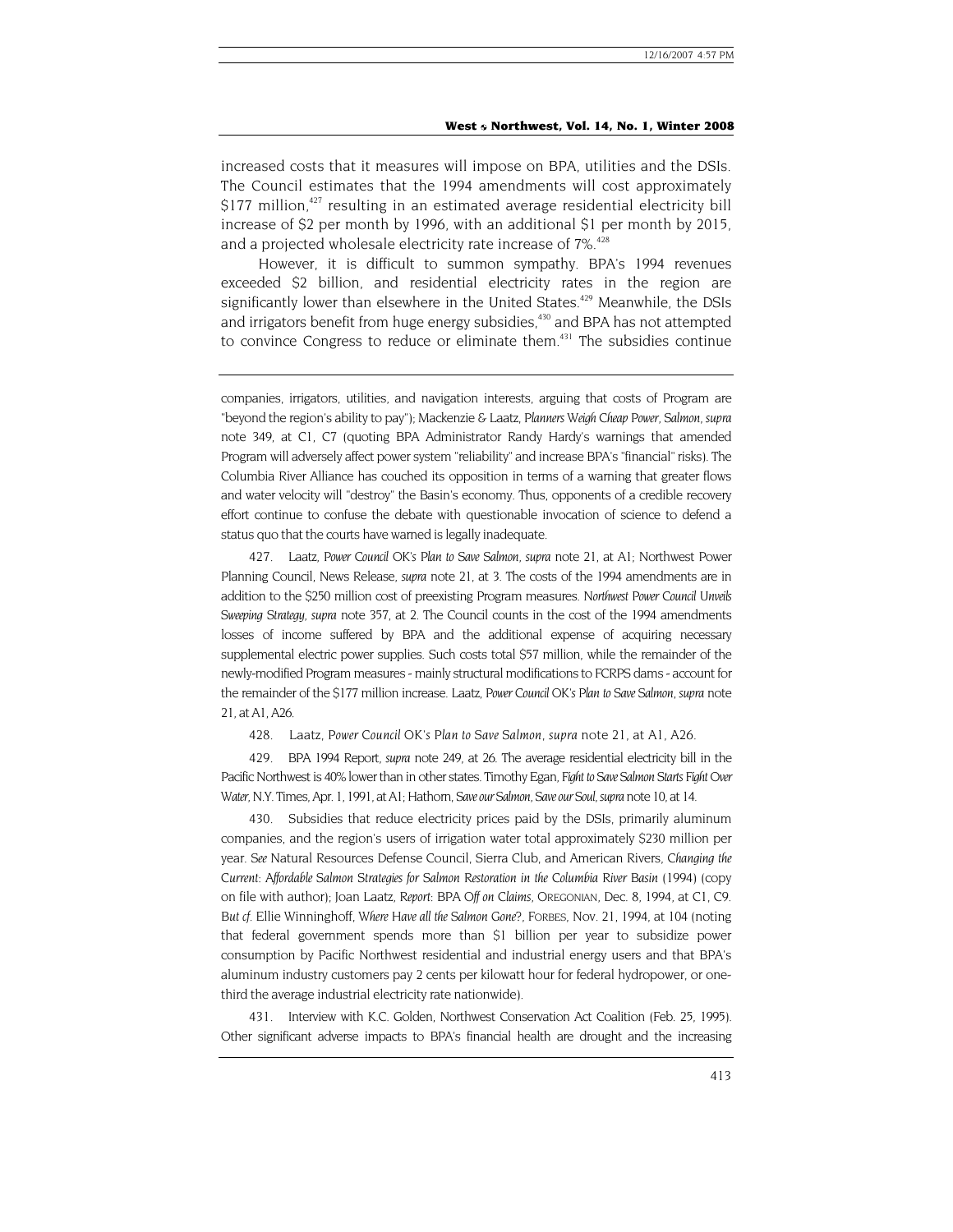increased costs that it measures will impose on BPA, utilities and the DSIs. The Council estimates that the 1994 amendments will cost approximately $177 million,[427] resulting in an estimated average residential electricity bill increase of $2 per month by 1996, with an additional $1 per month by 2015, and a projected wholesale electricity rate increase of 7%.[428]

However, it is difficult to summon sympathy. BPA's 1994 revenues exceeded $2 billion, and residential electricity rates in the region are significantly lower than elsewhere in the United States.[429] Meanwhile, the DSIs and irrigators benefit from huge energy subsidies,[430] and BPA has not attempted to convince Congress to reduce or eliminate them.[431] The subsidies continue

---

companies, irrigators, utilities, and navigation interests, arguing that costs of Program are "beyond the region's ability to pay"); Mackenzie & Laatz, *Planners Weigh Cheap Power, Salmon*, *supra* note 349, at C1, C7 (quoting BPA Administrator Randy Hardy's warnings that amended Program will adversely affect power system "reliability" and increase BPA's "financial" risks). The Columbia River Alliance has couched its opposition in terms of a warning that greater flows and water velocity will "destroy" the Basin's economy. Thus, opponents of a credible recovery effort continue to confuse the debate with questionable invocation of science to defend a status quo that the courts have warned is legally inadequate.

427. Laatz, *Power Council OK's Plan to Save Salmon*, *supra* note 21, at A1; Northwest Power Planning Council, News Release, *supra* note 21, at 3. The costs of the 1994 amendments are in addition to the $250 million cost of preexisting Program measures. *Northwest Power Council Unveils Sweeping Strategy*, *supra* note 357, at 2. The Council counts in the cost of the 1994 amendments losses of income suffered by BPA and the additional expense of acquiring necessary supplemental electric power supplies. Such costs total $57 million, while the remainder of the newly-modified Program measures - mainly structural modifications to FCRPS dams - account for the remainder of the $177 million increase. Laatz, *Power Council OK's Plan to Save Salmon*, *supra* note 21, at A1, A26.

428. Laatz, *Power Council OK's Plan to Save Salmon*, *supra* note 21, at A1, A26.

429. BPA 1994 Report, *supra* note 249, at 26. The average residential electricity bill in the Pacific Northwest is 40% lower than in other states. Timothy Egan, *Fight to Save Salmon Starts Fight Over Water*, N.Y. Times, Apr. 1, 1991, at A1; Hathorn, *Save our Salmon, Save our Soul*, *supra* note 10, at 14.

430. Subsidies that reduce electricity prices paid by the DSIs, primarily aluminum companies, and the region's users of irrigation water total approximately $230 million per year. *See* Natural Resources Defense Council, Sierra Club, and American Rivers, *Changing the Current: Affordable Salmon Strategies for Salmon Restoration in the Columbia River Basin* (1994) (copy on file with author); Joan Laatz, *Report: BPA Off on Claims*, OREGONIAN, Dec. 8, 1994, at C1, C9. *But cf.* Ellie Winninghoff, *Where Have all the Salmon Gone?*, FORBES, Nov. 21, 1994, at 104 (noting that federal government spends more than $1 billion per year to subsidize power consumption by Pacific Northwest residential and industrial energy users and that BPA's aluminum industry customers pay 2 cents per kilowatt hour for federal hydropower, or one-third the average industrial electricity rate nationwide).

431. Interview with K.C. Golden, Northwest Conservation Act Coalition (Feb. 25, 1995). Other significant adverse impacts to BPA's financial health are drought and the increasing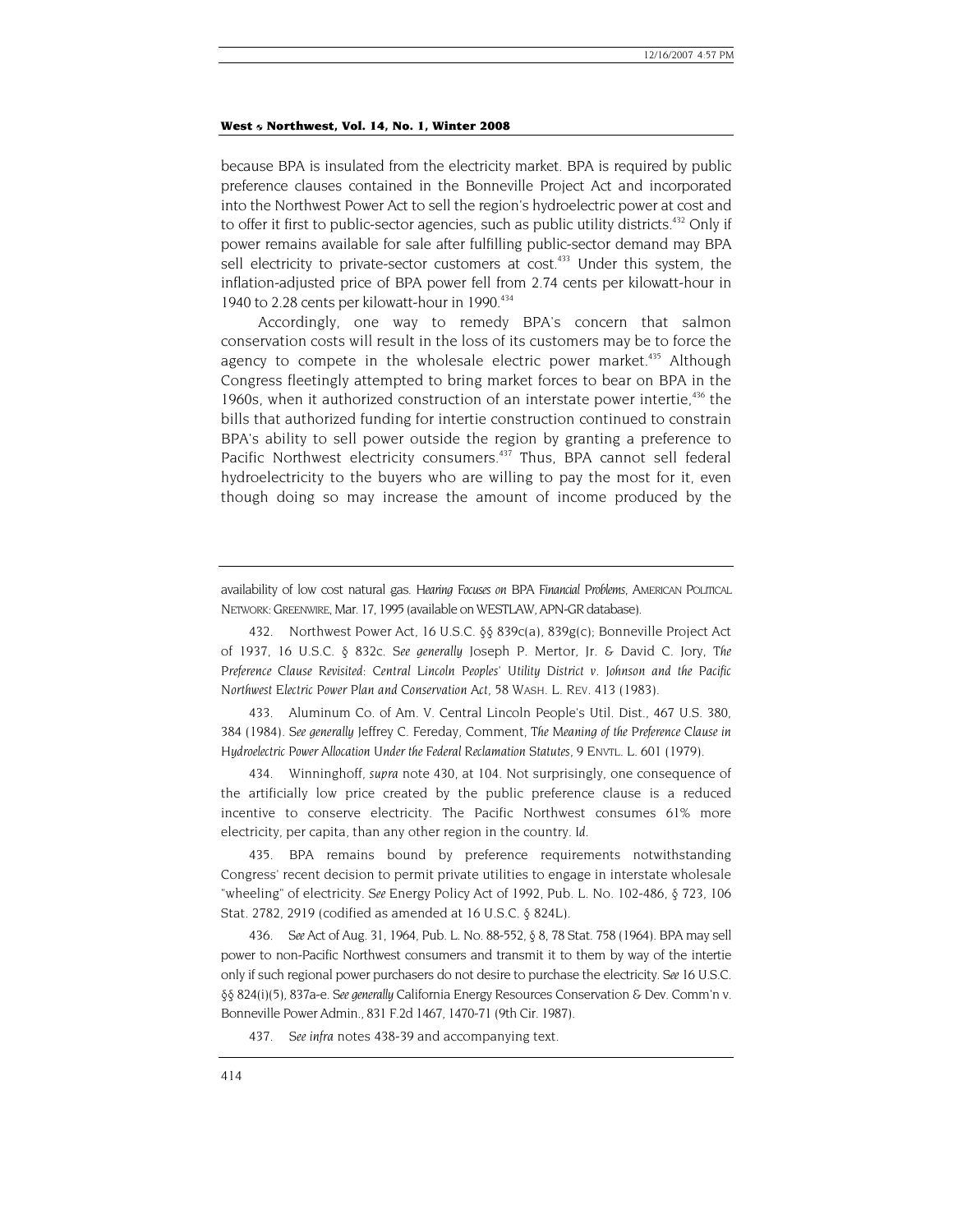because BPA is insulated from the electricity market. BPA is required by public preference clauses contained in the Bonneville Project Act and incorporated into the Northwest Power Act to sell the region's hydroelectric power at cost and to offer it first to public-sector agencies, such as public utility districts.[432] Only if power remains available for sale after fulfilling public-sector demand may BPA sell electricity to private-sector customers at cost.[433] Under this system, the inflation-adjusted price of BPA power fell from 2.74 cents per kilowatt-hour in 1940 to 2.28 cents per kilowatt-hour in 1990.[434]

Accordingly, one way to remedy BPA's concern that salmon conservation costs will result in the loss of its customers may be to force the agency to compete in the wholesale electric power market.[435] Although Congress fleetingly attempted to bring market forces to bear on BPA in the 1960s, when it authorized construction of an interstate power intertie,[436] the bills that authorized funding for intertie construction continued to constrain BPA's ability to sell power outside the region by granting a preference to Pacific Northwest electricity consumers.[437] Thus, BPA cannot sell federal hydroelectricity to the buyers who are willing to pay the most for it, even though doing so may increase the amount of income produced by the

---

availability of low cost natural gas. *Hearing Focuses on* BPA *Financial Problems*, AMERICAN POLITICAL NETWORK: GREENWIRE, Mar. 17, 1995 (available on WESTLAW, APN-GR database).

432. Northwest Power Act, 16 U.S.C. §§ 839c(a), 839g(c); Bonneville Project Act of 1937, 16 U.S.C. § 832c. *See generally* Joseph P. Mertor, Jr. & David C. Jory, *The Preference Clause Revisited: Central Lincoln Peoples' Utility District v. Johnson and the Pacific Northwest Electric Power Plan and Conservation Act*, 58 WASH. L. REV. 413 (1983).

433. Aluminum Co. of Am. V. Central Lincoln People's Util. Dist., 467 U.S. 380, 384 (1984). *See generally* Jeffrey C. Fereday, Comment, *The Meaning of the Preference Clause in Hydroelectric Power Allocation Under the Federal Reclamation Statutes*, 9 ENVTL. L. 601 (1979).

434. Winninghoff, *supra* note 430, at 104. Not surprisingly, one consequence of the artificially low price created by the public preference clause is a reduced incentive to conserve electricity. The Pacific Northwest consumes 61% more electricity, per capita, than any other region in the country. *Id.*

435. BPA remains bound by preference requirements notwithstanding Congress' recent decision to permit private utilities to engage in interstate wholesale "wheeling" of electricity. *See* Energy Policy Act of 1992, Pub. L. No. 102-486, § 723, 106 Stat. 2782, 2919 (codified as amended at 16 U.S.C. § 824L).

436. *See* Act of Aug. 31, 1964, Pub. L. No. 88-552, § 8, 78 Stat. 758 (1964). BPA may sell power to non-Pacific Northwest consumers and transmit it to them by way of the intertie only if such regional power purchasers do not desire to purchase the electricity. *See* 16 U.S.C. §§ 824(i)(5), 837a-e. *See generally* California Energy Resources Conservation & Dev. Comm'n v. Bonneville Power Admin., 831 F.2d 1467, 1470-71 (9th Cir. 1987).

437. *See infra* notes 438-39 and accompanying text.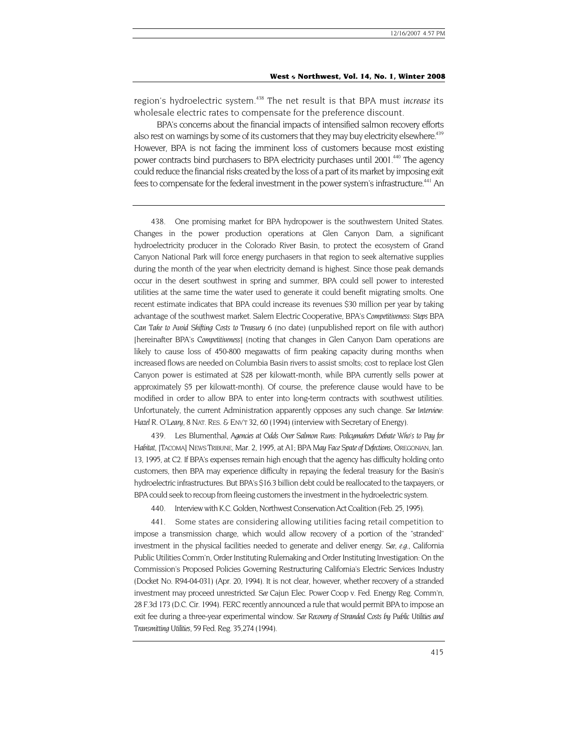region's hydroelectric system.[438] The net result is that BPA must *increase* its wholesale electric rates to compensate for the preference discount.

BPA's concerns about the financial impacts of intensified salmon recovery efforts also rest on warnings by some of its customers that they may buy electricity elsewhere.[439] However, BPA is not facing the imminent loss of customers because most existing power contracts bind purchasers to BPA electricity purchases until 2001.[440] The agency could reduce the financial risks created by the loss of a part of its market by imposing exit fees to compensate for the federal investment in the power system's infrastructure.[441] An

---

438. One promising market for BPA hydropower is the southwestern United States. Changes in the power production operations at Glen Canyon Dam, a significant hydroelectricity producer in the Colorado River Basin, to protect the ecosystem of Grand Canyon National Park will force energy purchasers in that region to seek alternative supplies during the month of the year when electricity demand is highest. Since those peak demands occur in the desert southwest in spring and summer, BPA could sell power to interested utilities at the same time the water used to generate it could benefit migrating smolts. One recent estimate indicates that BPA could increase its revenues $30 million per year by taking advantage of the southwest market. Salem Electric Cooperative, BPA's *Competitiveness: Steps* BPA *Can Take to Avoid Shifting Costs to Treasury* 6 (no date) (unpublished report on file with author) [hereinafter BPA's *Competitiveness*] (noting that changes in Glen Canyon Dam operations are likely to cause loss of 450-800 megawatts of firm peaking capacity during months when increased flows are needed on Columbia Basin rivers to assist smolts; cost to replace lost Glen Canyon power is estimated at $28 per kilowatt-month, while BPA currently sells power at approximately $5 per kilowatt-month). Of course, the preference clause would have to be modified in order to allow BPA to enter into long-term contracts with southwest utilities. Unfortunately, the current Administration apparently opposes any such change. *See Interview: Hazel R. O'Leary*, 8 NAT. RES. & ENV'T 32, 60 (1994) (interview with Secretary of Energy).

439. Les Blumenthal, *Agencies at Odds Over Salmon Runs: Policymakers Debate Who's to Pay for Habitat*, [TACOMA] NEWS TRIBUNE, Mar. 2, 1995, at A1; BPA *May Face Spate of Defections*, OREGONIAN, Jan. 13, 1995, at C2. If BPA's expenses remain high enough that the agency has difficulty holding onto customers, then BPA may experience difficulty in repaying the federal treasury for the Basin's hydroelectric infrastructures. But BPA's $16.3 billion debt could be reallocated to the taxpayers, or BPA could seek to recoup from fleeing customers the investment in the hydroelectric system.

440. Interview with K.C. Golden, Northwest Conservation Act Coalition (Feb. 25, 1995).

441. Some states are considering allowing utilities facing retail competition to impose a transmission charge, which would allow recovery of a portion of the "stranded" investment in the physical facilities needed to generate and deliver energy. *See, e.g.*, California Public Utilities Comm'n, Order Instituting Rulemaking and Order Instituting Investigation: On the Commission's Proposed Policies Governing Restructuring California's Electric Services Industry (Docket No. R94-04-031) (Apr. 20, 1994). It is not clear, however, whether recovery of a stranded investment may proceed unrestricted. *See* Cajun Elec. Power Coop v. Fed. Energy Reg. Comm'n, 28 F.3d 173 (D.C. Cir. 1994). FERC recently announced a rule that would permit BPA to impose an exit fee during a three-year experimental window. *See Recovery of Stranded Costs by Public Utilities and Transmitting Utilities*, 59 Fed. Reg. 35,274 (1994).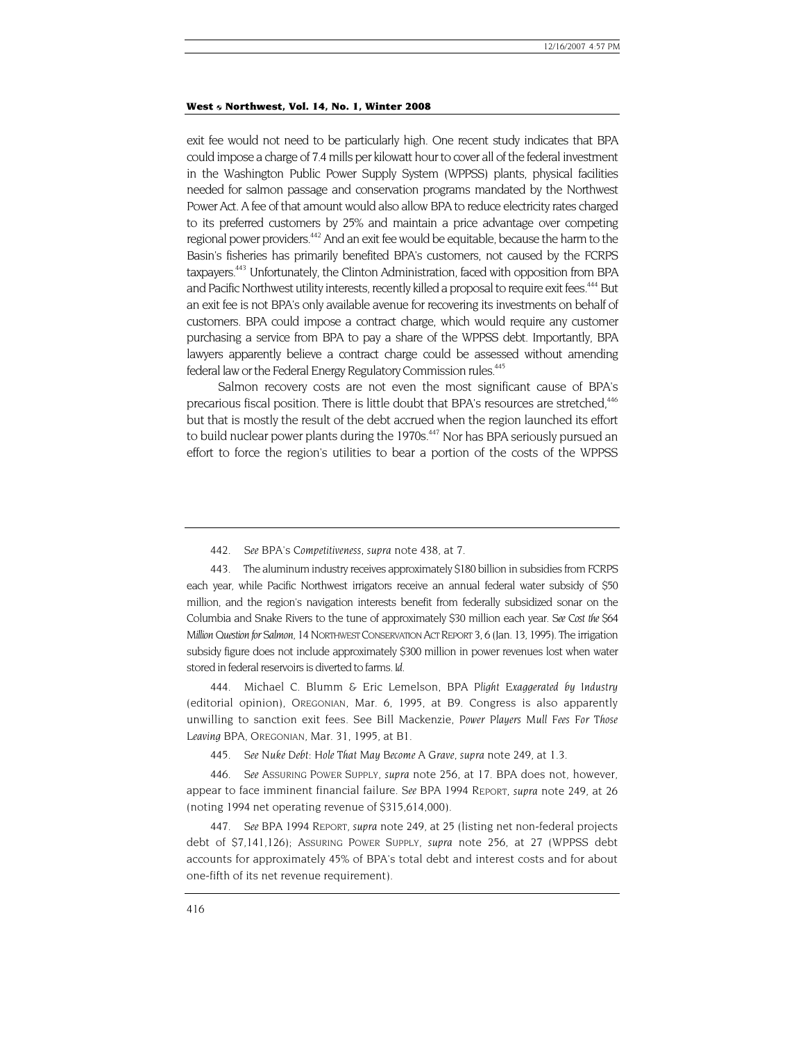exit fee would not need to be particularly high. One recent study indicates that BPA could impose a charge of 7.4 mills per kilowatt hour to cover all of the federal investment in the Washington Public Power Supply System (WPPSS) plants, physical facilities needed for salmon passage and conservation programs mandated by the Northwest Power Act. A fee of that amount would also allow BPA to reduce electricity rates charged to its preferred customers by 25% and maintain a price advantage over competing regional power providers.[442] And an exit fee would be equitable, because the harm to the Basin's fisheries has primarily benefited BPA's customers, not caused by the FCRPS taxpayers.[443] Unfortunately, the Clinton Administration, faced with opposition from BPA and Pacific Northwest utility interests, recently killed a proposal to require exit fees.[444] But an exit fee is not BPA's only available avenue for recovering its investments on behalf of customers. BPA could impose a contract charge, which would require any customer purchasing a service from BPA to pay a share of the WPPSS debt. Importantly, BPA lawyers apparently believe a contract charge could be assessed without amending federal law or the Federal Energy Regulatory Commission rules.[445]

Salmon recovery costs are not even the most significant cause of BPA's precarious fiscal position. There is little doubt that BPA's resources are stretched,[446] but that is mostly the result of the debt accrued when the region launched its effort to build nuclear power plants during the 1970s.[447] Nor has BPA seriously pursued an effort to force the region's utilities to bear a portion of the costs of the WPPSS

---

442. *See* BPA's *Competitiveness*, *supra* note 438, at 7.

443. The aluminum industry receives approximately $180 billion in subsidies from FCRPS each year, while Pacific Northwest irrigators receive an annual federal water subsidy of $50 million, and the region's navigation interests benefit from federally subsidized sonar on the Columbia and Snake Rivers to the tune of approximately $30 million each year. *See Cost the $64 Million Question for Salmon*, 14 NORTHWEST CONSERVATION ACT REPORT 3, 6 (Jan. 13, 1995). The irrigation subsidy figure does not include approximately $300 million in power revenues lost when water stored in federal reservoirs is diverted to farms. *Id.*

444. Michael C. Blumm & Eric Lemelson, *BPA Plight Exaggerated by Industry* (editorial opinion), OREGONIAN, Mar. 6, 1995, at B9. Congress is also apparently unwilling to sanction exit fees. See Bill Mackenzie, *Power Players Mull Fees For Those Leaving* BPA, OREGONIAN, Mar. 31, 1995, at B1.

445. *See Nuke Debt: Hole That May Become A Grave*, *supra* note 249, at 1.3.

446. *See* ASSURING POWER SUPPLY, *supra* note 256, at 17. BPA does not, however, appear to face imminent financial failure. *See* BPA 1994 REPORT, *supra* note 249, at 26 (noting 1994 net operating revenue of $315,614,000).

447. *See* BPA 1994 REPORT, *supra* note 249, at 25 (listing net non-federal projects debt of $7,141,126); ASSURING POWER SUPPLY, *supra* note 256, at 27 (WPPSS debt accounts for approximately 45% of BPA's total debt and interest costs and for about one-fifth of its net revenue requirement).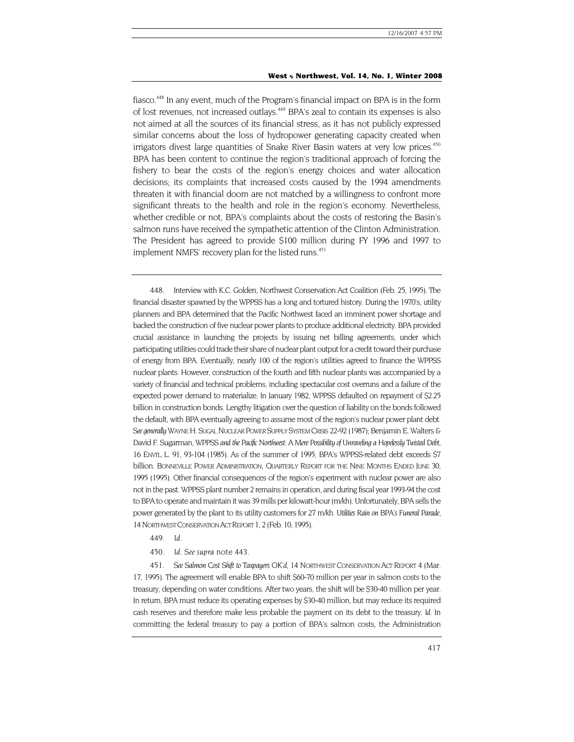fiasco.[448] In any event, much of the Program's financial impact on BPA is in the form of lost revenues, not increased outlays.[449] BPA's zeal to contain its expenses is also not aimed at all the sources of its financial stress, as it has not publicly expressed similar concerns about the loss of hydropower generating capacity created when irrigators divest large quantities of Snake River Basin waters at very low prices.[450] BPA has been content to continue the region's traditional approach of forcing the fishery to bear the costs of the region's energy choices and water allocation decisions; its complaints that increased costs caused by the 1994 amendments threaten it with financial doom are not matched by a willingness to confront more significant threats to the health and role in the region's economy. Nevertheless, whether credible or not, BPA's complaints about the costs of restoring the Basin's salmon runs have received the sympathetic attention of the Clinton Administration. The President has agreed to provide $100 million during FY 1996 and 1997 to implement NMFS' recovery plan for the listed runs.[451]

---

448. Interview with K.C. Golden, Northwest Conservation Act Coalition (Feb. 25, 1995). The financial disaster spawned by the WPPSS has a long and tortured history. During the 1970's, utility planners and BPA determined that the Pacific Northwest faced an imminent power shortage and backed the construction of five nuclear power plants to produce additional electricity. BPA provided crucial assistance in launching the projects by issuing net billing agreements, under which participating utilities could trade their share of nuclear plant output for a credit toward their purchase of energy from BPA. Eventually, nearly 100 of the region's utilities agreed to finance the WPPSS nuclear plants. However, construction of the fourth and fifth nuclear plants was accompanied by a variety of financial and technical problems, including spectacular cost overruns and a failure of the expected power demand to materialize. In January 1982, WPPSS defaulted on repayment of $2.25 billion in construction bonds. Lengthy litigation over the question of liability on the bonds followed the default, with BPA eventually agreeing to assume most of the region's nuclear power plant debt. *See generally* WAYNE H. SUGAI, NUCLEAR POWER SUPPLY SYSTEM CRISIS 22-92 (1987); Benjamin E. Walters & David F. Sugarman, *WPPSS and the Pacific Northwest: A Mere Possibility of Unraveling a Hopelessly Twisted Debt*, 16 ENVTL. L. 91, 93-104 (1985). As of the summer of 1995, BPA's WPPSS-related debt exceeds $7 billion. BONNEVILLE POWER ADMINISTRATION, QUARTERLY REPORT FOR THE NINE MONTHS ENDED JUNE 30, 1995 (1995). Other financial consequences of the region's experiment with nuclear power are also not in the past. WPPSS plant number 2 remains in operation, and during fiscal year 1993-94 the cost to BPA to operate and maintain it was 39 mills per kilowatt-hour (m/kh). Unfortunately, BPA sells the power generated by the plant to its utility customers for 27 m/kh. *Utilities Rain on BPA's Funeral Parade*, 14 NORTHWEST CONSERVATION ACT REPORT 1, 2 (Feb. 10, 1995).

449. *Id.*

450. *Id. See supra* note 443.

451. *See Salmon Cost Shift to Taxpayers OK'd*, 14 NORTHWEST CONSERVATION ACT REPORT 4 (Mar. 17, 1995). The agreement will enable BPA to shift $60-70 million per year in salmon costs to the treasury, depending on water conditions. After two years, the shift will be $30-40 million per year. In return, BPA must reduce its operating expenses by $30-40 million, but may reduce its required cash reserves and therefore make less probable the payment on its debt to the treasury. *Id.* In committing the federal treasury to pay a portion of BPA's salmon costs, the Administration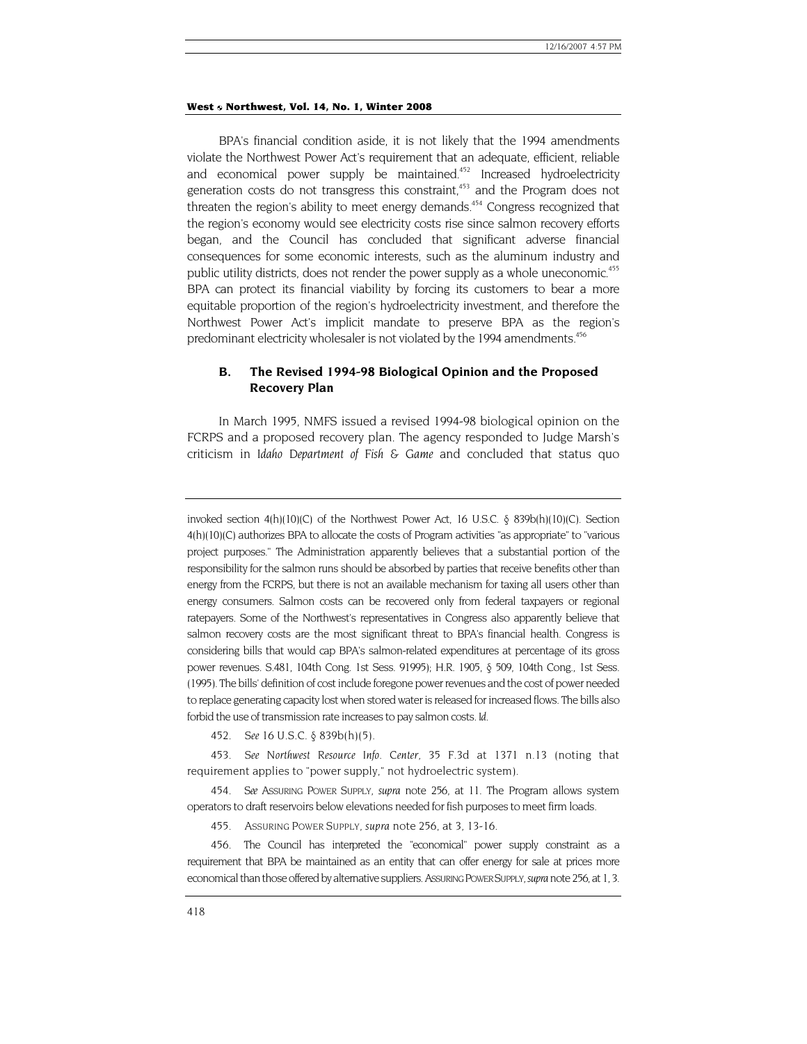BPA's financial condition aside, it is not likely that the 1994 amendments violate the Northwest Power Act's requirement that an adequate, efficient, reliable and economical power supply be maintained.[452] Increased hydroelectricity generation costs do not transgress this constraint,[453] and the Program does not threaten the region's ability to meet energy demands.[454] Congress recognized that the region's economy would see electricity costs rise since salmon recovery efforts began, and the Council has concluded that significant adverse financial consequences for some economic interests, such as the aluminum industry and public utility districts, does not render the power supply as a whole uneconomic.[455] BPA can protect its financial viability by forcing its customers to bear a more equitable proportion of the region's hydroelectricity investment, and therefore the Northwest Power Act's implicit mandate to preserve BPA as the region's predominant electricity wholesaler is not violated by the 1994 amendments.[456]

### B. The Revised 1994-98 Biological Opinion and the Proposed Recovery Plan

In March 1995, NMFS issued a revised 1994-98 biological opinion on the FCRPS and a proposed recovery plan. The agency responded to Judge Marsh's criticism in *Idaho Department of Fish & Game* and concluded that status quo

---

invoked section 4(h)(10)(C) of the Northwest Power Act, 16 U.S.C. § 839b(h)(10)(C). Section 4(h)(10)(C) authorizes BPA to allocate the costs of Program activities "as appropriate" to "various project purposes." The Administration apparently believes that a substantial portion of the responsibility for the salmon runs should be absorbed by parties that receive benefits other than energy from the FCRPS, but there is not an available mechanism for taxing all users other than energy consumers. Salmon costs can be recovered only from federal taxpayers or regional ratepayers. Some of the Northwest's representatives in Congress also apparently believe that salmon recovery costs are the most significant threat to BPA's financial health. Congress is considering bills that would cap BPA's salmon-related expenditures at percentage of its gross power revenues. S.481, 104th Cong. 1st Sess. 91995); H.R. 1905, § 509, 104th Cong., 1st Sess. (1995). The bills' definition of cost include foregone power revenues and the cost of power needed to replace generating capacity lost when stored water is released for increased flows. The bills also forbid the use of transmission rate increases to pay salmon costs. *Id.*

452. *See* 16 U.S.C. § 839b(h)(5).

453. *See Northwest Resource Info. Center*, 35 F.3d at 1371 n.13 (noting that requirement applies to "power supply," not hydroelectric system).

454. *See* ASSURING POWER SUPPLY, *supra* note 256, at 11. The Program allows system operators to draft reservoirs below elevations needed for fish purposes to meet firm loads.

455. ASSURING POWER SUPPLY, *supra* note 256, at 3, 13-16.

456. The Council has interpreted the "economical" power supply constraint as a requirement that BPA be maintained as an entity that can offer energy for sale at prices more economical than those offered by alternative suppliers. ASSURING POWER SUPPLY, *supra* note 256, at 1, 3.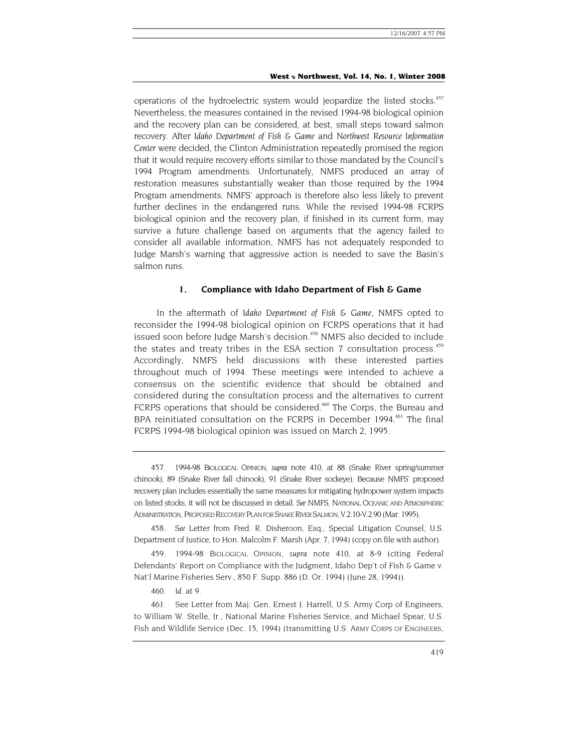operations of the hydroelectric system would jeopardize the listed stocks.[457] Nevertheless, the measures contained in the revised 1994-98 biological opinion and the recovery plan can be considered, at best, small steps toward salmon recovery. After *Idaho Department of Fish & Game* and *Northwest Resource Information Center* were decided, the Clinton Administration repeatedly promised the region that it would require recovery efforts similar to those mandated by the Council's 1994 Program amendments. Unfortunately, NMFS produced an array of restoration measures substantially weaker than those required by the 1994 Program amendments. NMFS' approach is therefore also less likely to prevent further declines in the endangered runs. While the revised 1994-98 FCRPS biological opinion and the recovery plan, if finished in its current form, may survive a future challenge based on arguments that the agency failed to consider all available information, NMFS has not adequately responded to Judge Marsh's warning that aggressive action is needed to save the Basin's salmon runs.

### 1. Compliance with Idaho Department of Fish & Game

In the aftermath of *Idaho Department of Fish & Game*, NMFS opted to reconsider the 1994-98 biological opinion on FCRPS operations that it had issued soon before Judge Marsh's decision.[458] NMFS also decided to include the states and treaty tribes in the ESA section 7 consultation process.[459] Accordingly, NMFS held discussions with these interested parties throughout much of 1994. These meetings were intended to achieve a consensus on the scientific evidence that should be obtained and considered during the consultation process and the alternatives to current FCRPS operations that should be considered.[460] The Corps, the Bureau and BPA reinitiated consultation on the FCRPS in December 1994.[461] The final FCRPS 1994-98 biological opinion was issued on March 2, 1995.

---

457. 1994-98 BIOLOGICAL OPINION, *supra* note 410, at 88 (Snake River spring/summer chinook), 89 (Snake River fall chinook), 91 (Snake River sockeye). Because NMFS' proposed recovery plan includes essentially the same measures for mitigating hydropower system impacts on listed stocks, it will not be discussed in detail. *See* NMFS, NATIONAL OCEANIC AND ATMOSPHERIC ADMINISTRATION, PROPOSED RECOVERY PLAN FOR SNAKE RIVER SALMON, V.2.10-V.2.90 (Mar. 1995).

458. *See* Letter from Fred. R. Disheroon, Esq., Special Litigation Counsel, U.S. Department of Justice, to Hon. Malcolm F. Marsh (Apr. 7, 1994) (copy on file with author).

459. 1994-98 BIOLOGICAL OPINION, *supra* note 410, at 8-9 (citing Federal Defendants' Report on Compliance with the Judgment, Idaho Dep't of Fish & Game v. Nat'l Marine Fisheries Serv., 850 F. Supp. 886 (D. Or. 1994) (June 28, 1994)).

460. *Id.* at 9.

461. See Letter from Maj. Gen. Ernest J. Harrell, U.S. Army Corp of Engineers, to William W. Stelle, Jr., National Marine Fisheries Service, and Michael Spear, U.S. Fish and Wildlife Service (Dec. 15, 1994) (transmitting U.S. ARMY CORPS OF ENGINEERS,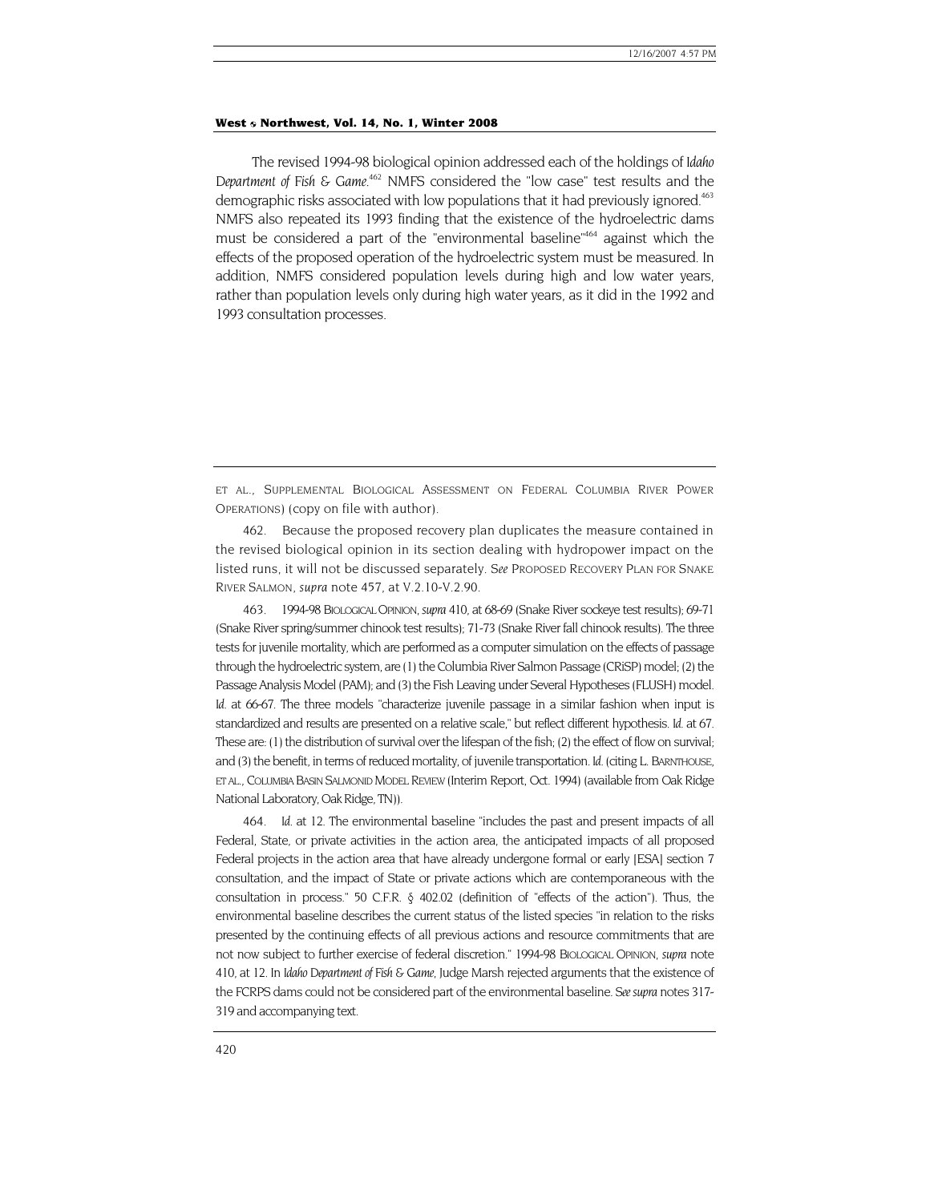The revised 1994-98 biological opinion addressed each of the holdings of *Idaho Department of Fish & Game*.[462] NMFS considered the "low case" test results and the demographic risks associated with low populations that it had previously ignored.[463] NMFS also repeated its 1993 finding that the existence of the hydroelectric dams must be considered a part of the "environmental baseline"[464] against which the effects of the proposed operation of the hydroelectric system must be measured. In addition, NMFS considered population levels during high and low water years, rather than population levels only during high water years, as it did in the 1992 and 1993 consultation processes.

---

ET AL., SUPPLEMENTAL BIOLOGICAL ASSESSMENT ON FEDERAL COLUMBIA RIVER POWER OPERATIONS) (copy on file with author).

462. Because the proposed recovery plan duplicates the measure contained in the revised biological opinion in its section dealing with hydropower impact on the listed runs, it will not be discussed separately. *See* PROPOSED RECOVERY PLAN FOR SNAKE RIVER SALMON, *supra* note 457, at V.2.10-V.2.90.

463. 1994-98 BIOLOGICAL OPINION, *supra* 410, at 68-69 (Snake River sockeye test results); 69-71 (Snake River spring/summer chinook test results); 71-73 (Snake River fall chinook results). The three tests for juvenile mortality, which are performed as a computer simulation on the effects of passage through the hydroelectric system, are (1) the Columbia River Salmon Passage (CRiSP) model; (2) the Passage Analysis Model (PAM); and (3) the Fish Leaving under Several Hypotheses (FLUSH) model. *Id.* at 66-67. The three models "characterize juvenile passage in a similar fashion when input is standardized and results are presented on a relative scale," but reflect different hypothesis. *Id.* at 67. These are: (1) the distribution of survival over the lifespan of the fish; (2) the effect of flow on survival; and (3) the benefit, in terms of reduced mortality, of juvenile transportation. *Id.* (citing L. BARNTHOUSE, ET AL., COLUMBIA BASIN SALMONID MODEL REVIEW (Interim Report, Oct. 1994) (available from Oak Ridge National Laboratory, Oak Ridge, TN)).

464. *Id.* at 12. The environmental baseline "includes the past and present impacts of all Federal, State, or private activities in the action area, the anticipated impacts of all proposed Federal projects in the action area that have already undergone formal or early [ESA] section 7 consultation, and the impact of State or private actions which are contemporaneous with the consultation in process." 50 C.F.R. § 402.02 (definition of "effects of the action"). Thus, the environmental baseline describes the current status of the listed species "in relation to the risks presented by the continuing effects of all previous actions and resource commitments that are not now subject to further exercise of federal discretion." 1994-98 BIOLOGICAL OPINION, *supra* note 410, at 12. In *Idaho Department of Fish & Game*, Judge Marsh rejected arguments that the existence of the FCRPS dams could not be considered part of the environmental baseline. *See supra* notes 317-319 and accompanying text.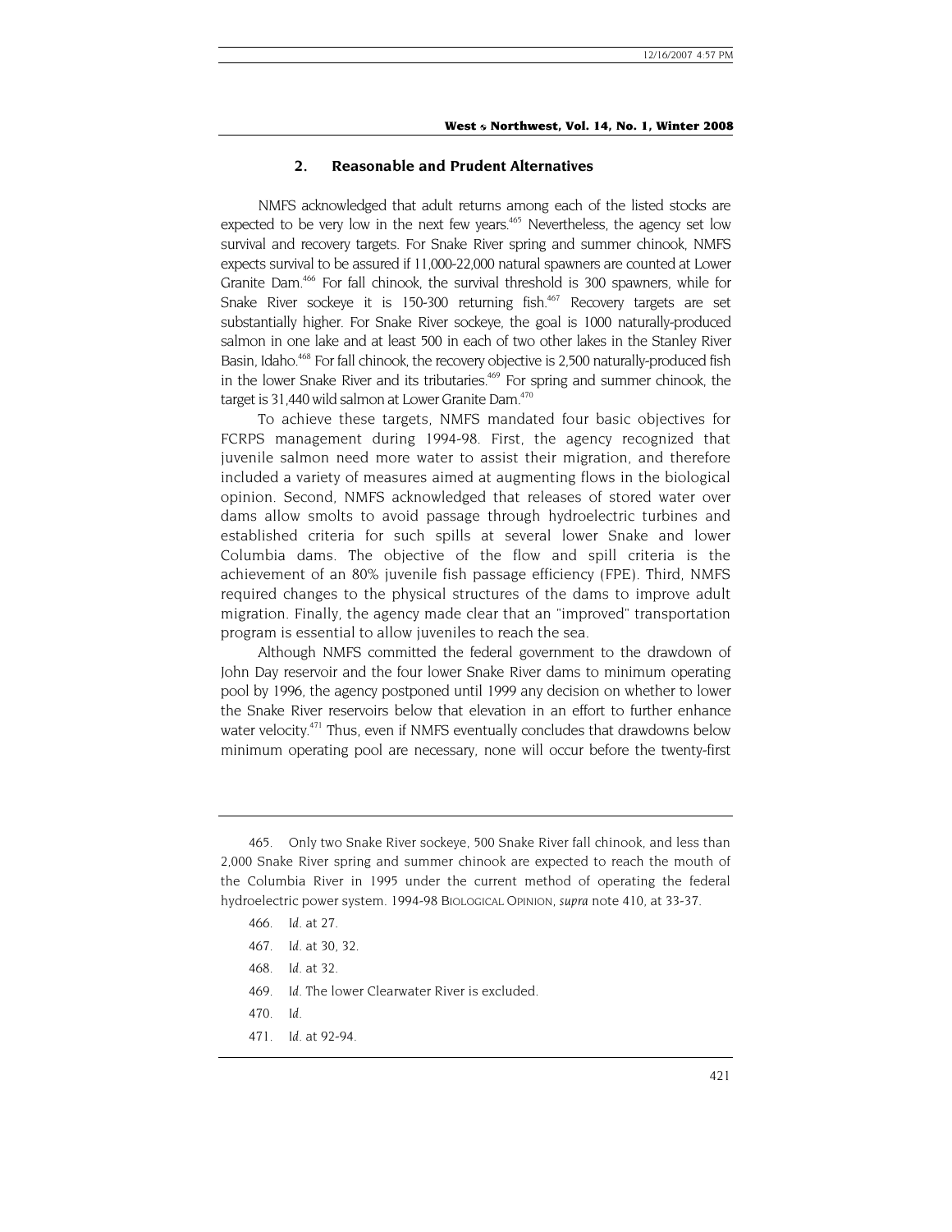### 2. Reasonable and Prudent Alternatives

NMFS acknowledged that adult returns among each of the listed stocks are expected to be very low in the next few years.[465] Nevertheless, the agency set low survival and recovery targets. For Snake River spring and summer chinook, NMFS expects survival to be assured if 11,000-22,000 natural spawners are counted at Lower Granite Dam.[466] For fall chinook, the survival threshold is 300 spawners, while for Snake River sockeye it is 150-300 returning fish.[467] Recovery targets are set substantially higher. For Snake River sockeye, the goal is 1000 naturally-produced salmon in one lake and at least 500 in each of two other lakes in the Stanley River Basin, Idaho.[468] For fall chinook, the recovery objective is 2,500 naturally-produced fish in the lower Snake River and its tributaries.[469] For spring and summer chinook, the target is 31,440 wild salmon at Lower Granite Dam.[470]

To achieve these targets, NMFS mandated four basic objectives for FCRPS management during 1994-98. First, the agency recognized that juvenile salmon need more water to assist their migration, and therefore included a variety of measures aimed at augmenting flows in the biological opinion. Second, NMFS acknowledged that releases of stored water over dams allow smolts to avoid passage through hydroelectric turbines and established criteria for such spills at several lower Snake and lower Columbia dams. The objective of the flow and spill criteria is the achievement of an 80% juvenile fish passage efficiency (FPE). Third, NMFS required changes to the physical structures of the dams to improve adult migration. Finally, the agency made clear that an "improved" transportation program is essential to allow juveniles to reach the sea.

Although NMFS committed the federal government to the drawdown of John Day reservoir and the four lower Snake River dams to minimum operating pool by 1996, the agency postponed until 1999 any decision on whether to lower the Snake River reservoirs below that elevation in an effort to further enhance water velocity.[471] Thus, even if NMFS eventually concludes that drawdowns below minimum operating pool are necessary, none will occur before the twenty-first

---

465. Only two Snake River sockeye, 500 Snake River fall chinook, and less than 2,000 Snake River spring and summer chinook are expected to reach the mouth of the Columbia River in 1995 under the current method of operating the federal hydroelectric power system. 1994-98 BIOLOGICAL OPINION, *supra* note 410, at 33-37.

466. *Id.* at 27.

467. *Id.* at 30, 32.

468. *Id.* at 32.

469. *Id.* The lower Clearwater River is excluded.

470. *Id.*

471. *Id.* at 92-94.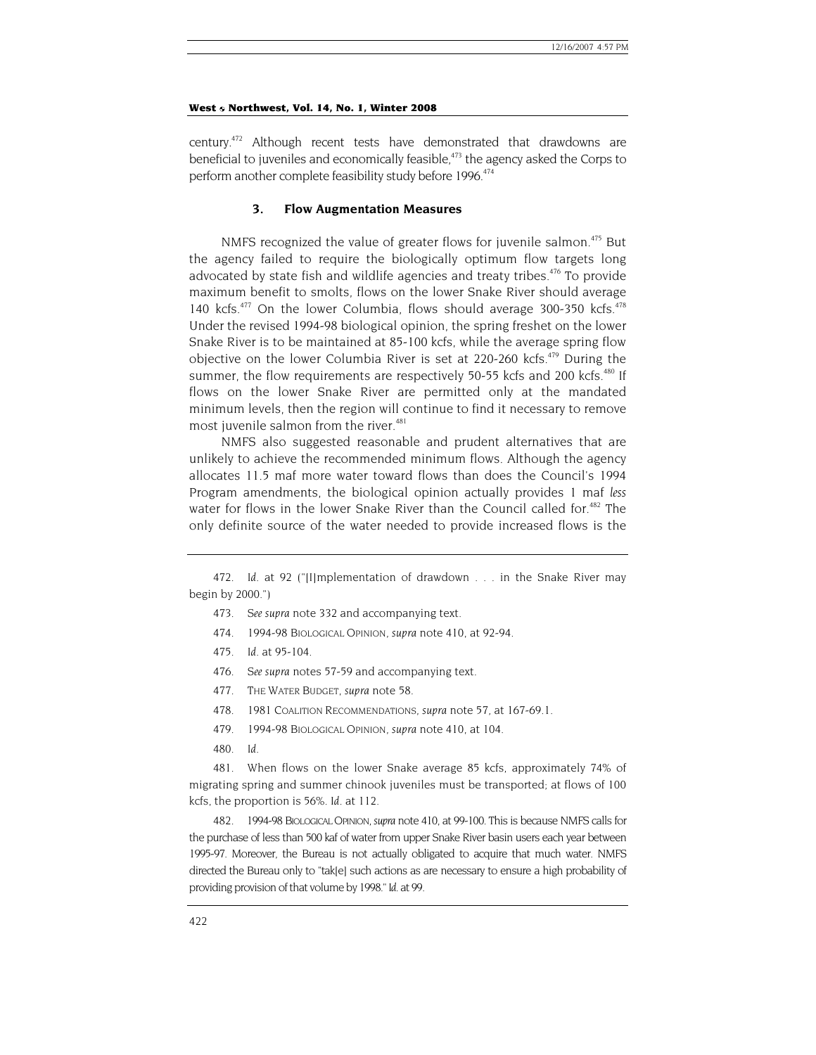century.[472] Although recent tests have demonstrated that drawdowns are beneficial to juveniles and economically feasible,[473] the agency asked the Corps to perform another complete feasibility study before 1996.[474]

### 3. Flow Augmentation Measures

NMFS recognized the value of greater flows for juvenile salmon.[475] But the agency failed to require the biologically optimum flow targets long advocated by state fish and wildlife agencies and treaty tribes.[476] To provide maximum benefit to smolts, flows on the lower Snake River should average 140 kcfs.[477] On the lower Columbia, flows should average 300-350 kcfs.[478] Under the revised 1994-98 biological opinion, the spring freshet on the lower Snake River is to be maintained at 85-100 kcfs, while the average spring flow objective on the lower Columbia River is set at 220-260 kcfs.[479] During the summer, the flow requirements are respectively 50-55 kcfs and 200 kcfs.[480] If flows on the lower Snake River are permitted only at the mandated minimum levels, then the region will continue to find it necessary to remove most juvenile salmon from the river.[481]

NMFS also suggested reasonable and prudent alternatives that are unlikely to achieve the recommended minimum flows. Although the agency allocates 11.5 maf more water toward flows than does the Council's 1994 Program amendments, the biological opinion actually provides 1 maf *less* water for flows in the lower Snake River than the Council called for.[482] The only definite source of the water needed to provide increased flows is the

---

472. *Id.* at 92 ("[I]mplementation of drawdown . . . in the Snake River may begin by 2000.")

473. *See supra* note 332 and accompanying text.

474. 1994-98 BIOLOGICAL OPINION, *supra* note 410, at 92-94.

475. *Id.* at 95-104.

476. *See supra* notes 57-59 and accompanying text.

477. THE WATER BUDGET, *supra* note 58.

478. 1981 COALITION RECOMMENDATIONS, *supra* note 57, at 167-69.1.

479. 1994-98 BIOLOGICAL OPINION, *supra* note 410, at 104.

480. *Id.*

481. When flows on the lower Snake average 85 kcfs, approximately 74% of migrating spring and summer chinook juveniles must be transported; at flows of 100 kcfs, the proportion is 56%. *Id.* at 112.

482. 1994-98 BIOLOGICAL OPINION, *supra* note 410, at 99-100. This is because NMFS calls for the purchase of less than 500 kaf of water from upper Snake River basin users each year between 1995-97. Moreover, the Bureau is not actually obligated to acquire that much water. NMFS directed the Bureau only to "tak[e] such actions as are necessary to ensure a high probability of providing provision of that volume by 1998." *Id.* at 99.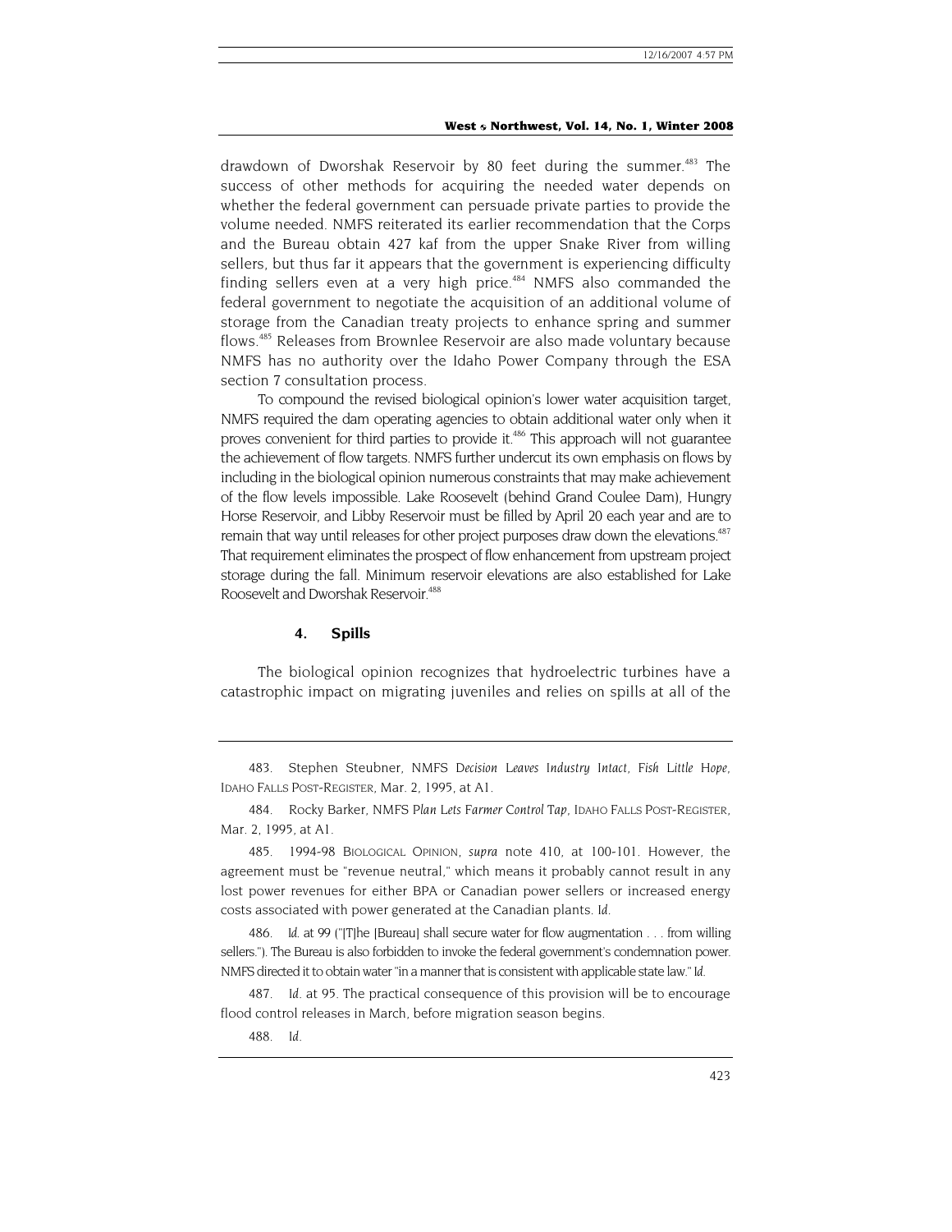drawdown of Dworshak Reservoir by 80 feet during the summer.[483] The success of other methods for acquiring the needed water depends on whether the federal government can persuade private parties to provide the volume needed. NMFS reiterated its earlier recommendation that the Corps and the Bureau obtain 427 kaf from the upper Snake River from willing sellers, but thus far it appears that the government is experiencing difficulty finding sellers even at a very high price.[484] NMFS also commanded the federal government to negotiate the acquisition of an additional volume of storage from the Canadian treaty projects to enhance spring and summer flows.[485] Releases from Brownlee Reservoir are also made voluntary because NMFS has no authority over the Idaho Power Company through the ESA section 7 consultation process.

To compound the revised biological opinion's lower water acquisition target, NMFS required the dam operating agencies to obtain additional water only when it proves convenient for third parties to provide it.[486] This approach will not guarantee the achievement of flow targets. NMFS further undercut its own emphasis on flows by including in the biological opinion numerous constraints that may make achievement of the flow levels impossible. Lake Roosevelt (behind Grand Coulee Dam), Hungry Horse Reservoir, and Libby Reservoir must be filled by April 20 each year and are to remain that way until releases for other project purposes draw down the elevations.[487] That requirement eliminates the prospect of flow enhancement from upstream project storage during the fall. Minimum reservoir elevations are also established for Lake Roosevelt and Dworshak Reservoir.[488]

#### 4. Spills

The biological opinion recognizes that hydroelectric turbines have a catastrophic impact on migrating juveniles and relies on spills at all of the

---

483. Stephen Steubner, *NMFS Decision Leaves Industry Intact, Fish Little Hope*, IDAHO FALLS POST-REGISTER, Mar. 2, 1995, at A1.

484. Rocky Barker, *NMFS Plan Lets Farmer Control Tap*, IDAHO FALLS POST-REGISTER, Mar. 2, 1995, at A1.

485. 1994-98 BIOLOGICAL OPINION, *supra* note 410, at 100-101. However, the agreement must be "revenue neutral," which means it probably cannot result in any lost power revenues for either BPA or Canadian power sellers or increased energy costs associated with power generated at the Canadian plants. *Id.*

486. *Id.* at 99 ("[T]he [Bureau] shall secure water for flow augmentation . . . from willing sellers."). The Bureau is also forbidden to invoke the federal government's condemnation power. NMFS directed it to obtain water "in a manner that is consistent with applicable state law." *Id.*

487. *Id.* at 95. The practical consequence of this provision will be to encourage flood control releases in March, before migration season begins.

488. *Id.*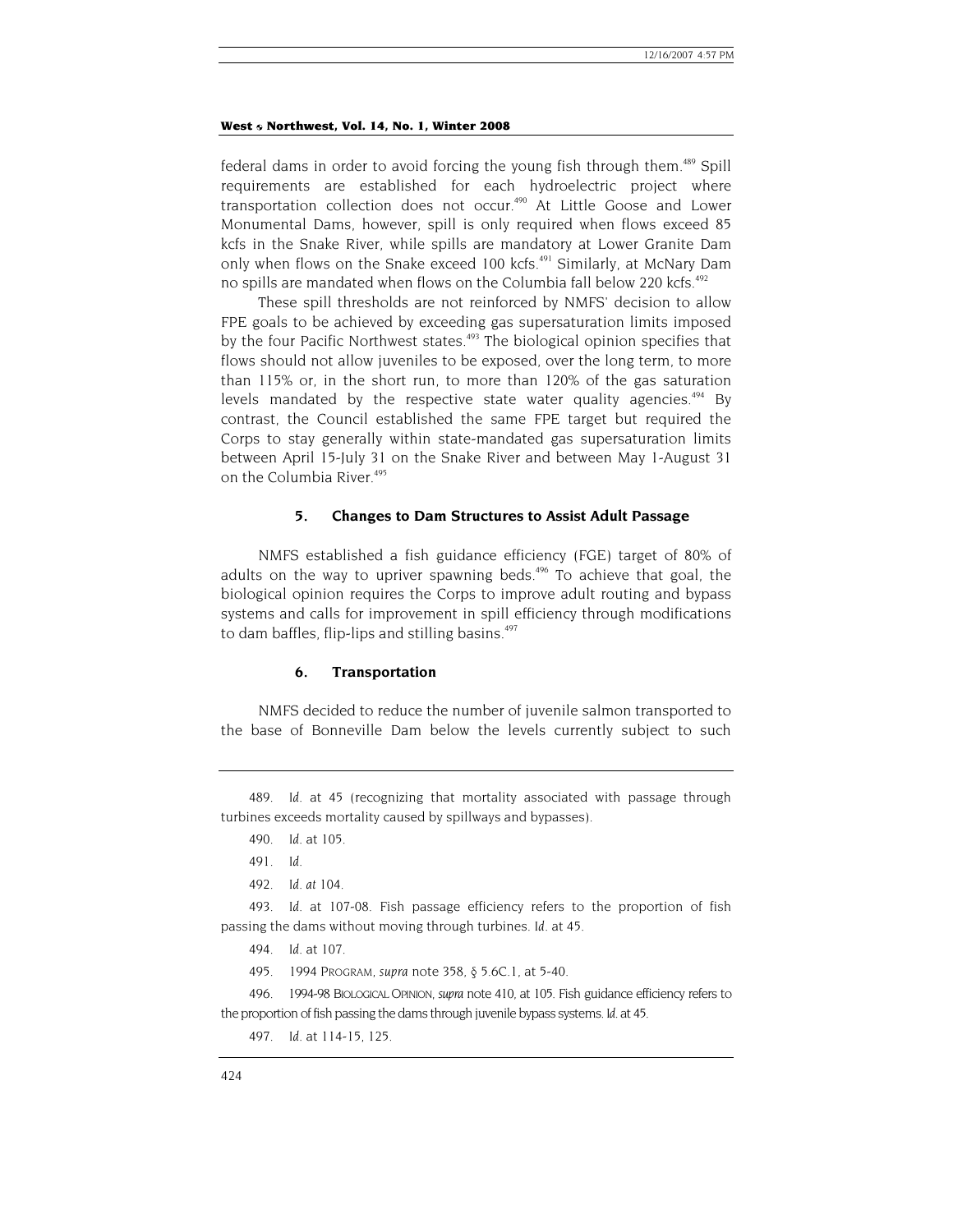federal dams in order to avoid forcing the young fish through them.[489] Spill requirements are established for each hydroelectric project where transportation collection does not occur.[490] At Little Goose and Lower Monumental Dams, however, spill is only required when flows exceed 85 kcfs in the Snake River, while spills are mandatory at Lower Granite Dam only when flows on the Snake exceed 100 kcfs.[491] Similarly, at McNary Dam no spills are mandated when flows on the Columbia fall below 220 kcfs.[492]

These spill thresholds are not reinforced by NMFS' decision to allow FPE goals to be achieved by exceeding gas supersaturation limits imposed by the four Pacific Northwest states.[493] The biological opinion specifies that flows should not allow juveniles to be exposed, over the long term, to more than 115% or, in the short run, to more than 120% of the gas saturation levels mandated by the respective state water quality agencies.[494] By contrast, the Council established the same FPE target but required the Corps to stay generally within state-mandated gas supersaturation limits between April 15-July 31 on the Snake River and between May 1-August 31 on the Columbia River.[495]

#### 5. Changes to Dam Structures to Assist Adult Passage

NMFS established a fish guidance efficiency (FGE) target of 80% of adults on the way to upriver spawning beds.[496] To achieve that goal, the biological opinion requires the Corps to improve adult routing and bypass systems and calls for improvement in spill efficiency through modifications to dam baffles, flip-lips and stilling basins.[497]

#### 6. Transportation

NMFS decided to reduce the number of juvenile salmon transported to the base of Bonneville Dam below the levels currently subject to such

---

489. *Id.* at 45 (recognizing that mortality associated with passage through turbines exceeds mortality caused by spillways and bypasses).

490. *Id.* at 105.

491. *Id.*

492. *Id. at* 104.

493. *Id.* at 107-08. Fish passage efficiency refers to the proportion of fish passing the dams without moving through turbines. *Id.* at 45.

494. *Id.* at 107.

495. 1994 PROGRAM, *supra* note 358, § 5.6C.1, at 5-40.

496. 1994-98 BIOLOGICAL OPINION, *supra* note 410, at 105. Fish guidance efficiency refers to the proportion of fish passing the dams through juvenile bypass systems. *Id.* at 45.

497. *Id.* at 114-15, 125.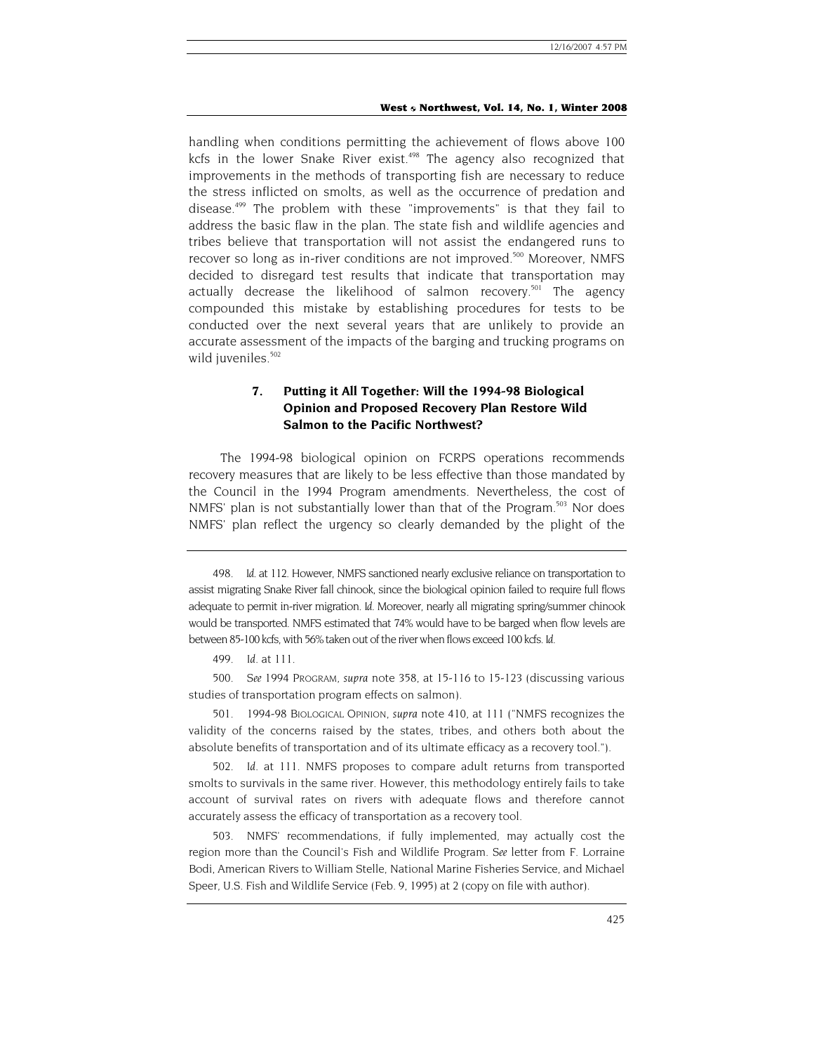handling when conditions permitting the achievement of flows above 100 kcfs in the lower Snake River exist.[498] The agency also recognized that improvements in the methods of transporting fish are necessary to reduce the stress inflicted on smolts, as well as the occurrence of predation and disease.[499] The problem with these "improvements" is that they fail to address the basic flaw in the plan. The state fish and wildlife agencies and tribes believe that transportation will not assist the endangered runs to recover so long as in-river conditions are not improved.[500] Moreover, NMFS decided to disregard test results that indicate that transportation may actually decrease the likelihood of salmon recovery.[501] The agency compounded this mistake by establishing procedures for tests to be conducted over the next several years that are unlikely to provide an accurate assessment of the impacts of the barging and trucking programs on wild juveniles.[502]

### 7. Putting it All Together: Will the 1994-98 Biological Opinion and Proposed Recovery Plan Restore Wild Salmon to the Pacific Northwest?

The 1994-98 biological opinion on FCRPS operations recommends recovery measures that are likely to be less effective than those mandated by the Council in the 1994 Program amendments. Nevertheless, the cost of NMFS' plan is not substantially lower than that of the Program.[503] Nor does NMFS' plan reflect the urgency so clearly demanded by the plight of the

---

498. *Id.* at 112. However, NMFS sanctioned nearly exclusive reliance on transportation to assist migrating Snake River fall chinook, since the biological opinion failed to require full flows adequate to permit in-river migration. *Id.* Moreover, nearly all migrating spring/summer chinook would be transported. NMFS estimated that 74% would have to be barged when flow levels are between 85-100 kcfs, with 56% taken out of the river when flows exceed 100 kcfs. *Id.*

499. *Id.* at 111.

500. *See* 1994 PROGRAM, *supra* note 358, at 15-116 to 15-123 (discussing various studies of transportation program effects on salmon).

501. 1994-98 BIOLOGICAL OPINION, *supra* note 410, at 111 ("NMFS recognizes the validity of the concerns raised by the states, tribes, and others both about the absolute benefits of transportation and of its ultimate efficacy as a recovery tool.").

502. *Id.* at 111. NMFS proposes to compare adult returns from transported smolts to survivals in the same river. However, this methodology entirely fails to take account of survival rates on rivers with adequate flows and therefore cannot accurately assess the efficacy of transportation as a recovery tool.

503. NMFS' recommendations, if fully implemented, may actually cost the region more than the Council's Fish and Wildlife Program. *See* letter from F. Lorraine Bodi, American Rivers to William Stelle, National Marine Fisheries Service, and Michael Speer, U.S. Fish and Wildlife Service (Feb. 9, 1995) at 2 (copy on file with author).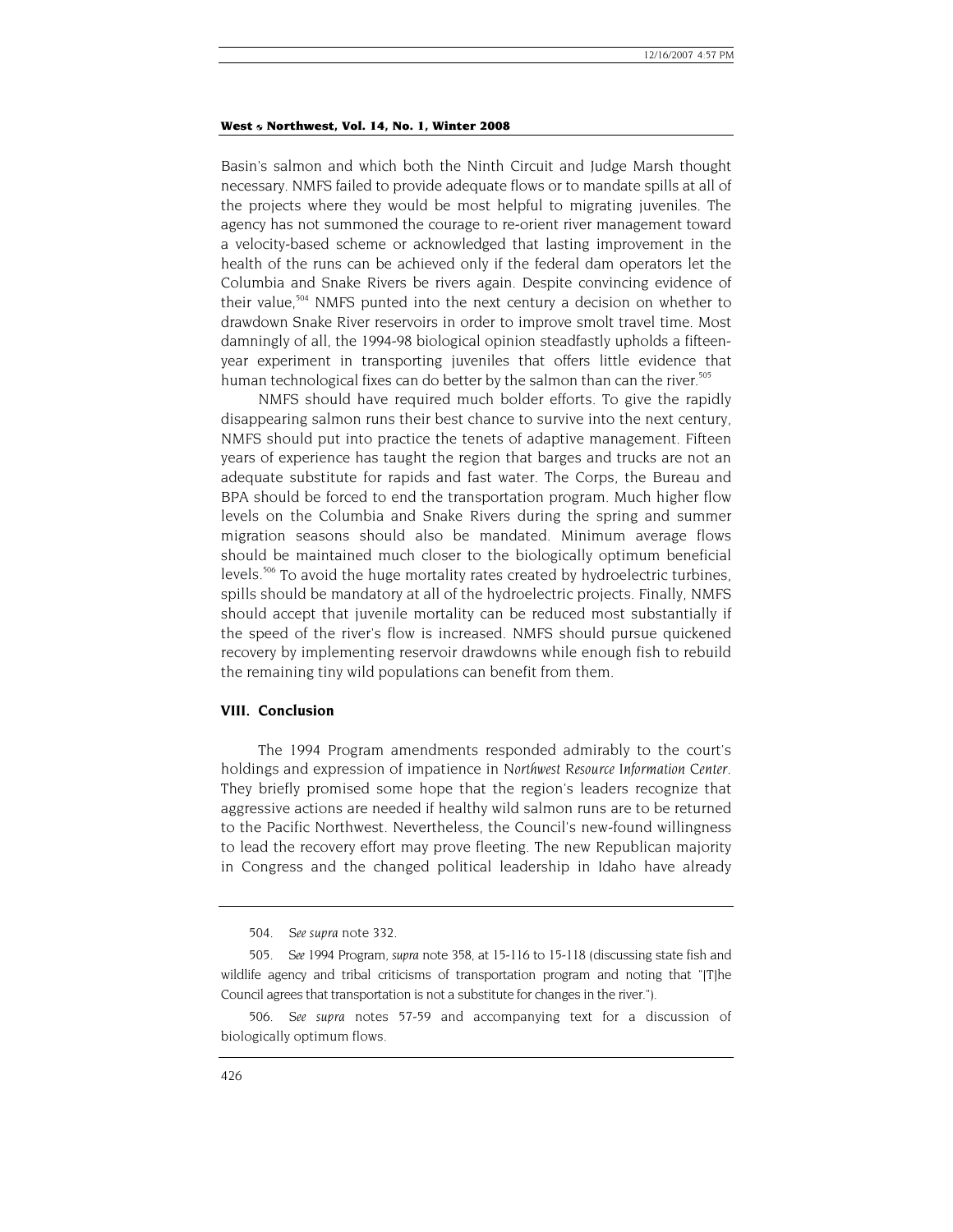Basin's salmon and which both the Ninth Circuit and Judge Marsh thought necessary. NMFS failed to provide adequate flows or to mandate spills at all of the projects where they would be most helpful to migrating juveniles. The agency has not summoned the courage to re-orient river management toward a velocity-based scheme or acknowledged that lasting improvement in the health of the runs can be achieved only if the federal dam operators let the Columbia and Snake Rivers be rivers again. Despite convincing evidence of their value,[504] NMFS punted into the next century a decision on whether to drawdown Snake River reservoirs in order to improve smolt travel time. Most damningly of all, the 1994-98 biological opinion steadfastly upholds a fifteen-year experiment in transporting juveniles that offers little evidence that human technological fixes can do better by the salmon than can the river.[505]

NMFS should have required much bolder efforts. To give the rapidly disappearing salmon runs their best chance to survive into the next century, NMFS should put into practice the tenets of adaptive management. Fifteen years of experience has taught the region that barges and trucks are not an adequate substitute for rapids and fast water. The Corps, the Bureau and BPA should be forced to end the transportation program. Much higher flow levels on the Columbia and Snake Rivers during the spring and summer migration seasons should also be mandated. Minimum average flows should be maintained much closer to the biologically optimum beneficial levels.[506] To avoid the huge mortality rates created by hydroelectric turbines, spills should be mandatory at all of the hydroelectric projects. Finally, NMFS should accept that juvenile mortality can be reduced most substantially if the speed of the river's flow is increased. NMFS should pursue quickened recovery by implementing reservoir drawdowns while enough fish to rebuild the remaining tiny wild populations can benefit from them.

## VIII. Conclusion

The 1994 Program amendments responded admirably to the court's holdings and expression of impatience in *Northwest Resource Information Center*. They briefly promised some hope that the region's leaders recognize that aggressive actions are needed if healthy wild salmon runs are to be returned to the Pacific Northwest. Nevertheless, the Council's new-found willingness to lead the recovery effort may prove fleeting. The new Republican majority in Congress and the changed political leadership in Idaho have already

504. *See supra* note 332.

505. *See* 1994 Program, *supra* note 358, at 15-116 to 15-118 (discussing state fish and wildlife agency and tribal criticisms of transportation program and noting that "[T]he Council agrees that transportation is not a substitute for changes in the river.").

506. *See supra* notes 57-59 and accompanying text for a discussion of biologically optimum flows.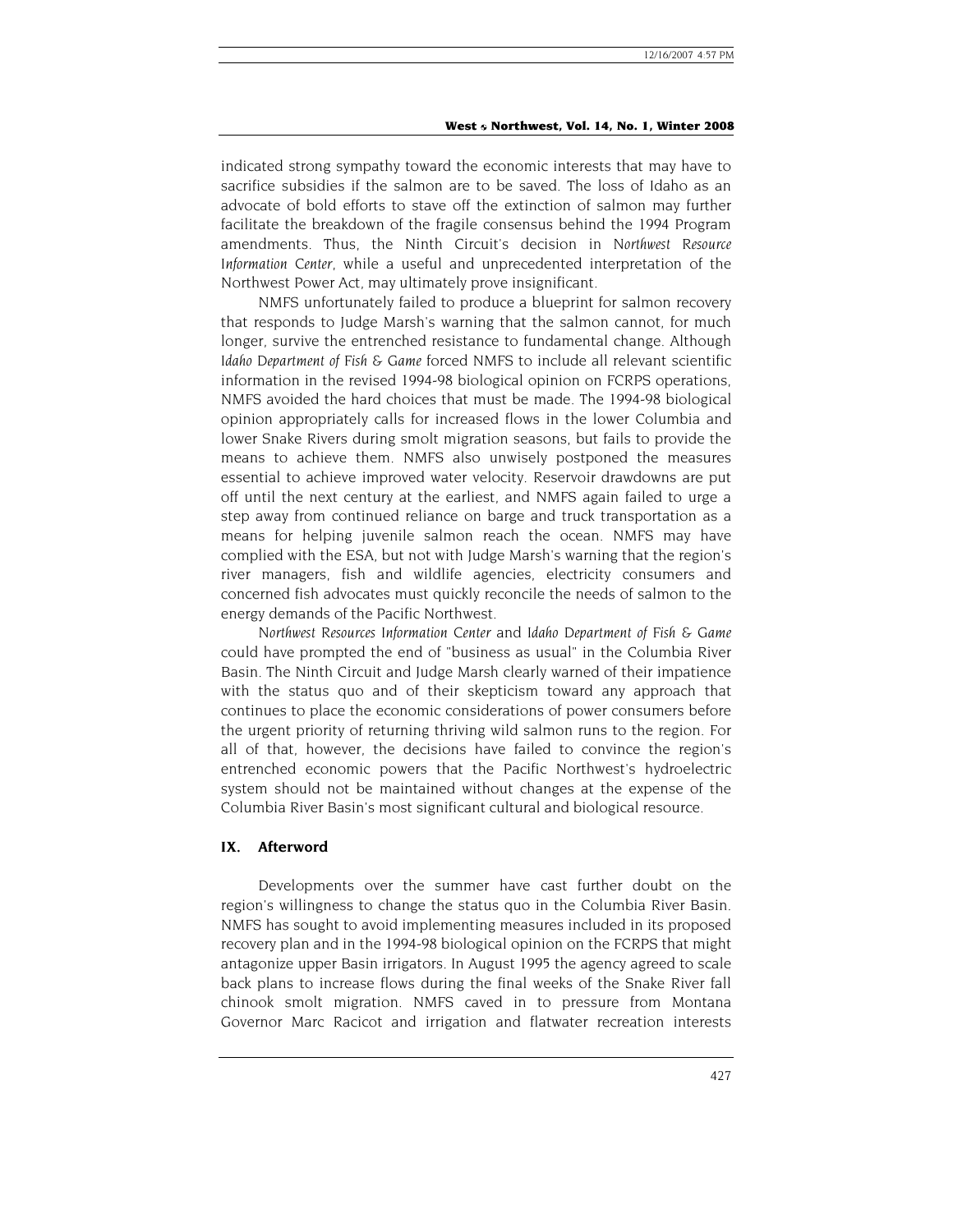indicated strong sympathy toward the economic interests that may have to sacrifice subsidies if the salmon are to be saved. The loss of Idaho as an advocate of bold efforts to stave off the extinction of salmon may further facilitate the breakdown of the fragile consensus behind the 1994 Program amendments. Thus, the Ninth Circuit's decision in *Northwest Resource Information Center*, while a useful and unprecedented interpretation of the Northwest Power Act, may ultimately prove insignificant.

NMFS unfortunately failed to produce a blueprint for salmon recovery that responds to Judge Marsh's warning that the salmon cannot, for much longer, survive the entrenched resistance to fundamental change. Although *Idaho Department of Fish & Game* forced NMFS to include all relevant scientific information in the revised 1994-98 biological opinion on FCRPS operations, NMFS avoided the hard choices that must be made. The 1994-98 biological opinion appropriately calls for increased flows in the lower Columbia and lower Snake Rivers during smolt migration seasons, but fails to provide the means to achieve them. NMFS also unwisely postponed the measures essential to achieve improved water velocity. Reservoir drawdowns are put off until the next century at the earliest, and NMFS again failed to urge a step away from continued reliance on barge and truck transportation as a means for helping juvenile salmon reach the ocean. NMFS may have complied with the ESA, but not with Judge Marsh's warning that the region's river managers, fish and wildlife agencies, electricity consumers and concerned fish advocates must quickly reconcile the needs of salmon to the energy demands of the Pacific Northwest.

*Northwest Resources Information Center* and *Idaho Department of Fish & Game* could have prompted the end of "business as usual" in the Columbia River Basin. The Ninth Circuit and Judge Marsh clearly warned of their impatience with the status quo and of their skepticism toward any approach that continues to place the economic considerations of power consumers before the urgent priority of returning thriving wild salmon runs to the region. For all of that, however, the decisions have failed to convince the region's entrenched economic powers that the Pacific Northwest's hydroelectric system should not be maintained without changes at the expense of the Columbia River Basin's most significant cultural and biological resource.

## IX. Afterword

Developments over the summer have cast further doubt on the region's willingness to change the status quo in the Columbia River Basin. NMFS has sought to avoid implementing measures included in its proposed recovery plan and in the 1994-98 biological opinion on the FCRPS that might antagonize upper Basin irrigators. In August 1995 the agency agreed to scale back plans to increase flows during the final weeks of the Snake River fall chinook smolt migration. NMFS caved in to pressure from Montana Governor Marc Racicot and irrigation and flatwater recreation interests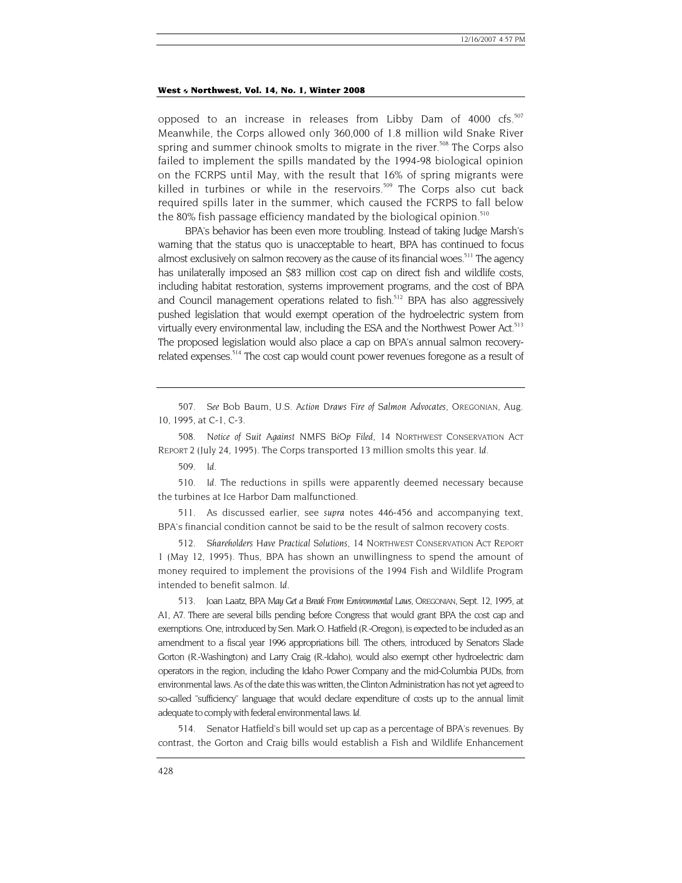opposed to an increase in releases from Libby Dam of 4000 cfs.[507] Meanwhile, the Corps allowed only 360,000 of 1.8 million wild Snake River spring and summer chinook smolts to migrate in the river.[508] The Corps also failed to implement the spills mandated by the 1994-98 biological opinion on the FCRPS until May, with the result that 16% of spring migrants were killed in turbines or while in the reservoirs.[509] The Corps also cut back required spills later in the summer, which caused the FCRPS to fall below the 80% fish passage efficiency mandated by the biological opinion.[510]

BPA's behavior has been even more troubling. Instead of taking Judge Marsh's warning that the status quo is unacceptable to heart, BPA has continued to focus almost exclusively on salmon recovery as the cause of its financial woes.[511] The agency has unilaterally imposed an $83 million cost cap on direct fish and wildlife costs, including habitat restoration, systems improvement programs, and the cost of BPA and Council management operations related to fish.[512] BPA has also aggressively pushed legislation that would exempt operation of the hydroelectric system from virtually every environmental law, including the ESA and the Northwest Power Act.[513] The proposed legislation would also place a cap on BPA's annual salmon recovery-related expenses.[514] The cost cap would count power revenues foregone as a result of

---

507. *See* Bob Baum, U.S. *Action Draws Fire of Salmon Advocates*, OREGONIAN, Aug. 10, 1995, at C-1, C-3.

508. *Notice of Suit Against* NMFS *BiOp Filed*, 14 NORTHWEST CONSERVATION ACT REPORT 2 (July 24, 1995). The Corps transported 13 million smolts this year. *Id*.

509. *Id*.

510. *Id*. The reductions in spills were apparently deemed necessary because the turbines at Ice Harbor Dam malfunctioned.

511. As discussed earlier, see *supra* notes 446-456 and accompanying text, BPA's financial condition cannot be said to be the result of salmon recovery costs.

512. *Shareholders Have Practical Solutions*, 14 NORTHWEST CONSERVATION ACT REPORT 1 (May 12, 1995). Thus, BPA has shown an unwillingness to spend the amount of money required to implement the provisions of the 1994 Fish and Wildlife Program intended to benefit salmon. *Id*.

513. Joan Laatz, BPA *May Get a Break From Environmental Laws*, OREGONIAN, Sept. 12, 1995, at A1, A7. There are several bills pending before Congress that would grant BPA the cost cap and exemptions. One, introduced by Sen. Mark O. Hatfield (R.-Oregon), is expected to be included as an amendment to a fiscal year 1996 appropriations bill. The others, introduced by Senators Slade Gorton (R.-Washington) and Larry Craig (R.-Idaho), would also exempt other hydroelectric dam operators in the region, including the Idaho Power Company and the mid-Columbia PUDs, from environmental laws. As of the date this was written, the Clinton Administration has not yet agreed to so-called "sufficiency" language that would declare expenditure of costs up to the annual limit adequate to comply with federal environmental laws. *Id*.

514. Senator Hatfield's bill would set up cap as a percentage of BPA's revenues. By contrast, the Gorton and Craig bills would establish a Fish and Wildlife Enhancement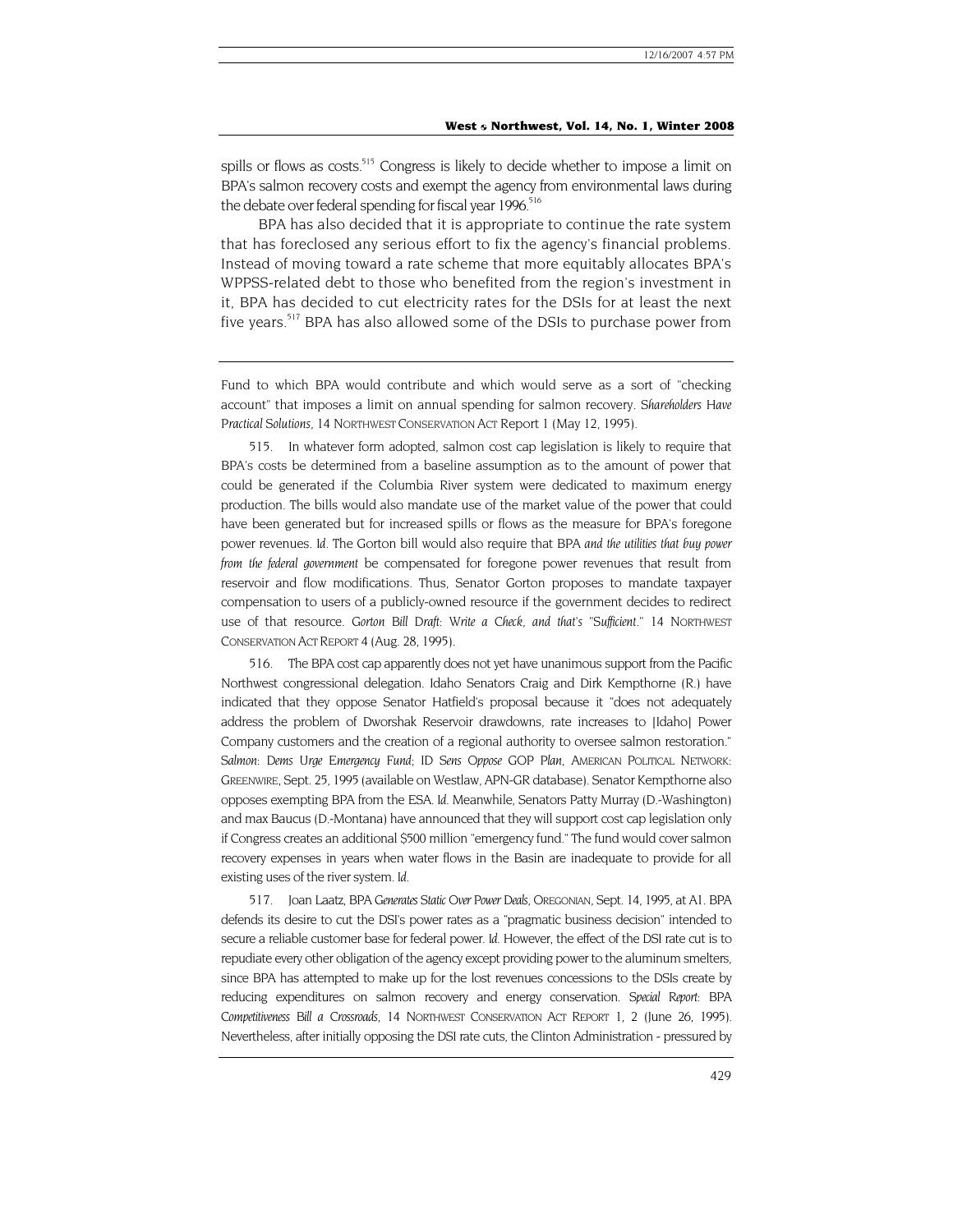spills or flows as costs.[515] Congress is likely to decide whether to impose a limit on BPA's salmon recovery costs and exempt the agency from environmental laws during the debate over federal spending for fiscal year 1996.[516]

BPA has also decided that it is appropriate to continue the rate system that has foreclosed any serious effort to fix the agency's financial problems. Instead of moving toward a rate scheme that more equitably allocates BPA's WPPSS-related debt to those who benefited from the region's investment in it, BPA has decided to cut electricity rates for the DSIs for at least the next five years.[517] BPA has also allowed some of the DSIs to purchase power from

---

Fund to which BPA would contribute and which would serve as a sort of "checking account" that imposes a limit on annual spending for salmon recovery. *Shareholders Have Practical Solutions*, 14 NORTHWEST CONSERVATION ACT Report 1 (May 12, 1995).

515. In whatever form adopted, salmon cost cap legislation is likely to require that BPA's costs be determined from a baseline assumption as to the amount of power that could be generated if the Columbia River system were dedicated to maximum energy production. The bills would also mandate use of the market value of the power that could have been generated but for increased spills or flows as the measure for BPA's foregone power revenues. *Id.* The Gorton bill would also require that BPA *and the utilities that buy power from the federal government* be compensated for foregone power revenues that result from reservoir and flow modifications. Thus, Senator Gorton proposes to mandate taxpayer compensation to users of a publicly-owned resource if the government decides to redirect use of that resource. *Gorton Bill Draft: Write a Check, and that's "Sufficient."* 14 NORTHWEST CONSERVATION ACT REPORT 4 (Aug. 28, 1995).

516. The BPA cost cap apparently does not yet have unanimous support from the Pacific Northwest congressional delegation. Idaho Senators Craig and Dirk Kempthorne (R.) have indicated that they oppose Senator Hatfield's proposal because it "does not adequately address the problem of Dworshak Reservoir drawdowns, rate increases to [Idaho] Power Company customers and the creation of a regional authority to oversee salmon restoration." *Salmon: Dems Urge Emergency Fund; ID Sens Oppose GOP Plan*, AMERICAN POLITICAL NETWORK: GREENWIRE, Sept. 25, 1995 (available on Westlaw, APN-GR database). Senator Kempthorne also opposes exempting BPA from the ESA. *Id.* Meanwhile, Senators Patty Murray (D.-Washington) and max Baucus (D.-Montana) have announced that they will support cost cap legislation only if Congress creates an additional $500 million "emergency fund." The fund would cover salmon recovery expenses in years when water flows in the Basin are inadequate to provide for all existing uses of the river system. *Id.*

517. Joan Laatz, *BPA Generates Static Over Power Deals*, OREGONIAN, Sept. 14, 1995, at A1. BPA defends its desire to cut the DSI's power rates as a "pragmatic business decision" intended to secure a reliable customer base for federal power. *Id.* However, the effect of the DSI rate cut is to repudiate every other obligation of the agency except providing power to the aluminum smelters, since BPA has attempted to make up for the lost revenues concessions to the DSIs create by reducing expenditures on salmon recovery and energy conservation. *Special Report: BPA Competitiveness Bill a Crossroads*, 14 NORTHWEST CONSERVATION ACT REPORT 1, 2 (June 26, 1995). Nevertheless, after initially opposing the DSI rate cuts, the Clinton Administration - pressured by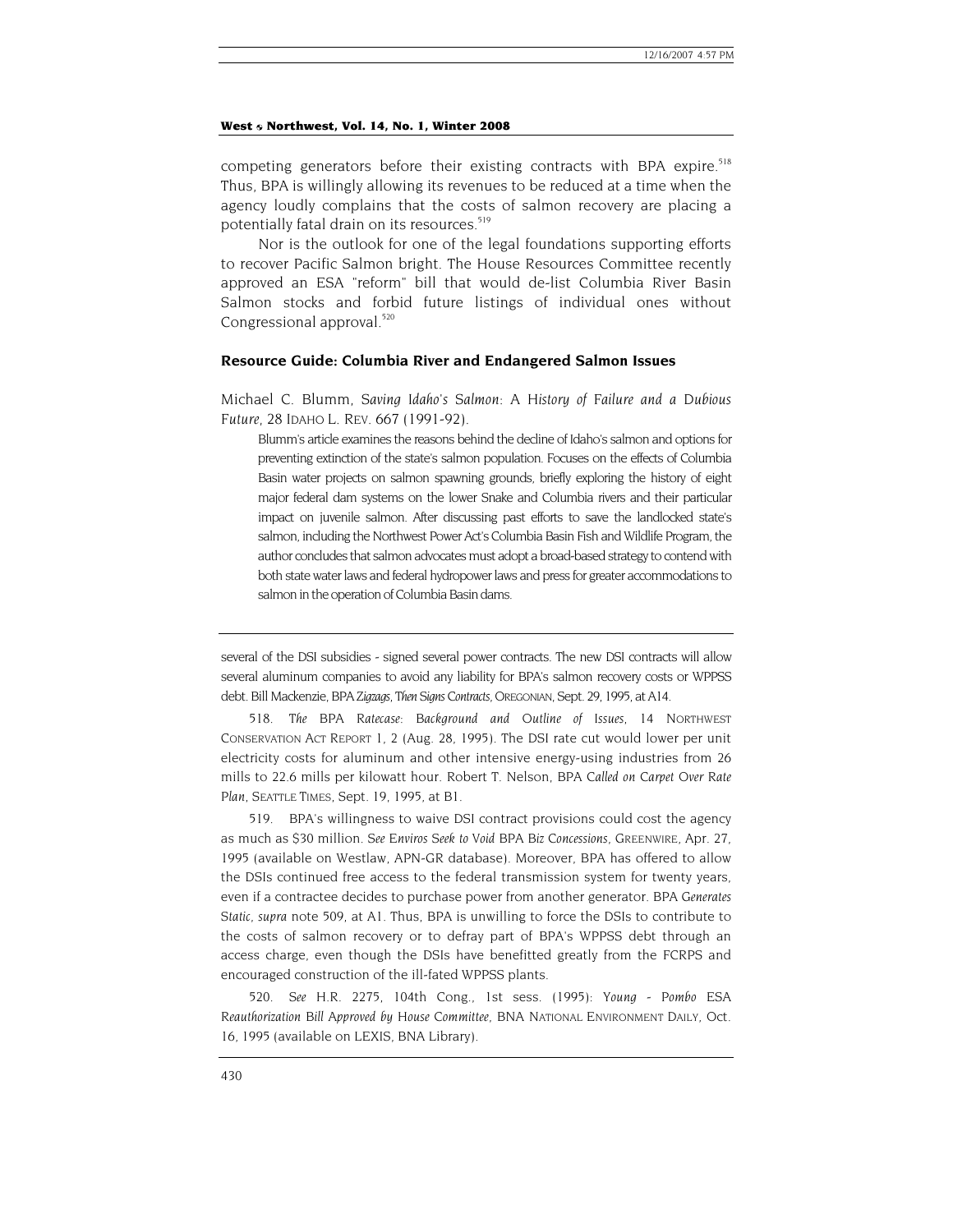competing generators before their existing contracts with BPA expire.[518] Thus, BPA is willingly allowing its revenues to be reduced at a time when the agency loudly complains that the costs of salmon recovery are placing a potentially fatal drain on its resources.[519]

Nor is the outlook for one of the legal foundations supporting efforts to recover Pacific Salmon bright. The House Resources Committee recently approved an ESA "reform" bill that would de-list Columbia River Basin Salmon stocks and forbid future listings of individual ones without Congressional approval.[520]

### Resource Guide: Columbia River and Endangered Salmon Issues

Michael C. Blumm, *Saving Idaho's Salmon: A History of Failure and a Dubious Future*, 28 IDAHO L. REV. 667 (1991-92).

> Blumm's article examines the reasons behind the decline of Idaho's salmon and options for preventing extinction of the state's salmon population. Focuses on the effects of Columbia Basin water projects on salmon spawning grounds, briefly exploring the history of eight major federal dam systems on the lower Snake and Columbia rivers and their particular impact on juvenile salmon. After discussing past efforts to save the landlocked state's salmon, including the Northwest Power Act's Columbia Basin Fish and Wildlife Program, the author concludes that salmon advocates must adopt a broad-based strategy to contend with both state water laws and federal hydropower laws and press for greater accommodations to salmon in the operation of Columbia Basin dams.

---

several of the DSI subsidies - signed several power contracts. The new DSI contracts will allow several aluminum companies to avoid any liability for BPA's salmon recovery costs or WPPSS debt. Bill Mackenzie, BPA *Zigzags, Then Signs Contracts*, OREGONIAN, Sept. 29, 1995, at A14.

518. *The BPA Ratecase: Background and Outline of Issues*, 14 NORTHWEST CONSERVATION ACT REPORT 1, 2 (Aug. 28, 1995). The DSI rate cut would lower per unit electricity costs for aluminum and other intensive energy-using industries from 26 mills to 22.6 mills per kilowatt hour. Robert T. Nelson, *BPA Called on Carpet Over Rate Plan*, SEATTLE TIMES, Sept. 19, 1995, at B1.

519. BPA's willingness to waive DSI contract provisions could cost the agency as much as $30 million. *See Enviros Seek to Void BPA Biz Concessions*, GREENWIRE, Apr. 27, 1995 (available on Westlaw, APN-GR database). Moreover, BPA has offered to allow the DSIs continued free access to the federal transmission system for twenty years, even if a contractee decides to purchase power from another generator. *BPA Generates Static*, *supra* note 509, at A1. Thus, BPA is unwilling to force the DSIs to contribute to the costs of salmon recovery or to defray part of BPA's WPPSS debt through an access charge, even though the DSIs have benefitted greatly from the FCRPS and encouraged construction of the ill-fated WPPSS plants.

520. *See* H.R. 2275, 104th Cong., 1st sess. (1995): *Young - Pombo ESA Reauthorization Bill Approved by House Committee*, BNA NATIONAL ENVIRONMENT DAILY, Oct. 16, 1995 (available on LEXIS, BNA Library).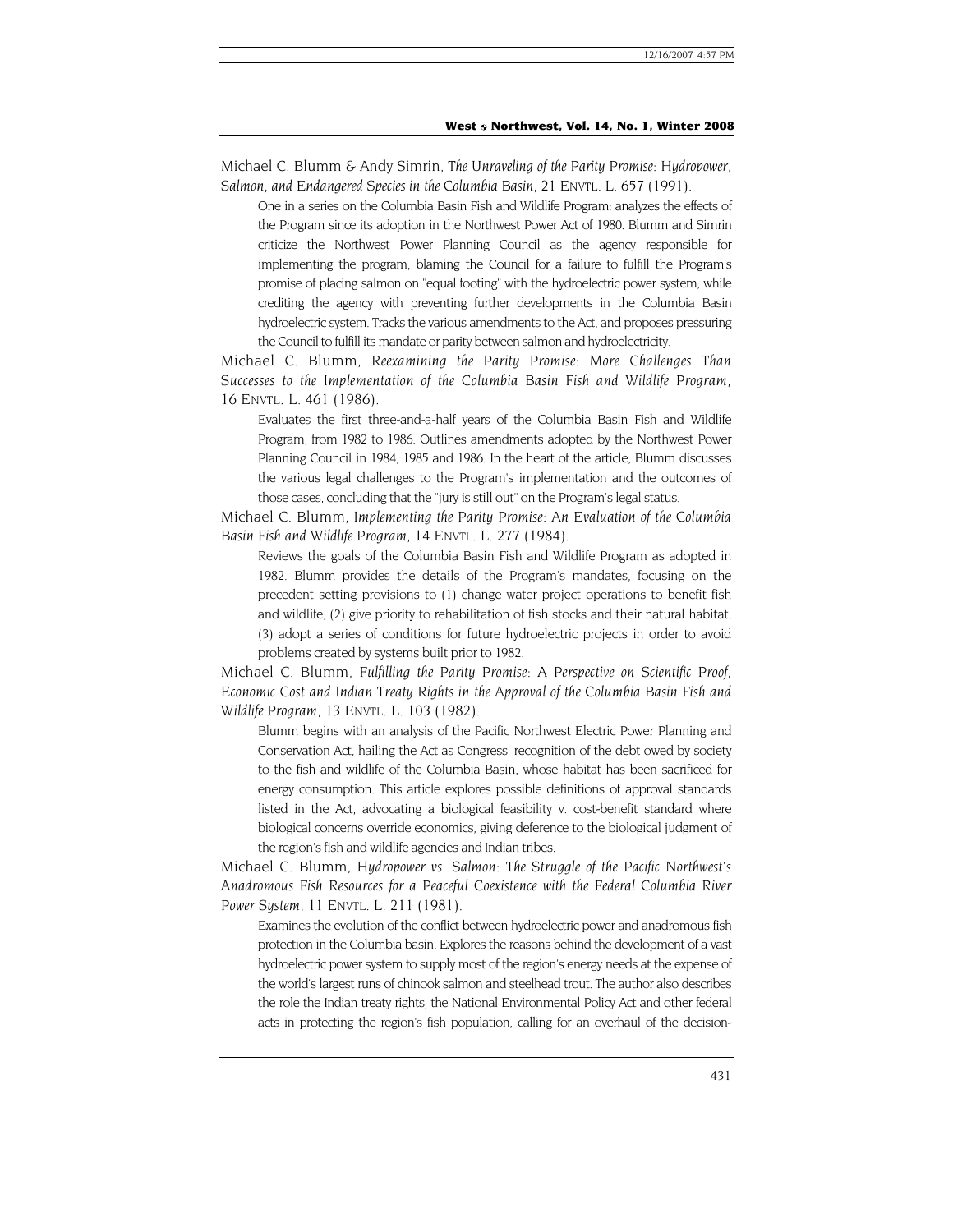Michael C. Blumm & Andy Simrin, *The Unraveling of the Parity Promise: Hydropower, Salmon, and Endangered Species in the Columbia Basin*, 21 ENVTL. L. 657 (1991).

One in a series on the Columbia Basin Fish and Wildlife Program: analyzes the effects of the Program since its adoption in the Northwest Power Act of 1980. Blumm and Simrin criticize the Northwest Power Planning Council as the agency responsible for implementing the program, blaming the Council for a failure to fulfill the Program's promise of placing salmon on "equal footing" with the hydroelectric power system, while crediting the agency with preventing further developments in the Columbia Basin hydroelectric system. Tracks the various amendments to the Act, and proposes pressuring the Council to fulfill its mandate or parity between salmon and hydroelectricity.

Michael C. Blumm, *Reexamining the Parity Promise: More Challenges Than Successes to the Implementation of the Columbia Basin Fish and Wildlife Program*, 16 ENVTL. L. 461 (1986).

Evaluates the first three-and-a-half years of the Columbia Basin Fish and Wildlife Program, from 1982 to 1986. Outlines amendments adopted by the Northwest Power Planning Council in 1984, 1985 and 1986. In the heart of the article, Blumm discusses the various legal challenges to the Program's implementation and the outcomes of those cases, concluding that the "jury is still out" on the Program's legal status.

Michael C. Blumm, *Implementing the Parity Promise: An Evaluation of the Columbia Basin Fish and Wildlife Program*, 14 ENVTL. L. 277 (1984).

Reviews the goals of the Columbia Basin Fish and Wildlife Program as adopted in 1982. Blumm provides the details of the Program's mandates, focusing on the precedent setting provisions to (1) change water project operations to benefit fish and wildlife; (2) give priority to rehabilitation of fish stocks and their natural habitat; (3) adopt a series of conditions for future hydroelectric projects in order to avoid problems created by systems built prior to 1982.

Michael C. Blumm, *Fulfilling the Parity Promise: A Perspective on Scientific Proof, Economic Cost and Indian Treaty Rights in the Approval of the Columbia Basin Fish and Wildlife Program*, 13 ENVTL. L. 103 (1982).

Blumm begins with an analysis of the Pacific Northwest Electric Power Planning and Conservation Act, hailing the Act as Congress' recognition of the debt owed by society to the fish and wildlife of the Columbia Basin, whose habitat has been sacrificed for energy consumption. This article explores possible definitions of approval standards listed in the Act, advocating a biological feasibility v. cost-benefit standard where biological concerns override economics, giving deference to the biological judgment of the region's fish and wildlife agencies and Indian tribes.

Michael C. Blumm, *Hydropower vs. Salmon: The Struggle of the Pacific Northwest's Anadromous Fish Resources for a Peaceful Coexistence with the Federal Columbia River Power System*, 11 ENVTL. L. 211 (1981).

Examines the evolution of the conflict between hydroelectric power and anadromous fish protection in the Columbia basin. Explores the reasons behind the development of a vast hydroelectric power system to supply most of the region's energy needs at the expense of the world's largest runs of chinook salmon and steelhead trout. The author also describes the role the Indian treaty rights, the National Environmental Policy Act and other federal acts in protecting the region's fish population, calling for an overhaul of the decision-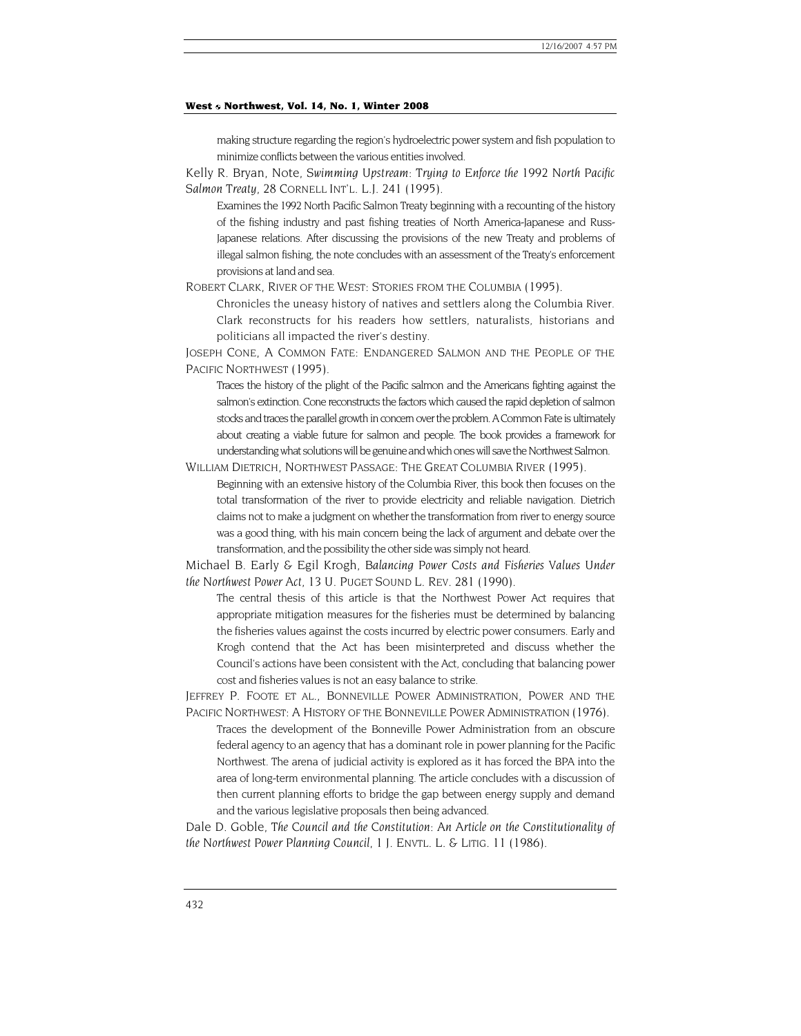making structure regarding the region's hydroelectric power system and fish population to minimize conflicts between the various entities involved.

Kelly R. Bryan, Note, *Swimming Upstream: Trying to Enforce the 1992 North Pacific Salmon Treaty*, 28 CORNELL INT'L. L.J. 241 (1995).

> Examines the 1992 North Pacific Salmon Treaty beginning with a recounting of the history of the fishing industry and past fishing treaties of North America-Japanese and Russ-Japanese relations. After discussing the provisions of the new Treaty and problems of illegal salmon fishing, the note concludes with an assessment of the Treaty's enforcement provisions at land and sea.

ROBERT CLARK, RIVER OF THE WEST: STORIES FROM THE COLUMBIA (1995).

> Chronicles the uneasy history of natives and settlers along the Columbia River. Clark reconstructs for his readers how settlers, naturalists, historians and politicians all impacted the river's destiny.

JOSEPH CONE, A COMMON FATE: ENDANGERED SALMON AND THE PEOPLE OF THE PACIFIC NORTHWEST (1995).

> Traces the history of the plight of the Pacific salmon and the Americans fighting against the salmon's extinction. Cone reconstructs the factors which caused the rapid depletion of salmon stocks and traces the parallel growth in concern over the problem. A Common Fate is ultimately about creating a viable future for salmon and people. The book provides a framework for understanding what solutions will be genuine and which ones will save the Northwest Salmon.

WILLIAM DIETRICH, NORTHWEST PASSAGE: THE GREAT COLUMBIA RIVER (1995).

> Beginning with an extensive history of the Columbia River, this book then focuses on the total transformation of the river to provide electricity and reliable navigation. Dietrich claims not to make a judgment on whether the transformation from river to energy source was a good thing, with his main concern being the lack of argument and debate over the transformation, and the possibility the other side was simply not heard.

Michael B. Early & Egil Krogh, *Balancing Power Costs and Fisheries Values Under the Northwest Power Act*, 13 U. PUGET SOUND L. REV. 281 (1990).

> The central thesis of this article is that the Northwest Power Act requires that appropriate mitigation measures for the fisheries must be determined by balancing the fisheries values against the costs incurred by electric power consumers. Early and Krogh contend that the Act has been misinterpreted and discuss whether the Council's actions have been consistent with the Act, concluding that balancing power cost and fisheries values is not an easy balance to strike.

JEFFREY P. FOOTE ET AL., BONNEVILLE POWER ADMINISTRATION, POWER AND THE PACIFIC NORTHWEST: A HISTORY OF THE BONNEVILLE POWER ADMINISTRATION (1976).

> Traces the development of the Bonneville Power Administration from an obscure federal agency to an agency that has a dominant role in power planning for the Pacific Northwest. The arena of judicial activity is explored as it has forced the BPA into the area of long-term environmental planning. The article concludes with a discussion of then current planning efforts to bridge the gap between energy supply and demand and the various legislative proposals then being advanced.

Dale D. Goble, *The Council and the Constitution: An Article on the Constitutionality of the Northwest Power Planning Council*, 1 J. ENVTL. L. & LITIG. 11 (1986).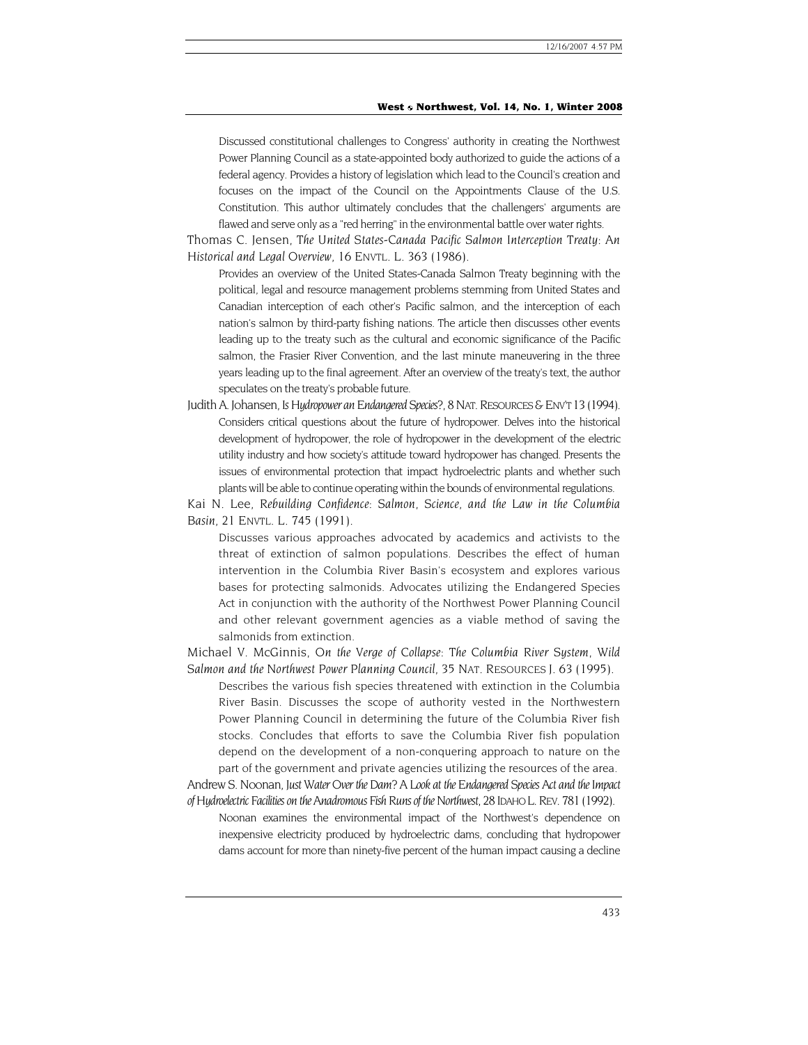Discussed constitutional challenges to Congress' authority in creating the Northwest Power Planning Council as a state-appointed body authorized to guide the actions of a federal agency. Provides a history of legislation which lead to the Council's creation and focuses on the impact of the Council on the Appointments Clause of the U.S. Constitution. This author ultimately concludes that the challengers' arguments are flawed and serve only as a "red herring" in the environmental battle over water rights.

Thomas C. Jensen, *The United States-Canada Pacific Salmon Interception Treaty: An Historical and Legal Overview*, 16 ENVTL. L. 363 (1986).

Provides an overview of the United States-Canada Salmon Treaty beginning with the political, legal and resource management problems stemming from United States and Canadian interception of each other's Pacific salmon, and the interception of each nation's salmon by third-party fishing nations. The article then discusses other events leading up to the treaty such as the cultural and economic significance of the Pacific salmon, the Frasier River Convention, and the last minute maneuvering in the three years leading up to the final agreement. After an overview of the treaty's text, the author speculates on the treaty's probable future.

Judith A. Johansen, *Is Hydropower an Endangered Species?*, 8 NAT. RESOURCES & ENV'T 13 (1994).

Considers critical questions about the future of hydropower. Delves into the historical development of hydropower, the role of hydropower in the development of the electric utility industry and how society's attitude toward hydropower has changed. Presents the issues of environmental protection that impact hydroelectric plants and whether such plants will be able to continue operating within the bounds of environmental regulations.

Kai N. Lee, *Rebuilding Confidence: Salmon, Science, and the Law in the Columbia Basin*, 21 ENVTL. L. 745 (1991).

Discusses various approaches advocated by academics and activists to the threat of extinction of salmon populations. Describes the effect of human intervention in the Columbia River Basin's ecosystem and explores various bases for protecting salmonids. Advocates utilizing the Endangered Species Act in conjunction with the authority of the Northwest Power Planning Council and other relevant government agencies as a viable method of saving the salmonids from extinction.

Michael V. McGinnis, *On the Verge of Collapse: The Columbia River System, Wild Salmon and the Northwest Power Planning Council*, 35 NAT. RESOURCES J. 63 (1995).

Describes the various fish species threatened with extinction in the Columbia River Basin. Discusses the scope of authority vested in the Northwestern Power Planning Council in determining the future of the Columbia River fish stocks. Concludes that efforts to save the Columbia River fish population depend on the development of a non-conquering approach to nature on the part of the government and private agencies utilizing the resources of the area.

Andrew S. Noonan, *Just Water Over the Dam? A Look at the Endangered Species Act and the Impact of Hydroelectric Facilities on the Anadromous Fish Runs of the Northwest*, 28 IDAHO L. REV. 781 (1992).

Noonan examines the environmental impact of the Northwest's dependence on inexpensive electricity produced by hydroelectric dams, concluding that hydropower dams account for more than ninety-five percent of the human impact causing a decline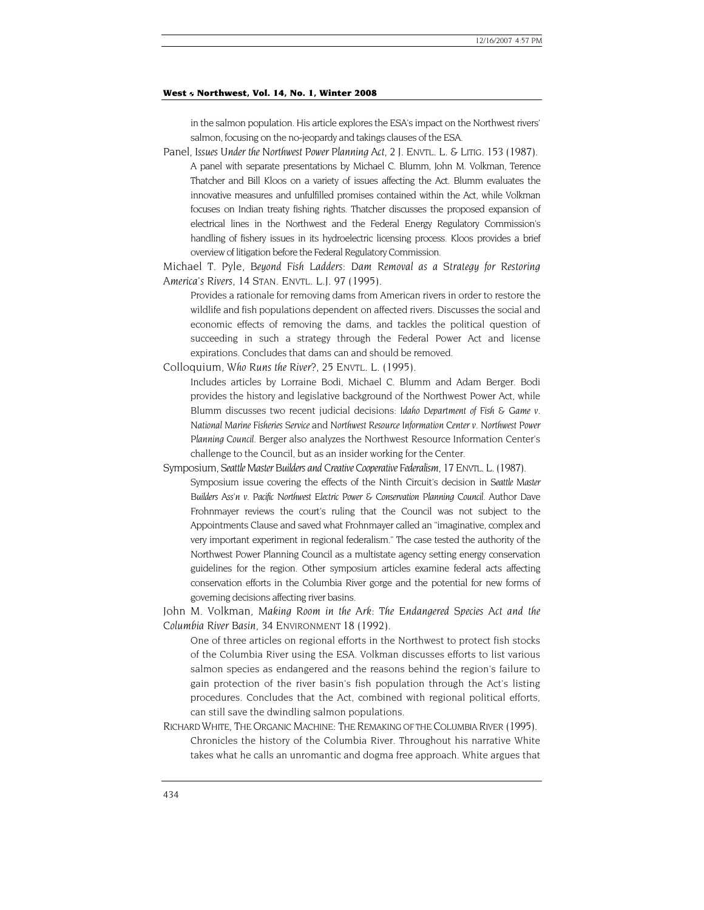in the salmon population. His article explores the ESA's impact on the Northwest rivers' salmon, focusing on the no-jeopardy and takings clauses of the ESA.

Panel, *Issues Under the Northwest Power Planning Act*, 2 J. ENVTL. L. & LITIG. 153 (1987).

A panel with separate presentations by Michael C. Blumm, John M. Volkman, Terence Thatcher and Bill Kloos on a variety of issues affecting the Act. Blumm evaluates the innovative measures and unfulfilled promises contained within the Act, while Volkman focuses on Indian treaty fishing rights. Thatcher discusses the proposed expansion of electrical lines in the Northwest and the Federal Energy Regulatory Commission's handling of fishery issues in its hydroelectric licensing process. Kloos provides a brief overview of litigation before the Federal Regulatory Commission.

Michael T. Pyle, *Beyond Fish Ladders: Dam Removal as a Strategy for Restoring America's Rivers*, 14 STAN. ENVTL. L.J. 97 (1995).

Provides a rationale for removing dams from American rivers in order to restore the wildlife and fish populations dependent on affected rivers. Discusses the social and economic effects of removing the dams, and tackles the political question of succeeding in such a strategy through the Federal Power Act and license expirations. Concludes that dams can and should be removed.

Colloquium, *Who Runs the River?*, 25 ENVTL. L. (1995).

Includes articles by Lorraine Bodi, Michael C. Blumm and Adam Berger. Bodi provides the history and legislative background of the Northwest Power Act, while Blumm discusses two recent judicial decisions: *Idaho Department of Fish & Game v. National Marine Fisheries Service* and *Northwest Resource Information Center v. Northwest Power Planning Council*. Berger also analyzes the Northwest Resource Information Center's challenge to the Council, but as an insider working for the Center.

Symposium, *Seattle Master Builders and Creative Cooperative Federalism*, 17 ENVTL. L. (1987).

Symposium issue covering the effects of the Ninth Circuit's decision in *Seattle Master Builders Ass'n v. Pacific Northwest Electric Power & Conservation Planning Council*. Author Dave Frohnmayer reviews the court's ruling that the Council was not subject to the Appointments Clause and saved what Frohnmayer called an "imaginative, complex and very important experiment in regional federalism." The case tested the authority of the Northwest Power Planning Council as a multistate agency setting energy conservation guidelines for the region. Other symposium articles examine federal acts affecting conservation efforts in the Columbia River gorge and the potential for new forms of governing decisions affecting river basins.

John M. Volkman, *Making Room in the Ark: The Endangered Species Act and the Columbia River Basin*, 34 ENVIRONMENT 18 (1992).

One of three articles on regional efforts in the Northwest to protect fish stocks of the Columbia River using the ESA. Volkman discusses efforts to list various salmon species as endangered and the reasons behind the region's failure to gain protection of the river basin's fish population through the Act's listing procedures. Concludes that the Act, combined with regional political efforts, can still save the dwindling salmon populations.

RICHARD WHITE, THE ORGANIC MACHINE: THE REMAKING OF THE COLUMBIA RIVER (1995).

Chronicles the history of the Columbia River. Throughout his narrative White takes what he calls an unromantic and dogma free approach. White argues that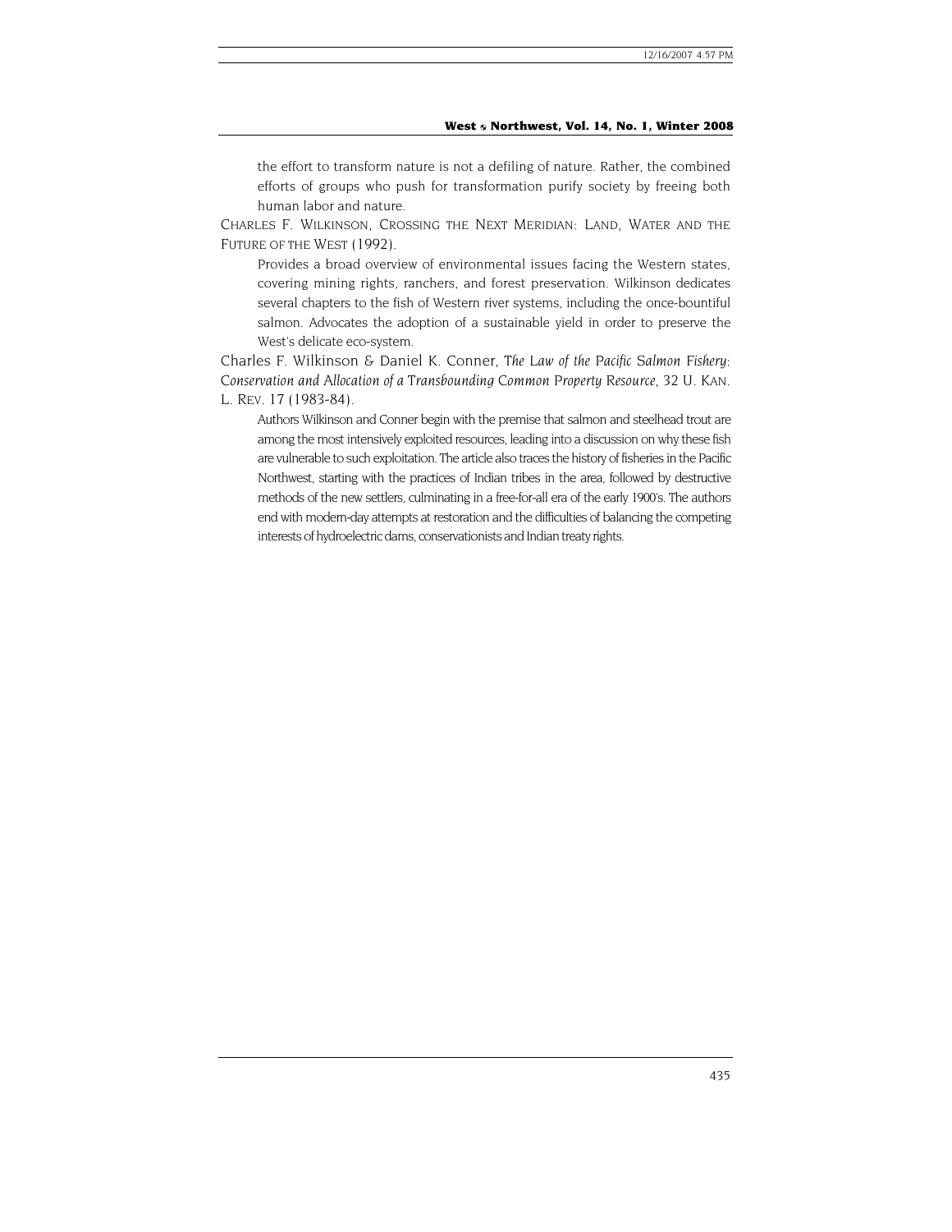the effort to transform nature is not a defiling of nature. Rather, the combined efforts of groups who push for transformation purify society by freeing both human labor and nature.

CHARLES F. WILKINSON, CROSSING THE NEXT MERIDIAN: LAND, WATER AND THE FUTURE OF THE WEST (1992).

Provides a broad overview of environmental issues facing the Western states, covering mining rights, ranchers, and forest preservation. Wilkinson dedicates several chapters to the fish of Western river systems, including the once-bountiful salmon. Advocates the adoption of a sustainable yield in order to preserve the West's delicate eco-system.

Charles F. Wilkinson & Daniel K. Conner, *The Law of the Pacific Salmon Fishery: Conservation and Allocation of a Transbounding Common Property Resource*, 32 U. KAN. L. REV. 17 (1983-84).

Authors Wilkinson and Conner begin with the premise that salmon and steelhead trout are among the most intensively exploited resources, leading into a discussion on why these fish are vulnerable to such exploitation. The article also traces the history of fisheries in the Pacific Northwest, starting with the practices of Indian tribes in the area, followed by destructive methods of the new settlers, culminating in a free-for-all era of the early 1900's. The authors end with modern-day attempts at restoration and the difficulties of balancing the competing interests of hydroelectric dams, conservationists and Indian treaty rights.